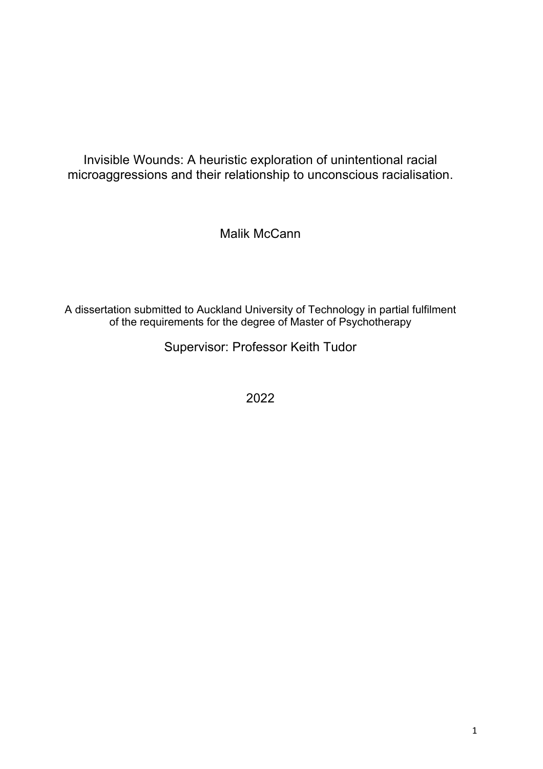# Invisible Wounds: A heuristic exploration of unintentional racial microaggressions and their relationship to unconscious racialisation.

Malik McCann

A dissertation submitted to Auckland University of Technology in partial fulfilment of the requirements for the degree of Master of Psychotherapy

Supervisor: Professor Keith Tudor

2022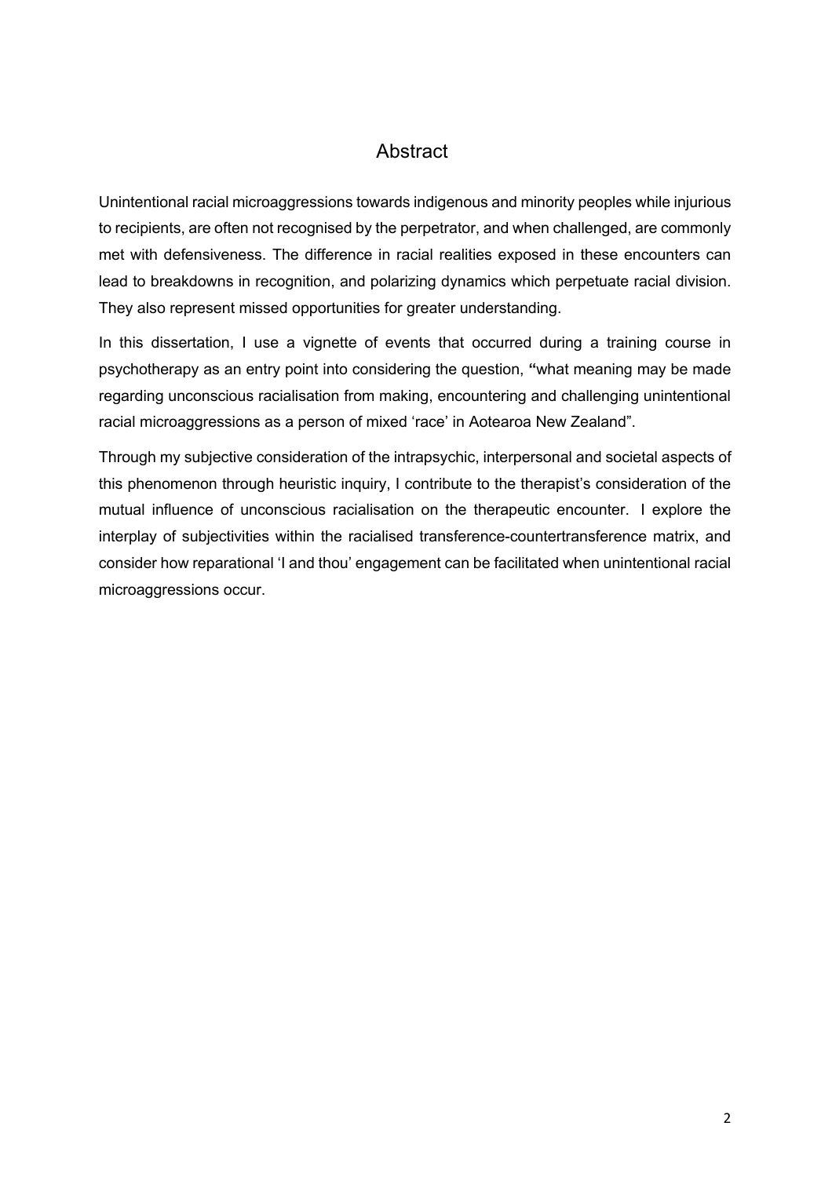# Abstract

Unintentional racial microaggressions towards indigenous and minority peoples while injurious to recipients, are often not recognised by the perpetrator, and when challenged, are commonly met with defensiveness. The difference in racial realities exposed in these encounters can lead to breakdowns in recognition, and polarizing dynamics which perpetuate racial division. They also represent missed opportunities for greater understanding.

In this dissertation, I use a vignette of events that occurred during a training course in psychotherapy as an entry point into considering the question, **"**what meaning may be made regarding unconscious racialisation from making, encountering and challenging unintentional racial microaggressions as a person of mixed 'race' in Aotearoa New Zealand".

Through my subjective consideration of the intrapsychic, interpersonal and societal aspects of this phenomenon through heuristic inquiry, I contribute to the therapist's consideration of the mutual influence of unconscious racialisation on the therapeutic encounter. I explore the interplay of subjectivities within the racialised transference-countertransference matrix, and consider how reparational 'I and thou' engagement can be facilitated when unintentional racial microaggressions occur.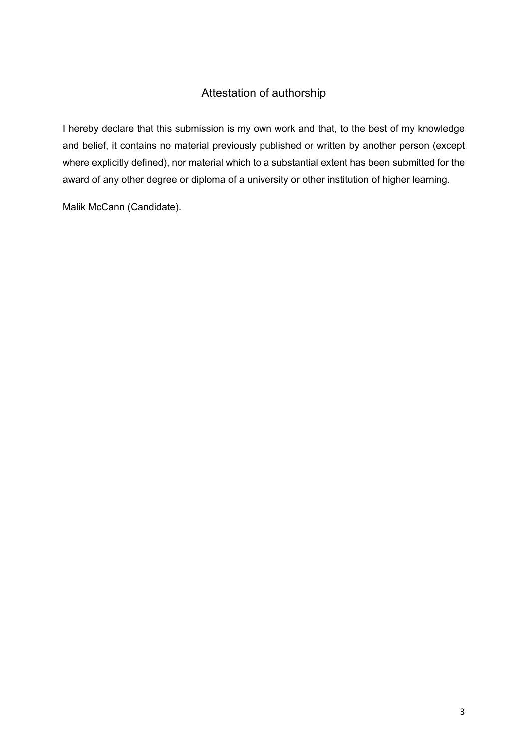# Attestation of authorship

I hereby declare that this submission is my own work and that, to the best of my knowledge and belief, it contains no material previously published or written by another person (except where explicitly defined), nor material which to a substantial extent has been submitted for the award of any other degree or diploma of a university or other institution of higher learning.

Malik McCann (Candidate).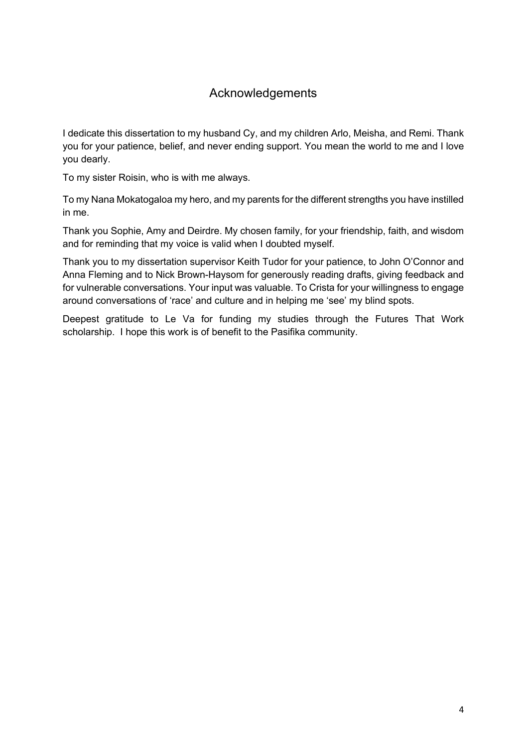# Acknowledgements

I dedicate this dissertation to my husband Cy, and my children Arlo, Meisha, and Remi. Thank you for your patience, belief, and never ending support. You mean the world to me and I love you dearly.

To my sister Roisin, who is with me always.

To my Nana Mokatogaloa my hero, and my parents for the different strengths you have instilled in me.

Thank you Sophie, Amy and Deirdre. My chosen family, for your friendship, faith, and wisdom and for reminding that my voice is valid when I doubted myself.

Thank you to my dissertation supervisor Keith Tudor for your patience, to John O'Connor and Anna Fleming and to Nick Brown-Haysom for generously reading drafts, giving feedback and for vulnerable conversations. Your input was valuable. To Crista for your willingness to engage around conversations of 'race' and culture and in helping me 'see' my blind spots.

Deepest gratitude to Le Va for funding my studies through the Futures That Work scholarship. I hope this work is of benefit to the Pasifika community.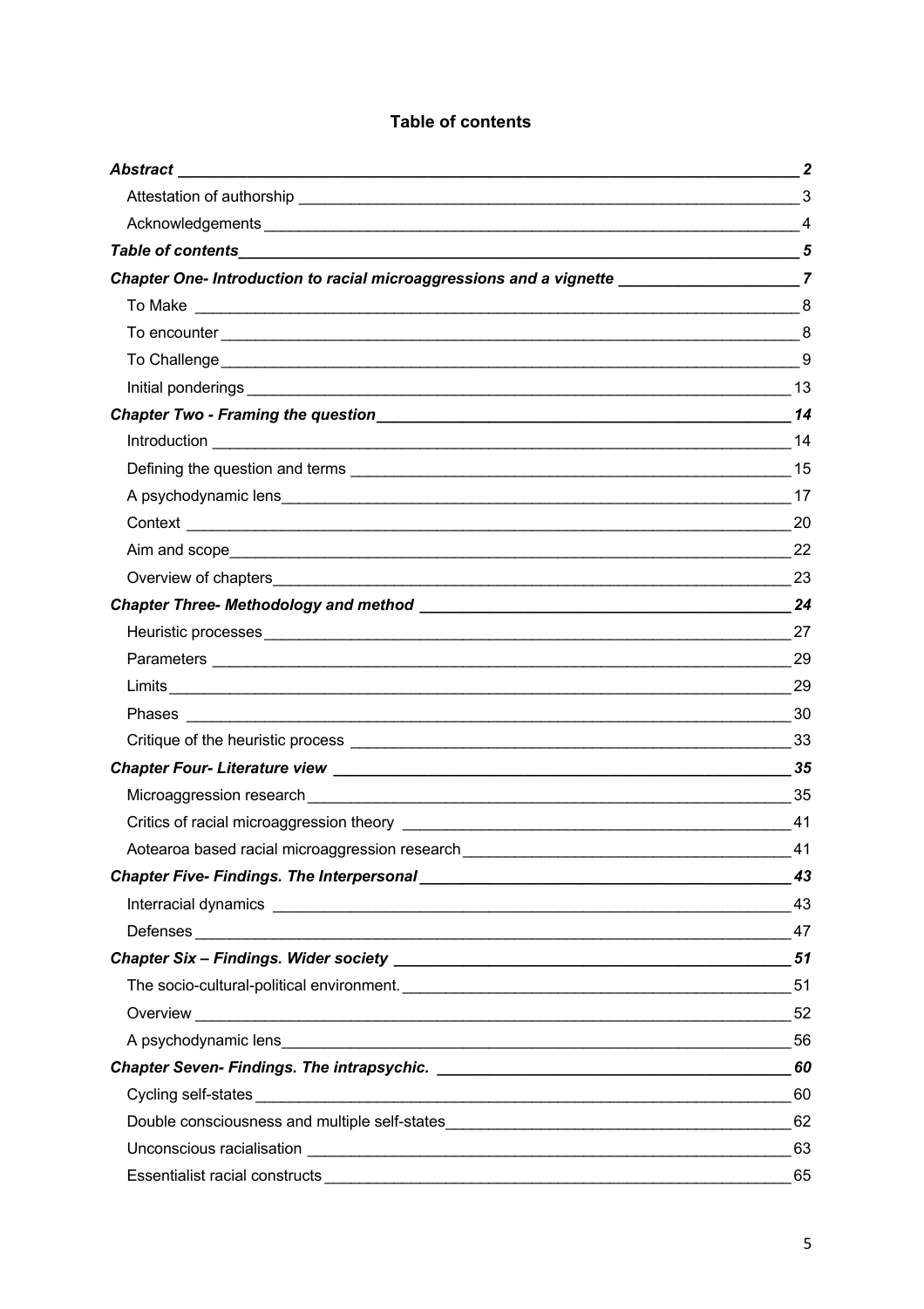# Table of contents

| | |
|---|---|
| ***Abstract*** | ***2*** |
| Attestation of authorship | 3 |
| Acknowledgements | 4 |
| ***Table of contents*** | ***5*** |
| ***Chapter One- Introduction to racial microaggressions and a vignette*** | ***7*** |
| To Make | 8 |
| To encounter | 8 |
| To Challenge | 9 |
| Initial ponderings | 13 |
| ***Chapter Two - Framing the question*** | ***14*** |
| Introduction | 14 |
| Defining the question and terms | 15 |
| A psychodynamic lens | 17 |
| Context | 20 |
| Aim and scope | 22 |
| Overview of chapters | 23 |
| ***Chapter Three- Methodology and method*** | ***24*** |
| Heuristic processes | 27 |
| Parameters | 29 |
| Limits | 29 |
| Phases | 30 |
| Critique of the heuristic process | 33 |
| ***Chapter Four- Literature view*** | ***35*** |
| Microaggression research | 35 |
| Critics of racial microaggression theory | 41 |
| Aotearoa based racial microaggression research | 41 |
| ***Chapter Five- Findings. The Interpersonal*** | ***43*** |
| Interracial dynamics | 43 |
| Defenses | 47 |
| ***Chapter Six – Findings. Wider society*** | ***51*** |
| The socio-cultural-political environment. | 51 |
| Overview | 52 |
| A psychodynamic lens | 56 |
| ***Chapter Seven- Findings. The intrapsychic.*** | ***60*** |
| Cycling self-states | 60 |
| Double consciousness and multiple self-states | 62 |
| Unconscious racialisation | 63 |
| Essentialist racial constructs | 65 |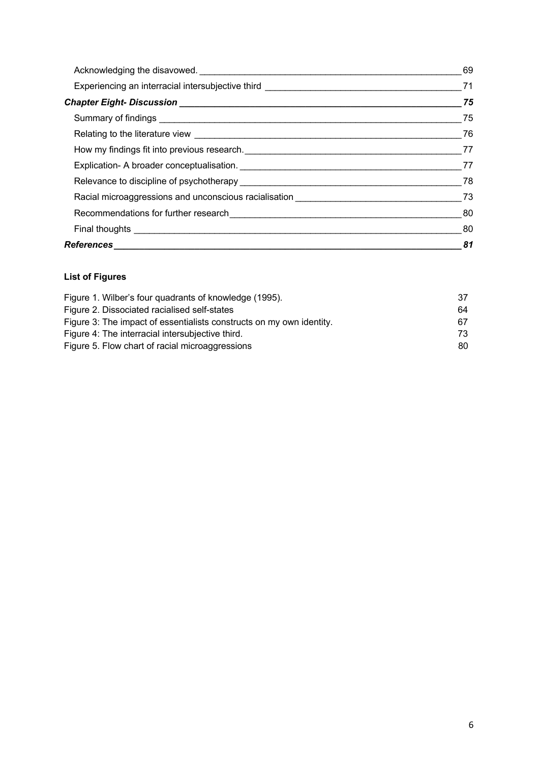- Acknowledging the disavowed. 69
- Experiencing an interracial intersubjective third 71

***Chapter Eight- Discussion*** ***75***

- Summary of findings 75
- Relating to the literature view 76
- How my findings fit into previous research. 77
- Explication- A broader conceptualisation. 77
- Relevance to discipline of psychotherapy 78
- Racial microaggressions and unconscious racialisation 73
- Recommendations for further research 80
- Final thoughts 80

***References*** ***81***

**List of Figures**

| | |
|---|---|
| Figure 1. Wilber's four quadrants of knowledge (1995). | 37 |
| Figure 2. Dissociated racialised self-states | 64 |
| Figure 3: The impact of essentialists constructs on my own identity. | 67 |
| Figure 4: The interracial intersubjective third. | 73 |
| Figure 5. Flow chart of racial microaggressions | 80 |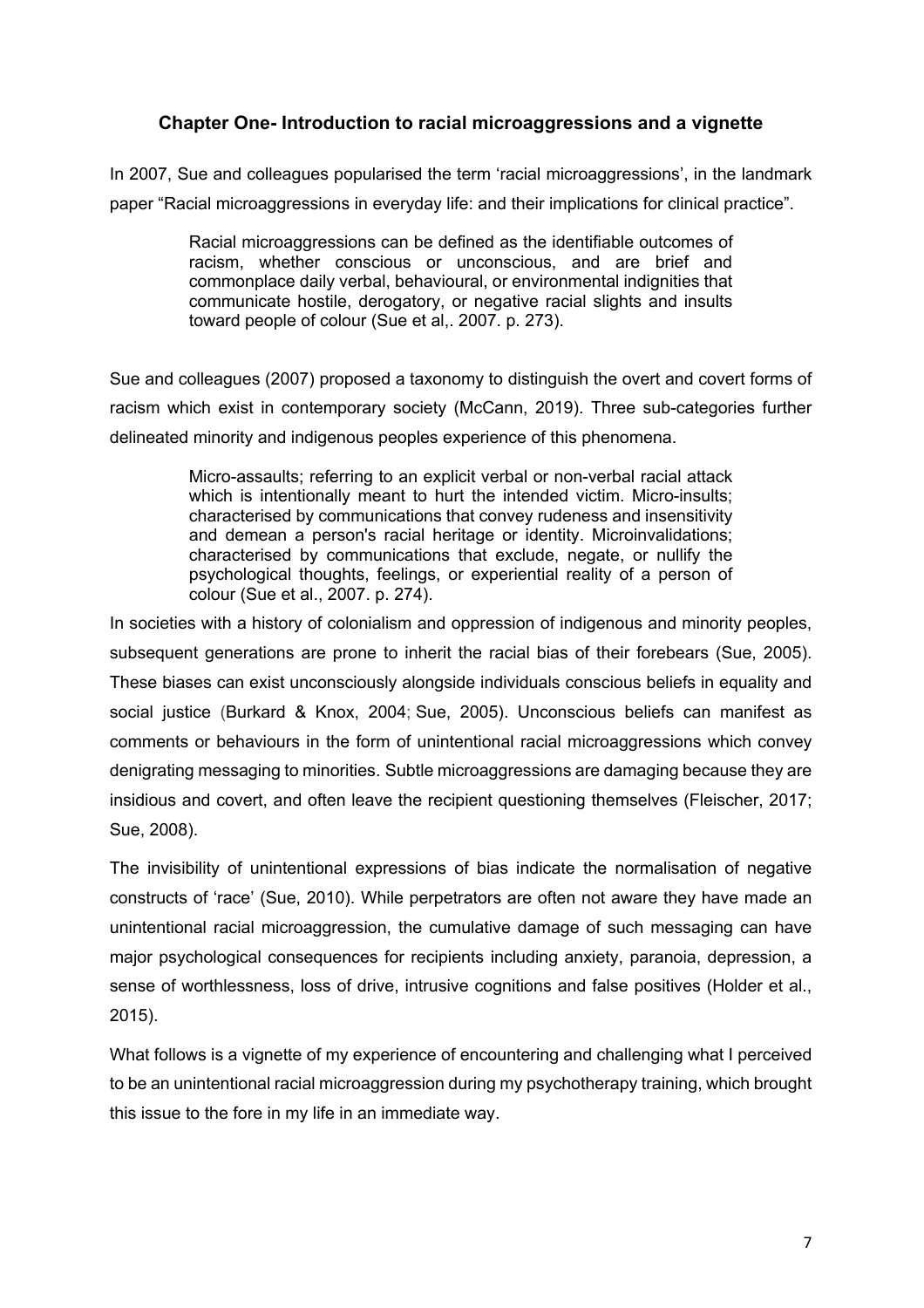## Chapter One- Introduction to racial microaggressions and a vignette

In 2007, Sue and colleagues popularised the term 'racial microaggressions', in the landmark paper "Racial microaggressions in everyday life: and their implications for clinical practice".

> Racial microaggressions can be defined as the identifiable outcomes of racism, whether conscious or unconscious, and are brief and commonplace daily verbal, behavioural, or environmental indignities that communicate hostile, derogatory, or negative racial slights and insults toward people of colour (Sue et al,. 2007. p. 273).

Sue and colleagues (2007) proposed a taxonomy to distinguish the overt and covert forms of racism which exist in contemporary society (McCann, 2019). Three sub-categories further delineated minority and indigenous peoples experience of this phenomena.

> Micro-assaults; referring to an explicit verbal or non-verbal racial attack which is intentionally meant to hurt the intended victim. Micro-insults; characterised by communications that convey rudeness and insensitivity and demean a person's racial heritage or identity. Microinvalidations; characterised by communications that exclude, negate, or nullify the psychological thoughts, feelings, or experiential reality of a person of colour (Sue et al., 2007. p. 274).

In societies with a history of colonialism and oppression of indigenous and minority peoples, subsequent generations are prone to inherit the racial bias of their forebears (Sue, 2005). These biases can exist unconsciously alongside individuals conscious beliefs in equality and social justice (Burkard & Knox, 2004; Sue, 2005). Unconscious beliefs can manifest as comments or behaviours in the form of unintentional racial microaggressions which convey denigrating messaging to minorities. Subtle microaggressions are damaging because they are insidious and covert, and often leave the recipient questioning themselves (Fleischer, 2017; Sue, 2008).

The invisibility of unintentional expressions of bias indicate the normalisation of negative constructs of 'race' (Sue, 2010). While perpetrators are often not aware they have made an unintentional racial microaggression, the cumulative damage of such messaging can have major psychological consequences for recipients including anxiety, paranoia, depression, a sense of worthlessness, loss of drive, intrusive cognitions and false positives (Holder et al., 2015).

What follows is a vignette of my experience of encountering and challenging what I perceived to be an unintentional racial microaggression during my psychotherapy training, which brought this issue to the fore in my life in an immediate way.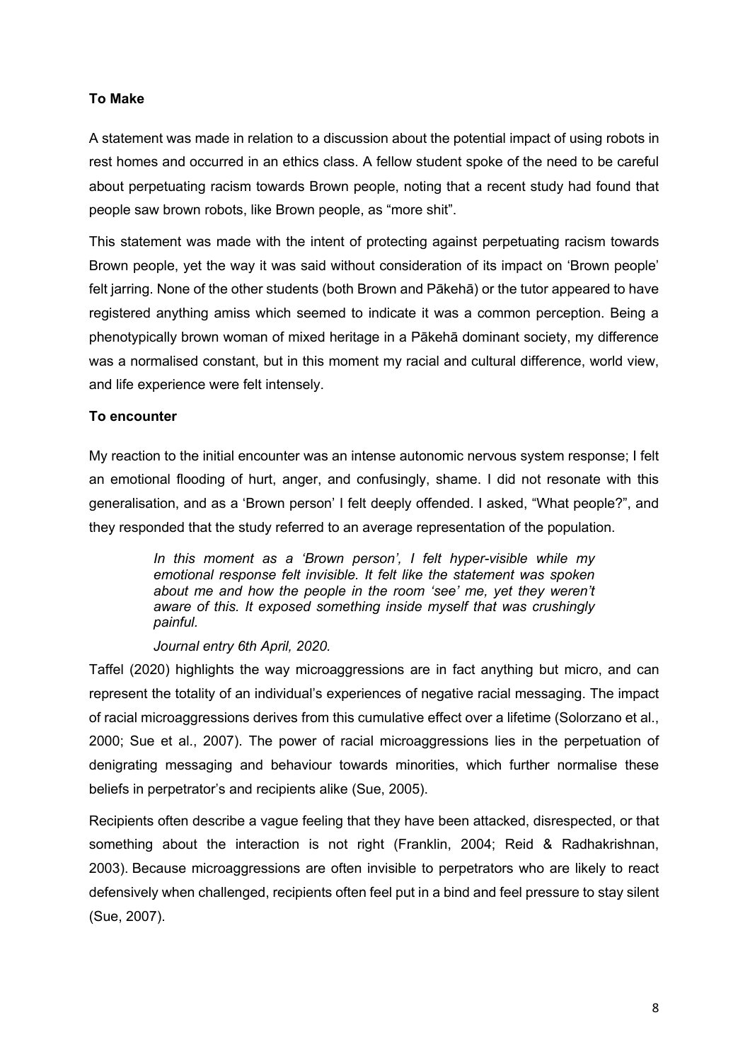**To Make**

A statement was made in relation to a discussion about the potential impact of using robots in rest homes and occurred in an ethics class. A fellow student spoke of the need to be careful about perpetuating racism towards Brown people, noting that a recent study had found that people saw brown robots, like Brown people, as "more shit".

This statement was made with the intent of protecting against perpetuating racism towards Brown people, yet the way it was said without consideration of its impact on 'Brown people' felt jarring. None of the other students (both Brown and Pākehā) or the tutor appeared to have registered anything amiss which seemed to indicate it was a common perception. Being a phenotypically brown woman of mixed heritage in a Pākehā dominant society, my difference was a normalised constant, but in this moment my racial and cultural difference, world view, and life experience were felt intensely.

**To encounter**

My reaction to the initial encounter was an intense autonomic nervous system response; I felt an emotional flooding of hurt, anger, and confusingly, shame. I did not resonate with this generalisation, and as a 'Brown person' I felt deeply offended. I asked, "What people?", and they responded that the study referred to an average representation of the population.

> *In this moment as a 'Brown person', I felt hyper-visible while my emotional response felt invisible. It felt like the statement was spoken about me and how the people in the room 'see' me, yet they weren't aware of this. It exposed something inside myself that was crushingly painful.*
>
> *Journal entry 6th April, 2020.*

Taffel (2020) highlights the way microaggressions are in fact anything but micro, and can represent the totality of an individual's experiences of negative racial messaging. The impact of racial microaggressions derives from this cumulative effect over a lifetime (Solorzano et al., 2000; Sue et al., 2007). The power of racial microaggressions lies in the perpetuation of denigrating messaging and behaviour towards minorities, which further normalise these beliefs in perpetrator's and recipients alike (Sue, 2005).

Recipients often describe a vague feeling that they have been attacked, disrespected, or that something about the interaction is not right (Franklin, 2004; Reid & Radhakrishnan, 2003). Because microaggressions are often invisible to perpetrators who are likely to react defensively when challenged, recipients often feel put in a bind and feel pressure to stay silent (Sue, 2007).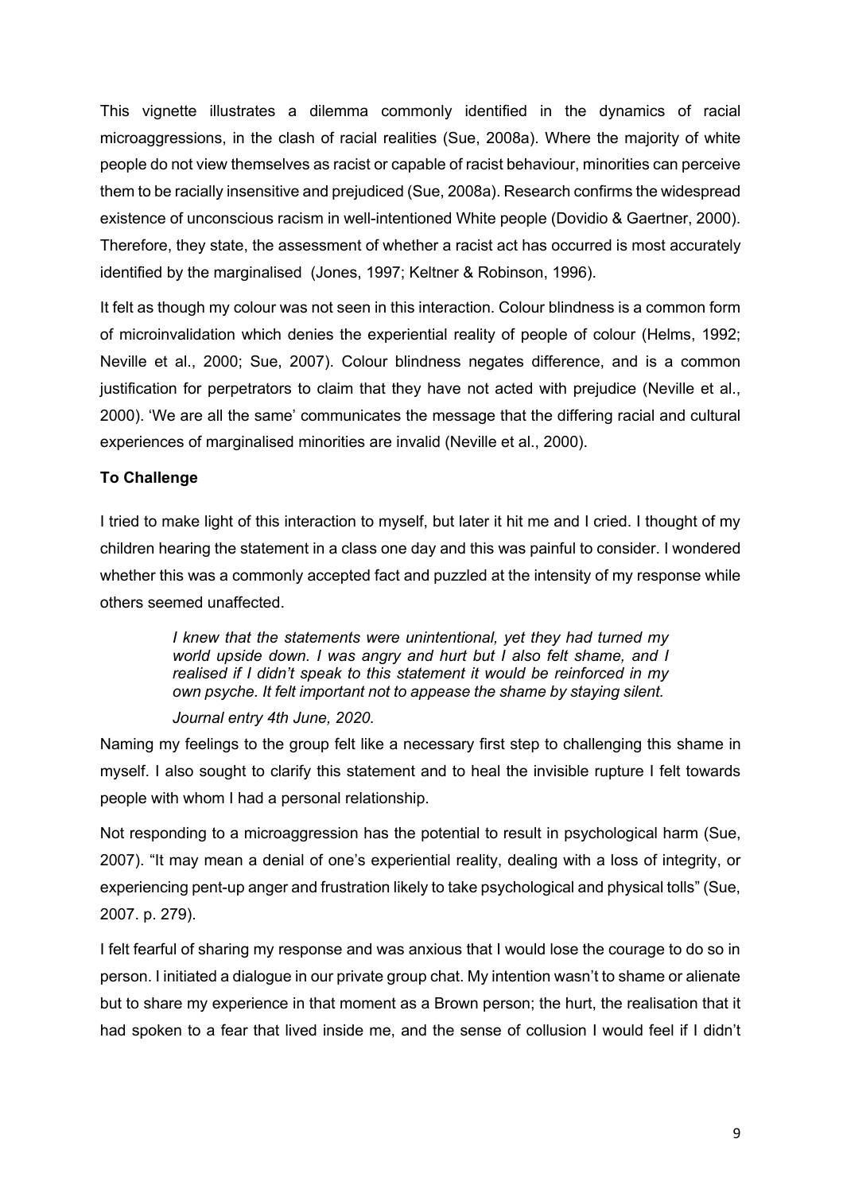This vignette illustrates a dilemma commonly identified in the dynamics of racial microaggressions, in the clash of racial realities (Sue, 2008a). Where the majority of white people do not view themselves as racist or capable of racist behaviour, minorities can perceive them to be racially insensitive and prejudiced (Sue, 2008a). Research confirms the widespread existence of unconscious racism in well-intentioned White people (Dovidio & Gaertner, 2000). Therefore, they state, the assessment of whether a racist act has occurred is most accurately identified by the marginalised (Jones, 1997; Keltner & Robinson, 1996).

It felt as though my colour was not seen in this interaction. Colour blindness is a common form of microinvalidation which denies the experiential reality of people of colour (Helms, 1992; Neville et al., 2000; Sue, 2007). Colour blindness negates difference, and is a common justification for perpetrators to claim that they have not acted with prejudice (Neville et al., 2000). 'We are all the same' communicates the message that the differing racial and cultural experiences of marginalised minorities are invalid (Neville et al., 2000).

**To Challenge**

I tried to make light of this interaction to myself, but later it hit me and I cried. I thought of my children hearing the statement in a class one day and this was painful to consider. I wondered whether this was a commonly accepted fact and puzzled at the intensity of my response while others seemed unaffected.

> *I knew that the statements were unintentional, yet they had turned my world upside down. I was angry and hurt but I also felt shame, and I realised if I didn't speak to this statement it would be reinforced in my own psyche. It felt important not to appease the shame by staying silent.*
>
> *Journal entry 4th June, 2020.*

Naming my feelings to the group felt like a necessary first step to challenging this shame in myself. I also sought to clarify this statement and to heal the invisible rupture I felt towards people with whom I had a personal relationship.

Not responding to a microaggression has the potential to result in psychological harm (Sue, 2007). "It may mean a denial of one's experiential reality, dealing with a loss of integrity, or experiencing pent-up anger and frustration likely to take psychological and physical tolls" (Sue, 2007. p. 279).

I felt fearful of sharing my response and was anxious that I would lose the courage to do so in person. I initiated a dialogue in our private group chat. My intention wasn't to shame or alienate but to share my experience in that moment as a Brown person; the hurt, the realisation that it had spoken to a fear that lived inside me, and the sense of collusion I would feel if I didn't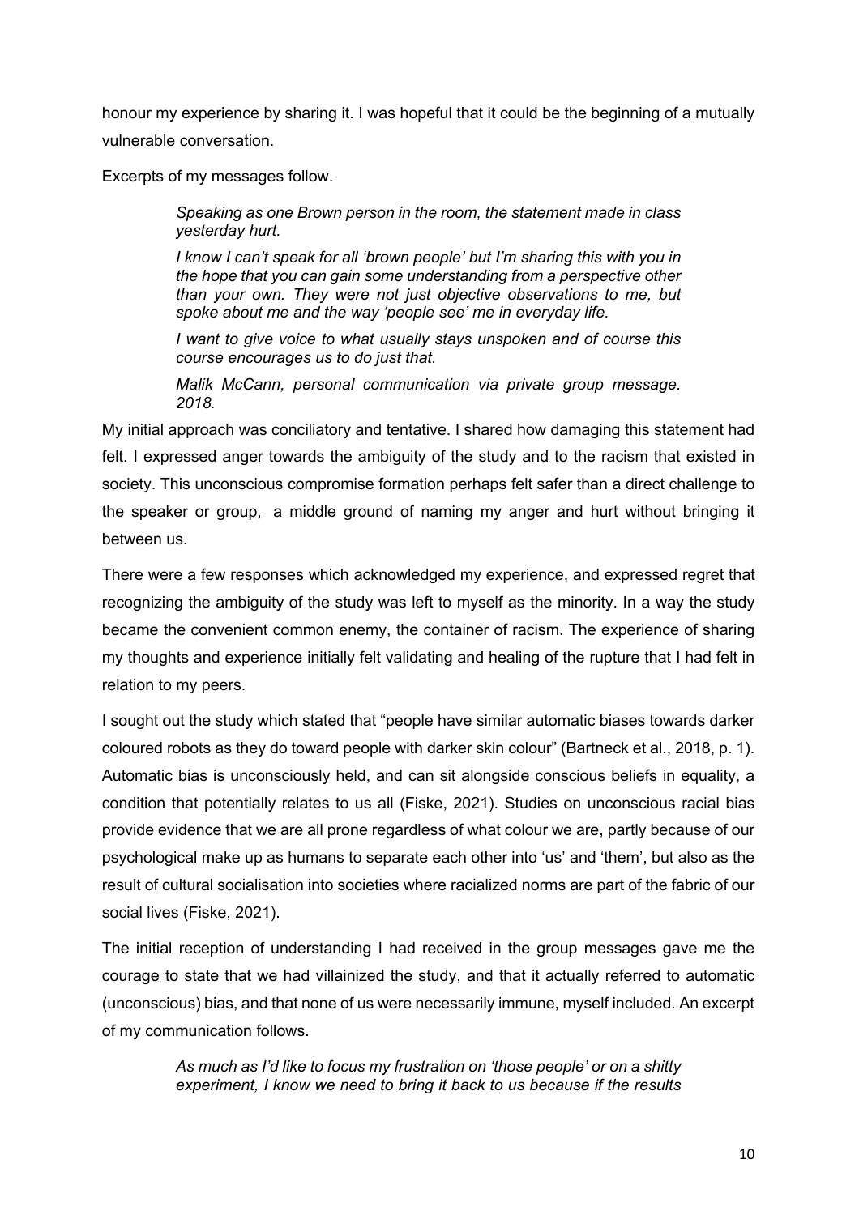honour my experience by sharing it. I was hopeful that it could be the beginning of a mutually vulnerable conversation.

Excerpts of my messages follow.

> *Speaking as one Brown person in the room, the statement made in class yesterday hurt.*
>
> *I know I can't speak for all 'brown people' but I'm sharing this with you in the hope that you can gain some understanding from a perspective other than your own. They were not just objective observations to me, but spoke about me and the way 'people see' me in everyday life.*
>
> *I want to give voice to what usually stays unspoken and of course this course encourages us to do just that.*
>
> *Malik McCann, personal communication via private group message. 2018.*

My initial approach was conciliatory and tentative. I shared how damaging this statement had felt. I expressed anger towards the ambiguity of the study and to the racism that existed in society. This unconscious compromise formation perhaps felt safer than a direct challenge to the speaker or group, a middle ground of naming my anger and hurt without bringing it between us.

There were a few responses which acknowledged my experience, and expressed regret that recognizing the ambiguity of the study was left to myself as the minority. In a way the study became the convenient common enemy, the container of racism. The experience of sharing my thoughts and experience initially felt validating and healing of the rupture that I had felt in relation to my peers.

I sought out the study which stated that "people have similar automatic biases towards darker coloured robots as they do toward people with darker skin colour" (Bartneck et al., 2018, p. 1). Automatic bias is unconsciously held, and can sit alongside conscious beliefs in equality, a condition that potentially relates to us all (Fiske, 2021). Studies on unconscious racial bias provide evidence that we are all prone regardless of what colour we are, partly because of our psychological make up as humans to separate each other into 'us' and 'them', but also as the result of cultural socialisation into societies where racialized norms are part of the fabric of our social lives (Fiske, 2021).

The initial reception of understanding I had received in the group messages gave me the courage to state that we had villainized the study, and that it actually referred to automatic (unconscious) bias, and that none of us were necessarily immune, myself included. An excerpt of my communication follows.

> *As much as I'd like to focus my frustration on 'those people' or on a shitty experiment, I know we need to bring it back to us because if the results*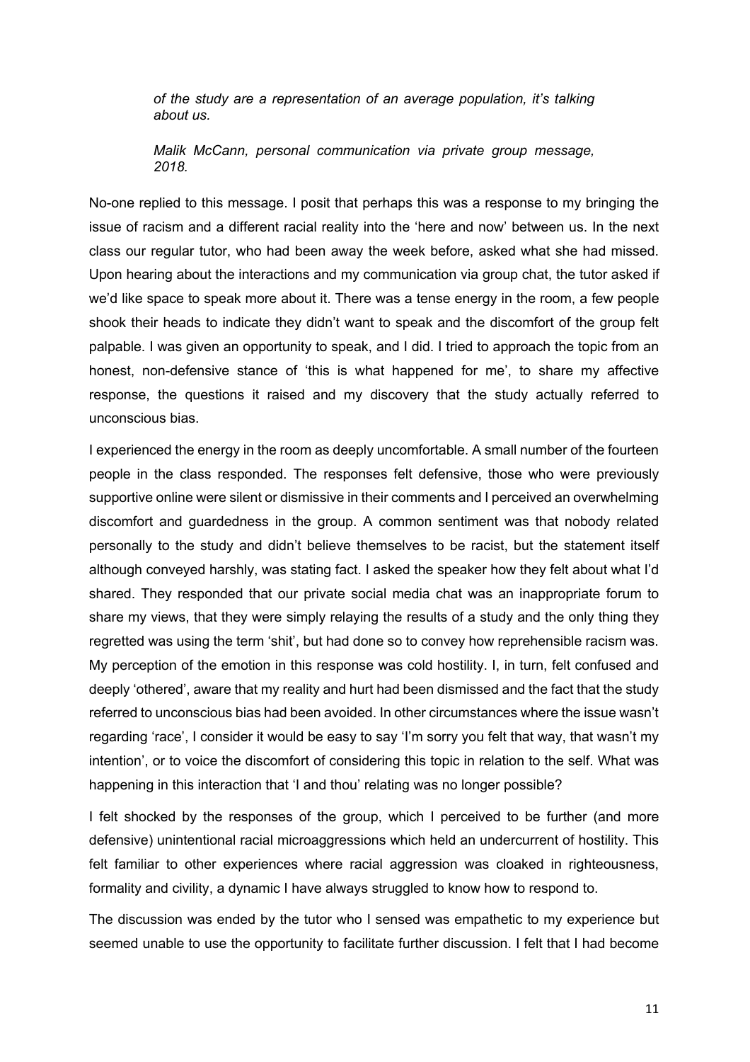> *of the study are a representation of an average population, it's talking about us.*
>
> *Malik McCann, personal communication via private group message, 2018.*

No-one replied to this message. I posit that perhaps this was a response to my bringing the issue of racism and a different racial reality into the 'here and now' between us. In the next class our regular tutor, who had been away the week before, asked what she had missed. Upon hearing about the interactions and my communication via group chat, the tutor asked if we'd like space to speak more about it. There was a tense energy in the room, a few people shook their heads to indicate they didn't want to speak and the discomfort of the group felt palpable. I was given an opportunity to speak, and I did. I tried to approach the topic from an honest, non-defensive stance of 'this is what happened for me', to share my affective response, the questions it raised and my discovery that the study actually referred to unconscious bias.

I experienced the energy in the room as deeply uncomfortable. A small number of the fourteen people in the class responded. The responses felt defensive, those who were previously supportive online were silent or dismissive in their comments and I perceived an overwhelming discomfort and guardedness in the group. A common sentiment was that nobody related personally to the study and didn't believe themselves to be racist, but the statement itself although conveyed harshly, was stating fact. I asked the speaker how they felt about what I'd shared. They responded that our private social media chat was an inappropriate forum to share my views, that they were simply relaying the results of a study and the only thing they regretted was using the term 'shit', but had done so to convey how reprehensible racism was. My perception of the emotion in this response was cold hostility. I, in turn, felt confused and deeply 'othered', aware that my reality and hurt had been dismissed and the fact that the study referred to unconscious bias had been avoided. In other circumstances where the issue wasn't regarding 'race', I consider it would be easy to say 'I'm sorry you felt that way, that wasn't my intention', or to voice the discomfort of considering this topic in relation to the self. What was happening in this interaction that 'I and thou' relating was no longer possible?

I felt shocked by the responses of the group, which I perceived to be further (and more defensive) unintentional racial microaggressions which held an undercurrent of hostility. This felt familiar to other experiences where racial aggression was cloaked in righteousness, formality and civility, a dynamic I have always struggled to know how to respond to.

The discussion was ended by the tutor who I sensed was empathetic to my experience but seemed unable to use the opportunity to facilitate further discussion. I felt that I had become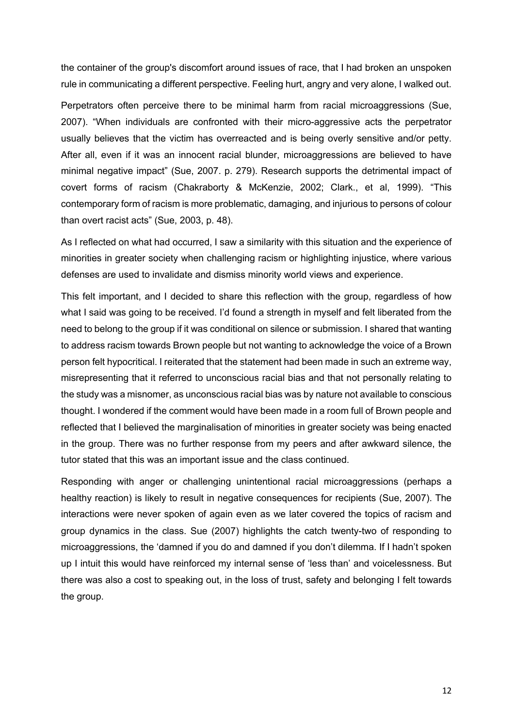the container of the group's discomfort around issues of race, that I had broken an unspoken rule in communicating a different perspective. Feeling hurt, angry and very alone, I walked out.

Perpetrators often perceive there to be minimal harm from racial microaggressions (Sue, 2007). "When individuals are confronted with their micro-aggressive acts the perpetrator usually believes that the victim has overreacted and is being overly sensitive and/or petty. After all, even if it was an innocent racial blunder, microaggressions are believed to have minimal negative impact" (Sue, 2007. p. 279). Research supports the detrimental impact of covert forms of racism (Chakraborty & McKenzie, 2002; Clark., et al, 1999). "This contemporary form of racism is more problematic, damaging, and injurious to persons of colour than overt racist acts" (Sue, 2003, p. 48).

As I reflected on what had occurred, I saw a similarity with this situation and the experience of minorities in greater society when challenging racism or highlighting injustice, where various defenses are used to invalidate and dismiss minority world views and experience.

This felt important, and I decided to share this reflection with the group, regardless of how what I said was going to be received. I'd found a strength in myself and felt liberated from the need to belong to the group if it was conditional on silence or submission. I shared that wanting to address racism towards Brown people but not wanting to acknowledge the voice of a Brown person felt hypocritical. I reiterated that the statement had been made in such an extreme way, misrepresenting that it referred to unconscious racial bias and that not personally relating to the study was a misnomer, as unconscious racial bias was by nature not available to conscious thought. I wondered if the comment would have been made in a room full of Brown people and reflected that I believed the marginalisation of minorities in greater society was being enacted in the group. There was no further response from my peers and after awkward silence, the tutor stated that this was an important issue and the class continued.

Responding with anger or challenging unintentional racial microaggressions (perhaps a healthy reaction) is likely to result in negative consequences for recipients (Sue, 2007). The interactions were never spoken of again even as we later covered the topics of racism and group dynamics in the class. Sue (2007) highlights the catch twenty-two of responding to microaggressions, the 'damned if you do and damned if you don't dilemma. If I hadn't spoken up I intuit this would have reinforced my internal sense of 'less than' and voicelessness. But there was also a cost to speaking out, in the loss of trust, safety and belonging I felt towards the group.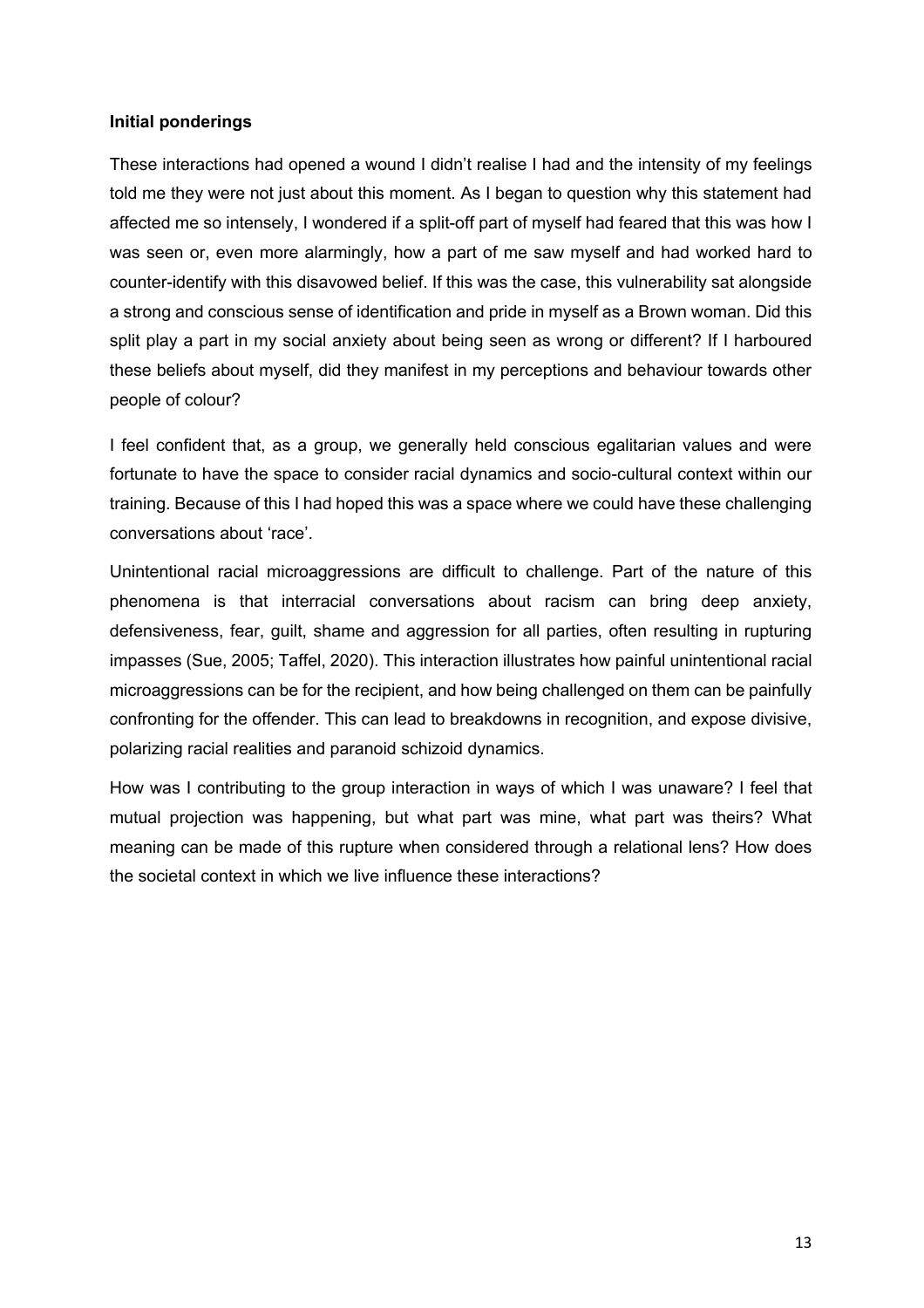**Initial ponderings**

These interactions had opened a wound I didn't realise I had and the intensity of my feelings told me they were not just about this moment. As I began to question why this statement had affected me so intensely, I wondered if a split-off part of myself had feared that this was how I was seen or, even more alarmingly, how a part of me saw myself and had worked hard to counter-identify with this disavowed belief. If this was the case, this vulnerability sat alongside a strong and conscious sense of identification and pride in myself as a Brown woman. Did this split play a part in my social anxiety about being seen as wrong or different? If I harboured these beliefs about myself, did they manifest in my perceptions and behaviour towards other people of colour?

I feel confident that, as a group, we generally held conscious egalitarian values and were fortunate to have the space to consider racial dynamics and socio-cultural context within our training. Because of this I had hoped this was a space where we could have these challenging conversations about 'race'.

Unintentional racial microaggressions are difficult to challenge. Part of the nature of this phenomena is that interracial conversations about racism can bring deep anxiety, defensiveness, fear, guilt, shame and aggression for all parties, often resulting in rupturing impasses (Sue, 2005; Taffel, 2020). This interaction illustrates how painful unintentional racial microaggressions can be for the recipient, and how being challenged on them can be painfully confronting for the offender. This can lead to breakdowns in recognition, and expose divisive, polarizing racial realities and paranoid schizoid dynamics.

How was I contributing to the group interaction in ways of which I was unaware? I feel that mutual projection was happening, but what part was mine, what part was theirs? What meaning can be made of this rupture when considered through a relational lens? How does the societal context in which we live influence these interactions?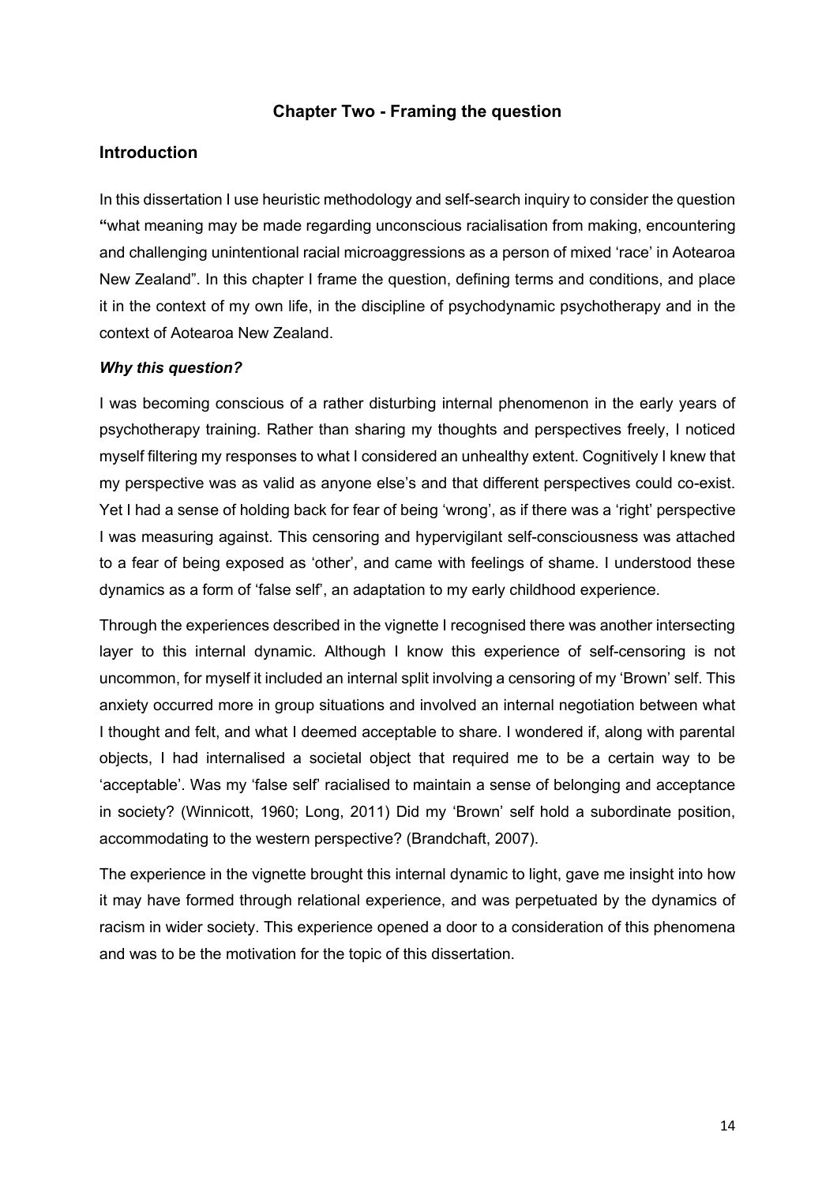## Chapter Two - Framing the question

### Introduction

In this dissertation I use heuristic methodology and self-search inquiry to consider the question **"**what meaning may be made regarding unconscious racialisation from making, encountering and challenging unintentional racial microaggressions as a person of mixed 'race' in Aotearoa New Zealand". In this chapter I frame the question, defining terms and conditions, and place it in the context of my own life, in the discipline of psychodynamic psychotherapy and in the context of Aotearoa New Zealand.

#### *Why this question?*

I was becoming conscious of a rather disturbing internal phenomenon in the early years of psychotherapy training. Rather than sharing my thoughts and perspectives freely, I noticed myself filtering my responses to what I considered an unhealthy extent. Cognitively I knew that my perspective was as valid as anyone else's and that different perspectives could co-exist. Yet I had a sense of holding back for fear of being 'wrong', as if there was a 'right' perspective I was measuring against. This censoring and hypervigilant self-consciousness was attached to a fear of being exposed as 'other', and came with feelings of shame. I understood these dynamics as a form of 'false self', an adaptation to my early childhood experience.

Through the experiences described in the vignette I recognised there was another intersecting layer to this internal dynamic. Although I know this experience of self-censoring is not uncommon, for myself it included an internal split involving a censoring of my 'Brown' self. This anxiety occurred more in group situations and involved an internal negotiation between what I thought and felt, and what I deemed acceptable to share. I wondered if, along with parental objects, I had internalised a societal object that required me to be a certain way to be 'acceptable'. Was my 'false self' racialised to maintain a sense of belonging and acceptance in society? (Winnicott, 1960; Long, 2011) Did my 'Brown' self hold a subordinate position, accommodating to the western perspective? (Brandchaft, 2007).

The experience in the vignette brought this internal dynamic to light, gave me insight into how it may have formed through relational experience, and was perpetuated by the dynamics of racism in wider society. This experience opened a door to a consideration of this phenomena and was to be the motivation for the topic of this dissertation.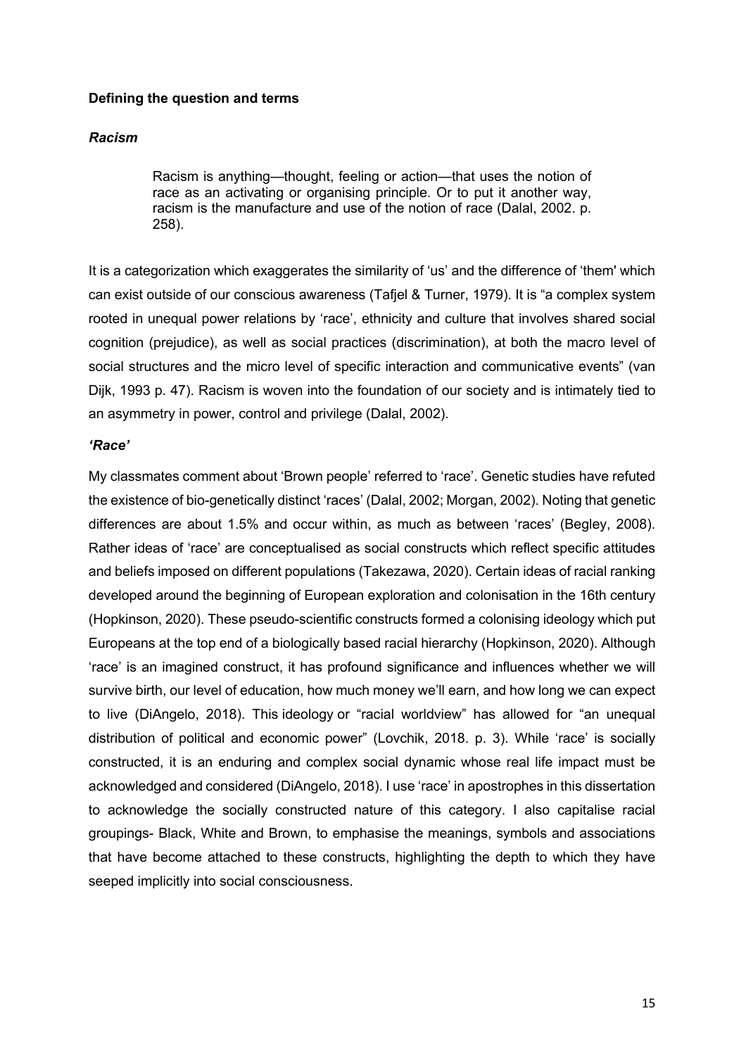**Defining the question and terms**

***Racism***

> Racism is anything—thought, feeling or action—that uses the notion of race as an activating or organising principle. Or to put it another way, racism is the manufacture and use of the notion of race (Dalal, 2002. p. 258).

It is a categorization which exaggerates the similarity of 'us' and the difference of 'them' which can exist outside of our conscious awareness (Tafjel & Turner, 1979). It is "a complex system rooted in unequal power relations by 'race', ethnicity and culture that involves shared social cognition (prejudice), as well as social practices (discrimination), at both the macro level of social structures and the micro level of specific interaction and communicative events" (van Dijk, 1993 p. 47). Racism is woven into the foundation of our society and is intimately tied to an asymmetry in power, control and privilege (Dalal, 2002).

***'Race'***

My classmates comment about 'Brown people' referred to 'race'. Genetic studies have refuted the existence of bio-genetically distinct 'races' (Dalal, 2002; Morgan, 2002). Noting that genetic differences are about 1.5% and occur within, as much as between 'races' (Begley, 2008). Rather ideas of 'race' are conceptualised as social constructs which reflect specific attitudes and beliefs imposed on different populations (Takezawa, 2020). Certain ideas of racial ranking developed around the beginning of European exploration and colonisation in the 16th century (Hopkinson, 2020). These pseudo-scientific constructs formed a colonising ideology which put Europeans at the top end of a biologically based racial hierarchy (Hopkinson, 2020). Although 'race' is an imagined construct, it has profound significance and influences whether we will survive birth, our level of education, how much money we'll earn, and how long we can expect to live (DiAngelo, 2018). This ideology or "racial worldview" has allowed for "an unequal distribution of political and economic power" (Lovchik, 2018. p. 3). While 'race' is socially constructed, it is an enduring and complex social dynamic whose real life impact must be acknowledged and considered (DiAngelo, 2018). I use 'race' in apostrophes in this dissertation to acknowledge the socially constructed nature of this category. I also capitalise racial groupings- Black, White and Brown, to emphasise the meanings, symbols and associations that have become attached to these constructs, highlighting the depth to which they have seeped implicitly into social consciousness.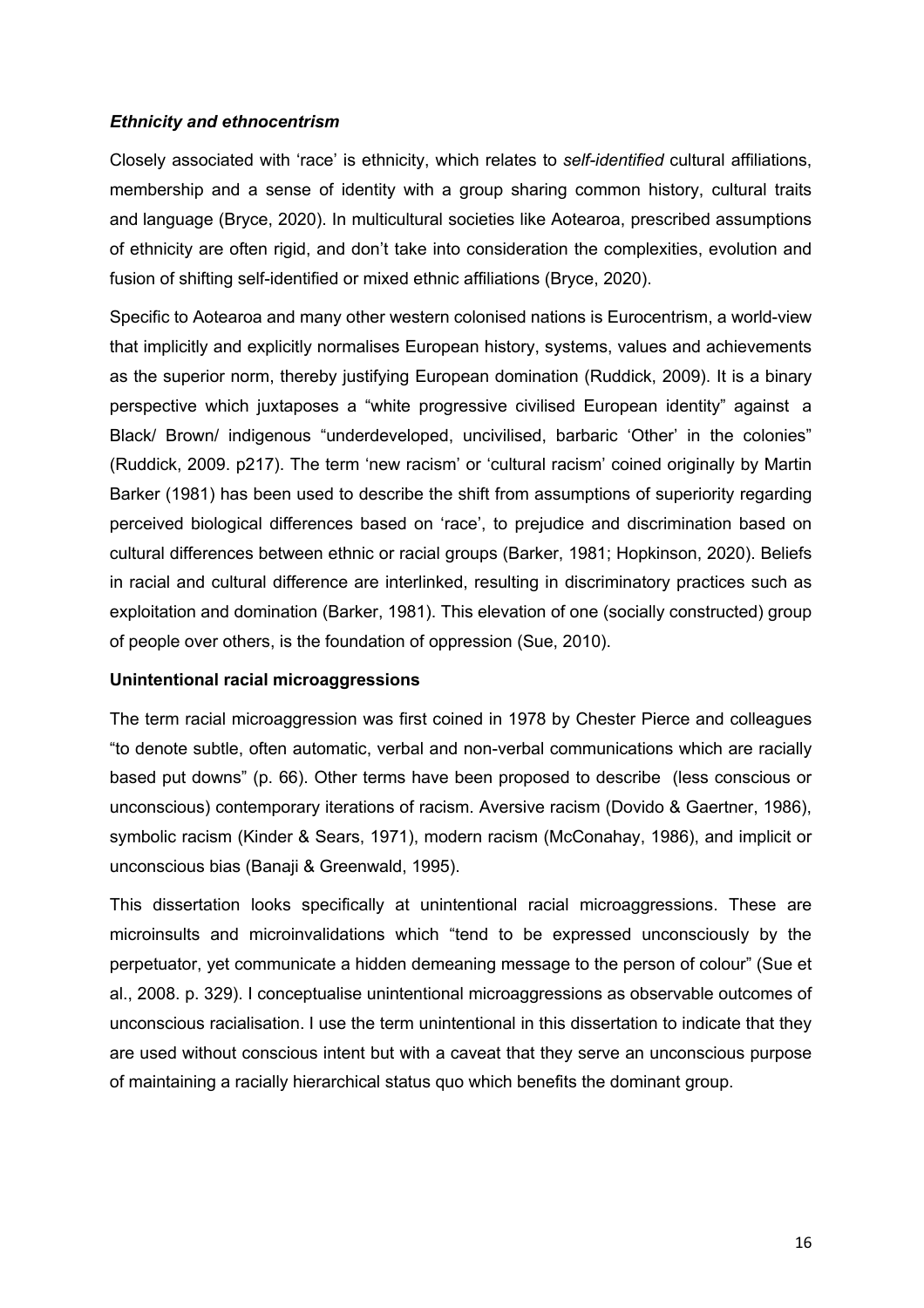### *Ethnicity and ethnocentrism*

Closely associated with 'race' is ethnicity, which relates to *self-identified* cultural affiliations, membership and a sense of identity with a group sharing common history, cultural traits and language (Bryce, 2020). In multicultural societies like Aotearoa, prescribed assumptions of ethnicity are often rigid, and don't take into consideration the complexities, evolution and fusion of shifting self-identified or mixed ethnic affiliations (Bryce, 2020).

Specific to Aotearoa and many other western colonised nations is Eurocentrism, a world-view that implicitly and explicitly normalises European history, systems, values and achievements as the superior norm, thereby justifying European domination (Ruddick, 2009). It is a binary perspective which juxtaposes a "white progressive civilised European identity" against a Black/ Brown/ indigenous "underdeveloped, uncivilised, barbaric 'Other' in the colonies" (Ruddick, 2009. p217). The term 'new racism' or 'cultural racism' coined originally by Martin Barker (1981) has been used to describe the shift from assumptions of superiority regarding perceived biological differences based on 'race', to prejudice and discrimination based on cultural differences between ethnic or racial groups (Barker, 1981; Hopkinson, 2020). Beliefs in racial and cultural difference are interlinked, resulting in discriminatory practices such as exploitation and domination (Barker, 1981). This elevation of one (socially constructed) group of people over others, is the foundation of oppression (Sue, 2010).

### **Unintentional racial microaggressions**

The term racial microaggression was first coined in 1978 by Chester Pierce and colleagues "to denote subtle, often automatic, verbal and non-verbal communications which are racially based put downs" (p. 66). Other terms have been proposed to describe (less conscious or unconscious) contemporary iterations of racism. Aversive racism (Dovido & Gaertner, 1986), symbolic racism (Kinder & Sears, 1971), modern racism (McConahay, 1986), and implicit or unconscious bias (Banaji & Greenwald, 1995).

This dissertation looks specifically at unintentional racial microaggressions. These are microinsults and microinvalidations which "tend to be expressed unconsciously by the perpetuator, yet communicate a hidden demeaning message to the person of colour" (Sue et al., 2008. p. 329). I conceptualise unintentional microaggressions as observable outcomes of unconscious racialisation. I use the term unintentional in this dissertation to indicate that they are used without conscious intent but with a caveat that they serve an unconscious purpose of maintaining a racially hierarchical status quo which benefits the dominant group.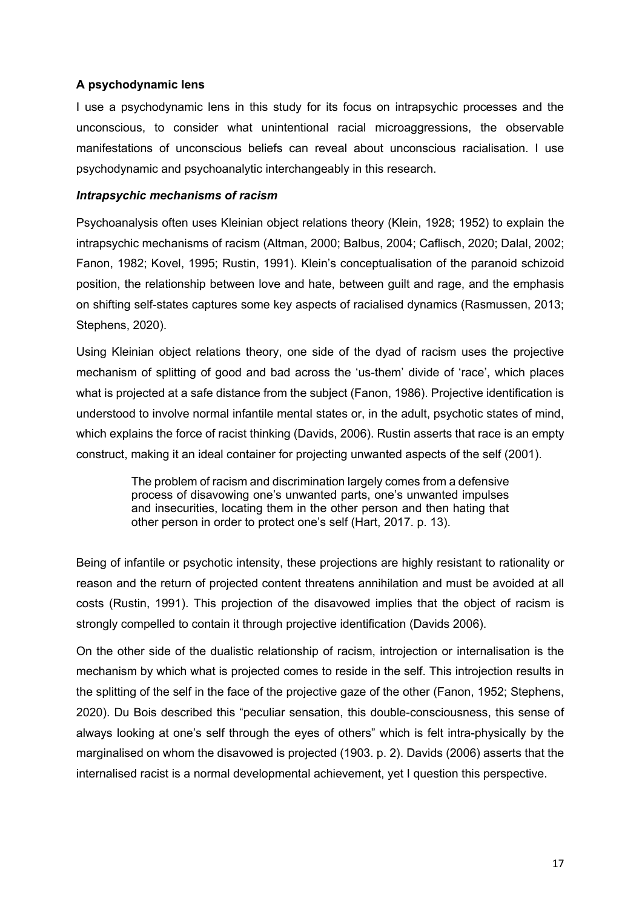### A psychodynamic lens

I use a psychodynamic lens in this study for its focus on intrapsychic processes and the unconscious, to consider what unintentional racial microaggressions, the observable manifestations of unconscious beliefs can reveal about unconscious racialisation. I use psychodynamic and psychoanalytic interchangeably in this research.

#### *Intrapsychic mechanisms of racism*

Psychoanalysis often uses Kleinian object relations theory (Klein, 1928; 1952) to explain the intrapsychic mechanisms of racism (Altman, 2000; Balbus, 2004; Caflisch, 2020; Dalal, 2002; Fanon, 1982; Kovel, 1995; Rustin, 1991). Klein's conceptualisation of the paranoid schizoid position, the relationship between love and hate, between guilt and rage, and the emphasis on shifting self-states captures some key aspects of racialised dynamics (Rasmussen, 2013; Stephens, 2020).

Using Kleinian object relations theory, one side of the dyad of racism uses the projective mechanism of splitting of good and bad across the 'us-them' divide of 'race', which places what is projected at a safe distance from the subject (Fanon, 1986). Projective identification is understood to involve normal infantile mental states or, in the adult, psychotic states of mind, which explains the force of racist thinking (Davids, 2006). Rustin asserts that race is an empty construct, making it an ideal container for projecting unwanted aspects of the self (2001).

> The problem of racism and discrimination largely comes from a defensive process of disavowing one's unwanted parts, one's unwanted impulses and insecurities, locating them in the other person and then hating that other person in order to protect one's self (Hart, 2017. p. 13).

Being of infantile or psychotic intensity, these projections are highly resistant to rationality or reason and the return of projected content threatens annihilation and must be avoided at all costs (Rustin, 1991). This projection of the disavowed implies that the object of racism is strongly compelled to contain it through projective identification (Davids 2006).

On the other side of the dualistic relationship of racism, introjection or internalisation is the mechanism by which what is projected comes to reside in the self. This introjection results in the splitting of the self in the face of the projective gaze of the other (Fanon, 1952; Stephens, 2020). Du Bois described this "peculiar sensation, this double-consciousness, this sense of always looking at one's self through the eyes of others" which is felt intra-physically by the marginalised on whom the disavowed is projected (1903. p. 2). Davids (2006) asserts that the internalised racist is a normal developmental achievement, yet I question this perspective.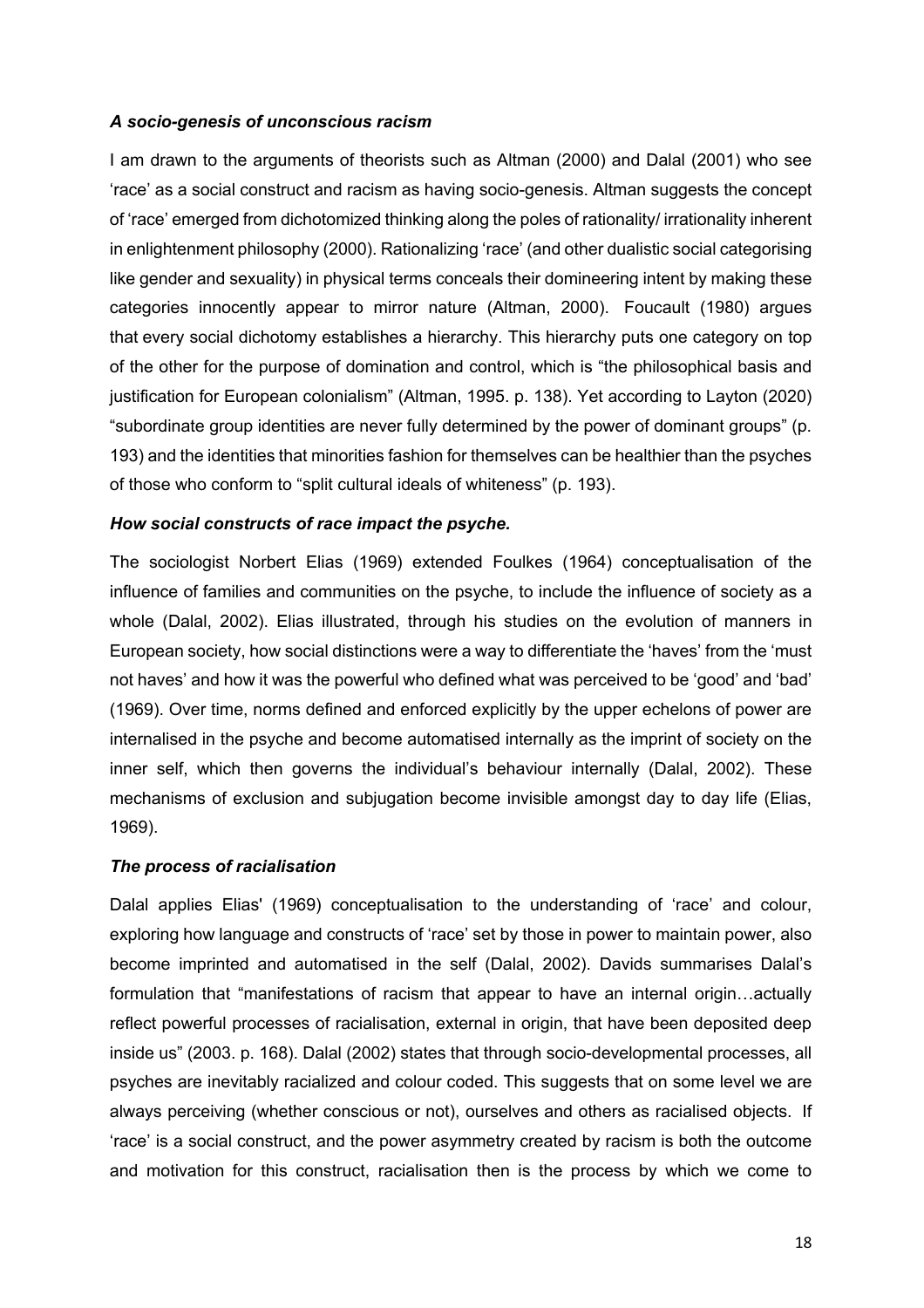### *A socio-genesis of unconscious racism*

I am drawn to the arguments of theorists such as Altman (2000) and Dalal (2001) who see 'race' as a social construct and racism as having socio-genesis. Altman suggests the concept of 'race' emerged from dichotomized thinking along the poles of rationality/ irrationality inherent in enlightenment philosophy (2000). Rationalizing 'race' (and other dualistic social categorising like gender and sexuality) in physical terms conceals their domineering intent by making these categories innocently appear to mirror nature (Altman, 2000). Foucault (1980) argues that every social dichotomy establishes a hierarchy. This hierarchy puts one category on top of the other for the purpose of domination and control, which is "the philosophical basis and justification for European colonialism" (Altman, 1995. p. 138). Yet according to Layton (2020) "subordinate group identities are never fully determined by the power of dominant groups" (p. 193) and the identities that minorities fashion for themselves can be healthier than the psyches of those who conform to "split cultural ideals of whiteness" (p. 193).

### *How social constructs of race impact the psyche.*

The sociologist Norbert Elias (1969) extended Foulkes (1964) conceptualisation of the influence of families and communities on the psyche, to include the influence of society as a whole (Dalal, 2002). Elias illustrated, through his studies on the evolution of manners in European society, how social distinctions were a way to differentiate the 'haves' from the 'must not haves' and how it was the powerful who defined what was perceived to be 'good' and 'bad' (1969). Over time, norms defined and enforced explicitly by the upper echelons of power are internalised in the psyche and become automatised internally as the imprint of society on the inner self, which then governs the individual's behaviour internally (Dalal, 2002). These mechanisms of exclusion and subjugation become invisible amongst day to day life (Elias, 1969).

### *The process of racialisation*

Dalal applies Elias' (1969) conceptualisation to the understanding of 'race' and colour, exploring how language and constructs of 'race' set by those in power to maintain power, also become imprinted and automatised in the self (Dalal, 2002). Davids summarises Dalal's formulation that "manifestations of racism that appear to have an internal origin…actually reflect powerful processes of racialisation, external in origin, that have been deposited deep inside us" (2003. p. 168). Dalal (2002) states that through socio-developmental processes, all psyches are inevitably racialized and colour coded. This suggests that on some level we are always perceiving (whether conscious or not), ourselves and others as racialised objects. If 'race' is a social construct, and the power asymmetry created by racism is both the outcome and motivation for this construct, racialisation then is the process by which we come to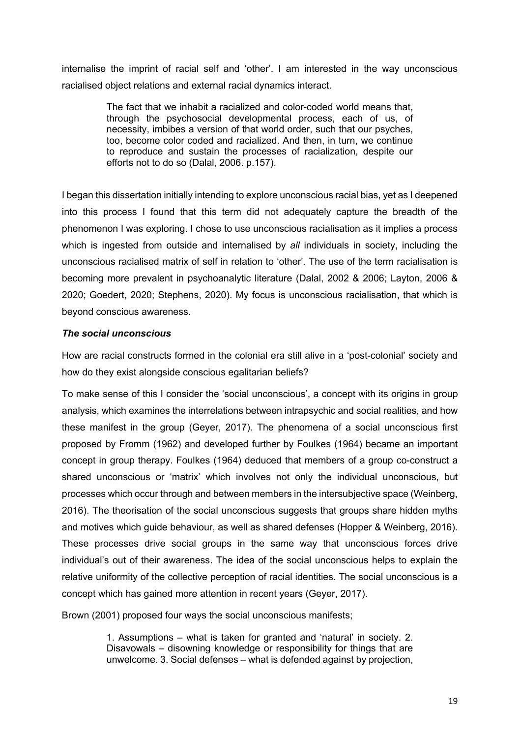internalise the imprint of racial self and 'other'. I am interested in the way unconscious racialised object relations and external racial dynamics interact.

> The fact that we inhabit a racialized and color-coded world means that, through the psychosocial developmental process, each of us, of necessity, imbibes a version of that world order, such that our psyches, too, become color coded and racialized. And then, in turn, we continue to reproduce and sustain the processes of racialization, despite our efforts not to do so (Dalal, 2006. p.157).

I began this dissertation initially intending to explore unconscious racial bias, yet as I deepened into this process I found that this term did not adequately capture the breadth of the phenomenon I was exploring. I chose to use unconscious racialisation as it implies a process which is ingested from outside and internalised by *all* individuals in society, including the unconscious racialised matrix of self in relation to 'other'. The use of the term racialisation is becoming more prevalent in psychoanalytic literature (Dalal, 2002 & 2006; Layton, 2006 & 2020; Goedert, 2020; Stephens, 2020). My focus is unconscious racialisation, that which is beyond conscious awareness.

### ***The social unconscious***

How are racial constructs formed in the colonial era still alive in a 'post-colonial' society and how do they exist alongside conscious egalitarian beliefs?

To make sense of this I consider the 'social unconscious', a concept with its origins in group analysis, which examines the interrelations between intrapsychic and social realities, and how these manifest in the group (Geyer, 2017). The phenomena of a social unconscious first proposed by Fromm (1962) and developed further by Foulkes (1964) became an important concept in group therapy. Foulkes (1964) deduced that members of a group co-construct a shared unconscious or 'matrix' which involves not only the individual unconscious, but processes which occur through and between members in the intersubjective space (Weinberg, 2016). The theorisation of the social unconscious suggests that groups share hidden myths and motives which guide behaviour, as well as shared defenses (Hopper & Weinberg, 2016). These processes drive social groups in the same way that unconscious forces drive individual's out of their awareness. The idea of the social unconscious helps to explain the relative uniformity of the collective perception of racial identities. The social unconscious is a concept which has gained more attention in recent years (Geyer, 2017).

Brown (2001) proposed four ways the social unconscious manifests;

> 1. Assumptions – what is taken for granted and 'natural' in society. 2. Disavowals – disowning knowledge or responsibility for things that are unwelcome. 3. Social defenses – what is defended against by projection,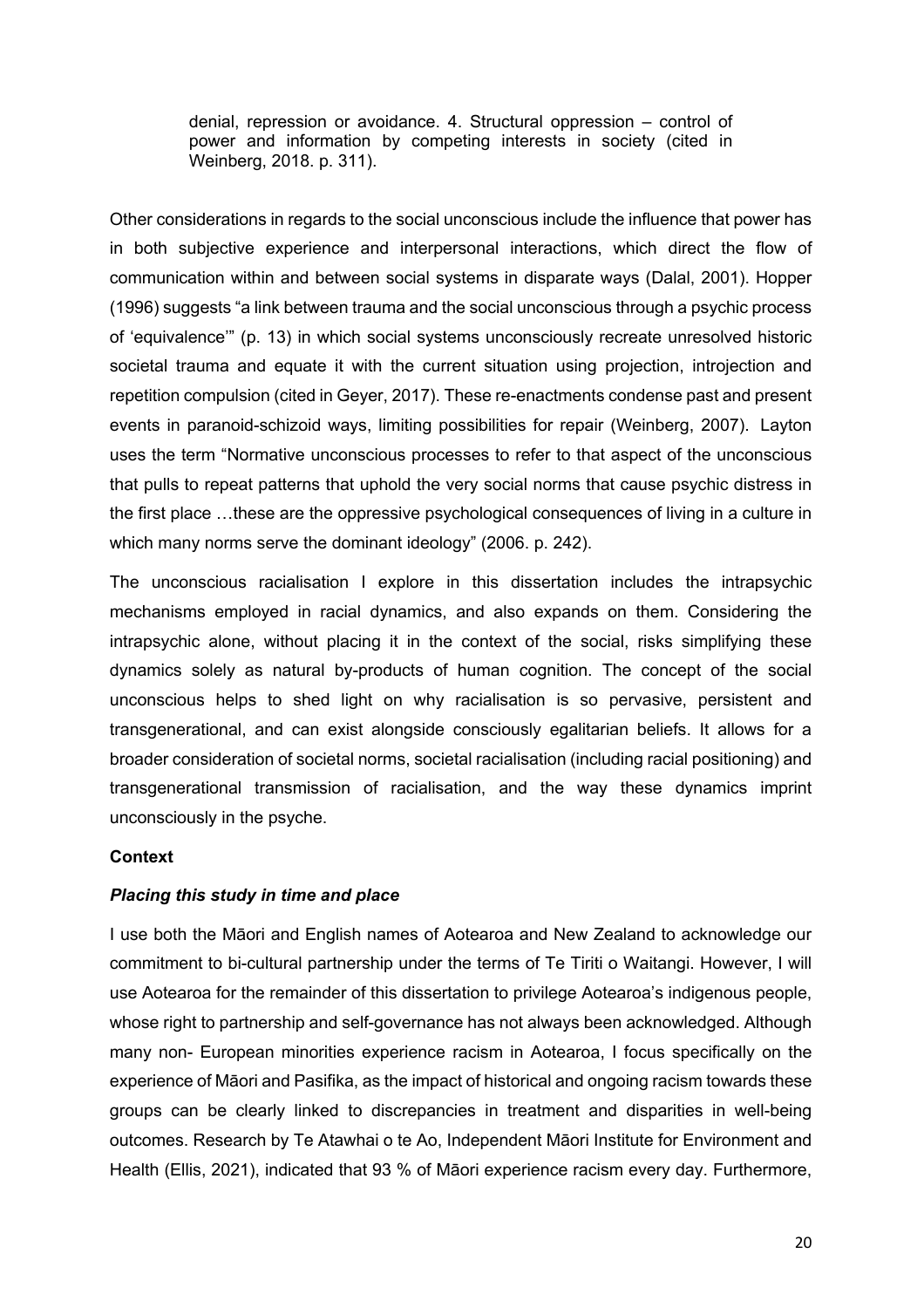> denial, repression or avoidance. 4. Structural oppression – control of power and information by competing interests in society (cited in Weinberg, 2018. p. 311).

Other considerations in regards to the social unconscious include the influence that power has in both subjective experience and interpersonal interactions, which direct the flow of communication within and between social systems in disparate ways (Dalal, 2001). Hopper (1996) suggests "a link between trauma and the social unconscious through a psychic process of 'equivalence'" (p. 13) in which social systems unconsciously recreate unresolved historic societal trauma and equate it with the current situation using projection, introjection and repetition compulsion (cited in Geyer, 2017). These re-enactments condense past and present events in paranoid-schizoid ways, limiting possibilities for repair (Weinberg, 2007). Layton uses the term "Normative unconscious processes to refer to that aspect of the unconscious that pulls to repeat patterns that uphold the very social norms that cause psychic distress in the first place …these are the oppressive psychological consequences of living in a culture in which many norms serve the dominant ideology" (2006. p. 242).

The unconscious racialisation I explore in this dissertation includes the intrapsychic mechanisms employed in racial dynamics, and also expands on them. Considering the intrapsychic alone, without placing it in the context of the social, risks simplifying these dynamics solely as natural by-products of human cognition. The concept of the social unconscious helps to shed light on why racialisation is so pervasive, persistent and transgenerational, and can exist alongside consciously egalitarian beliefs. It allows for a broader consideration of societal norms, societal racialisation (including racial positioning) and transgenerational transmission of racialisation, and the way these dynamics imprint unconsciously in the psyche.

**Context**

***Placing this study in time and place***

I use both the Māori and English names of Aotearoa and New Zealand to acknowledge our commitment to bi-cultural partnership under the terms of Te Tiriti o Waitangi. However, I will use Aotearoa for the remainder of this dissertation to privilege Aotearoa's indigenous people, whose right to partnership and self-governance has not always been acknowledged. Although many non- European minorities experience racism in Aotearoa, I focus specifically on the experience of Māori and Pasifika, as the impact of historical and ongoing racism towards these groups can be clearly linked to discrepancies in treatment and disparities in well-being outcomes. Research by Te Atawhai o te Ao, Independent Māori Institute for Environment and Health (Ellis, 2021), indicated that 93 % of Māori experience racism every day. Furthermore,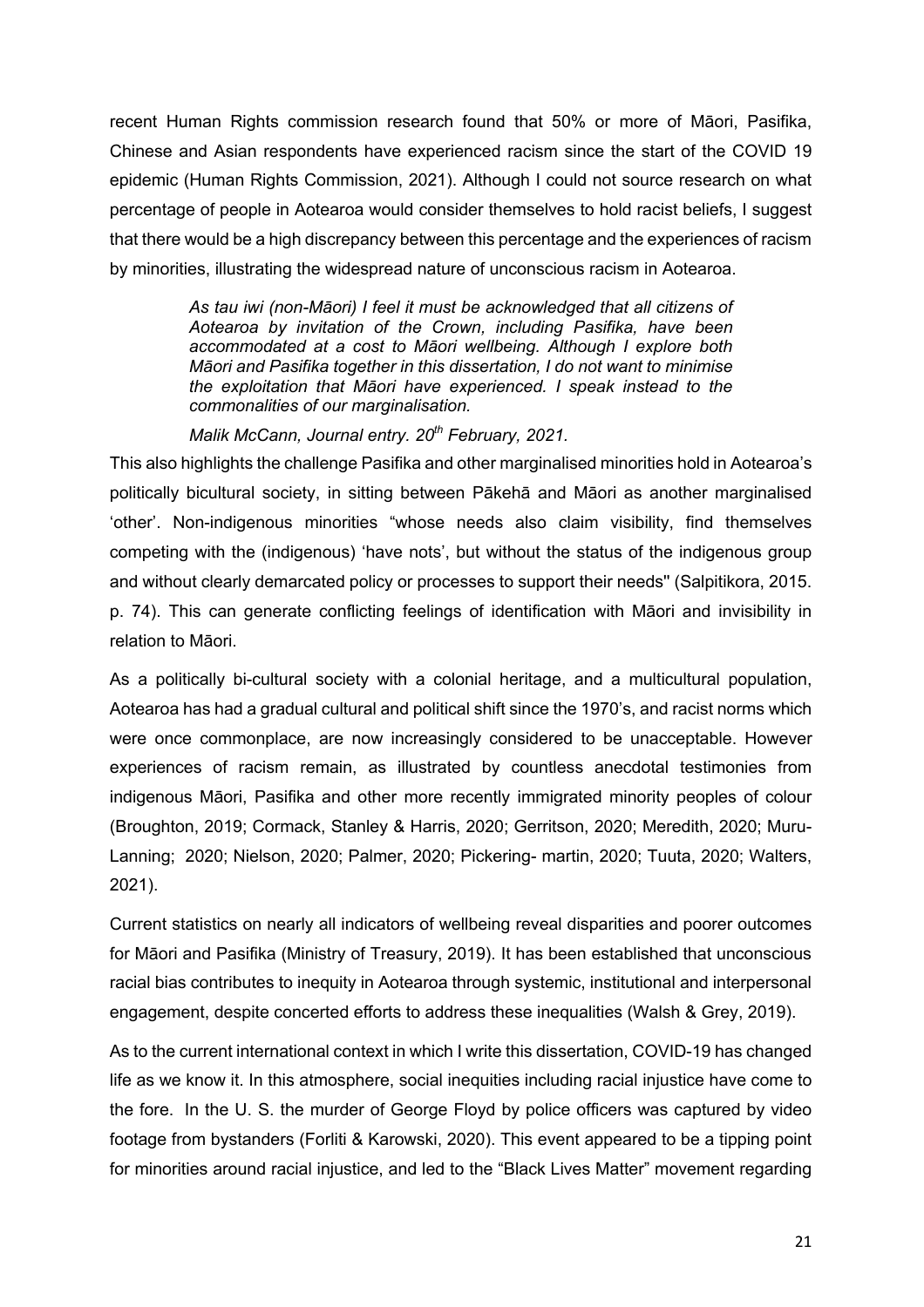recent Human Rights commission research found that 50% or more of Māori, Pasifika, Chinese and Asian respondents have experienced racism since the start of the COVID 19 epidemic (Human Rights Commission, 2021). Although I could not source research on what percentage of people in Aotearoa would consider themselves to hold racist beliefs, I suggest that there would be a high discrepancy between this percentage and the experiences of racism by minorities, illustrating the widespread nature of unconscious racism in Aotearoa.

> *As tau iwi (non-Māori) I feel it must be acknowledged that all citizens of Aotearoa by invitation of the Crown, including Pasifika, have been accommodated at a cost to Māori wellbeing. Although I explore both Māori and Pasifika together in this dissertation, I do not want to minimise the exploitation that Māori have experienced. I speak instead to the commonalities of our marginalisation.*
>
> *Malik McCann, Journal entry. 20th February, 2021.*

This also highlights the challenge Pasifika and other marginalised minorities hold in Aotearoa's politically bicultural society, in sitting between Pākehā and Māori as another marginalised 'other'. Non-indigenous minorities "whose needs also claim visibility, find themselves competing with the (indigenous) 'have nots', but without the status of the indigenous group and without clearly demarcated policy or processes to support their needs'' (Salpitikora, 2015. p. 74). This can generate conflicting feelings of identification with Māori and invisibility in relation to Māori.

As a politically bi-cultural society with a colonial heritage, and a multicultural population, Aotearoa has had a gradual cultural and political shift since the 1970's, and racist norms which were once commonplace, are now increasingly considered to be unacceptable. However experiences of racism remain, as illustrated by countless anecdotal testimonies from indigenous Māori, Pasifika and other more recently immigrated minority peoples of colour (Broughton, 2019; Cormack, Stanley & Harris, 2020; Gerritson, 2020; Meredith, 2020; Muru-Lanning; 2020; Nielson, 2020; Palmer, 2020; Pickering- martin, 2020; Tuuta, 2020; Walters, 2021).

Current statistics on nearly all indicators of wellbeing reveal disparities and poorer outcomes for Māori and Pasifika (Ministry of Treasury, 2019). It has been established that unconscious racial bias contributes to inequity in Aotearoa through systemic, institutional and interpersonal engagement, despite concerted efforts to address these inequalities (Walsh & Grey, 2019).

As to the current international context in which I write this dissertation, COVID-19 has changed life as we know it. In this atmosphere, social inequities including racial injustice have come to the fore. In the U. S. the murder of George Floyd by police officers was captured by video footage from bystanders (Forliti & Karowski, 2020). This event appeared to be a tipping point for minorities around racial injustice, and led to the "Black Lives Matter" movement regarding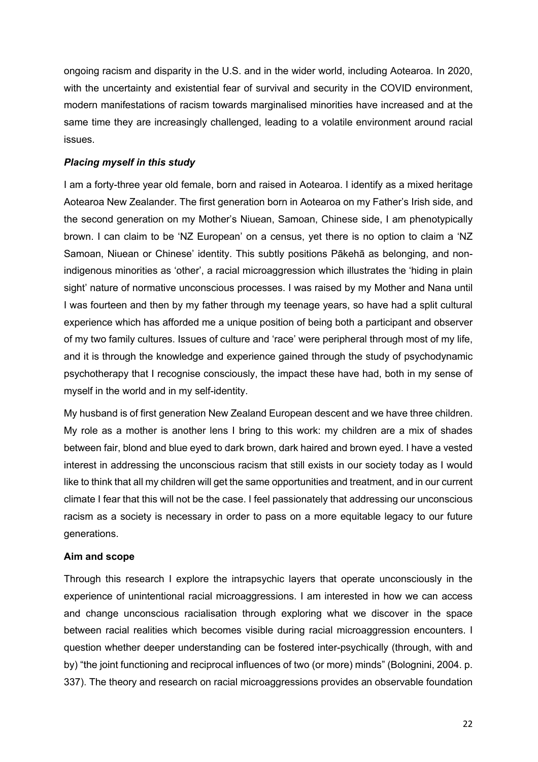ongoing racism and disparity in the U.S. and in the wider world, including Aotearoa. In 2020, with the uncertainty and existential fear of survival and security in the COVID environment, modern manifestations of racism towards marginalised minorities have increased and at the same time they are increasingly challenged, leading to a volatile environment around racial issues.

### *Placing myself in this study*

I am a forty-three year old female, born and raised in Aotearoa. I identify as a mixed heritage Aotearoa New Zealander. The first generation born in Aotearoa on my Father's Irish side, and the second generation on my Mother's Niuean, Samoan, Chinese side, I am phenotypically brown. I can claim to be 'NZ European' on a census, yet there is no option to claim a 'NZ Samoan, Niuean or Chinese' identity. This subtly positions Pākehā as belonging, and non-indigenous minorities as 'other', a racial microaggression which illustrates the 'hiding in plain sight' nature of normative unconscious processes. I was raised by my Mother and Nana until I was fourteen and then by my father through my teenage years, so have had a split cultural experience which has afforded me a unique position of being both a participant and observer of my two family cultures. Issues of culture and 'race' were peripheral through most of my life, and it is through the knowledge and experience gained through the study of psychodynamic psychotherapy that I recognise consciously, the impact these have had, both in my sense of myself in the world and in my self-identity.

My husband is of first generation New Zealand European descent and we have three children. My role as a mother is another lens I bring to this work: my children are a mix of shades between fair, blond and blue eyed to dark brown, dark haired and brown eyed. I have a vested interest in addressing the unconscious racism that still exists in our society today as I would like to think that all my children will get the same opportunities and treatment, and in our current climate I fear that this will not be the case. I feel passionately that addressing our unconscious racism as a society is necessary in order to pass on a more equitable legacy to our future generations.

### **Aim and scope**

Through this research I explore the intrapsychic layers that operate unconsciously in the experience of unintentional racial microaggressions. I am interested in how we can access and change unconscious racialisation through exploring what we discover in the space between racial realities which becomes visible during racial microaggression encounters. I question whether deeper understanding can be fostered inter-psychically (through, with and by) "the joint functioning and reciprocal influences of two (or more) minds" (Bolognini, 2004. p. 337). The theory and research on racial microaggressions provides an observable foundation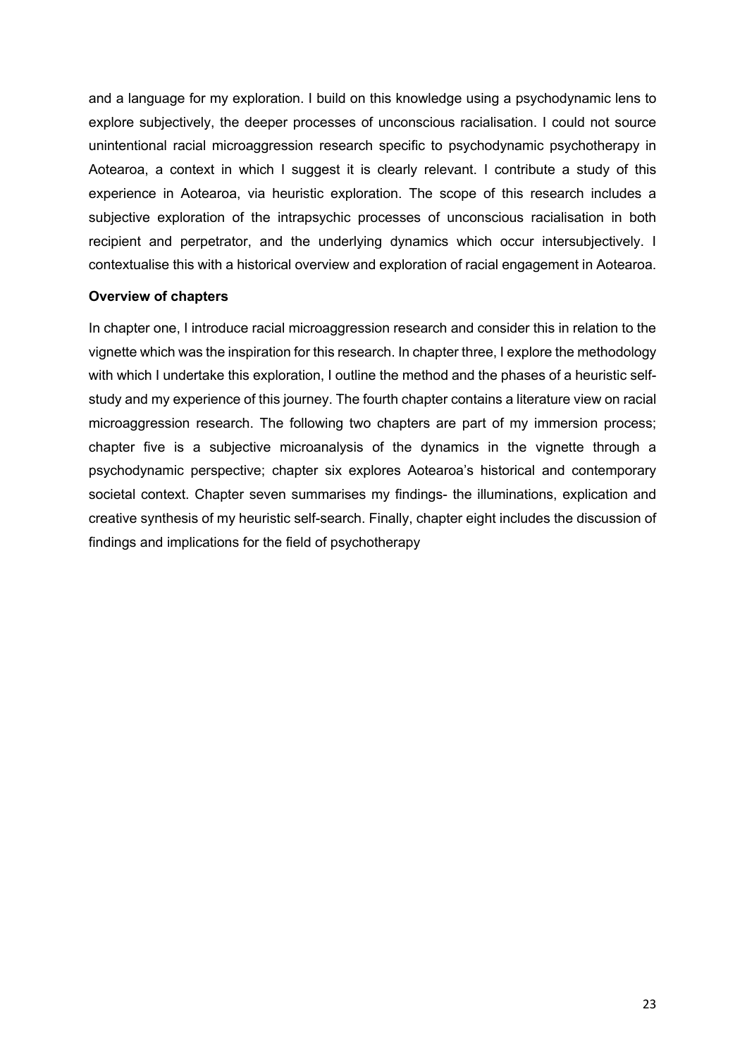and a language for my exploration. I build on this knowledge using a psychodynamic lens to explore subjectively, the deeper processes of unconscious racialisation. I could not source unintentional racial microaggression research specific to psychodynamic psychotherapy in Aotearoa, a context in which I suggest it is clearly relevant. I contribute a study of this experience in Aotearoa, via heuristic exploration. The scope of this research includes a subjective exploration of the intrapsychic processes of unconscious racialisation in both recipient and perpetrator, and the underlying dynamics which occur intersubjectively. I contextualise this with a historical overview and exploration of racial engagement in Aotearoa.

**Overview of chapters**

In chapter one, I introduce racial microaggression research and consider this in relation to the vignette which was the inspiration for this research. In chapter three, I explore the methodology with which I undertake this exploration, I outline the method and the phases of a heuristic self-study and my experience of this journey. The fourth chapter contains a literature view on racial microaggression research. The following two chapters are part of my immersion process; chapter five is a subjective microanalysis of the dynamics in the vignette through a psychodynamic perspective; chapter six explores Aotearoa's historical and contemporary societal context. Chapter seven summarises my findings- the illuminations, explication and creative synthesis of my heuristic self-search. Finally, chapter eight includes the discussion of findings and implications for the field of psychotherapy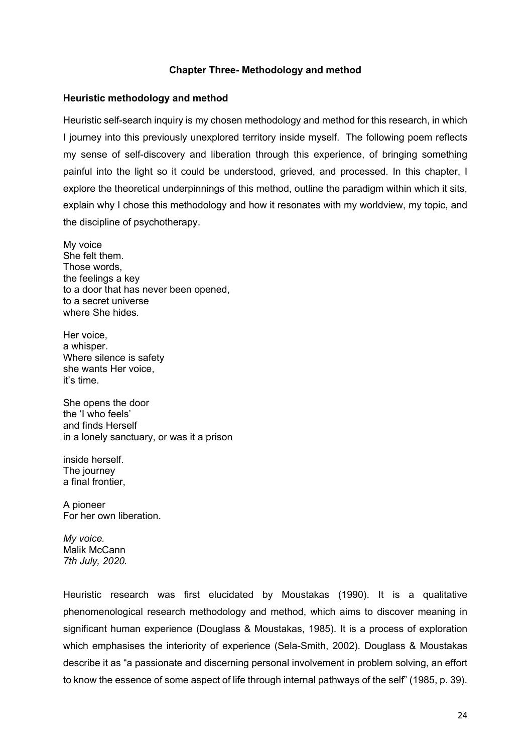## Chapter Three- Methodology and method

### Heuristic methodology and method

Heuristic self-search inquiry is my chosen methodology and method for this research, in which I journey into this previously unexplored territory inside myself. The following poem reflects my sense of self-discovery and liberation through this experience, of bringing something painful into the light so it could be understood, grieved, and processed. In this chapter, I explore the theoretical underpinnings of this method, outline the paradigm within which it sits, explain why I chose this methodology and how it resonates with my worldview, my topic, and the discipline of psychotherapy.

My voice  
She felt them.  
Those words,  
the feelings a key  
to a door that has never been opened,  
to a secret universe  
where She hides.

Her voice,  
a whisper.  
Where silence is safety  
she wants Her voice,  
it's time.

She opens the door  
the 'I who feels'  
and finds Herself  
in a lonely sanctuary, or was it a prison

inside herself.  
The journey  
a final frontier,

A pioneer  
For her own liberation.

*My voice.*  
Malik McCann  
*7th July, 2020.*

Heuristic research was first elucidated by Moustakas (1990). It is a qualitative phenomenological research methodology and method, which aims to discover meaning in significant human experience (Douglass & Moustakas, 1985). It is a process of exploration which emphasises the interiority of experience (Sela-Smith, 2002). Douglass & Moustakas describe it as "a passionate and discerning personal involvement in problem solving, an effort to know the essence of some aspect of life through internal pathways of the self" (1985, p. 39).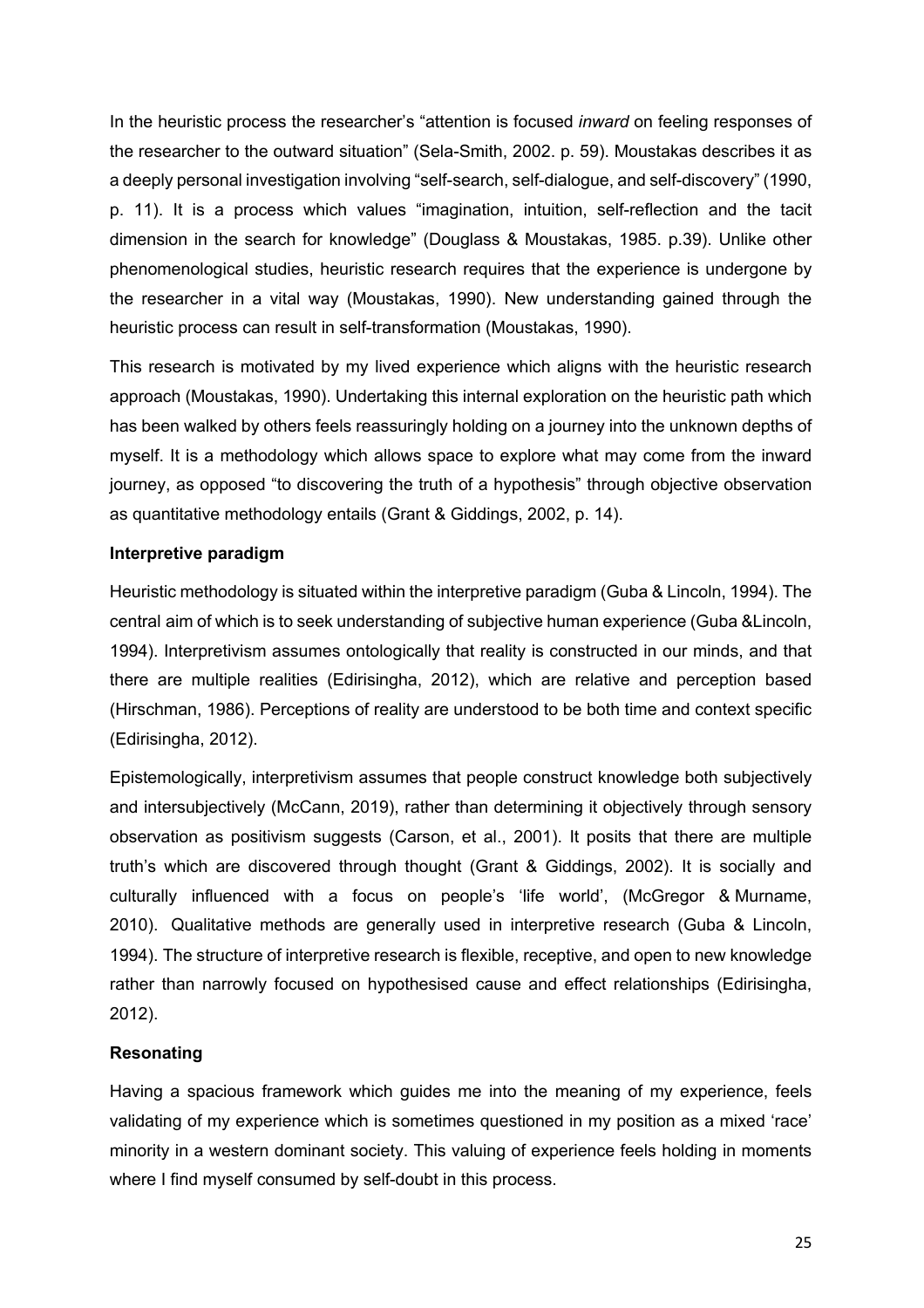In the heuristic process the researcher's "attention is focused *inward* on feeling responses of the researcher to the outward situation" (Sela-Smith, 2002. p. 59). Moustakas describes it as a deeply personal investigation involving "self-search, self-dialogue, and self-discovery" (1990, p. 11). It is a process which values "imagination, intuition, self-reflection and the tacit dimension in the search for knowledge" (Douglass & Moustakas, 1985. p.39). Unlike other phenomenological studies, heuristic research requires that the experience is undergone by the researcher in a vital way (Moustakas, 1990). New understanding gained through the heuristic process can result in self-transformation (Moustakas, 1990).

This research is motivated by my lived experience which aligns with the heuristic research approach (Moustakas, 1990). Undertaking this internal exploration on the heuristic path which has been walked by others feels reassuringly holding on a journey into the unknown depths of myself. It is a methodology which allows space to explore what may come from the inward journey, as opposed "to discovering the truth of a hypothesis" through objective observation as quantitative methodology entails (Grant & Giddings, 2002, p. 14).

**Interpretive paradigm**

Heuristic methodology is situated within the interpretive paradigm (Guba & Lincoln, 1994). The central aim of which is to seek understanding of subjective human experience (Guba &Lincoln, 1994). Interpretivism assumes ontologically that reality is constructed in our minds, and that there are multiple realities (Edirisingha, 2012), which are relative and perception based (Hirschman, 1986). Perceptions of reality are understood to be both time and context specific (Edirisingha, 2012).

Epistemologically, interpretivism assumes that people construct knowledge both subjectively and intersubjectively (McCann, 2019), rather than determining it objectively through sensory observation as positivism suggests (Carson, et al., 2001). It posits that there are multiple truth's which are discovered through thought (Grant & Giddings, 2002). It is socially and culturally influenced with a focus on people's 'life world', (McGregor & Murname, 2010). Qualitative methods are generally used in interpretive research (Guba & Lincoln, 1994). The structure of interpretive research is flexible, receptive, and open to new knowledge rather than narrowly focused on hypothesised cause and effect relationships (Edirisingha, 2012).

**Resonating**

Having a spacious framework which guides me into the meaning of my experience, feels validating of my experience which is sometimes questioned in my position as a mixed 'race' minority in a western dominant society. This valuing of experience feels holding in moments where I find myself consumed by self-doubt in this process.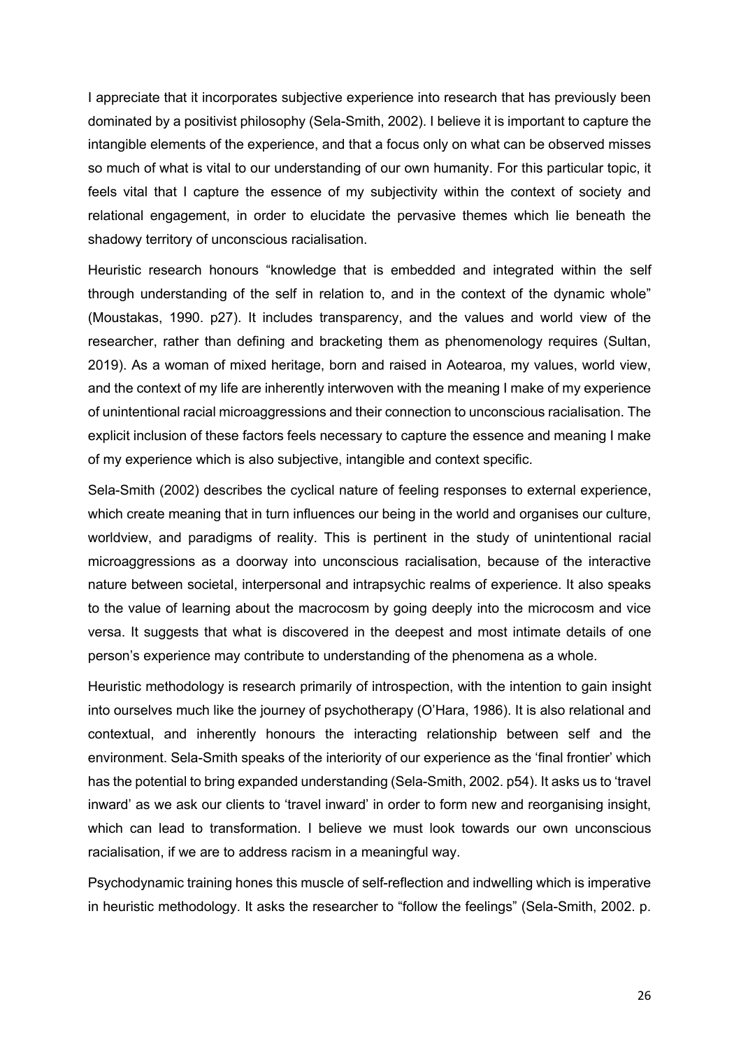I appreciate that it incorporates subjective experience into research that has previously been dominated by a positivist philosophy (Sela-Smith, 2002). I believe it is important to capture the intangible elements of the experience, and that a focus only on what can be observed misses so much of what is vital to our understanding of our own humanity. For this particular topic, it feels vital that I capture the essence of my subjectivity within the context of society and relational engagement, in order to elucidate the pervasive themes which lie beneath the shadowy territory of unconscious racialisation.

Heuristic research honours "knowledge that is embedded and integrated within the self through understanding of the self in relation to, and in the context of the dynamic whole" (Moustakas, 1990. p27). It includes transparency, and the values and world view of the researcher, rather than defining and bracketing them as phenomenology requires (Sultan, 2019). As a woman of mixed heritage, born and raised in Aotearoa, my values, world view, and the context of my life are inherently interwoven with the meaning I make of my experience of unintentional racial microaggressions and their connection to unconscious racialisation. The explicit inclusion of these factors feels necessary to capture the essence and meaning I make of my experience which is also subjective, intangible and context specific.

Sela-Smith (2002) describes the cyclical nature of feeling responses to external experience, which create meaning that in turn influences our being in the world and organises our culture, worldview, and paradigms of reality. This is pertinent in the study of unintentional racial microaggressions as a doorway into unconscious racialisation, because of the interactive nature between societal, interpersonal and intrapsychic realms of experience. It also speaks to the value of learning about the macrocosm by going deeply into the microcosm and vice versa. It suggests that what is discovered in the deepest and most intimate details of one person's experience may contribute to understanding of the phenomena as a whole.

Heuristic methodology is research primarily of introspection, with the intention to gain insight into ourselves much like the journey of psychotherapy (O'Hara, 1986). It is also relational and contextual, and inherently honours the interacting relationship between self and the environment. Sela-Smith speaks of the interiority of our experience as the 'final frontier' which has the potential to bring expanded understanding (Sela-Smith, 2002. p54). It asks us to 'travel inward' as we ask our clients to 'travel inward' in order to form new and reorganising insight, which can lead to transformation. I believe we must look towards our own unconscious racialisation, if we are to address racism in a meaningful way.

Psychodynamic training hones this muscle of self-reflection and indwelling which is imperative in heuristic methodology. It asks the researcher to "follow the feelings" (Sela-Smith, 2002. p.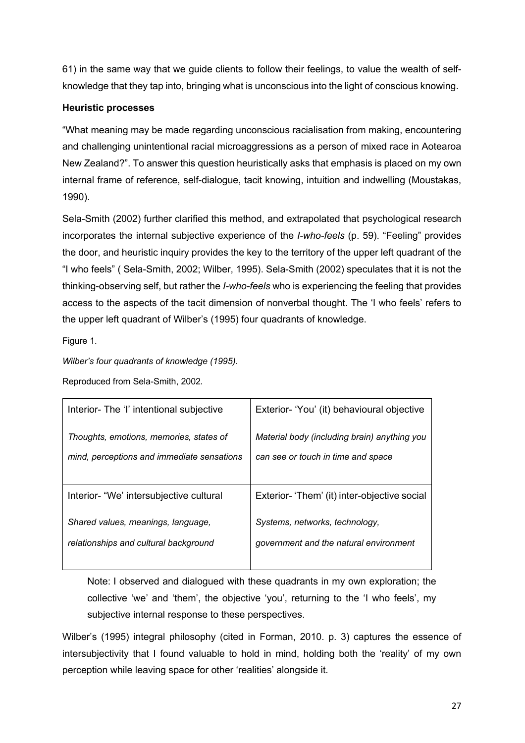61) in the same way that we guide clients to follow their feelings, to value the wealth of self-knowledge that they tap into, bringing what is unconscious into the light of conscious knowing.

**Heuristic processes**

“What meaning may be made regarding unconscious racialisation from making, encountering and challenging unintentional racial microaggressions as a person of mixed race in Aotearoa New Zealand?”. To answer this question heuristically asks that emphasis is placed on my own internal frame of reference, self-dialogue, tacit knowing, intuition and indwelling (Moustakas, 1990).

Sela-Smith (2002) further clarified this method, and extrapolated that psychological research incorporates the internal subjective experience of the *I-who-feels* (p. 59). “Feeling” provides the door, and heuristic inquiry provides the key to the territory of the upper left quadrant of the “I who feels” ( Sela-Smith, 2002; Wilber, 1995). Sela-Smith (2002) speculates that it is not the thinking-observing self, but rather the *I-who-feels* who is experiencing the feeling that provides access to the aspects of the tacit dimension of nonverbal thought. The ‘I who feels’ refers to the upper left quadrant of Wilber’s (1995) four quadrants of knowledge.

Figure 1.

*Wilber’s four quadrants of knowledge (1995).*

Reproduced from Sela-Smith, 2002.

| Interior- The ‘I’ intentional subjective<br><br>*Thoughts, emotions, memories, states of mind, perceptions and immediate sensations* | Exterior- ‘You’ (it) behavioural objective<br><br>*Material body (including brain) anything you can see or touch in time and space* |
|---|---|
| Interior- “We’ intersubjective cultural<br><br>*Shared values, meanings, language, relationships and cultural background* | Exterior- ‘Them’ (it) inter-objective social<br><br>*Systems, networks, technology, government and the natural environment* |

Note: I observed and dialogued with these quadrants in my own exploration; the collective ‘we’ and ‘them’, the objective ‘you’, returning to the ‘I who feels’, my subjective internal response to these perspectives.

Wilber’s (1995) integral philosophy (cited in Forman, 2010. p. 3) captures the essence of intersubjectivity that I found valuable to hold in mind, holding both the ‘reality’ of my own perception while leaving space for other ‘realities’ alongside it.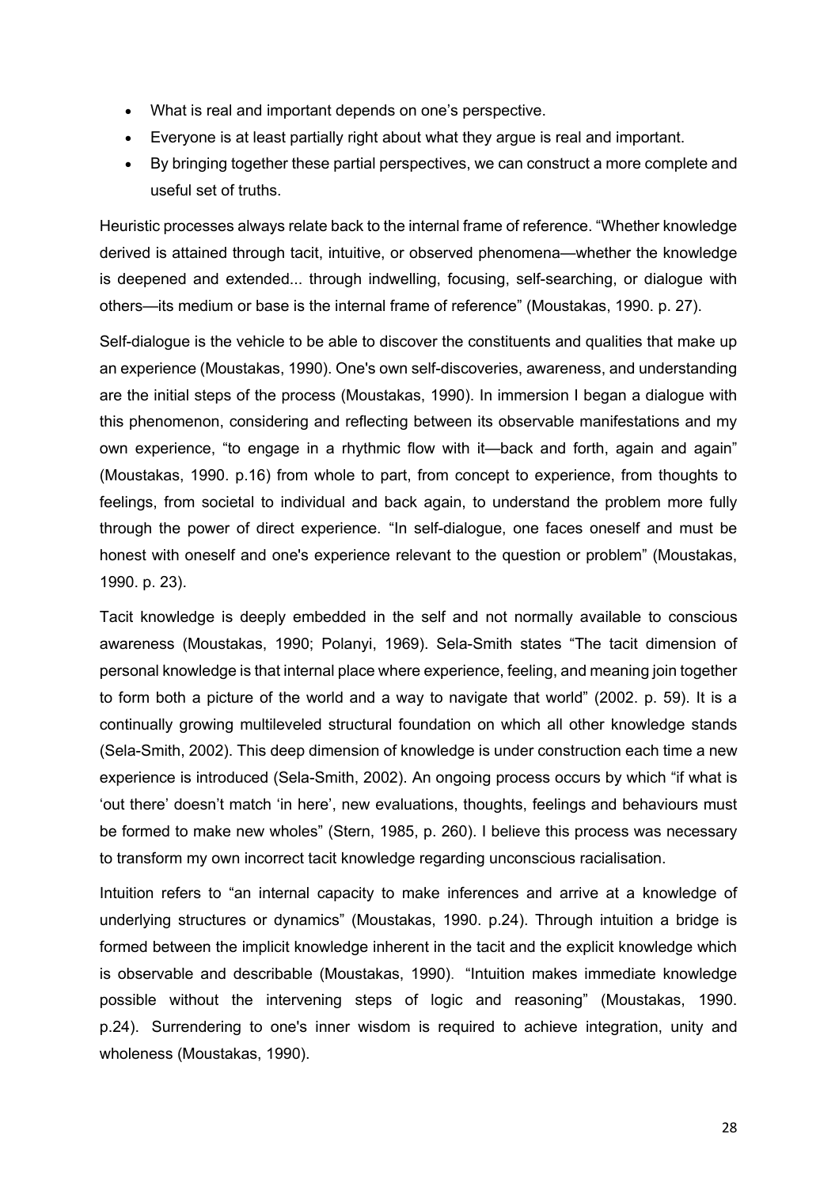- What is real and important depends on one's perspective.
- Everyone is at least partially right about what they argue is real and important.
- By bringing together these partial perspectives, we can construct a more complete and useful set of truths.

Heuristic processes always relate back to the internal frame of reference. "Whether knowledge derived is attained through tacit, intuitive, or observed phenomena—whether the knowledge is deepened and extended... through indwelling, focusing, self-searching, or dialogue with others—its medium or base is the internal frame of reference" (Moustakas, 1990. p. 27).

Self-dialogue is the vehicle to be able to discover the constituents and qualities that make up an experience (Moustakas, 1990). One's own self-discoveries, awareness, and understanding are the initial steps of the process (Moustakas, 1990). In immersion I began a dialogue with this phenomenon, considering and reflecting between its observable manifestations and my own experience, "to engage in a rhythmic flow with it—back and forth, again and again" (Moustakas, 1990. p.16) from whole to part, from concept to experience, from thoughts to feelings, from societal to individual and back again, to understand the problem more fully through the power of direct experience. "In self-dialogue, one faces oneself and must be honest with oneself and one's experience relevant to the question or problem" (Moustakas, 1990. p. 23).

Tacit knowledge is deeply embedded in the self and not normally available to conscious awareness (Moustakas, 1990; Polanyi, 1969). Sela-Smith states "The tacit dimension of personal knowledge is that internal place where experience, feeling, and meaning join together to form both a picture of the world and a way to navigate that world" (2002. p. 59). It is a continually growing multileveled structural foundation on which all other knowledge stands (Sela-Smith, 2002). This deep dimension of knowledge is under construction each time a new experience is introduced (Sela-Smith, 2002). An ongoing process occurs by which "if what is 'out there' doesn't match 'in here', new evaluations, thoughts, feelings and behaviours must be formed to make new wholes" (Stern, 1985, p. 260). I believe this process was necessary to transform my own incorrect tacit knowledge regarding unconscious racialisation.

Intuition refers to "an internal capacity to make inferences and arrive at a knowledge of underlying structures or dynamics" (Moustakas, 1990. p.24). Through intuition a bridge is formed between the implicit knowledge inherent in the tacit and the explicit knowledge which is observable and describable (Moustakas, 1990). "Intuition makes immediate knowledge possible without the intervening steps of logic and reasoning" (Moustakas, 1990. p.24). Surrendering to one's inner wisdom is required to achieve integration, unity and wholeness (Moustakas, 1990).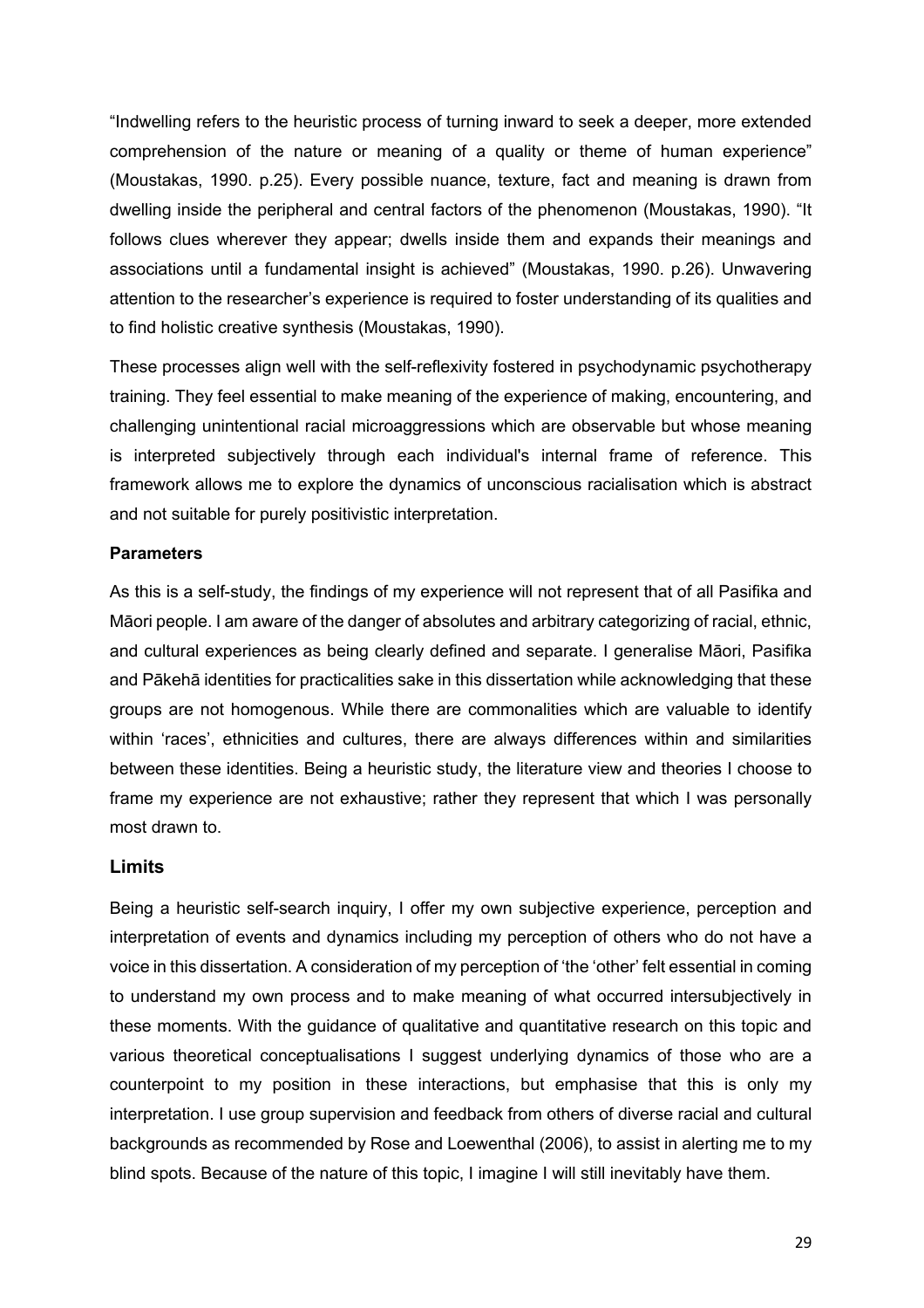"Indwelling refers to the heuristic process of turning inward to seek a deeper, more extended comprehension of the nature or meaning of a quality or theme of human experience" (Moustakas, 1990. p.25). Every possible nuance, texture, fact and meaning is drawn from dwelling inside the peripheral and central factors of the phenomenon (Moustakas, 1990). "It follows clues wherever they appear; dwells inside them and expands their meanings and associations until a fundamental insight is achieved" (Moustakas, 1990. p.26). Unwavering attention to the researcher's experience is required to foster understanding of its qualities and to find holistic creative synthesis (Moustakas, 1990).

These processes align well with the self-reflexivity fostered in psychodynamic psychotherapy training. They feel essential to make meaning of the experience of making, encountering, and challenging unintentional racial microaggressions which are observable but whose meaning is interpreted subjectively through each individual's internal frame of reference. This framework allows me to explore the dynamics of unconscious racialisation which is abstract and not suitable for purely positivistic interpretation.

**Parameters**

As this is a self-study, the findings of my experience will not represent that of all Pasifika and Māori people. I am aware of the danger of absolutes and arbitrary categorizing of racial, ethnic, and cultural experiences as being clearly defined and separate. I generalise Māori, Pasifika and Pākehā identities for practicalities sake in this dissertation while acknowledging that these groups are not homogenous. While there are commonalities which are valuable to identify within 'races', ethnicities and cultures, there are always differences within and similarities between these identities. Being a heuristic study, the literature view and theories I choose to frame my experience are not exhaustive; rather they represent that which I was personally most drawn to.

## Limits

Being a heuristic self-search inquiry, I offer my own subjective experience, perception and interpretation of events and dynamics including my perception of others who do not have a voice in this dissertation. A consideration of my perception of 'the 'other' felt essential in coming to understand my own process and to make meaning of what occurred intersubjectively in these moments. With the guidance of qualitative and quantitative research on this topic and various theoretical conceptualisations I suggest underlying dynamics of those who are a counterpoint to my position in these interactions, but emphasise that this is only my interpretation. I use group supervision and feedback from others of diverse racial and cultural backgrounds as recommended by Rose and Loewenthal (2006), to assist in alerting me to my blind spots. Because of the nature of this topic, I imagine I will still inevitably have them.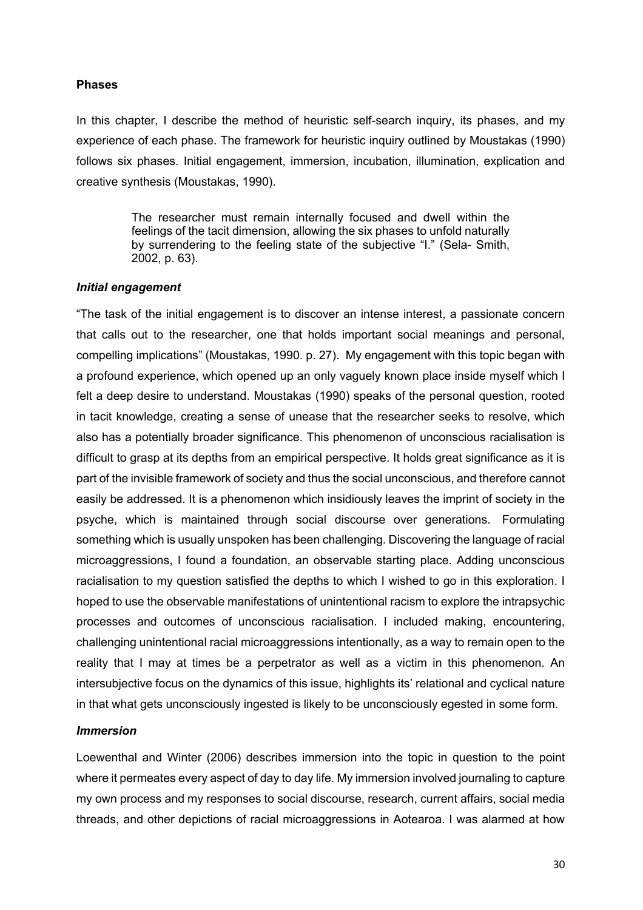**Phases**

In this chapter, I describe the method of heuristic self-search inquiry, its phases, and my experience of each phase. The framework for heuristic inquiry outlined by Moustakas (1990) follows six phases. Initial engagement, immersion, incubation, illumination, explication and creative synthesis (Moustakas, 1990).

> The researcher must remain internally focused and dwell within the feelings of the tacit dimension, allowing the six phases to unfold naturally by surrendering to the feeling state of the subjective "I." (Sela- Smith, 2002, p. 63).

***Initial engagement***

"The task of the initial engagement is to discover an intense interest, a passionate concern that calls out to the researcher, one that holds important social meanings and personal, compelling implications" (Moustakas, 1990. p. 27). My engagement with this topic began with a profound experience, which opened up an only vaguely known place inside myself which I felt a deep desire to understand. Moustakas (1990) speaks of the personal question, rooted in tacit knowledge, creating a sense of unease that the researcher seeks to resolve, which also has a potentially broader significance. This phenomenon of unconscious racialisation is difficult to grasp at its depths from an empirical perspective. It holds great significance as it is part of the invisible framework of society and thus the social unconscious, and therefore cannot easily be addressed. It is a phenomenon which insidiously leaves the imprint of society in the psyche, which is maintained through social discourse over generations. Formulating something which is usually unspoken has been challenging. Discovering the language of racial microaggressions, I found a foundation, an observable starting place. Adding unconscious racialisation to my question satisfied the depths to which I wished to go in this exploration. I hoped to use the observable manifestations of unintentional racism to explore the intrapsychic processes and outcomes of unconscious racialisation. I included making, encountering, challenging unintentional racial microaggressions intentionally, as a way to remain open to the reality that I may at times be a perpetrator as well as a victim in this phenomenon. An intersubjective focus on the dynamics of this issue, highlights its' relational and cyclical nature in that what gets unconsciously ingested is likely to be unconsciously egested in some form.

***Immersion***

Loewenthal and Winter (2006) describes immersion into the topic in question to the point where it permeates every aspect of day to day life. My immersion involved journaling to capture my own process and my responses to social discourse, research, current affairs, social media threads, and other depictions of racial microaggressions in Aotearoa. I was alarmed at how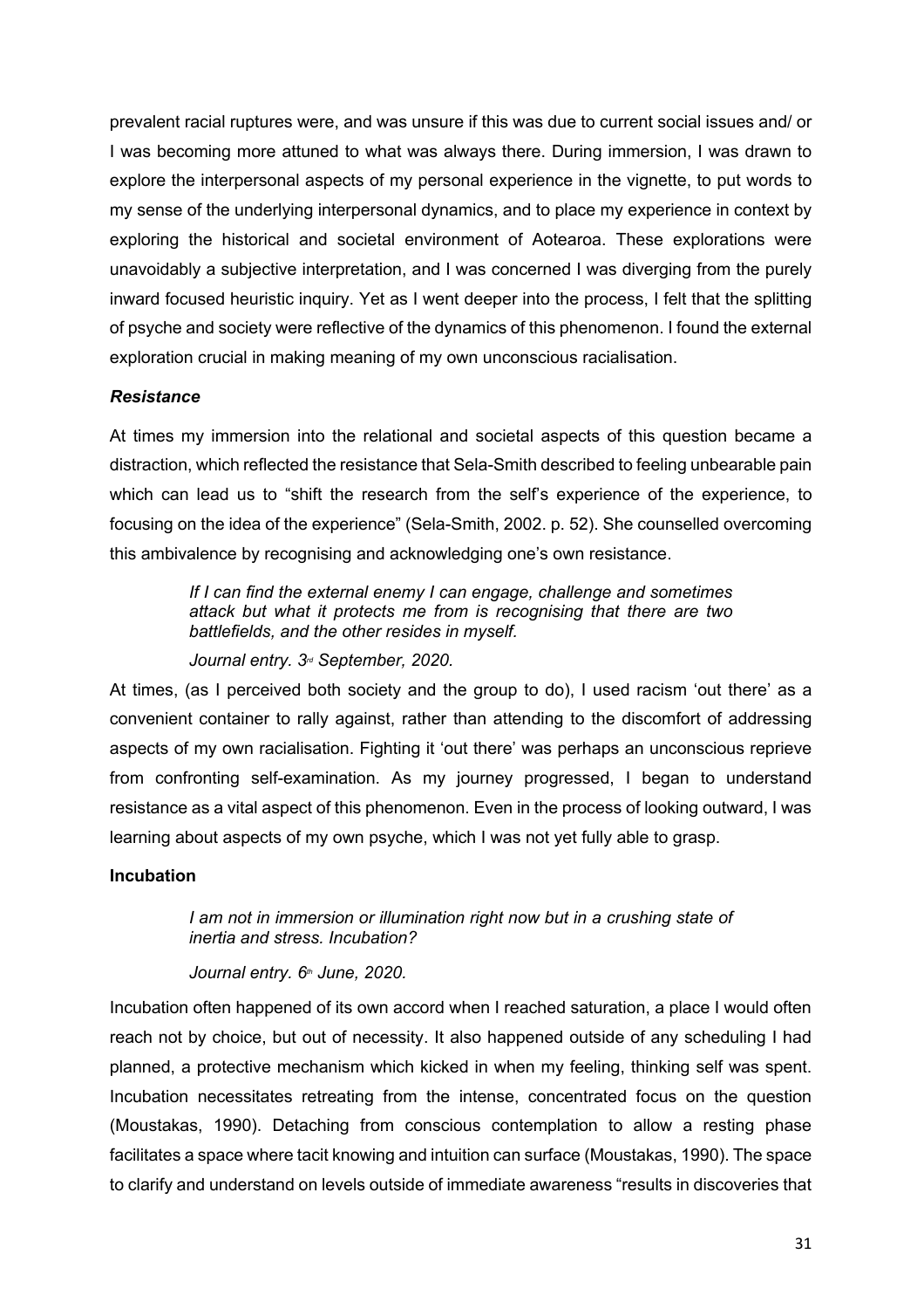prevalent racial ruptures were, and was unsure if this was due to current social issues and/ or I was becoming more attuned to what was always there. During immersion, I was drawn to explore the interpersonal aspects of my personal experience in the vignette, to put words to my sense of the underlying interpersonal dynamics, and to place my experience in context by exploring the historical and societal environment of Aotearoa. These explorations were unavoidably a subjective interpretation, and I was concerned I was diverging from the purely inward focused heuristic inquiry. Yet as I went deeper into the process, I felt that the splitting of psyche and society were reflective of the dynamics of this phenomenon. I found the external exploration crucial in making meaning of my own unconscious racialisation.

#### *Resistance*

At times my immersion into the relational and societal aspects of this question became a distraction, which reflected the resistance that Sela-Smith described to feeling unbearable pain which can lead us to "shift the research from the self's experience of the experience, to focusing on the idea of the experience" (Sela-Smith, 2002. p. 52). She counselled overcoming this ambivalence by recognising and acknowledging one's own resistance.

> *If I can find the external enemy I can engage, challenge and sometimes attack but what it protects me from is recognising that there are two battlefields, and the other resides in myself.*
>
> *Journal entry. 3rd September, 2020.*

At times, (as I perceived both society and the group to do), I used racism 'out there' as a convenient container to rally against, rather than attending to the discomfort of addressing aspects of my own racialisation. Fighting it 'out there' was perhaps an unconscious reprieve from confronting self-examination. As my journey progressed, I began to understand resistance as a vital aspect of this phenomenon. Even in the process of looking outward, I was learning about aspects of my own psyche, which I was not yet fully able to grasp.

### **Incubation**

> *I am not in immersion or illumination right now but in a crushing state of inertia and stress. Incubation?*
>
> *Journal entry. 6th June, 2020.*

Incubation often happened of its own accord when I reached saturation, a place I would often reach not by choice, but out of necessity. It also happened outside of any scheduling I had planned, a protective mechanism which kicked in when my feeling, thinking self was spent. Incubation necessitates retreating from the intense, concentrated focus on the question (Moustakas, 1990). Detaching from conscious contemplation to allow a resting phase facilitates a space where tacit knowing and intuition can surface (Moustakas, 1990). The space to clarify and understand on levels outside of immediate awareness "results in discoveries that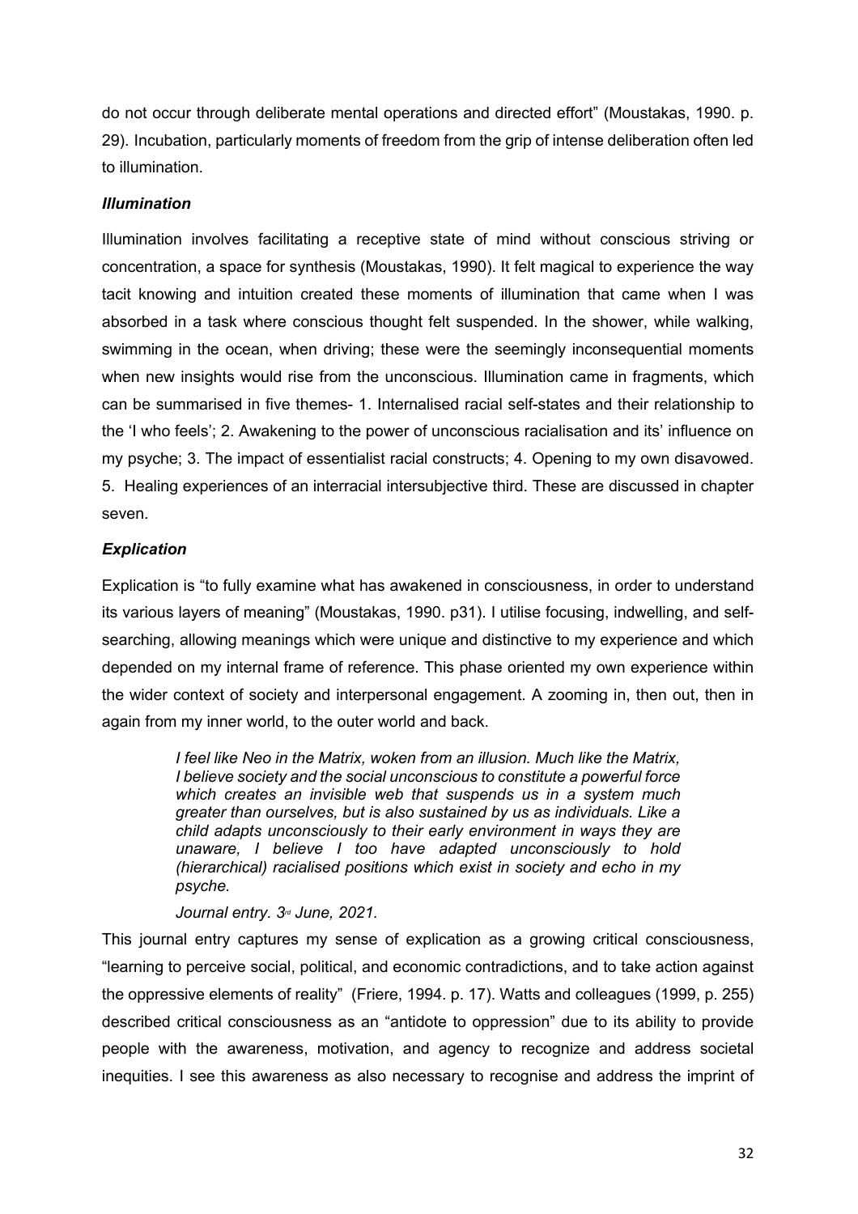do not occur through deliberate mental operations and directed effort" (Moustakas, 1990. p. 29). Incubation, particularly moments of freedom from the grip of intense deliberation often led to illumination.

### *Illumination*

Illumination involves facilitating a receptive state of mind without conscious striving or concentration, a space for synthesis (Moustakas, 1990). It felt magical to experience the way tacit knowing and intuition created these moments of illumination that came when I was absorbed in a task where conscious thought felt suspended. In the shower, while walking, swimming in the ocean, when driving; these were the seemingly inconsequential moments when new insights would rise from the unconscious. Illumination came in fragments, which can be summarised in five themes- 1. Internalised racial self-states and their relationship to the 'I who feels'; 2. Awakening to the power of unconscious racialisation and its' influence on my psyche; 3. The impact of essentialist racial constructs; 4. Opening to my own disavowed. 5. Healing experiences of an interracial intersubjective third. These are discussed in chapter seven.

### *Explication*

Explication is "to fully examine what has awakened in consciousness, in order to understand its various layers of meaning" (Moustakas, 1990. p31). I utilise focusing, indwelling, and self-searching, allowing meanings which were unique and distinctive to my experience and which depended on my internal frame of reference. This phase oriented my own experience within the wider context of society and interpersonal engagement. A zooming in, then out, then in again from my inner world, to the outer world and back.

> *I feel like Neo in the Matrix, woken from an illusion. Much like the Matrix, I believe society and the social unconscious to constitute a powerful force which creates an invisible web that suspends us in a system much greater than ourselves, but is also sustained by us as individuals. Like a child adapts unconsciously to their early environment in ways they are unaware, I believe I too have adapted unconsciously to hold (hierarchical) racialised positions which exist in society and echo in my psyche.*
>
> *Journal entry. 3rd June, 2021.*

This journal entry captures my sense of explication as a growing critical consciousness, "learning to perceive social, political, and economic contradictions, and to take action against the oppressive elements of reality" (Friere, 1994. p. 17). Watts and colleagues (1999, p. 255) described critical consciousness as an "antidote to oppression" due to its ability to provide people with the awareness, motivation, and agency to recognize and address societal inequities. I see this awareness as also necessary to recognise and address the imprint of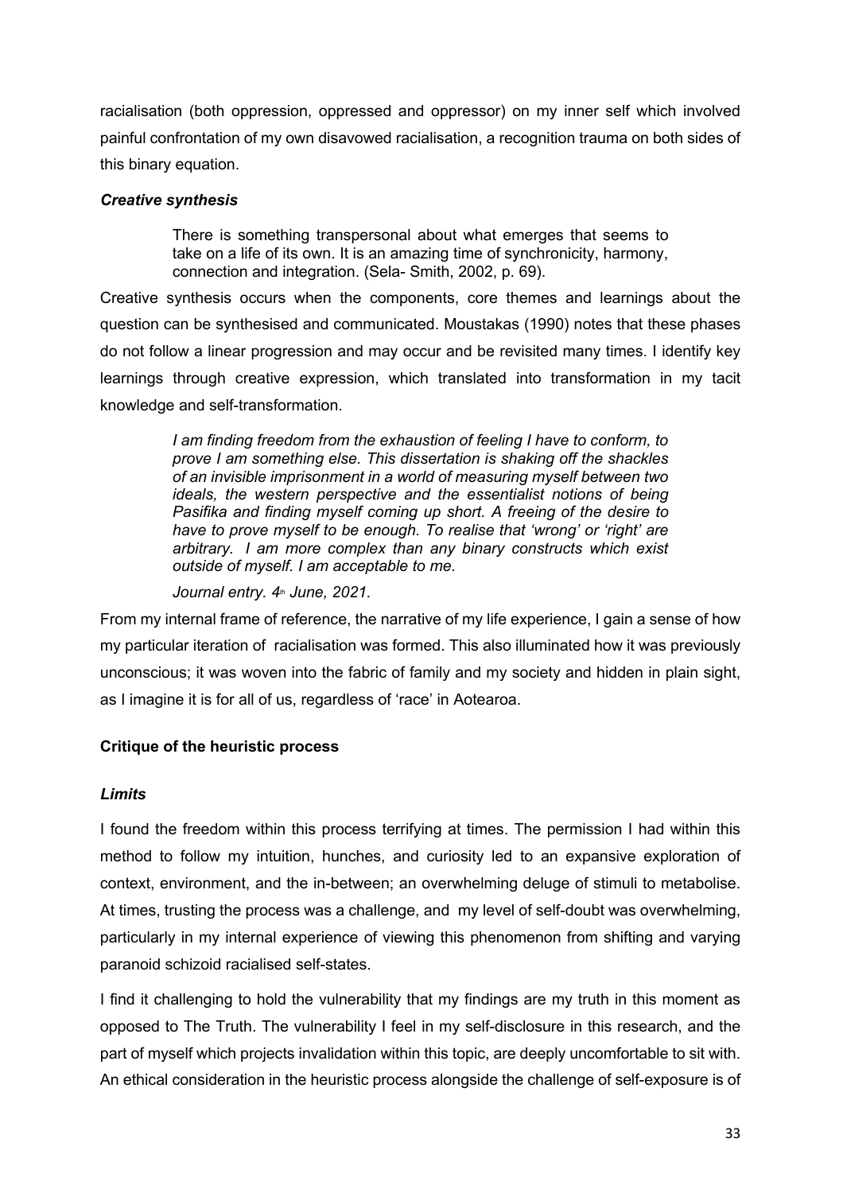racialisation (both oppression, oppressed and oppressor) on my inner self which involved painful confrontation of my own disavowed racialisation, a recognition trauma on both sides of this binary equation.

### *Creative synthesis*

> There is something transpersonal about what emerges that seems to take on a life of its own. It is an amazing time of synchronicity, harmony, connection and integration. (Sela- Smith, 2002, p. 69).

Creative synthesis occurs when the components, core themes and learnings about the question can be synthesised and communicated. Moustakas (1990) notes that these phases do not follow a linear progression and may occur and be revisited many times. I identify key learnings through creative expression, which translated into transformation in my tacit knowledge and self-transformation.

> *I am finding freedom from the exhaustion of feeling I have to conform, to prove I am something else. This dissertation is shaking off the shackles of an invisible imprisonment in a world of measuring myself between two ideals, the western perspective and the essentialist notions of being Pasifika and finding myself coming up short. A freeing of the desire to have to prove myself to be enough. To realise that 'wrong' or 'right' are arbitrary. I am more complex than any binary constructs which exist outside of myself. I am acceptable to me.*
>
> *Journal entry. 4th June, 2021.*

From my internal frame of reference, the narrative of my life experience, I gain a sense of how my particular iteration of racialisation was formed. This also illuminated how it was previously unconscious; it was woven into the fabric of family and my society and hidden in plain sight, as I imagine it is for all of us, regardless of 'race' in Aotearoa.

## **Critique of the heuristic process**

### *Limits*

I found the freedom within this process terrifying at times. The permission I had within this method to follow my intuition, hunches, and curiosity led to an expansive exploration of context, environment, and the in-between; an overwhelming deluge of stimuli to metabolise. At times, trusting the process was a challenge, and my level of self-doubt was overwhelming, particularly in my internal experience of viewing this phenomenon from shifting and varying paranoid schizoid racialised self-states.

I find it challenging to hold the vulnerability that my findings are my truth in this moment as opposed to The Truth. The vulnerability I feel in my self-disclosure in this research, and the part of myself which projects invalidation within this topic, are deeply uncomfortable to sit with. An ethical consideration in the heuristic process alongside the challenge of self-exposure is of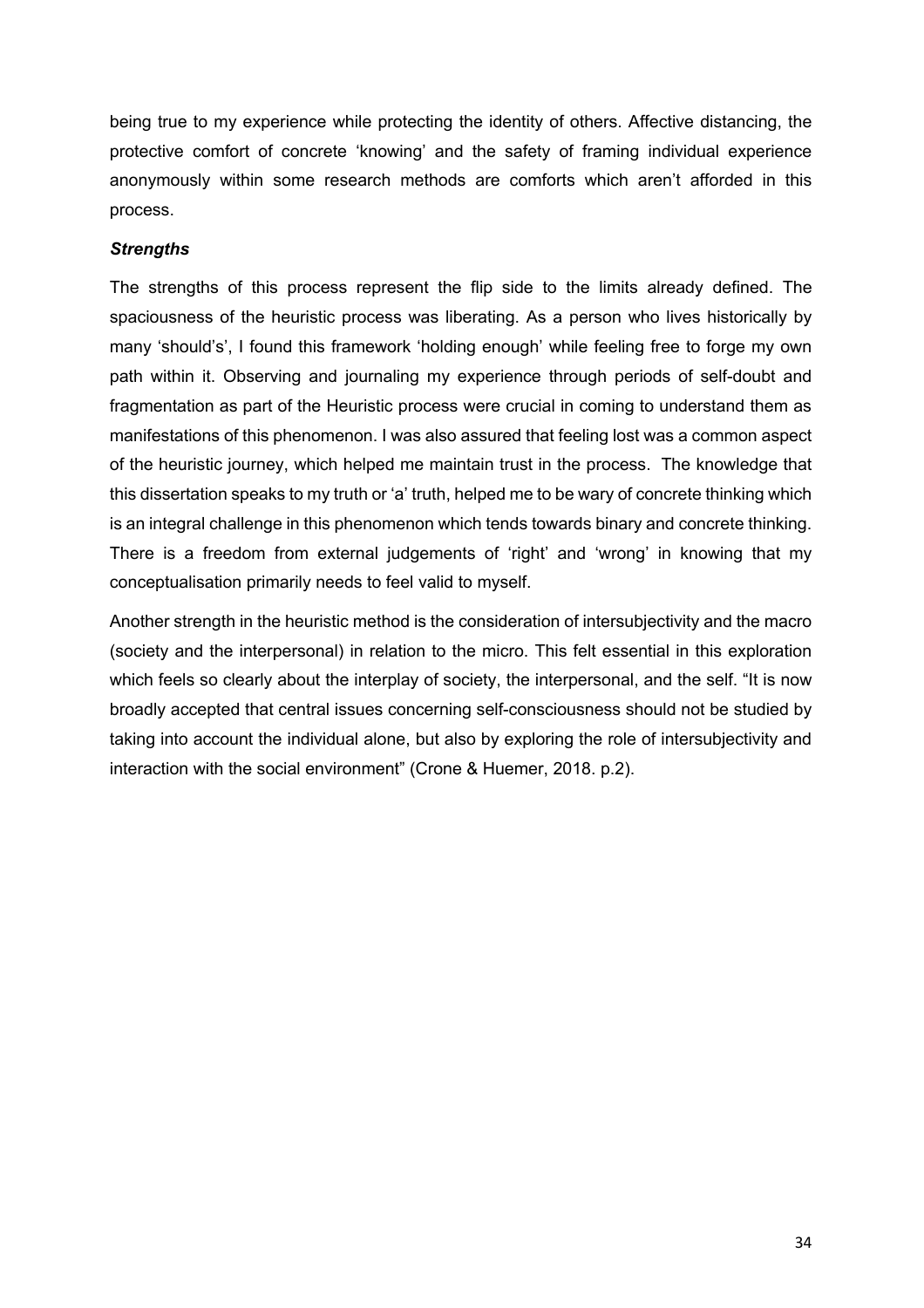being true to my experience while protecting the identity of others. Affective distancing, the protective comfort of concrete 'knowing' and the safety of framing individual experience anonymously within some research methods are comforts which aren't afforded in this process.

***Strengths***

The strengths of this process represent the flip side to the limits already defined. The spaciousness of the heuristic process was liberating. As a person who lives historically by many 'should's', I found this framework 'holding enough' while feeling free to forge my own path within it. Observing and journaling my experience through periods of self-doubt and fragmentation as part of the Heuristic process were crucial in coming to understand them as manifestations of this phenomenon. I was also assured that feeling lost was a common aspect of the heuristic journey, which helped me maintain trust in the process. The knowledge that this dissertation speaks to my truth or 'a' truth, helped me to be wary of concrete thinking which is an integral challenge in this phenomenon which tends towards binary and concrete thinking. There is a freedom from external judgements of 'right' and 'wrong' in knowing that my conceptualisation primarily needs to feel valid to myself.

Another strength in the heuristic method is the consideration of intersubjectivity and the macro (society and the interpersonal) in relation to the micro. This felt essential in this exploration which feels so clearly about the interplay of society, the interpersonal, and the self. "It is now broadly accepted that central issues concerning self-consciousness should not be studied by taking into account the individual alone, but also by exploring the role of intersubjectivity and interaction with the social environment" (Crone & Huemer, 2018. p.2).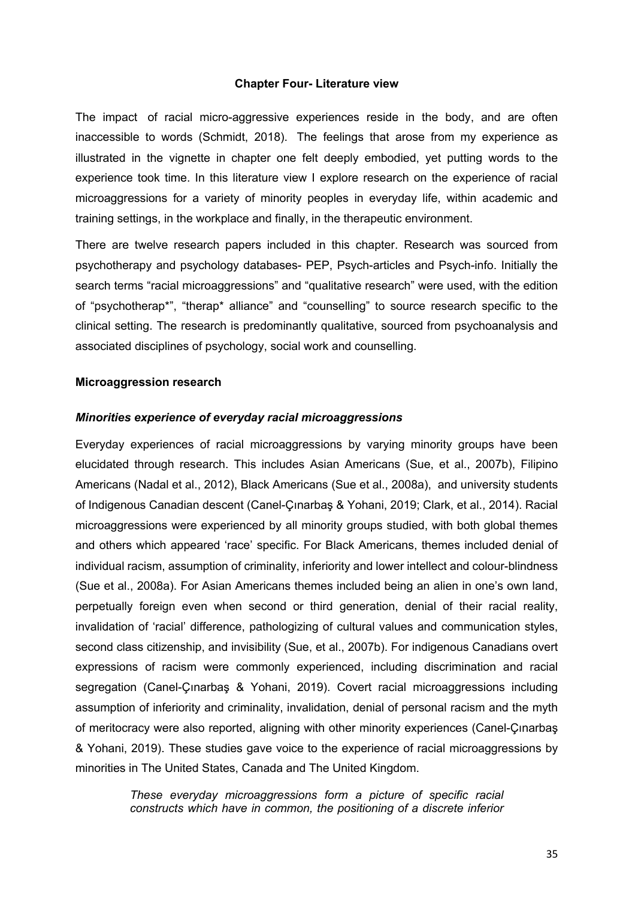## Chapter Four- Literature view

The impact of racial micro-aggressive experiences reside in the body, and are often inaccessible to words (Schmidt, 2018). The feelings that arose from my experience as illustrated in the vignette in chapter one felt deeply embodied, yet putting words to the experience took time. In this literature view I explore research on the experience of racial microaggressions for a variety of minority peoples in everyday life, within academic and training settings, in the workplace and finally, in the therapeutic environment.

There are twelve research papers included in this chapter. Research was sourced from psychotherapy and psychology databases- PEP, Psych-articles and Psych-info. Initially the search terms "racial microaggressions" and "qualitative research" were used, with the edition of "psychotherap*", "therap* alliance" and "counselling" to source research specific to the clinical setting. The research is predominantly qualitative, sourced from psychoanalysis and associated disciplines of psychology, social work and counselling.

### Microaggression research

#### *Minorities experience of everyday racial microaggressions*

Everyday experiences of racial microaggressions by varying minority groups have been elucidated through research. This includes Asian Americans (Sue, et al., 2007b), Filipino Americans (Nadal et al., 2012), Black Americans (Sue et al., 2008a), and university students of Indigenous Canadian descent (Canel-Çınarbaş & Yohani, 2019; Clark, et al., 2014). Racial microaggressions were experienced by all minority groups studied, with both global themes and others which appeared 'race' specific. For Black Americans, themes included denial of individual racism, assumption of criminality, inferiority and lower intellect and colour-blindness (Sue et al., 2008a). For Asian Americans themes included being an alien in one's own land, perpetually foreign even when second or third generation, denial of their racial reality, invalidation of 'racial' difference, pathologizing of cultural values and communication styles, second class citizenship, and invisibility (Sue, et al., 2007b). For indigenous Canadians overt expressions of racism were commonly experienced, including discrimination and racial segregation (Canel-Çınarbaş & Yohani, 2019). Covert racial microaggressions including assumption of inferiority and criminality, invalidation, denial of personal racism and the myth of meritocracy were also reported, aligning with other minority experiences (Canel-Çınarbaş & Yohani, 2019). These studies gave voice to the experience of racial microaggressions by minorities in The United States, Canada and The United Kingdom.

> *These everyday microaggressions form a picture of specific racial constructs which have in common, the positioning of a discrete inferior*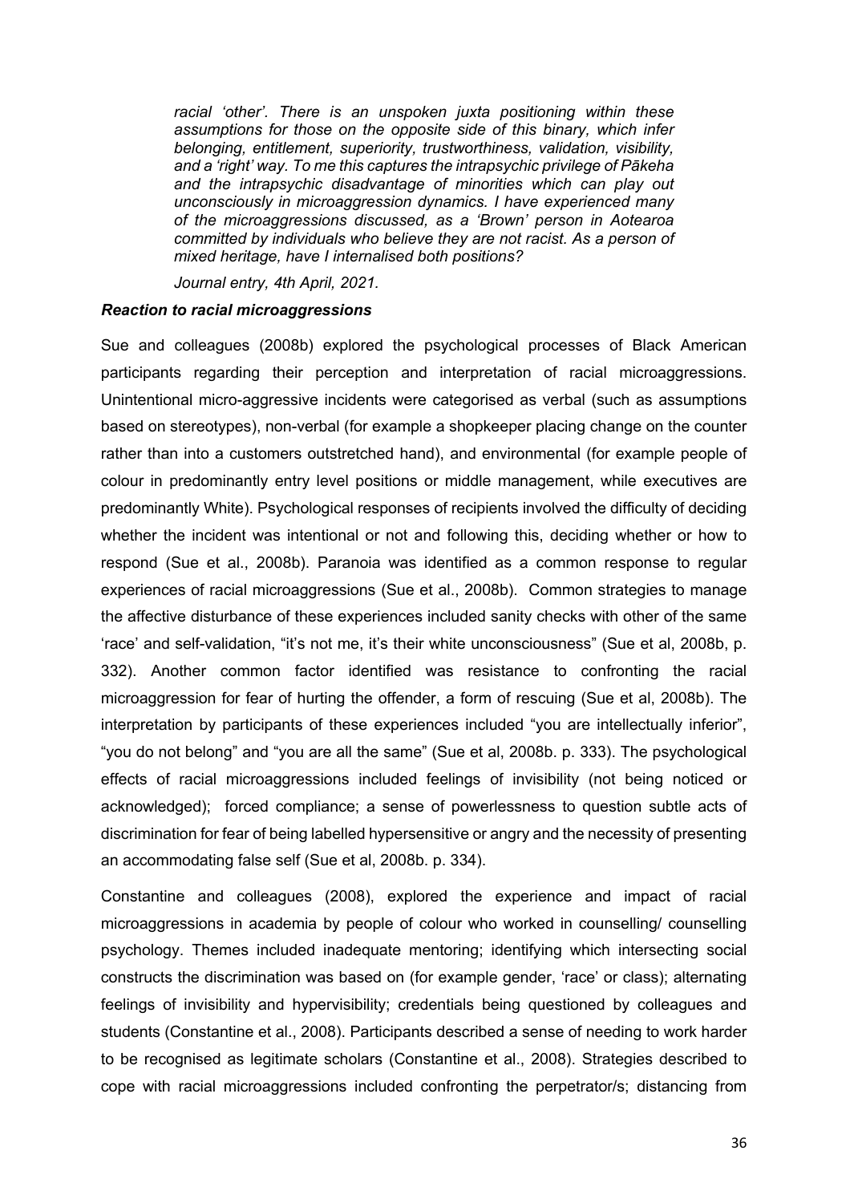*racial 'other'. There is an unspoken juxta positioning within these assumptions for those on the opposite side of this binary, which infer belonging, entitlement, superiority, trustworthiness, validation, visibility, and a 'right' way. To me this captures the intrapsychic privilege of Pākeha and the intrapsychic disadvantage of minorities which can play out unconsciously in microaggression dynamics. I have experienced many of the microaggressions discussed, as a 'Brown' person in Aotearoa committed by individuals who believe they are not racist. As a person of mixed heritage, have I internalised both positions?*

*Journal entry, 4th April, 2021.*

***Reaction to racial microaggressions***

Sue and colleagues (2008b) explored the psychological processes of Black American participants regarding their perception and interpretation of racial microaggressions. Unintentional micro-aggressive incidents were categorised as verbal (such as assumptions based on stereotypes), non-verbal (for example a shopkeeper placing change on the counter rather than into a customers outstretched hand), and environmental (for example people of colour in predominantly entry level positions or middle management, while executives are predominantly White). Psychological responses of recipients involved the difficulty of deciding whether the incident was intentional or not and following this, deciding whether or how to respond (Sue et al., 2008b). Paranoia was identified as a common response to regular experiences of racial microaggressions (Sue et al., 2008b). Common strategies to manage the affective disturbance of these experiences included sanity checks with other of the same 'race' and self-validation, "it's not me, it's their white unconsciousness" (Sue et al, 2008b, p. 332). Another common factor identified was resistance to confronting the racial microaggression for fear of hurting the offender, a form of rescuing (Sue et al, 2008b). The interpretation by participants of these experiences included "you are intellectually inferior", "you do not belong" and "you are all the same" (Sue et al, 2008b. p. 333). The psychological effects of racial microaggressions included feelings of invisibility (not being noticed or acknowledged); forced compliance; a sense of powerlessness to question subtle acts of discrimination for fear of being labelled hypersensitive or angry and the necessity of presenting an accommodating false self (Sue et al, 2008b. p. 334).

Constantine and colleagues (2008), explored the experience and impact of racial microaggressions in academia by people of colour who worked in counselling/ counselling psychology. Themes included inadequate mentoring; identifying which intersecting social constructs the discrimination was based on (for example gender, 'race' or class); alternating feelings of invisibility and hypervisibility; credentials being questioned by colleagues and students (Constantine et al., 2008). Participants described a sense of needing to work harder to be recognised as legitimate scholars (Constantine et al., 2008). Strategies described to cope with racial microaggressions included confronting the perpetrator/s; distancing from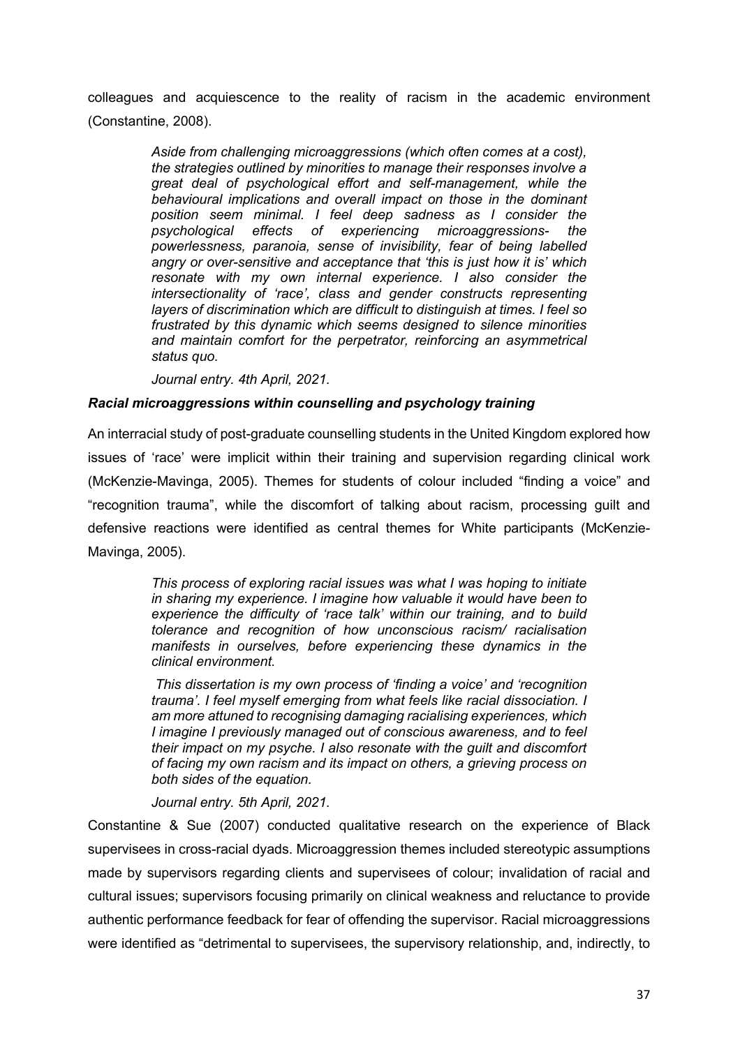colleagues and acquiescence to the reality of racism in the academic environment (Constantine, 2008).

> *Aside from challenging microaggressions (which often comes at a cost), the strategies outlined by minorities to manage their responses involve a great deal of psychological effort and self-management, while the behavioural implications and overall impact on those in the dominant position seem minimal. I feel deep sadness as I consider the psychological effects of experiencing microaggressions- the powerlessness, paranoia, sense of invisibility, fear of being labelled angry or over-sensitive and acceptance that 'this is just how it is' which resonate with my own internal experience. I also consider the intersectionality of 'race', class and gender constructs representing layers of discrimination which are difficult to distinguish at times. I feel so frustrated by this dynamic which seems designed to silence minorities and maintain comfort for the perpetrator, reinforcing an asymmetrical status quo.*
>
> *Journal entry. 4th April, 2021.*

### *Racial microaggressions within counselling and psychology training*

An interracial study of post-graduate counselling students in the United Kingdom explored how issues of 'race' were implicit within their training and supervision regarding clinical work (McKenzie-Mavinga, 2005). Themes for students of colour included "finding a voice" and "recognition trauma", while the discomfort of talking about racism, processing guilt and defensive reactions were identified as central themes for White participants (McKenzie-Mavinga, 2005).

> *This process of exploring racial issues was what I was hoping to initiate in sharing my experience. I imagine how valuable it would have been to experience the difficulty of 'race talk' within our training, and to build tolerance and recognition of how unconscious racism/ racialisation manifests in ourselves, before experiencing these dynamics in the clinical environment.*
>
> *This dissertation is my own process of 'finding a voice' and 'recognition trauma'. I feel myself emerging from what feels like racial dissociation. I am more attuned to recognising damaging racialising experiences, which I imagine I previously managed out of conscious awareness, and to feel their impact on my psyche. I also resonate with the guilt and discomfort of facing my own racism and its impact on others, a grieving process on both sides of the equation.*
>
> *Journal entry. 5th April, 2021.*

Constantine & Sue (2007) conducted qualitative research on the experience of Black supervisees in cross-racial dyads. Microaggression themes included stereotypic assumptions made by supervisors regarding clients and supervisees of colour; invalidation of racial and cultural issues; supervisors focusing primarily on clinical weakness and reluctance to provide authentic performance feedback for fear of offending the supervisor. Racial microaggressions were identified as "detrimental to supervisees, the supervisory relationship, and, indirectly, to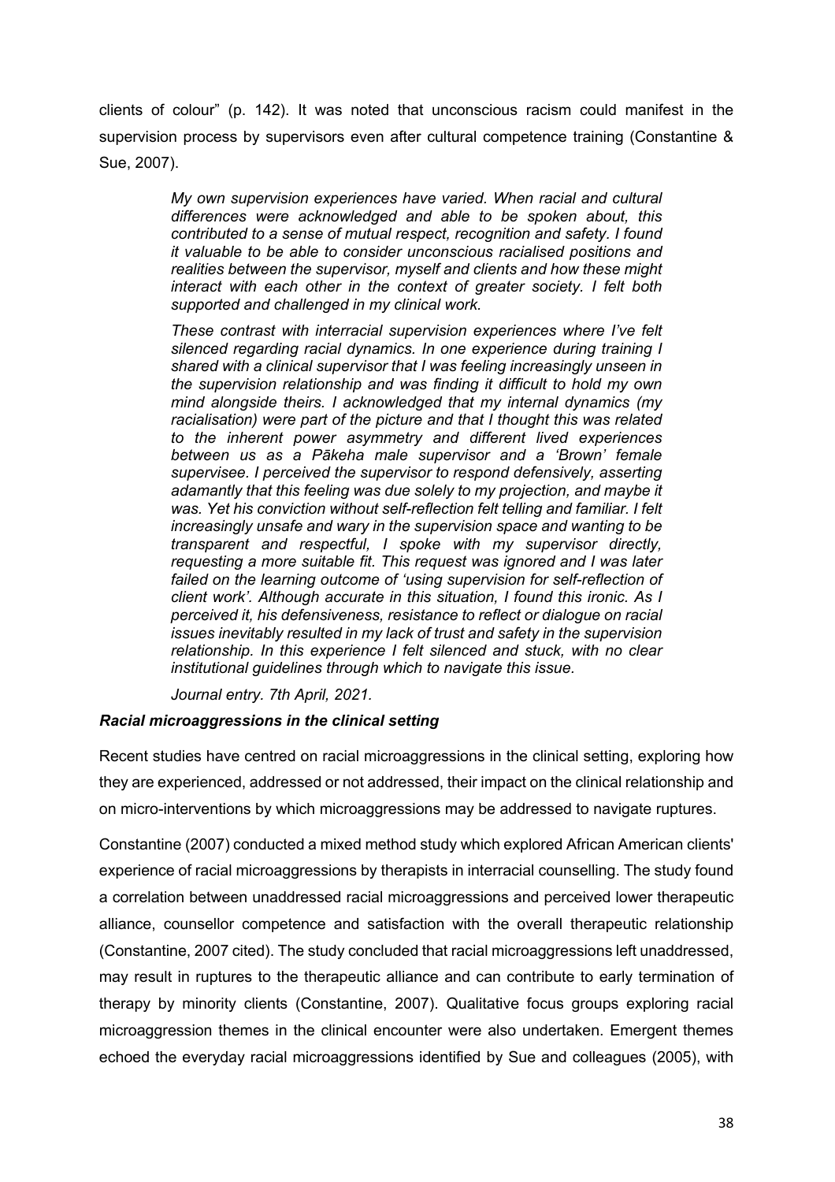clients of colour" (p. 142). It was noted that unconscious racism could manifest in the supervision process by supervisors even after cultural competence training (Constantine & Sue, 2007).

> *My own supervision experiences have varied. When racial and cultural differences were acknowledged and able to be spoken about, this contributed to a sense of mutual respect, recognition and safety. I found it valuable to be able to consider unconscious racialised positions and realities between the supervisor, myself and clients and how these might interact with each other in the context of greater society. I felt both supported and challenged in my clinical work.*
>
> *These contrast with interracial supervision experiences where I've felt silenced regarding racial dynamics. In one experience during training I shared with a clinical supervisor that I was feeling increasingly unseen in the supervision relationship and was finding it difficult to hold my own mind alongside theirs. I acknowledged that my internal dynamics (my racialisation) were part of the picture and that I thought this was related to the inherent power asymmetry and different lived experiences between us as a Pākeha male supervisor and a 'Brown' female supervisee. I perceived the supervisor to respond defensively, asserting adamantly that this feeling was due solely to my projection, and maybe it was. Yet his conviction without self-reflection felt telling and familiar. I felt increasingly unsafe and wary in the supervision space and wanting to be transparent and respectful, I spoke with my supervisor directly, requesting a more suitable fit. This request was ignored and I was later failed on the learning outcome of 'using supervision for self-reflection of client work'. Although accurate in this situation, I found this ironic. As I perceived it, his defensiveness, resistance to reflect or dialogue on racial issues inevitably resulted in my lack of trust and safety in the supervision relationship. In this experience I felt silenced and stuck, with no clear institutional guidelines through which to navigate this issue.*
>
> *Journal entry. 7th April, 2021.*

### *Racial microaggressions in the clinical setting*

Recent studies have centred on racial microaggressions in the clinical setting, exploring how they are experienced, addressed or not addressed, their impact on the clinical relationship and on micro-interventions by which microaggressions may be addressed to navigate ruptures.

Constantine (2007) conducted a mixed method study which explored African American clients' experience of racial microaggressions by therapists in interracial counselling. The study found a correlation between unaddressed racial microaggressions and perceived lower therapeutic alliance, counsellor competence and satisfaction with the overall therapeutic relationship (Constantine, 2007 cited). The study concluded that racial microaggressions left unaddressed, may result in ruptures to the therapeutic alliance and can contribute to early termination of therapy by minority clients (Constantine, 2007). Qualitative focus groups exploring racial microaggression themes in the clinical encounter were also undertaken. Emergent themes echoed the everyday racial microaggressions identified by Sue and colleagues (2005), with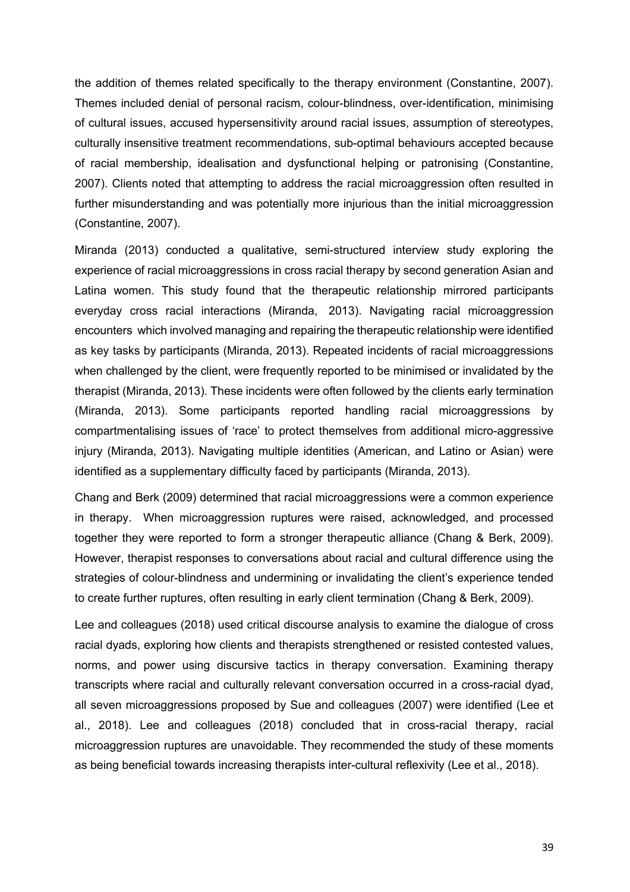the addition of themes related specifically to the therapy environment (Constantine, 2007). Themes included denial of personal racism, colour-blindness, over-identification, minimising of cultural issues, accused hypersensitivity around racial issues, assumption of stereotypes, culturally insensitive treatment recommendations, sub-optimal behaviours accepted because of racial membership, idealisation and dysfunctional helping or patronising (Constantine, 2007). Clients noted that attempting to address the racial microaggression often resulted in further misunderstanding and was potentially more injurious than the initial microaggression (Constantine, 2007).

Miranda (2013) conducted a qualitative, semi-structured interview study exploring the experience of racial microaggressions in cross racial therapy by second generation Asian and Latina women. This study found that the therapeutic relationship mirrored participants everyday cross racial interactions (Miranda, 2013). Navigating racial microaggression encounters which involved managing and repairing the therapeutic relationship were identified as key tasks by participants (Miranda, 2013). Repeated incidents of racial microaggressions when challenged by the client, were frequently reported to be minimised or invalidated by the therapist (Miranda, 2013). These incidents were often followed by the clients early termination (Miranda, 2013). Some participants reported handling racial microaggressions by compartmentalising issues of 'race' to protect themselves from additional micro-aggressive injury (Miranda, 2013). Navigating multiple identities (American, and Latino or Asian) were identified as a supplementary difficulty faced by participants (Miranda, 2013).

Chang and Berk (2009) determined that racial microaggressions were a common experience in therapy. When microaggression ruptures were raised, acknowledged, and processed together they were reported to form a stronger therapeutic alliance (Chang & Berk, 2009). However, therapist responses to conversations about racial and cultural difference using the strategies of colour-blindness and undermining or invalidating the client's experience tended to create further ruptures, often resulting in early client termination (Chang & Berk, 2009).

Lee and colleagues (2018) used critical discourse analysis to examine the dialogue of cross racial dyads, exploring how clients and therapists strengthened or resisted contested values, norms, and power using discursive tactics in therapy conversation. Examining therapy transcripts where racial and culturally relevant conversation occurred in a cross-racial dyad, all seven microaggressions proposed by Sue and colleagues (2007) were identified (Lee et al., 2018). Lee and colleagues (2018) concluded that in cross-racial therapy, racial microaggression ruptures are unavoidable. They recommended the study of these moments as being beneficial towards increasing therapists inter-cultural reflexivity (Lee et al., 2018).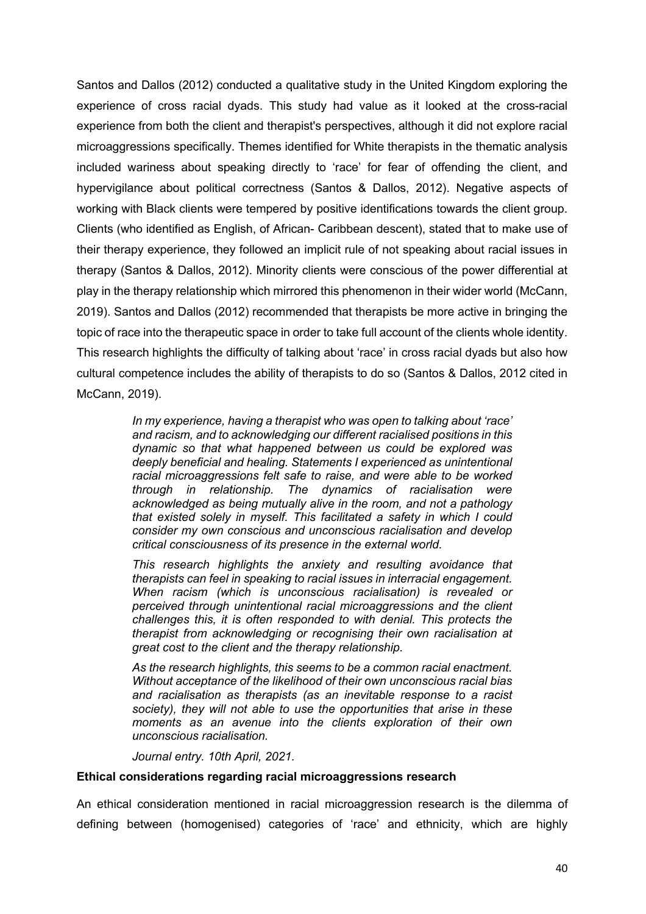Santos and Dallos (2012) conducted a qualitative study in the United Kingdom exploring the experience of cross racial dyads. This study had value as it looked at the cross-racial experience from both the client and therapist's perspectives, although it did not explore racial microaggressions specifically. Themes identified for White therapists in the thematic analysis included wariness about speaking directly to 'race' for fear of offending the client, and hypervigilance about political correctness (Santos & Dallos, 2012). Negative aspects of working with Black clients were tempered by positive identifications towards the client group. Clients (who identified as English, of African- Caribbean descent), stated that to make use of their therapy experience, they followed an implicit rule of not speaking about racial issues in therapy (Santos & Dallos, 2012). Minority clients were conscious of the power differential at play in the therapy relationship which mirrored this phenomenon in their wider world (McCann, 2019). Santos and Dallos (2012) recommended that therapists be more active in bringing the topic of race into the therapeutic space in order to take full account of the clients whole identity. This research highlights the difficulty of talking about 'race' in cross racial dyads but also how cultural competence includes the ability of therapists to do so (Santos & Dallos, 2012 cited in McCann, 2019).

> *In my experience, having a therapist who was open to talking about 'race' and racism, and to acknowledging our different racialised positions in this dynamic so that what happened between us could be explored was deeply beneficial and healing. Statements I experienced as unintentional racial microaggressions felt safe to raise, and were able to be worked through in relationship. The dynamics of racialisation were acknowledged as being mutually alive in the room, and not a pathology that existed solely in myself. This facilitated a safety in which I could consider my own conscious and unconscious racialisation and develop critical consciousness of its presence in the external world.*
>
> *This research highlights the anxiety and resulting avoidance that therapists can feel in speaking to racial issues in interracial engagement. When racism (which is unconscious racialisation) is revealed or perceived through unintentional racial microaggressions and the client challenges this, it is often responded to with denial. This protects the therapist from acknowledging or recognising their own racialisation at great cost to the client and the therapy relationship.*
>
> *As the research highlights, this seems to be a common racial enactment. Without acceptance of the likelihood of their own unconscious racial bias and racialisation as therapists (as an inevitable response to a racist society), they will not able to use the opportunities that arise in these moments as an avenue into the clients exploration of their own unconscious racialisation.*
>
> *Journal entry. 10th April, 2021.*

**Ethical considerations regarding racial microaggressions research**

An ethical consideration mentioned in racial microaggression research is the dilemma of defining between (homogenised) categories of 'race' and ethnicity, which are highly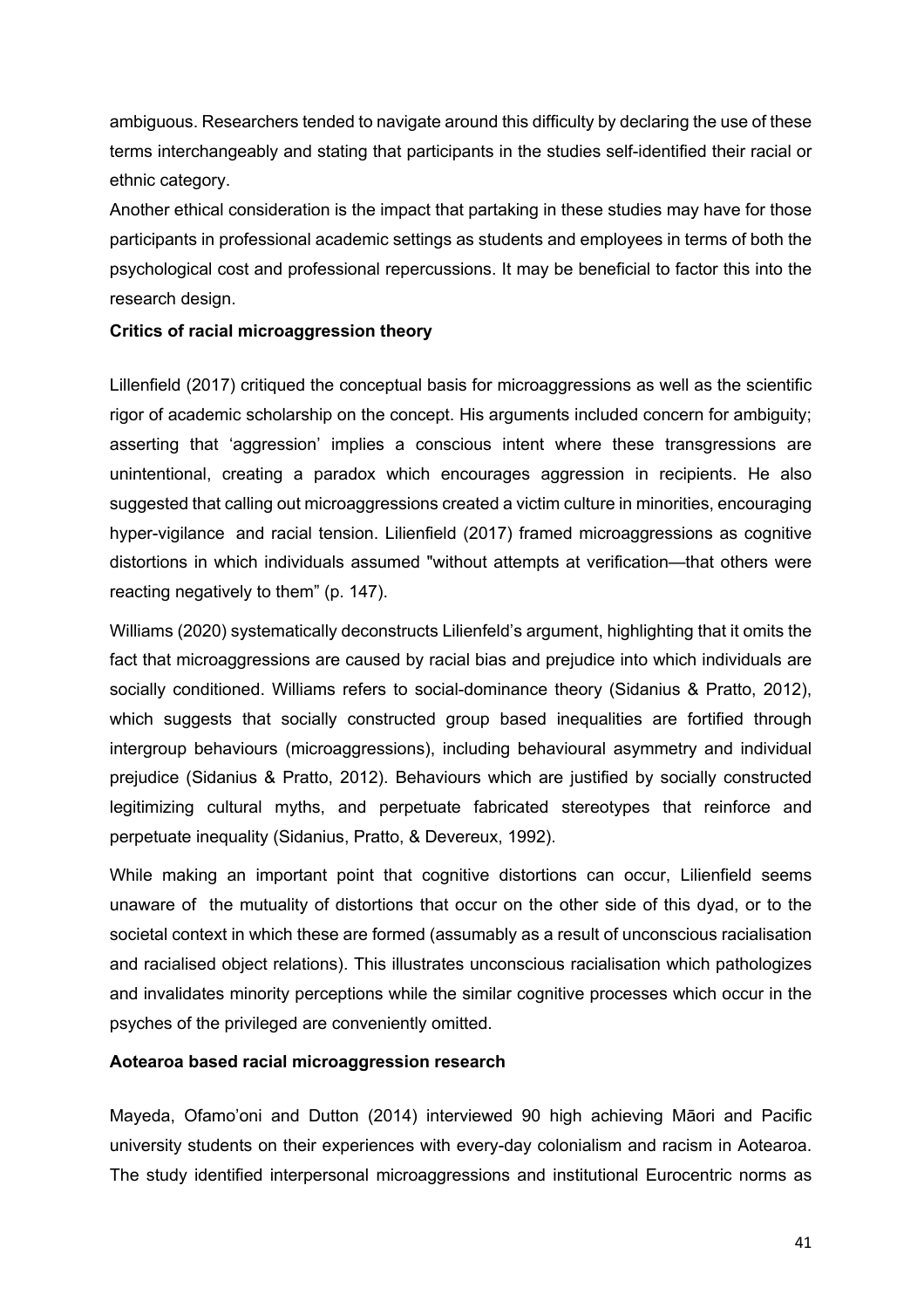ambiguous. Researchers tended to navigate around this difficulty by declaring the use of these terms interchangeably and stating that participants in the studies self-identified their racial or ethnic category.

Another ethical consideration is the impact that partaking in these studies may have for those participants in professional academic settings as students and employees in terms of both the psychological cost and professional repercussions. It may be beneficial to factor this into the research design.

**Critics of racial microaggression theory**

Lillenfield (2017) critiqued the conceptual basis for microaggressions as well as the scientific rigor of academic scholarship on the concept. His arguments included concern for ambiguity; asserting that 'aggression' implies a conscious intent where these transgressions are unintentional, creating a paradox which encourages aggression in recipients. He also suggested that calling out microaggressions created a victim culture in minorities, encouraging hyper-vigilance and racial tension. Lilienfield (2017) framed microaggressions as cognitive distortions in which individuals assumed "without attempts at verification—that others were reacting negatively to them" (p. 147).

Williams (2020) systematically deconstructs Lilienfeld's argument, highlighting that it omits the fact that microaggressions are caused by racial bias and prejudice into which individuals are socially conditioned. Williams refers to social-dominance theory (Sidanius & Pratto, 2012), which suggests that socially constructed group based inequalities are fortified through intergroup behaviours (microaggressions), including behavioural asymmetry and individual prejudice (Sidanius & Pratto, 2012). Behaviours which are justified by socially constructed legitimizing cultural myths, and perpetuate fabricated stereotypes that reinforce and perpetuate inequality (Sidanius, Pratto, & Devereux, 1992).

While making an important point that cognitive distortions can occur, Lilienfeld seems unaware of the mutuality of distortions that occur on the other side of this dyad, or to the societal context in which these are formed (assumably as a result of unconscious racialisation and racialised object relations). This illustrates unconscious racialisation which pathologizes and invalidates minority perceptions while the similar cognitive processes which occur in the psyches of the privileged are conveniently omitted.

**Aotearoa based racial microaggression research**

Mayeda, Ofamo'oni and Dutton (2014) interviewed 90 high achieving Māori and Pacific university students on their experiences with every-day colonialism and racism in Aotearoa. The study identified interpersonal microaggressions and institutional Eurocentric norms as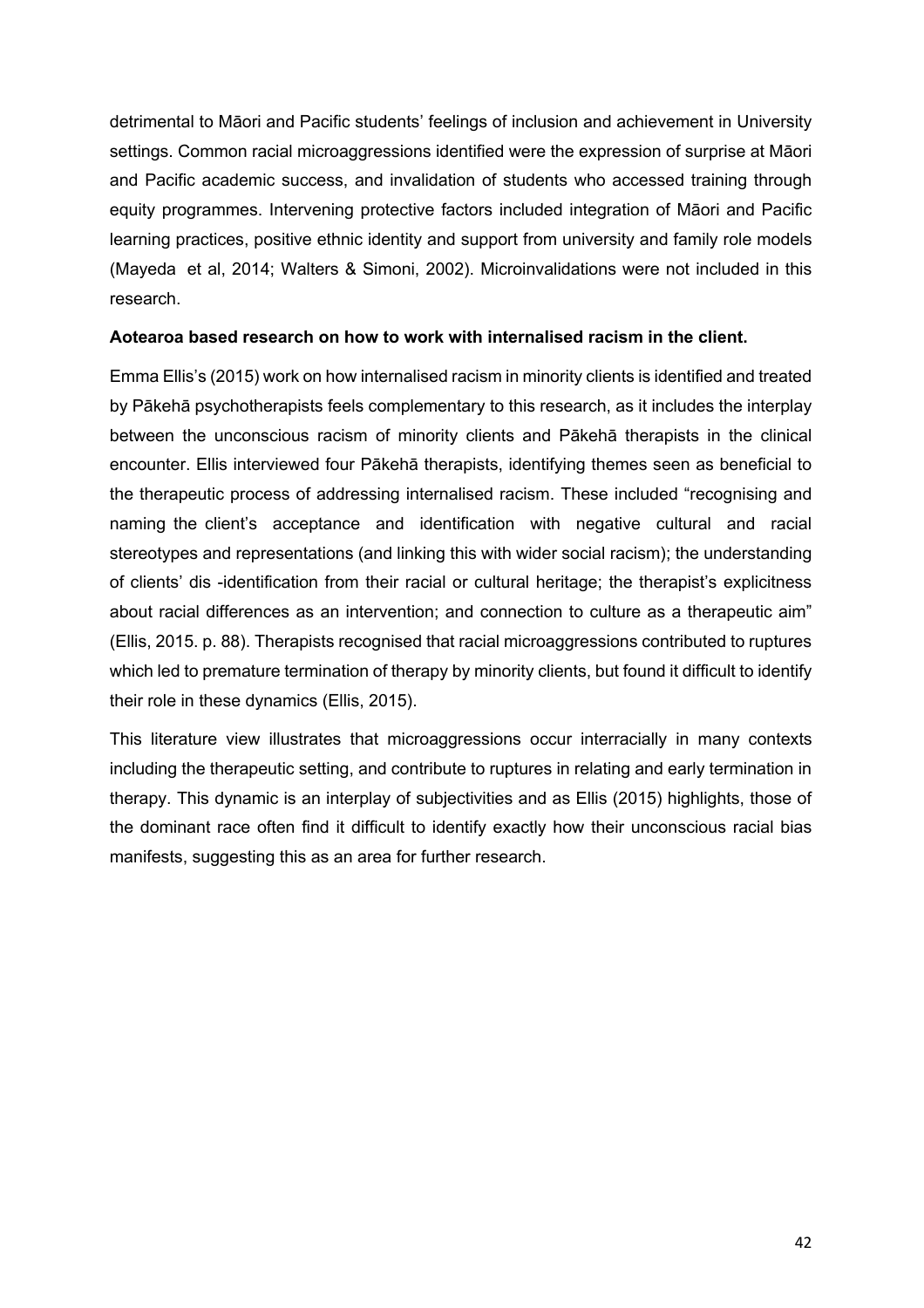detrimental to Māori and Pacific students' feelings of inclusion and achievement in University settings. Common racial microaggressions identified were the expression of surprise at Māori and Pacific academic success, and invalidation of students who accessed training through equity programmes. Intervening protective factors included integration of Māori and Pacific learning practices, positive ethnic identity and support from university and family role models (Mayeda et al, 2014; Walters & Simoni, 2002). Microinvalidations were not included in this research.

**Aotearoa based research on how to work with internalised racism in the client.**

Emma Ellis's (2015) work on how internalised racism in minority clients is identified and treated by Pākehā psychotherapists feels complementary to this research, as it includes the interplay between the unconscious racism of minority clients and Pākehā therapists in the clinical encounter. Ellis interviewed four Pākehā therapists, identifying themes seen as beneficial to the therapeutic process of addressing internalised racism. These included "recognising and naming the client's acceptance and identification with negative cultural and racial stereotypes and representations (and linking this with wider social racism); the understanding of clients' dis -identification from their racial or cultural heritage; the therapist's explicitness about racial differences as an intervention; and connection to culture as a therapeutic aim" (Ellis, 2015. p. 88). Therapists recognised that racial microaggressions contributed to ruptures which led to premature termination of therapy by minority clients, but found it difficult to identify their role in these dynamics (Ellis, 2015).

This literature view illustrates that microaggressions occur interracially in many contexts including the therapeutic setting, and contribute to ruptures in relating and early termination in therapy. This dynamic is an interplay of subjectivities and as Ellis (2015) highlights, those of the dominant race often find it difficult to identify exactly how their unconscious racial bias manifests, suggesting this as an area for further research.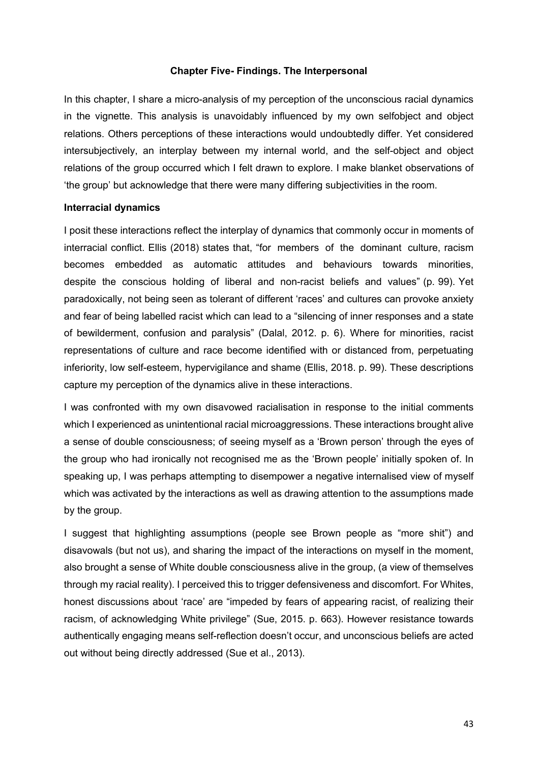## Chapter Five- Findings. The Interpersonal

In this chapter, I share a micro-analysis of my perception of the unconscious racial dynamics in the vignette. This analysis is unavoidably influenced by my own selfobject and object relations. Others perceptions of these interactions would undoubtedly differ. Yet considered intersubjectively, an interplay between my internal world, and the self-object and object relations of the group occurred which I felt drawn to explore. I make blanket observations of 'the group' but acknowledge that there were many differing subjectivities in the room.

### Interracial dynamics

I posit these interactions reflect the interplay of dynamics that commonly occur in moments of interracial conflict. Ellis (2018) states that, "for members of the dominant culture, racism becomes embedded as automatic attitudes and behaviours towards minorities, despite the conscious holding of liberal and non-racist beliefs and values" (p. 99). Yet paradoxically, not being seen as tolerant of different 'races' and cultures can provoke anxiety and fear of being labelled racist which can lead to a "silencing of inner responses and a state of bewilderment, confusion and paralysis" (Dalal, 2012. p. 6). Where for minorities, racist representations of culture and race become identified with or distanced from, perpetuating inferiority, low self-esteem, hypervigilance and shame (Ellis, 2018. p. 99). These descriptions capture my perception of the dynamics alive in these interactions.

I was confronted with my own disavowed racialisation in response to the initial comments which I experienced as unintentional racial microaggressions. These interactions brought alive a sense of double consciousness; of seeing myself as a 'Brown person' through the eyes of the group who had ironically not recognised me as the 'Brown people' initially spoken of. In speaking up, I was perhaps attempting to disempower a negative internalised view of myself which was activated by the interactions as well as drawing attention to the assumptions made by the group.

I suggest that highlighting assumptions (people see Brown people as "more shit") and disavowals (but not us), and sharing the impact of the interactions on myself in the moment, also brought a sense of White double consciousness alive in the group, (a view of themselves through my racial reality). I perceived this to trigger defensiveness and discomfort. For Whites, honest discussions about 'race' are "impeded by fears of appearing racist, of realizing their racism, of acknowledging White privilege" (Sue, 2015. p. 663). However resistance towards authentically engaging means self-reflection doesn't occur, and unconscious beliefs are acted out without being directly addressed (Sue et al., 2013).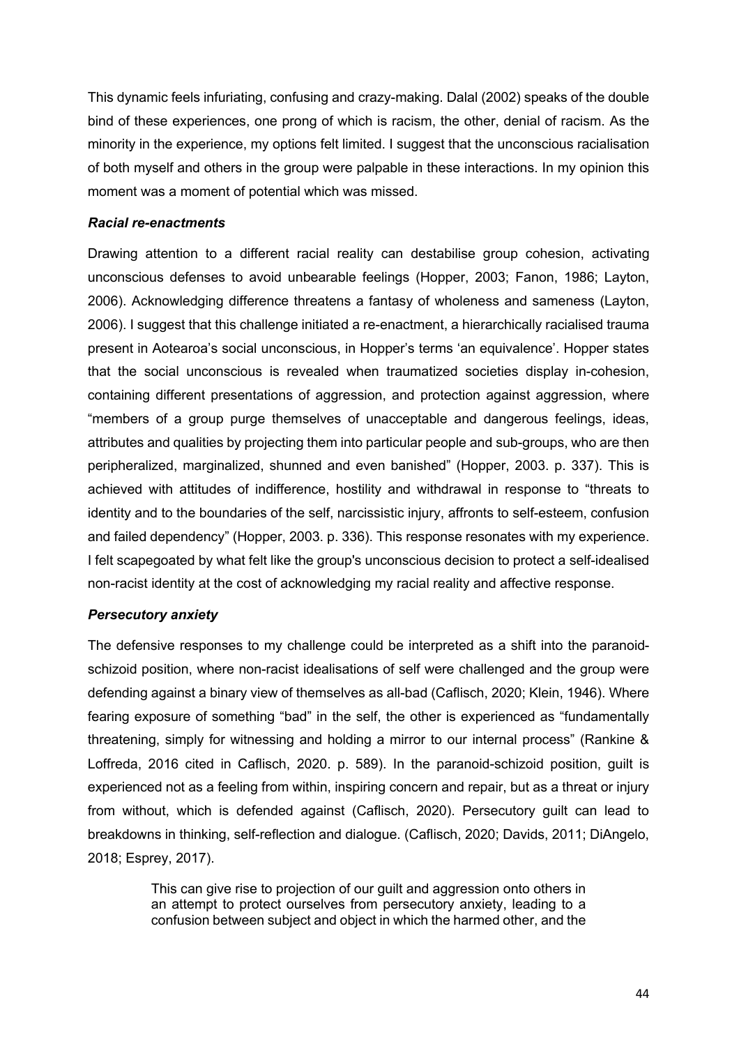This dynamic feels infuriating, confusing and crazy-making. Dalal (2002) speaks of the double bind of these experiences, one prong of which is racism, the other, denial of racism. As the minority in the experience, my options felt limited. I suggest that the unconscious racialisation of both myself and others in the group were palpable in these interactions. In my opinion this moment was a moment of potential which was missed.

### *Racial re-enactments*

Drawing attention to a different racial reality can destabilise group cohesion, activating unconscious defenses to avoid unbearable feelings (Hopper, 2003; Fanon, 1986; Layton, 2006). Acknowledging difference threatens a fantasy of wholeness and sameness (Layton, 2006). I suggest that this challenge initiated a re-enactment, a hierarchically racialised trauma present in Aotearoa's social unconscious, in Hopper's terms 'an equivalence'. Hopper states that the social unconscious is revealed when traumatized societies display in-cohesion, containing different presentations of aggression, and protection against aggression, where "members of a group purge themselves of unacceptable and dangerous feelings, ideas, attributes and qualities by projecting them into particular people and sub-groups, who are then peripheralized, marginalized, shunned and even banished" (Hopper, 2003. p. 337). This is achieved with attitudes of indifference, hostility and withdrawal in response to "threats to identity and to the boundaries of the self, narcissistic injury, affronts to self-esteem, confusion and failed dependency" (Hopper, 2003. p. 336). This response resonates with my experience. I felt scapegoated by what felt like the group's unconscious decision to protect a self-idealised non-racist identity at the cost of acknowledging my racial reality and affective response.

### *Persecutory anxiety*

The defensive responses to my challenge could be interpreted as a shift into the paranoid-schizoid position, where non-racist idealisations of self were challenged and the group were defending against a binary view of themselves as all-bad (Caflisch, 2020; Klein, 1946). Where fearing exposure of something "bad" in the self, the other is experienced as "fundamentally threatening, simply for witnessing and holding a mirror to our internal process" (Rankine & Loffreda, 2016 cited in Caflisch, 2020. p. 589). In the paranoid-schizoid position, guilt is experienced not as a feeling from within, inspiring concern and repair, but as a threat or injury from without, which is defended against (Caflisch, 2020). Persecutory guilt can lead to breakdowns in thinking, self-reflection and dialogue. (Caflisch, 2020; Davids, 2011; DiAngelo, 2018; Esprey, 2017).

> This can give rise to projection of our guilt and aggression onto others in an attempt to protect ourselves from persecutory anxiety, leading to a confusion between subject and object in which the harmed other, and the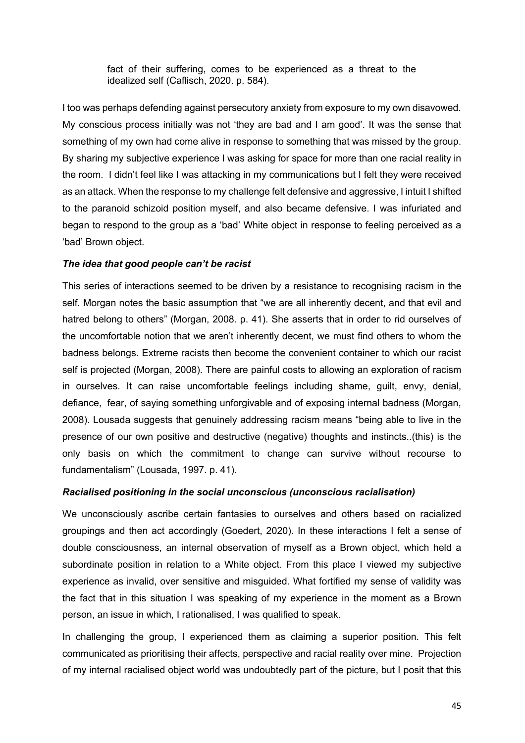> fact of their suffering, comes to be experienced as a threat to the idealized self (Caflisch, 2020. p. 584).

I too was perhaps defending against persecutory anxiety from exposure to my own disavowed. My conscious process initially was not 'they are bad and I am good'. It was the sense that something of my own had come alive in response to something that was missed by the group. By sharing my subjective experience I was asking for space for more than one racial reality in the room. I didn't feel like I was attacking in my communications but I felt they were received as an attack. When the response to my challenge felt defensive and aggressive, I intuit I shifted to the paranoid schizoid position myself, and also became defensive. I was infuriated and began to respond to the group as a 'bad' White object in response to feeling perceived as a 'bad' Brown object.

***The idea that good people can't be racist***

This series of interactions seemed to be driven by a resistance to recognising racism in the self. Morgan notes the basic assumption that "we are all inherently decent, and that evil and hatred belong to others" (Morgan, 2008. p. 41). She asserts that in order to rid ourselves of the uncomfortable notion that we aren't inherently decent, we must find others to whom the badness belongs. Extreme racists then become the convenient container to which our racist self is projected (Morgan, 2008). There are painful costs to allowing an exploration of racism in ourselves. It can raise uncomfortable feelings including shame, guilt, envy, denial, defiance, fear, of saying something unforgivable and of exposing internal badness (Morgan, 2008). Lousada suggests that genuinely addressing racism means "being able to live in the presence of our own positive and destructive (negative) thoughts and instincts..(this) is the only basis on which the commitment to change can survive without recourse to fundamentalism" (Lousada, 1997. p. 41).

***Racialised positioning in the social unconscious (unconscious racialisation)***

We unconsciously ascribe certain fantasies to ourselves and others based on racialized groupings and then act accordingly (Goedert, 2020). In these interactions I felt a sense of double consciousness, an internal observation of myself as a Brown object, which held a subordinate position in relation to a White object. From this place I viewed my subjective experience as invalid, over sensitive and misguided. What fortified my sense of validity was the fact that in this situation I was speaking of my experience in the moment as a Brown person, an issue in which, I rationalised, I was qualified to speak.

In challenging the group, I experienced them as claiming a superior position. This felt communicated as prioritising their affects, perspective and racial reality over mine. Projection of my internal racialised object world was undoubtedly part of the picture, but I posit that this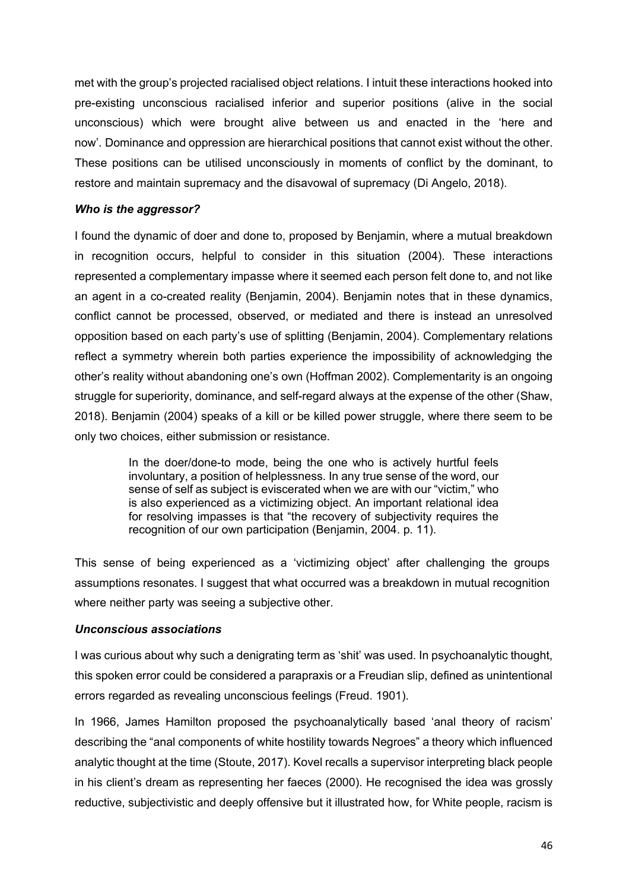met with the group's projected racialised object relations. I intuit these interactions hooked into pre-existing unconscious racialised inferior and superior positions (alive in the social unconscious) which were brought alive between us and enacted in the 'here and now'. Dominance and oppression are hierarchical positions that cannot exist without the other. These positions can be utilised unconsciously in moments of conflict by the dominant, to restore and maintain supremacy and the disavowal of supremacy (Di Angelo, 2018).

### *Who is the aggressor?*

I found the dynamic of doer and done to, proposed by Benjamin, where a mutual breakdown in recognition occurs, helpful to consider in this situation (2004). These interactions represented a complementary impasse where it seemed each person felt done to, and not like an agent in a co-created reality (Benjamin, 2004). Benjamin notes that in these dynamics, conflict cannot be processed, observed, or mediated and there is instead an unresolved opposition based on each party's use of splitting (Benjamin, 2004). Complementary relations reflect a symmetry wherein both parties experience the impossibility of acknowledging the other's reality without abandoning one's own (Hoffman 2002). Complementarity is an ongoing struggle for superiority, dominance, and self-regard always at the expense of the other (Shaw, 2018). Benjamin (2004) speaks of a kill or be killed power struggle, where there seem to be only two choices, either submission or resistance.

> In the doer/done-to mode, being the one who is actively hurtful feels involuntary, a position of helplessness. In any true sense of the word, our sense of self as subject is eviscerated when we are with our "victim," who is also experienced as a victimizing object. An important relational idea for resolving impasses is that "the recovery of subjectivity requires the recognition of our own participation (Benjamin, 2004. p. 11).

This sense of being experienced as a 'victimizing object' after challenging the groups assumptions resonates. I suggest that what occurred was a breakdown in mutual recognition where neither party was seeing a subjective other.

### *Unconscious associations*

I was curious about why such a denigrating term as 'shit' was used. In psychoanalytic thought, this spoken error could be considered a parapraxis or a Freudian slip, defined as unintentional errors regarded as revealing unconscious feelings (Freud. 1901).

In 1966, James Hamilton proposed the psychoanalytically based 'anal theory of racism' describing the "anal components of white hostility towards Negroes" a theory which influenced analytic thought at the time (Stoute, 2017). Kovel recalls a supervisor interpreting black people in his client's dream as representing her faeces (2000). He recognised the idea was grossly reductive, subjectivistic and deeply offensive but it illustrated how, for White people, racism is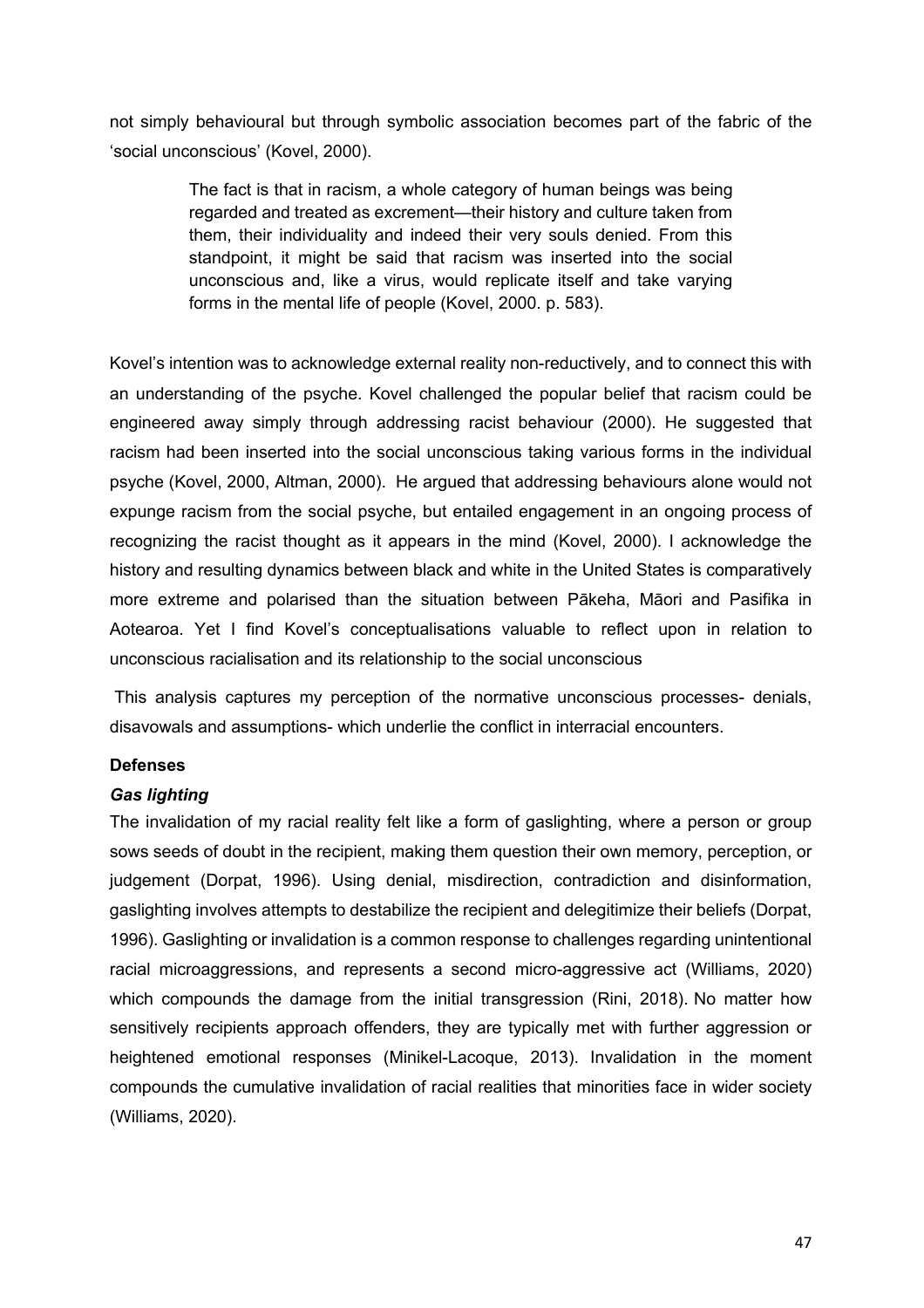not simply behavioural but through symbolic association becomes part of the fabric of the 'social unconscious' (Kovel, 2000).

> The fact is that in racism, a whole category of human beings was being regarded and treated as excrement—their history and culture taken from them, their individuality and indeed their very souls denied. From this standpoint, it might be said that racism was inserted into the social unconscious and, like a virus, would replicate itself and take varying forms in the mental life of people (Kovel, 2000. p. 583).

Kovel's intention was to acknowledge external reality non-reductively, and to connect this with an understanding of the psyche. Kovel challenged the popular belief that racism could be engineered away simply through addressing racist behaviour (2000). He suggested that racism had been inserted into the social unconscious taking various forms in the individual psyche (Kovel, 2000, Altman, 2000). He argued that addressing behaviours alone would not expunge racism from the social psyche, but entailed engagement in an ongoing process of recognizing the racist thought as it appears in the mind (Kovel, 2000). I acknowledge the history and resulting dynamics between black and white in the United States is comparatively more extreme and polarised than the situation between Pākeha, Māori and Pasifika in Aotearoa. Yet I find Kovel's conceptualisations valuable to reflect upon in relation to unconscious racialisation and its relationship to the social unconscious

This analysis captures my perception of the normative unconscious processes- denials, disavowals and assumptions- which underlie the conflict in interracial encounters.

**Defenses**

***Gas lighting***

The invalidation of my racial reality felt like a form of gaslighting, where a person or group sows seeds of doubt in the recipient, making them question their own memory, perception, or judgement (Dorpat, 1996). Using denial, misdirection, contradiction and disinformation, gaslighting involves attempts to destabilize the recipient and delegitimize their beliefs (Dorpat, 1996). Gaslighting or invalidation is a common response to challenges regarding unintentional racial microaggressions, and represents a second micro-aggressive act (Williams, 2020) which compounds the damage from the initial transgression (Rini, 2018). No matter how sensitively recipients approach offenders, they are typically met with further aggression or heightened emotional responses (Minikel-Lacoque, 2013). Invalidation in the moment compounds the cumulative invalidation of racial realities that minorities face in wider society (Williams, 2020).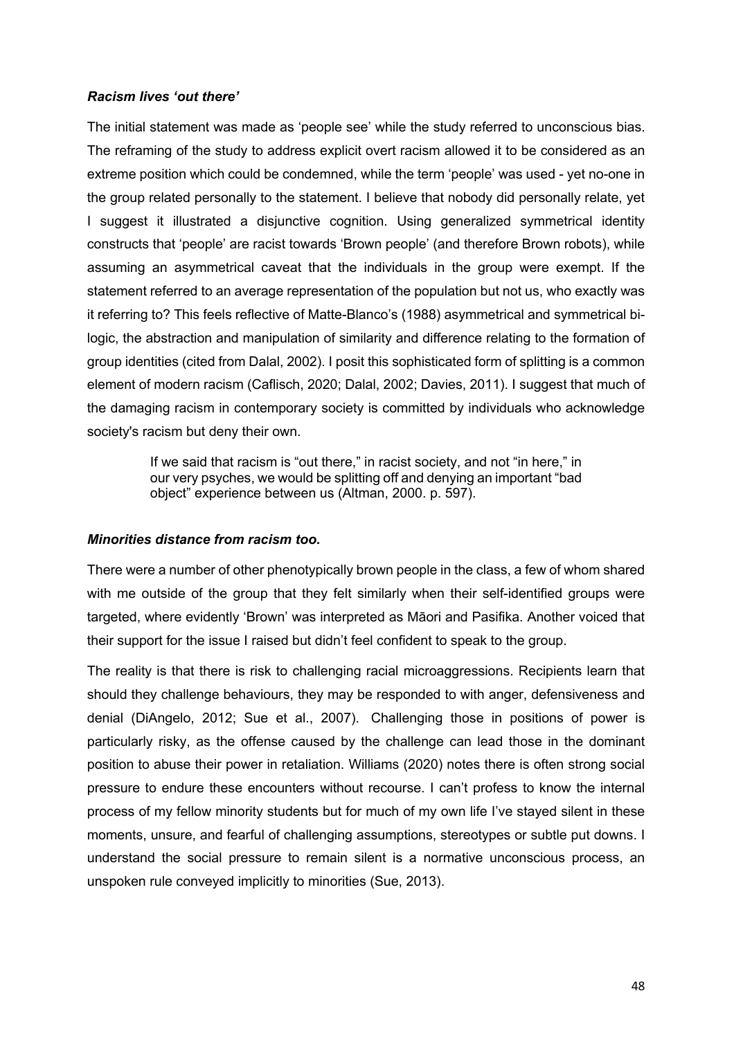### *Racism lives 'out there'*

The initial statement was made as 'people see' while the study referred to unconscious bias. The reframing of the study to address explicit overt racism allowed it to be considered as an extreme position which could be condemned, while the term 'people' was used - yet no-one in the group related personally to the statement. I believe that nobody did personally relate, yet I suggest it illustrated a disjunctive cognition. Using generalized symmetrical identity constructs that 'people' are racist towards 'Brown people' (and therefore Brown robots), while assuming an asymmetrical caveat that the individuals in the group were exempt. If the statement referred to an average representation of the population but not us, who exactly was it referring to? This feels reflective of Matte-Blanco's (1988) asymmetrical and symmetrical bi-logic, the abstraction and manipulation of similarity and difference relating to the formation of group identities (cited from Dalal, 2002). I posit this sophisticated form of splitting is a common element of modern racism (Caflisch, 2020; Dalal, 2002; Davies, 2011). I suggest that much of the damaging racism in contemporary society is committed by individuals who acknowledge society's racism but deny their own.

> If we said that racism is "out there," in racist society, and not "in here," in our very psyches, we would be splitting off and denying an important "bad object" experience between us (Altman, 2000. p. 597).

### *Minorities distance from racism too.*

There were a number of other phenotypically brown people in the class, a few of whom shared with me outside of the group that they felt similarly when their self-identified groups were targeted, where evidently 'Brown' was interpreted as Māori and Pasifika. Another voiced that their support for the issue I raised but didn't feel confident to speak to the group.

The reality is that there is risk to challenging racial microaggressions. Recipients learn that should they challenge behaviours, they may be responded to with anger, defensiveness and denial (DiAngelo, 2012; Sue et al., 2007). Challenging those in positions of power is particularly risky, as the offense caused by the challenge can lead those in the dominant position to abuse their power in retaliation. Williams (2020) notes there is often strong social pressure to endure these encounters without recourse. I can't profess to know the internal process of my fellow minority students but for much of my own life I've stayed silent in these moments, unsure, and fearful of challenging assumptions, stereotypes or subtle put downs. I understand the social pressure to remain silent is a normative unconscious process, an unspoken rule conveyed implicitly to minorities (Sue, 2013).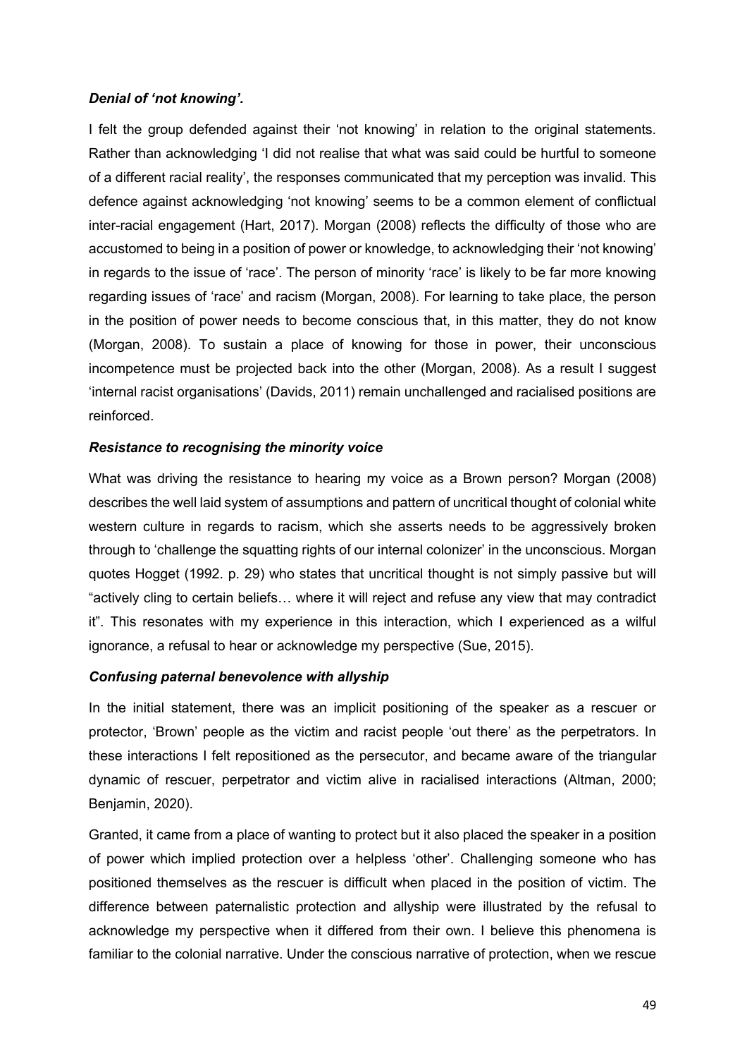### *Denial of 'not knowing'.*

I felt the group defended against their 'not knowing' in relation to the original statements. Rather than acknowledging 'I did not realise that what was said could be hurtful to someone of a different racial reality', the responses communicated that my perception was invalid. This defence against acknowledging 'not knowing' seems to be a common element of conflictual inter-racial engagement (Hart, 2017). Morgan (2008) reflects the difficulty of those who are accustomed to being in a position of power or knowledge, to acknowledging their 'not knowing' in regards to the issue of 'race'. The person of minority 'race' is likely to be far more knowing regarding issues of 'race' and racism (Morgan, 2008). For learning to take place, the person in the position of power needs to become conscious that, in this matter, they do not know (Morgan, 2008). To sustain a place of knowing for those in power, their unconscious incompetence must be projected back into the other (Morgan, 2008). As a result I suggest 'internal racist organisations' (Davids, 2011) remain unchallenged and racialised positions are reinforced.

### *Resistance to recognising the minority voice*

What was driving the resistance to hearing my voice as a Brown person? Morgan (2008) describes the well laid system of assumptions and pattern of uncritical thought of colonial white western culture in regards to racism, which she asserts needs to be aggressively broken through to 'challenge the squatting rights of our internal colonizer' in the unconscious. Morgan quotes Hogget (1992. p. 29) who states that uncritical thought is not simply passive but will "actively cling to certain beliefs… where it will reject and refuse any view that may contradict it". This resonates with my experience in this interaction, which I experienced as a wilful ignorance, a refusal to hear or acknowledge my perspective (Sue, 2015).

### *Confusing paternal benevolence with allyship*

In the initial statement, there was an implicit positioning of the speaker as a rescuer or protector, 'Brown' people as the victim and racist people 'out there' as the perpetrators. In these interactions I felt repositioned as the persecutor, and became aware of the triangular dynamic of rescuer, perpetrator and victim alive in racialised interactions (Altman, 2000; Benjamin, 2020).

Granted, it came from a place of wanting to protect but it also placed the speaker in a position of power which implied protection over a helpless 'other'. Challenging someone who has positioned themselves as the rescuer is difficult when placed in the position of victim. The difference between paternalistic protection and allyship were illustrated by the refusal to acknowledge my perspective when it differed from their own. I believe this phenomena is familiar to the colonial narrative. Under the conscious narrative of protection, when we rescue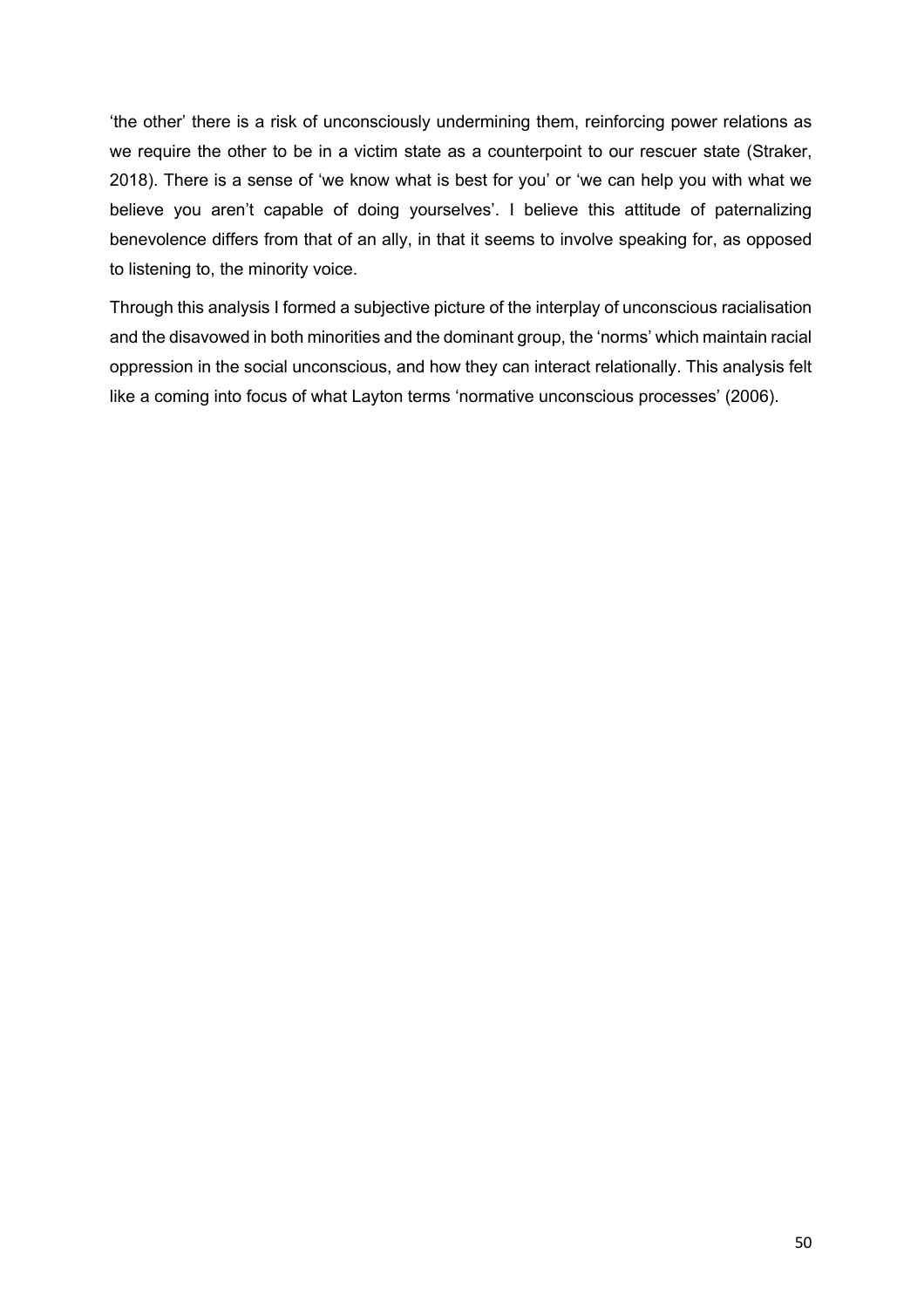'the other' there is a risk of unconsciously undermining them, reinforcing power relations as we require the other to be in a victim state as a counterpoint to our rescuer state (Straker, 2018). There is a sense of 'we know what is best for you' or 'we can help you with what we believe you aren't capable of doing yourselves'. I believe this attitude of paternalizing benevolence differs from that of an ally, in that it seems to involve speaking for, as opposed to listening to, the minority voice.

Through this analysis I formed a subjective picture of the interplay of unconscious racialisation and the disavowed in both minorities and the dominant group, the 'norms' which maintain racial oppression in the social unconscious, and how they can interact relationally. This analysis felt like a coming into focus of what Layton terms 'normative unconscious processes' (2006).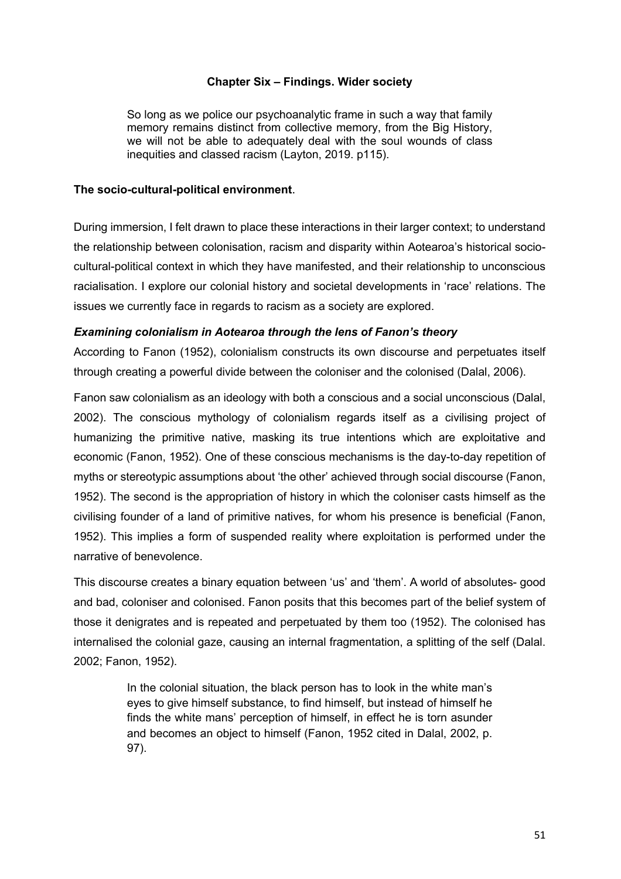# Chapter Six – Findings. Wider society

> So long as we police our psychoanalytic frame in such a way that family memory remains distinct from collective memory, from the Big History, we will not be able to adequately deal with the soul wounds of class inequities and classed racism (Layton, 2019. p115).

**The socio-cultural-political environment**.

During immersion, I felt drawn to place these interactions in their larger context; to understand the relationship between colonisation, racism and disparity within Aotearoa's historical socio-cultural-political context in which they have manifested, and their relationship to unconscious racialisation. I explore our colonial history and societal developments in 'race' relations. The issues we currently face in regards to racism as a society are explored.

***Examining colonialism in Aotearoa through the lens of Fanon's theory***

According to Fanon (1952), colonialism constructs its own discourse and perpetuates itself through creating a powerful divide between the coloniser and the colonised (Dalal, 2006).

Fanon saw colonialism as an ideology with both a conscious and a social unconscious (Dalal, 2002). The conscious mythology of colonialism regards itself as a civilising project of humanizing the primitive native, masking its true intentions which are exploitative and economic (Fanon, 1952). One of these conscious mechanisms is the day-to-day repetition of myths or stereotypic assumptions about 'the other' achieved through social discourse (Fanon, 1952). The second is the appropriation of history in which the coloniser casts himself as the civilising founder of a land of primitive natives, for whom his presence is beneficial (Fanon, 1952). This implies a form of suspended reality where exploitation is performed under the narrative of benevolence.

This discourse creates a binary equation between 'us' and 'them'. A world of absolutes- good and bad, coloniser and colonised. Fanon posits that this becomes part of the belief system of those it denigrates and is repeated and perpetuated by them too (1952). The colonised has internalised the colonial gaze, causing an internal fragmentation, a splitting of the self (Dalal. 2002; Fanon, 1952).

> In the colonial situation, the black person has to look in the white man's eyes to give himself substance, to find himself, but instead of himself he finds the white mans' perception of himself, in effect he is torn asunder and becomes an object to himself (Fanon, 1952 cited in Dalal, 2002, p. 97).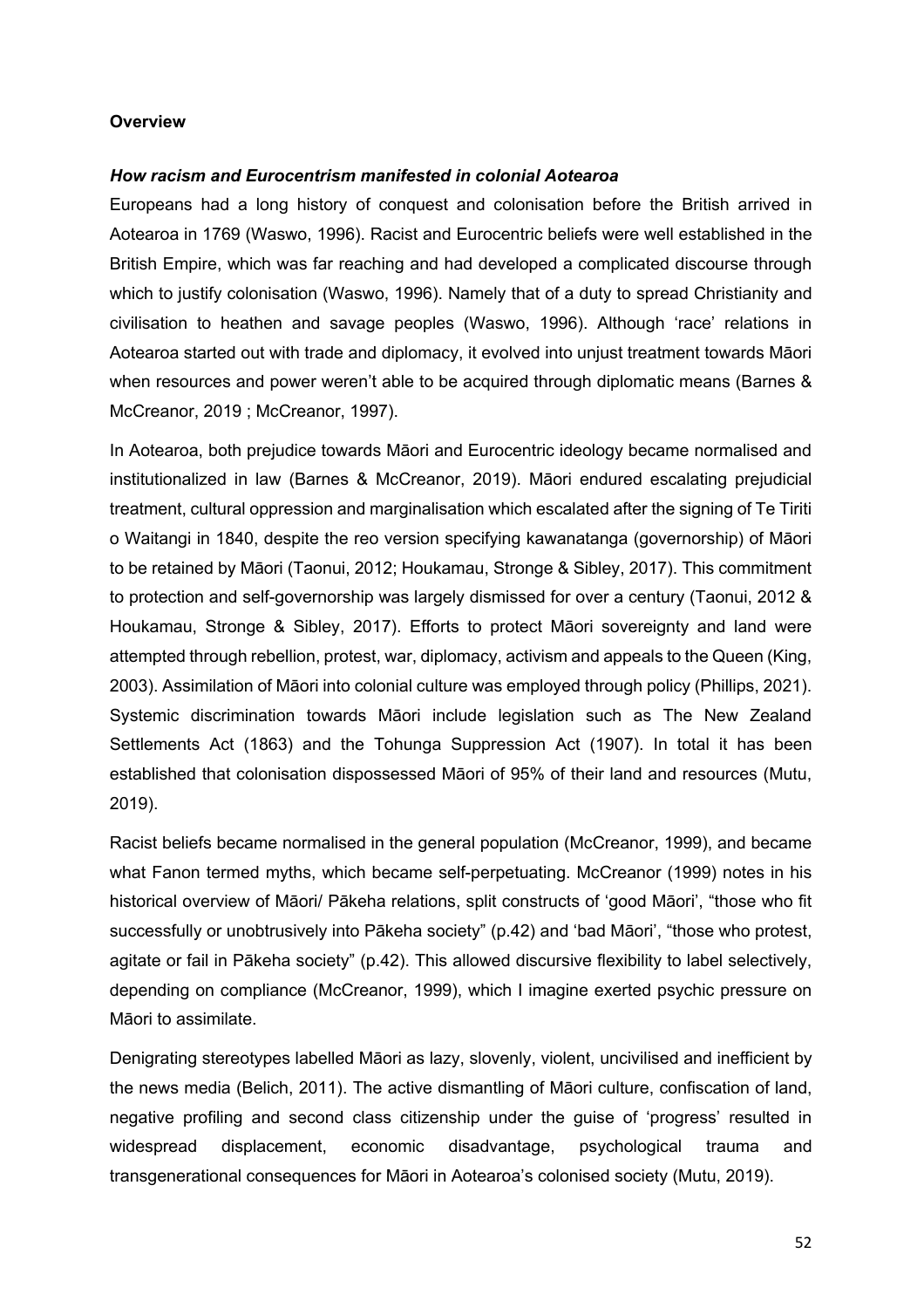**Overview**

***How racism and Eurocentrism manifested in colonial Aotearoa***

Europeans had a long history of conquest and colonisation before the British arrived in Aotearoa in 1769 (Waswo, 1996). Racist and Eurocentric beliefs were well established in the British Empire, which was far reaching and had developed a complicated discourse through which to justify colonisation (Waswo, 1996). Namely that of a duty to spread Christianity and civilisation to heathen and savage peoples (Waswo, 1996). Although 'race' relations in Aotearoa started out with trade and diplomacy, it evolved into unjust treatment towards Māori when resources and power weren't able to be acquired through diplomatic means (Barnes & McCreanor, 2019 ; McCreanor, 1997).

In Aotearoa, both prejudice towards Māori and Eurocentric ideology became normalised and institutionalized in law (Barnes & McCreanor, 2019). Māori endured escalating prejudicial treatment, cultural oppression and marginalisation which escalated after the signing of Te Tiriti o Waitangi in 1840, despite the reo version specifying kawanatanga (governorship) of Māori to be retained by Māori (Taonui, 2012; Houkamau, Stronge & Sibley, 2017). This commitment to protection and self-governorship was largely dismissed for over a century (Taonui, 2012 & Houkamau, Stronge & Sibley, 2017). Efforts to protect Māori sovereignty and land were attempted through rebellion, protest, war, diplomacy, activism and appeals to the Queen (King, 2003). Assimilation of Māori into colonial culture was employed through policy (Phillips, 2021). Systemic discrimination towards Māori include legislation such as The New Zealand Settlements Act (1863) and the Tohunga Suppression Act (1907). In total it has been established that colonisation dispossessed Māori of 95% of their land and resources (Mutu, 2019).

Racist beliefs became normalised in the general population (McCreanor, 1999), and became what Fanon termed myths, which became self-perpetuating. McCreanor (1999) notes in his historical overview of Māori/ Pākeha relations, split constructs of 'good Māori', "those who fit successfully or unobtrusively into Pākeha society" (p.42) and 'bad Māori', "those who protest, agitate or fail in Pākeha society" (p.42). This allowed discursive flexibility to label selectively, depending on compliance (McCreanor, 1999), which I imagine exerted psychic pressure on Māori to assimilate.

Denigrating stereotypes labelled Māori as lazy, slovenly, violent, uncivilised and inefficient by the news media (Belich, 2011). The active dismantling of Māori culture, confiscation of land, negative profiling and second class citizenship under the guise of 'progress' resulted in widespread displacement, economic disadvantage, psychological trauma and transgenerational consequences for Māori in Aotearoa's colonised society (Mutu, 2019).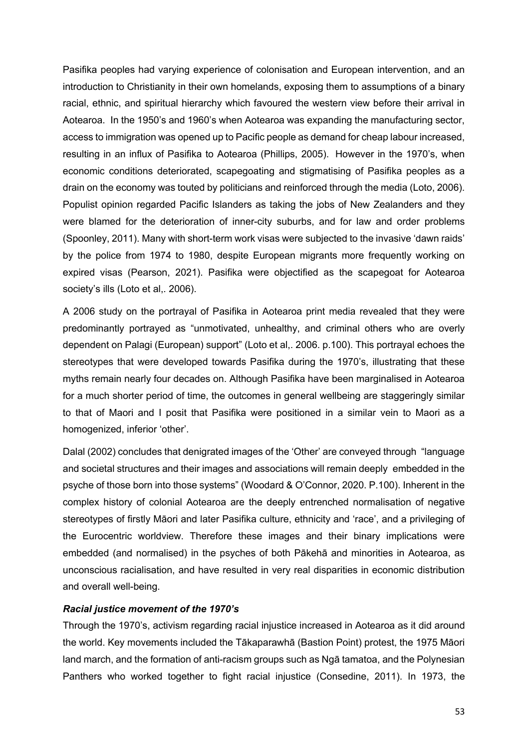Pasifika peoples had varying experience of colonisation and European intervention, and an introduction to Christianity in their own homelands, exposing them to assumptions of a binary racial, ethnic, and spiritual hierarchy which favoured the western view before their arrival in Aotearoa. In the 1950's and 1960's when Aotearoa was expanding the manufacturing sector, access to immigration was opened up to Pacific people as demand for cheap labour increased, resulting in an influx of Pasifika to Aotearoa (Phillips, 2005). However in the 1970's, when economic conditions deteriorated, scapegoating and stigmatising of Pasifika peoples as a drain on the economy was touted by politicians and reinforced through the media (Loto, 2006). Populist opinion regarded Pacific Islanders as taking the jobs of New Zealanders and they were blamed for the deterioration of inner-city suburbs, and for law and order problems (Spoonley, 2011). Many with short-term work visas were subjected to the invasive 'dawn raids' by the police from 1974 to 1980, despite European migrants more frequently working on expired visas (Pearson, 2021). Pasifika were objectified as the scapegoat for Aotearoa society's ills (Loto et al,. 2006).

A 2006 study on the portrayal of Pasifika in Aotearoa print media revealed that they were predominantly portrayed as "unmotivated, unhealthy, and criminal others who are overly dependent on Palagi (European) support" (Loto et al,. 2006. p.100). This portrayal echoes the stereotypes that were developed towards Pasifika during the 1970's, illustrating that these myths remain nearly four decades on. Although Pasifika have been marginalised in Aotearoa for a much shorter period of time, the outcomes in general wellbeing are staggeringly similar to that of Maori and I posit that Pasifika were positioned in a similar vein to Maori as a homogenized, inferior 'other'.

Dalal (2002) concludes that denigrated images of the 'Other' are conveyed through "language and societal structures and their images and associations will remain deeply embedded in the psyche of those born into those systems" (Woodard & O'Connor, 2020. P.100). Inherent in the complex history of colonial Aotearoa are the deeply entrenched normalisation of negative stereotypes of firstly Māori and later Pasifika culture, ethnicity and 'race', and a privileging of the Eurocentric worldview. Therefore these images and their binary implications were embedded (and normalised) in the psyches of both Pākehā and minorities in Aotearoa, as unconscious racialisation, and have resulted in very real disparities in economic distribution and overall well-being.

***Racial justice movement of the 1970's***

Through the 1970's, activism regarding racial injustice increased in Aotearoa as it did around the world. Key movements included the Tākaparawhā (Bastion Point) protest, the 1975 Māori land march, and the formation of anti-racism groups such as Ngā tamatoa, and the Polynesian Panthers who worked together to fight racial injustice (Consedine, 2011). In 1973, the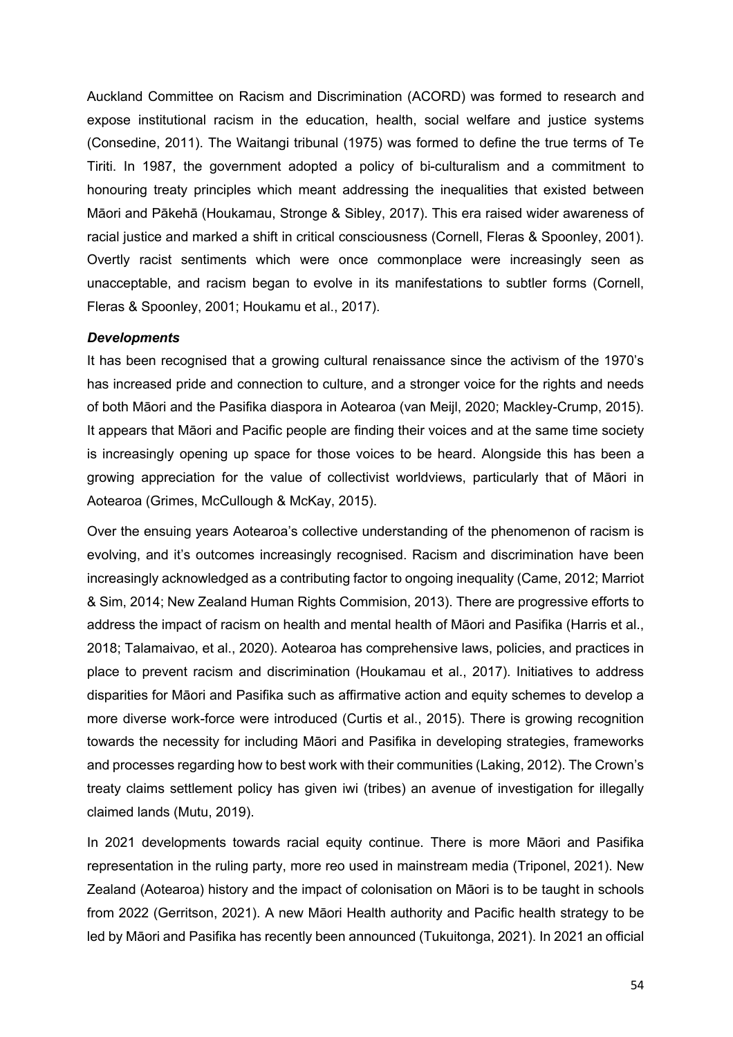Auckland Committee on Racism and Discrimination (ACORD) was formed to research and expose institutional racism in the education, health, social welfare and justice systems (Consedine, 2011). The Waitangi tribunal (1975) was formed to define the true terms of Te Tiriti. In 1987, the government adopted a policy of bi-culturalism and a commitment to honouring treaty principles which meant addressing the inequalities that existed between Māori and Pākehā (Houkamau, Stronge & Sibley, 2017). This era raised wider awareness of racial justice and marked a shift in critical consciousness (Cornell, Fleras & Spoonley, 2001). Overtly racist sentiments which were once commonplace were increasingly seen as unacceptable, and racism began to evolve in its manifestations to subtler forms (Cornell, Fleras & Spoonley, 2001; Houkamu et al., 2017).

***Developments***

It has been recognised that a growing cultural renaissance since the activism of the 1970's has increased pride and connection to culture, and a stronger voice for the rights and needs of both Māori and the Pasifika diaspora in Aotearoa (van Meijl, 2020; Mackley-Crump, 2015). It appears that Māori and Pacific people are finding their voices and at the same time society is increasingly opening up space for those voices to be heard. Alongside this has been a growing appreciation for the value of collectivist worldviews, particularly that of Māori in Aotearoa (Grimes, McCullough & McKay, 2015).

Over the ensuing years Aotearoa's collective understanding of the phenomenon of racism is evolving, and it's outcomes increasingly recognised. Racism and discrimination have been increasingly acknowledged as a contributing factor to ongoing inequality (Came, 2012; Marriot & Sim, 2014; New Zealand Human Rights Commision, 2013). There are progressive efforts to address the impact of racism on health and mental health of Māori and Pasifika (Harris et al., 2018; Talamaivao, et al., 2020). Aotearoa has comprehensive laws, policies, and practices in place to prevent racism and discrimination (Houkamau et al., 2017). Initiatives to address disparities for Māori and Pasifika such as affirmative action and equity schemes to develop a more diverse work-force were introduced (Curtis et al., 2015). There is growing recognition towards the necessity for including Māori and Pasifika in developing strategies, frameworks and processes regarding how to best work with their communities (Laking, 2012). The Crown's treaty claims settlement policy has given iwi (tribes) an avenue of investigation for illegally claimed lands (Mutu, 2019).

In 2021 developments towards racial equity continue. There is more Māori and Pasifika representation in the ruling party, more reo used in mainstream media (Triponel, 2021). New Zealand (Aotearoa) history and the impact of colonisation on Māori is to be taught in schools from 2022 (Gerritson, 2021). A new Māori Health authority and Pacific health strategy to be led by Māori and Pasifika has recently been announced (Tukuitonga, 2021). In 2021 an official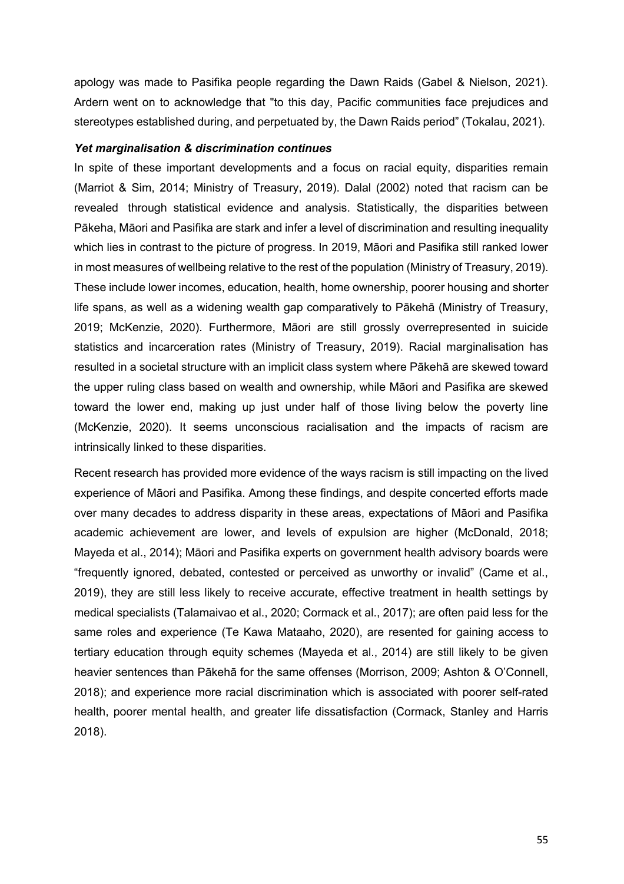apology was made to Pasifika people regarding the Dawn Raids (Gabel & Nielson, 2021). Ardern went on to acknowledge that "to this day, Pacific communities face prejudices and stereotypes established during, and perpetuated by, the Dawn Raids period" (Tokalau, 2021).

***Yet marginalisation & discrimination continues***

In spite of these important developments and a focus on racial equity, disparities remain (Marriot & Sim, 2014; Ministry of Treasury, 2019). Dalal (2002) noted that racism can be revealed through statistical evidence and analysis. Statistically, the disparities between Pākeha, Māori and Pasifika are stark and infer a level of discrimination and resulting inequality which lies in contrast to the picture of progress. In 2019, Māori and Pasifika still ranked lower in most measures of wellbeing relative to the rest of the population (Ministry of Treasury, 2019). These include lower incomes, education, health, home ownership, poorer housing and shorter life spans, as well as a widening wealth gap comparatively to Pākehā (Ministry of Treasury, 2019; McKenzie, 2020). Furthermore, Māori are still grossly overrepresented in suicide statistics and incarceration rates (Ministry of Treasury, 2019). Racial marginalisation has resulted in a societal structure with an implicit class system where Pākehā are skewed toward the upper ruling class based on wealth and ownership, while Māori and Pasifika are skewed toward the lower end, making up just under half of those living below the poverty line (McKenzie, 2020). It seems unconscious racialisation and the impacts of racism are intrinsically linked to these disparities.

Recent research has provided more evidence of the ways racism is still impacting on the lived experience of Māori and Pasifika. Among these findings, and despite concerted efforts made over many decades to address disparity in these areas, expectations of Māori and Pasifika academic achievement are lower, and levels of expulsion are higher (McDonald, 2018; Mayeda et al., 2014); Māori and Pasifika experts on government health advisory boards were "frequently ignored, debated, contested or perceived as unworthy or invalid" (Came et al., 2019), they are still less likely to receive accurate, effective treatment in health settings by medical specialists (Talamaivao et al., 2020; Cormack et al., 2017); are often paid less for the same roles and experience (Te Kawa Mataaho, 2020), are resented for gaining access to tertiary education through equity schemes (Mayeda et al., 2014) are still likely to be given heavier sentences than Pākehā for the same offenses (Morrison, 2009; Ashton & O'Connell, 2018); and experience more racial discrimination which is associated with poorer self-rated health, poorer mental health, and greater life dissatisfaction (Cormack, Stanley and Harris 2018).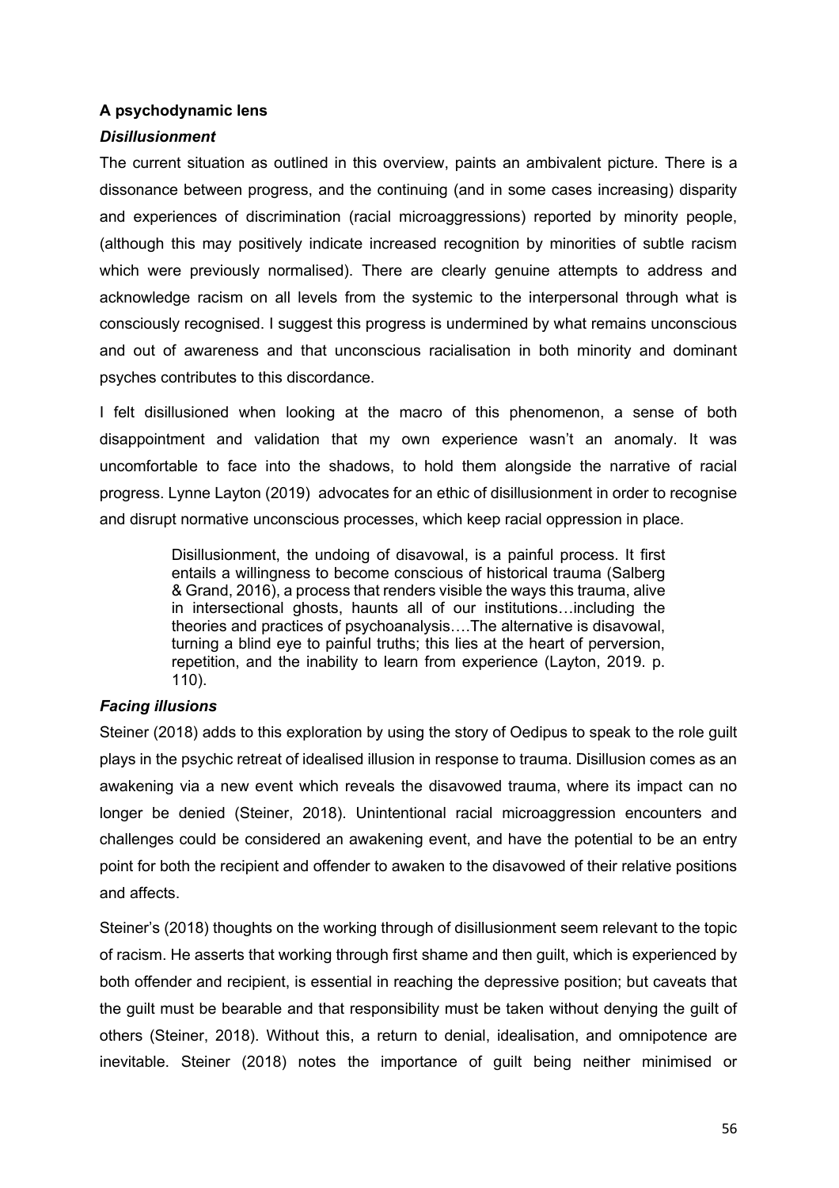**A psychodynamic lens**

***Disillusionment***

The current situation as outlined in this overview, paints an ambivalent picture. There is a dissonance between progress, and the continuing (and in some cases increasing) disparity and experiences of discrimination (racial microaggressions) reported by minority people, (although this may positively indicate increased recognition by minorities of subtle racism which were previously normalised). There are clearly genuine attempts to address and acknowledge racism on all levels from the systemic to the interpersonal through what is consciously recognised. I suggest this progress is undermined by what remains unconscious and out of awareness and that unconscious racialisation in both minority and dominant psyches contributes to this discordance.

I felt disillusioned when looking at the macro of this phenomenon, a sense of both disappointment and validation that my own experience wasn't an anomaly. It was uncomfortable to face into the shadows, to hold them alongside the narrative of racial progress. Lynne Layton (2019) advocates for an ethic of disillusionment in order to recognise and disrupt normative unconscious processes, which keep racial oppression in place.

> Disillusionment, the undoing of disavowal, is a painful process. It first entails a willingness to become conscious of historical trauma (Salberg & Grand, 2016), a process that renders visible the ways this trauma, alive in intersectional ghosts, haunts all of our institutions…including the theories and practices of psychoanalysis….The alternative is disavowal, turning a blind eye to painful truths; this lies at the heart of perversion, repetition, and the inability to learn from experience (Layton, 2019. p. 110).

***Facing illusions***

Steiner (2018) adds to this exploration by using the story of Oedipus to speak to the role guilt plays in the psychic retreat of idealised illusion in response to trauma. Disillusion comes as an awakening via a new event which reveals the disavowed trauma, where its impact can no longer be denied (Steiner, 2018). Unintentional racial microaggression encounters and challenges could be considered an awakening event, and have the potential to be an entry point for both the recipient and offender to awaken to the disavowed of their relative positions and affects.

Steiner's (2018) thoughts on the working through of disillusionment seem relevant to the topic of racism. He asserts that working through first shame and then guilt, which is experienced by both offender and recipient, is essential in reaching the depressive position; but caveats that the guilt must be bearable and that responsibility must be taken without denying the guilt of others (Steiner, 2018). Without this, a return to denial, idealisation, and omnipotence are inevitable. Steiner (2018) notes the importance of guilt being neither minimised or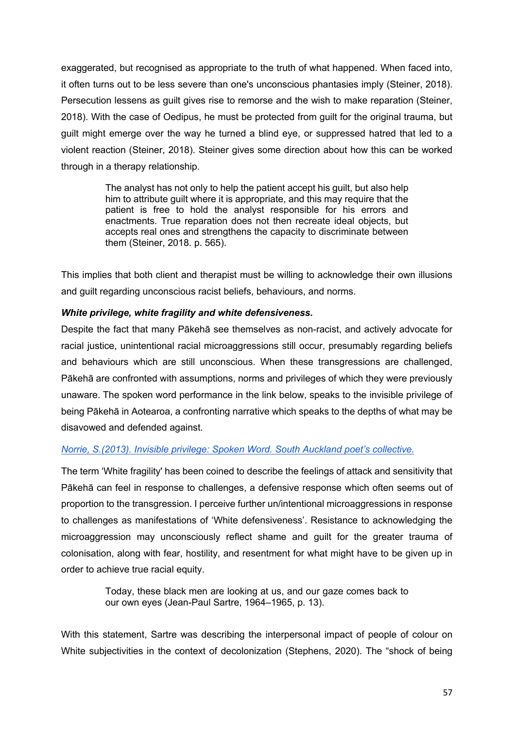exaggerated, but recognised as appropriate to the truth of what happened. When faced into, it often turns out to be less severe than one's unconscious phantasies imply (Steiner, 2018). Persecution lessens as guilt gives rise to remorse and the wish to make reparation (Steiner, 2018). With the case of Oedipus, he must be protected from guilt for the original trauma, but guilt might emerge over the way he turned a blind eye, or suppressed hatred that led to a violent reaction (Steiner, 2018). Steiner gives some direction about how this can be worked through in a therapy relationship.

> The analyst has not only to help the patient accept his guilt, but also help him to attribute guilt where it is appropriate, and this may require that the patient is free to hold the analyst responsible for his errors and enactments. True reparation does not then recreate ideal objects, but accepts real ones and strengthens the capacity to discriminate between them (Steiner, 2018. p. 565).

This implies that both client and therapist must be willing to acknowledge their own illusions and guilt regarding unconscious racist beliefs, behaviours, and norms.

***White privilege, white fragility and white defensiveness.***

Despite the fact that many Pākehā see themselves as non-racist, and actively advocate for racial justice, unintentional racial microaggressions still occur, presumably regarding beliefs and behaviours which are still unconscious. When these transgressions are challenged, Pākehā are confronted with assumptions, norms and privileges of which they were previously unaware. The spoken word performance in the link below, speaks to the invisible privilege of being Pākehā in Aotearoa, a confronting narrative which speaks to the depths of what may be disavowed and defended against.

*Norrie, S.(2013). Invisible privilege: Spoken Word. South Auckland poet's collective.*

The term 'White fragility' has been coined to describe the feelings of attack and sensitivity that Pākehā can feel in response to challenges, a defensive response which often seems out of proportion to the transgression. I perceive further un/intentional microaggressions in response to challenges as manifestations of 'White defensiveness'. Resistance to acknowledging the microaggression may unconsciously reflect shame and guilt for the greater trauma of colonisation, along with fear, hostility, and resentment for what might have to be given up in order to achieve true racial equity.

> Today, these black men are looking at us, and our gaze comes back to our own eyes (Jean-Paul Sartre, 1964–1965, p. 13).

With this statement, Sartre was describing the interpersonal impact of people of colour on White subjectivities in the context of decolonization (Stephens, 2020). The "shock of being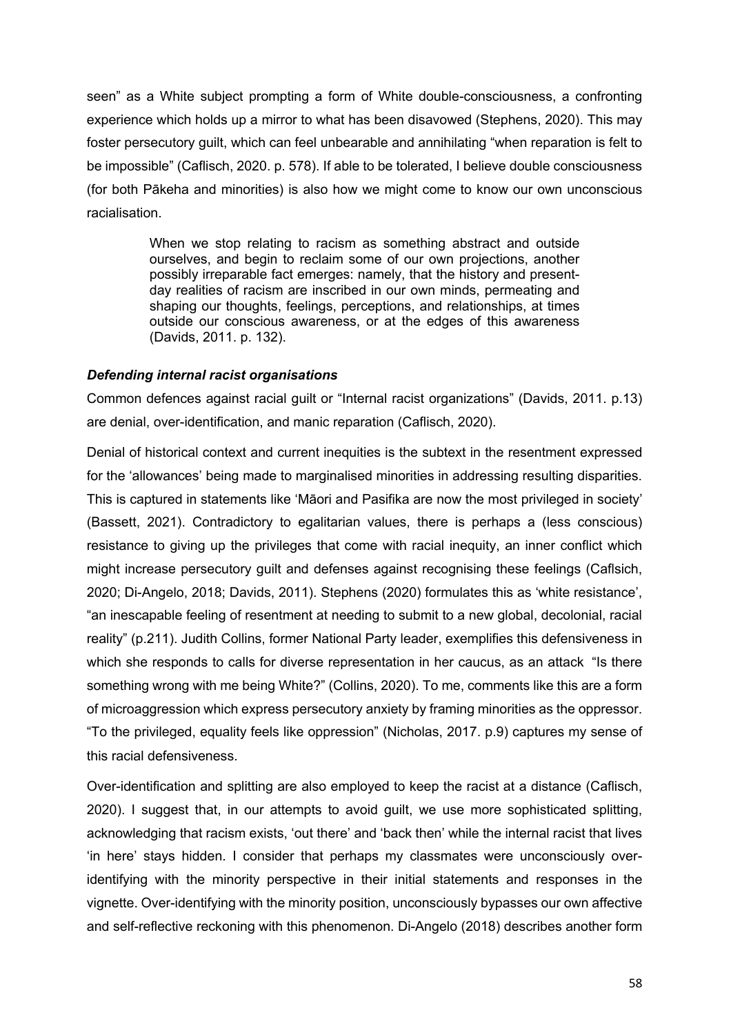seen" as a White subject prompting a form of White double-consciousness, a confronting experience which holds up a mirror to what has been disavowed (Stephens, 2020). This may foster persecutory guilt, which can feel unbearable and annihilating "when reparation is felt to be impossible" (Caflisch, 2020. p. 578). If able to be tolerated, I believe double consciousness (for both Pākeha and minorities) is also how we might come to know our own unconscious racialisation.

> When we stop relating to racism as something abstract and outside ourselves, and begin to reclaim some of our own projections, another possibly irreparable fact emerges: namely, that the history and present-day realities of racism are inscribed in our own minds, permeating and shaping our thoughts, feelings, perceptions, and relationships, at times outside our conscious awareness, or at the edges of this awareness (Davids, 2011. p. 132).

### *Defending internal racist organisations*

Common defences against racial guilt or "Internal racist organizations" (Davids, 2011. p.13) are denial, over-identification, and manic reparation (Caflisch, 2020).

Denial of historical context and current inequities is the subtext in the resentment expressed for the 'allowances' being made to marginalised minorities in addressing resulting disparities. This is captured in statements like 'Māori and Pasifika are now the most privileged in society' (Bassett, 2021). Contradictory to egalitarian values, there is perhaps a (less conscious) resistance to giving up the privileges that come with racial inequity, an inner conflict which might increase persecutory guilt and defenses against recognising these feelings (Caflsich, 2020; Di-Angelo, 2018; Davids, 2011). Stephens (2020) formulates this as 'white resistance', "an inescapable feeling of resentment at needing to submit to a new global, decolonial, racial reality" (p.211). Judith Collins, former National Party leader, exemplifies this defensiveness in which she responds to calls for diverse representation in her caucus, as an attack "Is there something wrong with me being White?" (Collins, 2020). To me, comments like this are a form of microaggression which express persecutory anxiety by framing minorities as the oppressor. "To the privileged, equality feels like oppression" (Nicholas, 2017. p.9) captures my sense of this racial defensiveness.

Over-identification and splitting are also employed to keep the racist at a distance (Caflisch, 2020). I suggest that, in our attempts to avoid guilt, we use more sophisticated splitting, acknowledging that racism exists, 'out there' and 'back then' while the internal racist that lives 'in here' stays hidden. I consider that perhaps my classmates were unconsciously over-identifying with the minority perspective in their initial statements and responses in the vignette. Over-identifying with the minority position, unconsciously bypasses our own affective and self-reflective reckoning with this phenomenon. Di-Angelo (2018) describes another form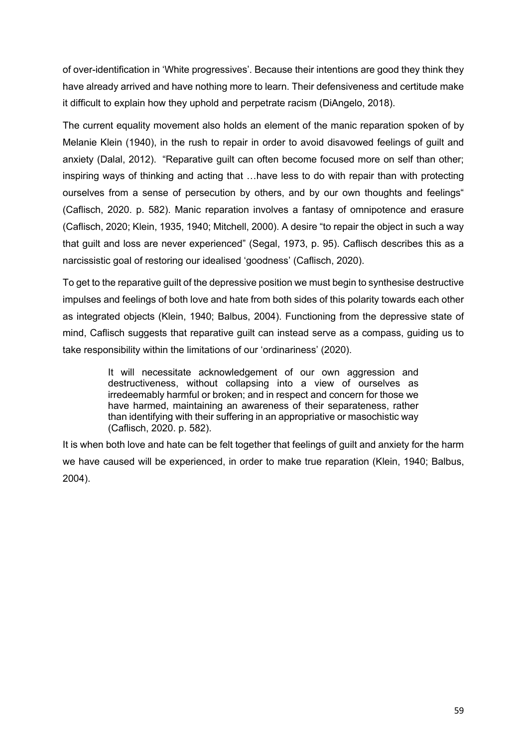of over-identification in 'White progressives'. Because their intentions are good they think they have already arrived and have nothing more to learn. Their defensiveness and certitude make it difficult to explain how they uphold and perpetrate racism (DiAngelo, 2018).

The current equality movement also holds an element of the manic reparation spoken of by Melanie Klein (1940), in the rush to repair in order to avoid disavowed feelings of guilt and anxiety (Dalal, 2012). "Reparative guilt can often become focused more on self than other; inspiring ways of thinking and acting that …have less to do with repair than with protecting ourselves from a sense of persecution by others, and by our own thoughts and feelings" (Caflisch, 2020. p. 582). Manic reparation involves a fantasy of omnipotence and erasure (Caflisch, 2020; Klein, 1935, 1940; Mitchell, 2000). A desire "to repair the object in such a way that guilt and loss are never experienced" (Segal, 1973, p. 95). Caflisch describes this as a narcissistic goal of restoring our idealised 'goodness' (Caflisch, 2020).

To get to the reparative guilt of the depressive position we must begin to synthesise destructive impulses and feelings of both love and hate from both sides of this polarity towards each other as integrated objects (Klein, 1940; Balbus, 2004). Functioning from the depressive state of mind, Caflisch suggests that reparative guilt can instead serve as a compass, guiding us to take responsibility within the limitations of our 'ordinariness' (2020).

> It will necessitate acknowledgement of our own aggression and destructiveness, without collapsing into a view of ourselves as irredeemably harmful or broken; and in respect and concern for those we have harmed, maintaining an awareness of their separateness, rather than identifying with their suffering in an appropriative or masochistic way (Caflisch, 2020. p. 582).

It is when both love and hate can be felt together that feelings of guilt and anxiety for the harm we have caused will be experienced, in order to make true reparation (Klein, 1940; Balbus, 2004).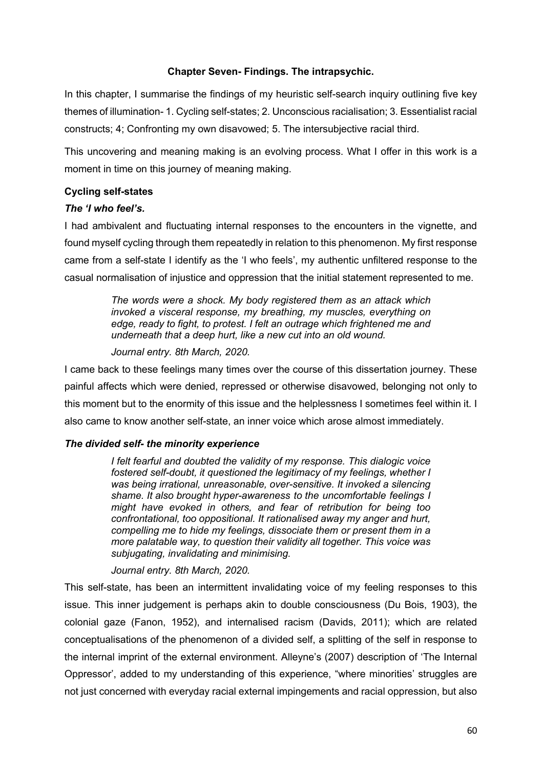## Chapter Seven- Findings. The intrapsychic.

In this chapter, I summarise the findings of my heuristic self-search inquiry outlining five key themes of illumination- 1. Cycling self-states; 2. Unconscious racialisation; 3. Essentialist racial constructs; 4; Confronting my own disavowed; 5. The intersubjective racial third.

This uncovering and meaning making is an evolving process. What I offer in this work is a moment in time on this journey of meaning making.

### Cycling self-states

#### *The 'I who feel's.*

I had ambivalent and fluctuating internal responses to the encounters in the vignette, and found myself cycling through them repeatedly in relation to this phenomenon. My first response came from a self-state I identify as the 'I who feels', my authentic unfiltered response to the casual normalisation of injustice and oppression that the initial statement represented to me.

> *The words were a shock. My body registered them as an attack which invoked a visceral response, my breathing, my muscles, everything on edge, ready to fight, to protest. I felt an outrage which frightened me and underneath that a deep hurt, like a new cut into an old wound.*
>
> *Journal entry. 8th March, 2020.*

I came back to these feelings many times over the course of this dissertation journey. These painful affects which were denied, repressed or otherwise disavowed, belonging not only to this moment but to the enormity of this issue and the helplessness I sometimes feel within it. I also came to know another self-state, an inner voice which arose almost immediately.

#### *The divided self- the minority experience*

> *I felt fearful and doubted the validity of my response. This dialogic voice fostered self-doubt, it questioned the legitimacy of my feelings, whether I was being irrational, unreasonable, over-sensitive. It invoked a silencing shame. It also brought hyper-awareness to the uncomfortable feelings I might have evoked in others, and fear of retribution for being too confrontational, too oppositional. It rationalised away my anger and hurt, compelling me to hide my feelings, dissociate them or present them in a more palatable way, to question their validity all together. This voice was subjugating, invalidating and minimising.*
>
> *Journal entry. 8th March, 2020.*

This self-state, has been an intermittent invalidating voice of my feeling responses to this issue. This inner judgement is perhaps akin to double consciousness (Du Bois, 1903), the colonial gaze (Fanon, 1952), and internalised racism (Davids, 2011); which are related conceptualisations of the phenomenon of a divided self, a splitting of the self in response to the internal imprint of the external environment. Alleyne's (2007) description of 'The Internal Oppressor', added to my understanding of this experience, "where minorities' struggles are not just concerned with everyday racial external impingements and racial oppression, but also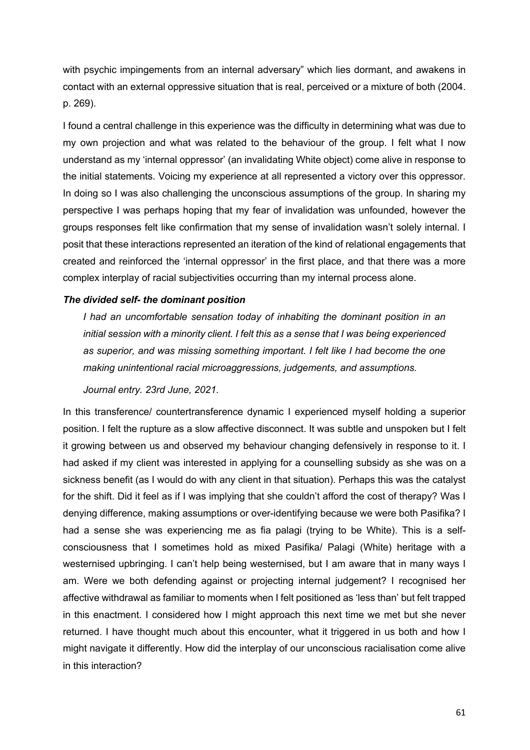with psychic impingements from an internal adversary" which lies dormant, and awakens in contact with an external oppressive situation that is real, perceived or a mixture of both (2004. p. 269).

I found a central challenge in this experience was the difficulty in determining what was due to my own projection and what was related to the behaviour of the group. I felt what I now understand as my 'internal oppressor' (an invalidating White object) come alive in response to the initial statements. Voicing my experience at all represented a victory over this oppressor. In doing so I was also challenging the unconscious assumptions of the group. In sharing my perspective I was perhaps hoping that my fear of invalidation was unfounded, however the groups responses felt like confirmation that my sense of invalidation wasn't solely internal. I posit that these interactions represented an iteration of the kind of relational engagements that created and reinforced the 'internal oppressor' in the first place, and that there was a more complex interplay of racial subjectivities occurring than my internal process alone.

### *The divided self- the dominant position*

> *I had an uncomfortable sensation today of inhabiting the dominant position in an initial session with a minority client. I felt this as a sense that I was being experienced as superior, and was missing something important. I felt like I had become the one making unintentional racial microaggressions, judgements, and assumptions.*
>
> *Journal entry. 23rd June, 2021.*

In this transference/ countertransference dynamic I experienced myself holding a superior position. I felt the rupture as a slow affective disconnect. It was subtle and unspoken but I felt it growing between us and observed my behaviour changing defensively in response to it. I had asked if my client was interested in applying for a counselling subsidy as she was on a sickness benefit (as I would do with any client in that situation). Perhaps this was the catalyst for the shift. Did it feel as if I was implying that she couldn't afford the cost of therapy? Was I denying difference, making assumptions or over-identifying because we were both Pasifika? I had a sense she was experiencing me as fia palagi (trying to be White). This is a self-consciousness that I sometimes hold as mixed Pasifika/ Palagi (White) heritage with a westernised upbringing. I can't help being westernised, but I am aware that in many ways I am. Were we both defending against or projecting internal judgement? I recognised her affective withdrawal as familiar to moments when I felt positioned as 'less than' but felt trapped in this enactment. I considered how I might approach this next time we met but she never returned. I have thought much about this encounter, what it triggered in us both and how I might navigate it differently. How did the interplay of our unconscious racialisation come alive in this interaction?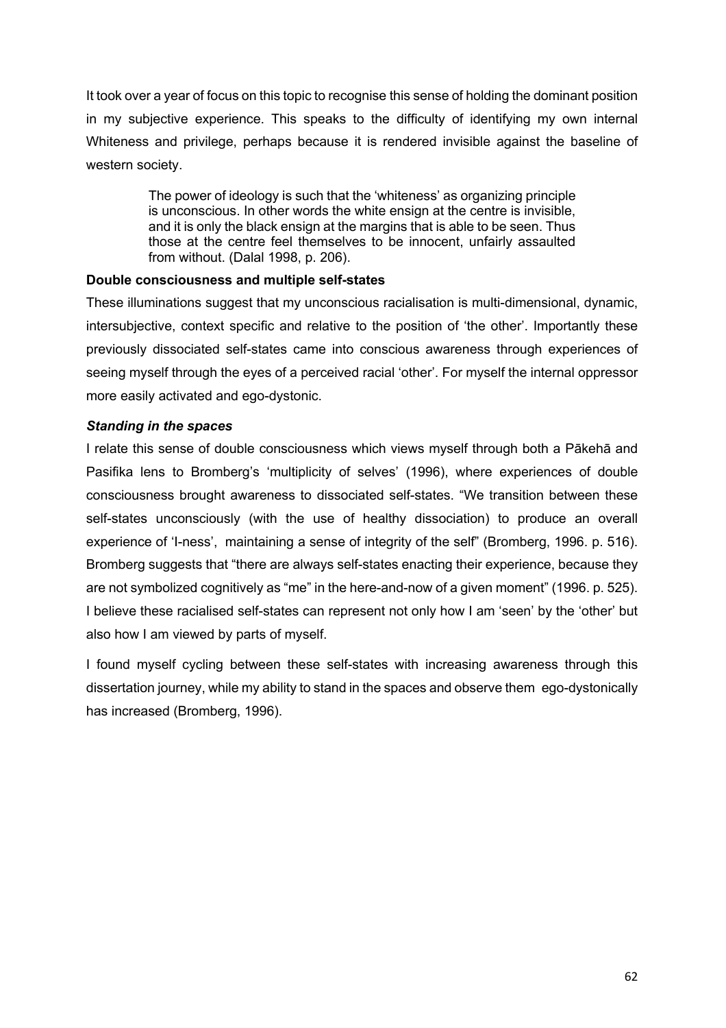It took over a year of focus on this topic to recognise this sense of holding the dominant position in my subjective experience. This speaks to the difficulty of identifying my own internal Whiteness and privilege, perhaps because it is rendered invisible against the baseline of western society.

> The power of ideology is such that the 'whiteness' as organizing principle is unconscious. In other words the white ensign at the centre is invisible, and it is only the black ensign at the margins that is able to be seen. Thus those at the centre feel themselves to be innocent, unfairly assaulted from without. (Dalal 1998, p. 206).

**Double consciousness and multiple self-states**

These illuminations suggest that my unconscious racialisation is multi-dimensional, dynamic, intersubjective, context specific and relative to the position of 'the other'. Importantly these previously dissociated self-states came into conscious awareness through experiences of seeing myself through the eyes of a perceived racial 'other'. For myself the internal oppressor more easily activated and ego-dystonic.

***Standing in the spaces***

I relate this sense of double consciousness which views myself through both a Pākehā and Pasifika lens to Bromberg's 'multiplicity of selves' (1996), where experiences of double consciousness brought awareness to dissociated self-states. "We transition between these self-states unconsciously (with the use of healthy dissociation) to produce an overall experience of 'I-ness', maintaining a sense of integrity of the self" (Bromberg, 1996. p. 516). Bromberg suggests that "there are always self-states enacting their experience, because they are not symbolized cognitively as "me" in the here-and-now of a given moment" (1996. p. 525). I believe these racialised self-states can represent not only how I am 'seen' by the 'other' but also how I am viewed by parts of myself.

I found myself cycling between these self-states with increasing awareness through this dissertation journey, while my ability to stand in the spaces and observe them ego-dystonically has increased (Bromberg, 1996).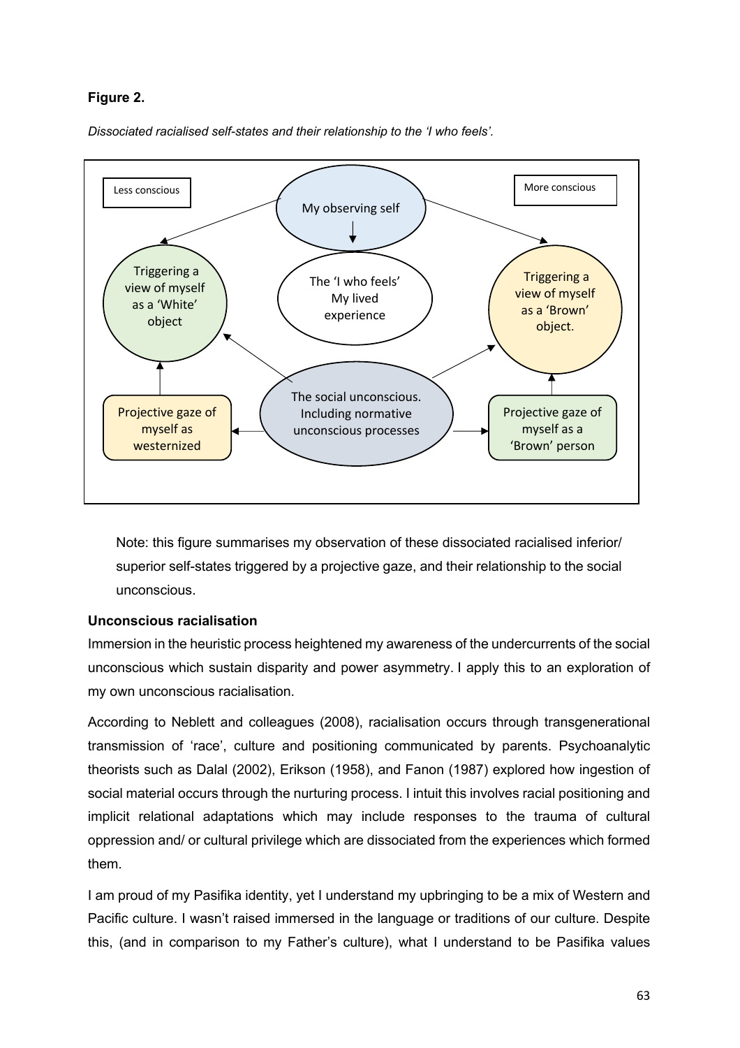**Figure 2.**

*Dissociated racialised self-states and their relationship to the 'I who feels'.*

Less conscious

More conscious

My observing self

The 'I who feels'
My lived experience

Triggering a view of myself as a 'White' object

Triggering a view of myself as a 'Brown' object.

The social unconscious. Including normative unconscious processes

Projective gaze of myself as westernized

Projective gaze of myself as a 'Brown' person

Note: this figure summarises my observation of these dissociated racialised inferior/ superior self-states triggered by a projective gaze, and their relationship to the social unconscious.

**Unconscious racialisation**

Immersion in the heuristic process heightened my awareness of the undercurrents of the social unconscious which sustain disparity and power asymmetry. I apply this to an exploration of my own unconscious racialisation.

According to Neblett and colleagues (2008), racialisation occurs through transgenerational transmission of 'race', culture and positioning communicated by parents. Psychoanalytic theorists such as Dalal (2002), Erikson (1958), and Fanon (1987) explored how ingestion of social material occurs through the nurturing process. I intuit this involves racial positioning and implicit relational adaptations which may include responses to the trauma of cultural oppression and/ or cultural privilege which are dissociated from the experiences which formed them.

I am proud of my Pasifika identity, yet I understand my upbringing to be a mix of Western and Pacific culture. I wasn't raised immersed in the language or traditions of our culture. Despite this, (and in comparison to my Father's culture), what I understand to be Pasifika values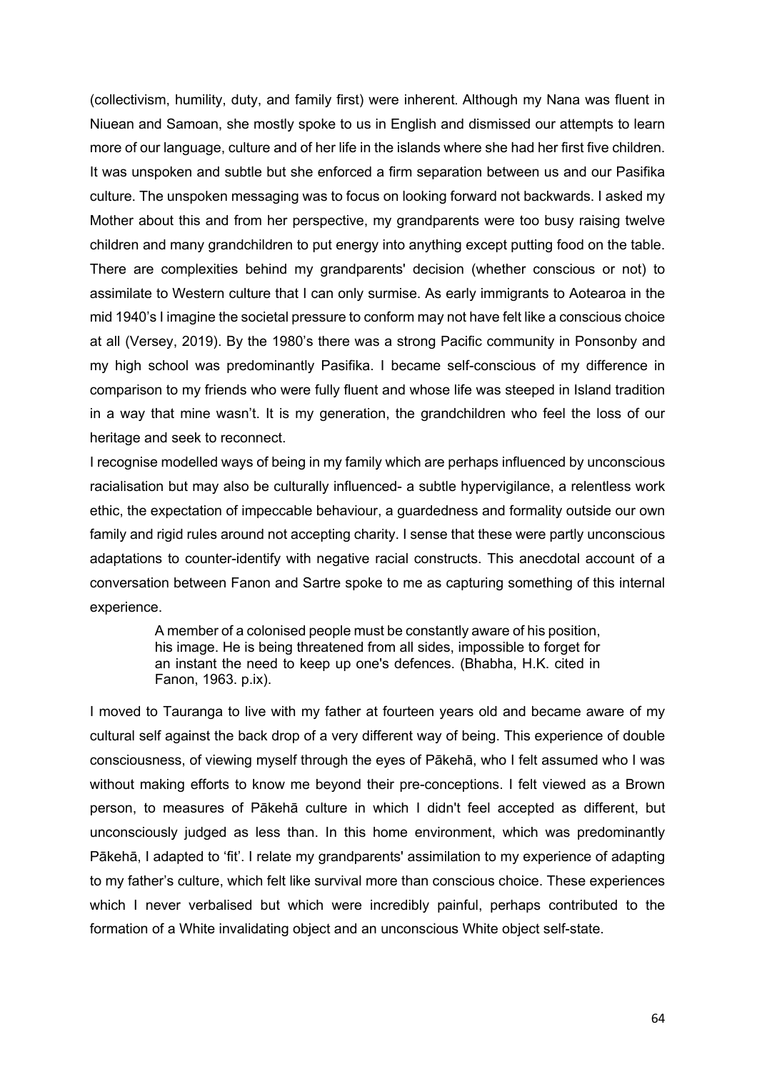(collectivism, humility, duty, and family first) were inherent. Although my Nana was fluent in Niuean and Samoan, she mostly spoke to us in English and dismissed our attempts to learn more of our language, culture and of her life in the islands where she had her first five children. It was unspoken and subtle but she enforced a firm separation between us and our Pasifika culture. The unspoken messaging was to focus on looking forward not backwards. I asked my Mother about this and from her perspective, my grandparents were too busy raising twelve children and many grandchildren to put energy into anything except putting food on the table. There are complexities behind my grandparents' decision (whether conscious or not) to assimilate to Western culture that I can only surmise. As early immigrants to Aotearoa in the mid 1940's I imagine the societal pressure to conform may not have felt like a conscious choice at all (Versey, 2019). By the 1980's there was a strong Pacific community in Ponsonby and my high school was predominantly Pasifika. I became self-conscious of my difference in comparison to my friends who were fully fluent and whose life was steeped in Island tradition in a way that mine wasn't. It is my generation, the grandchildren who feel the loss of our heritage and seek to reconnect.

I recognise modelled ways of being in my family which are perhaps influenced by unconscious racialisation but may also be culturally influenced- a subtle hypervigilance, a relentless work ethic, the expectation of impeccable behaviour, a guardedness and formality outside our own family and rigid rules around not accepting charity. I sense that these were partly unconscious adaptations to counter-identify with negative racial constructs. This anecdotal account of a conversation between Fanon and Sartre spoke to me as capturing something of this internal experience.

> A member of a colonised people must be constantly aware of his position, his image. He is being threatened from all sides, impossible to forget for an instant the need to keep up one's defences. (Bhabha, H.K. cited in Fanon, 1963. p.ix).

I moved to Tauranga to live with my father at fourteen years old and became aware of my cultural self against the back drop of a very different way of being. This experience of double consciousness, of viewing myself through the eyes of Pākehā, who I felt assumed who I was without making efforts to know me beyond their pre-conceptions. I felt viewed as a Brown person, to measures of Pākehā culture in which I didn't feel accepted as different, but unconsciously judged as less than. In this home environment, which was predominantly Pākehā, I adapted to 'fit'. I relate my grandparents' assimilation to my experience of adapting to my father's culture, which felt like survival more than conscious choice. These experiences which I never verbalised but which were incredibly painful, perhaps contributed to the formation of a White invalidating object and an unconscious White object self-state.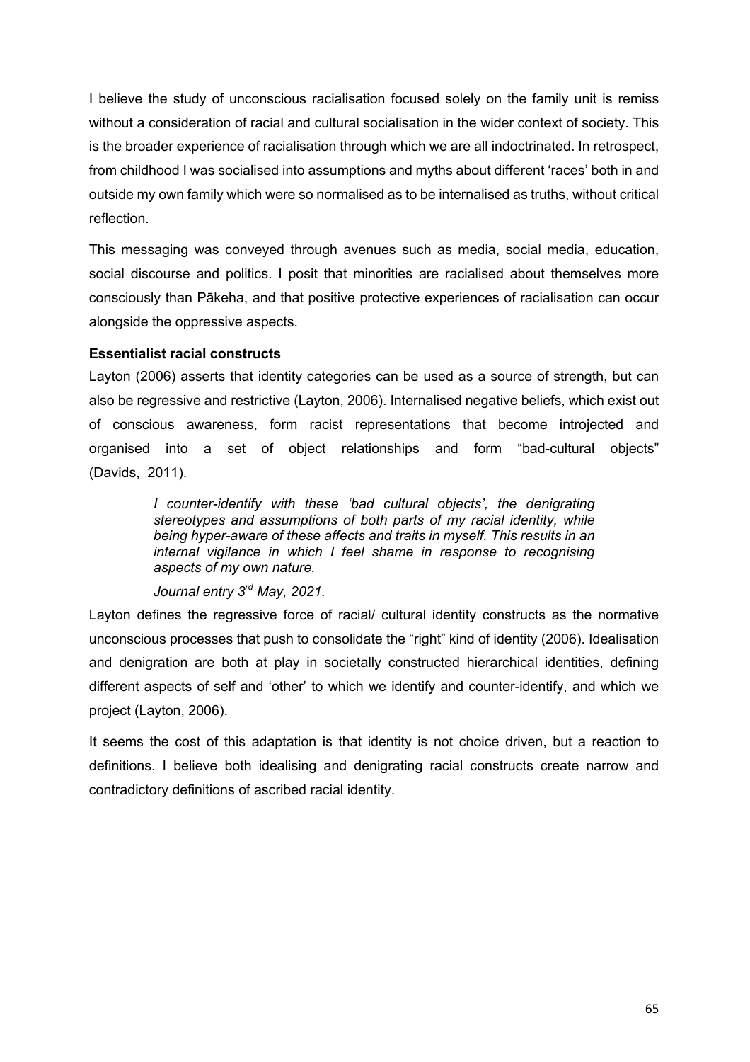I believe the study of unconscious racialisation focused solely on the family unit is remiss without a consideration of racial and cultural socialisation in the wider context of society. This is the broader experience of racialisation through which we are all indoctrinated. In retrospect, from childhood I was socialised into assumptions and myths about different 'races' both in and outside my own family which were so normalised as to be internalised as truths, without critical reflection.

This messaging was conveyed through avenues such as media, social media, education, social discourse and politics. I posit that minorities are racialised about themselves more consciously than Pākeha, and that positive protective experiences of racialisation can occur alongside the oppressive aspects.

**Essentialist racial constructs**

Layton (2006) asserts that identity categories can be used as a source of strength, but can also be regressive and restrictive (Layton, 2006). Internalised negative beliefs, which exist out of conscious awareness, form racist representations that become introjected and organised into a set of object relationships and form "bad-cultural objects" (Davids, 2011).

> *I counter-identify with these 'bad cultural objects', the denigrating stereotypes and assumptions of both parts of my racial identity, while being hyper-aware of these affects and traits in myself. This results in an internal vigilance in which I feel shame in response to recognising aspects of my own nature.*
>
> *Journal entry 3rd May, 2021.*

Layton defines the regressive force of racial/ cultural identity constructs as the normative unconscious processes that push to consolidate the "right" kind of identity (2006). Idealisation and denigration are both at play in societally constructed hierarchical identities, defining different aspects of self and 'other' to which we identify and counter-identify, and which we project (Layton, 2006).

It seems the cost of this adaptation is that identity is not choice driven, but a reaction to definitions. I believe both idealising and denigrating racial constructs create narrow and contradictory definitions of ascribed racial identity.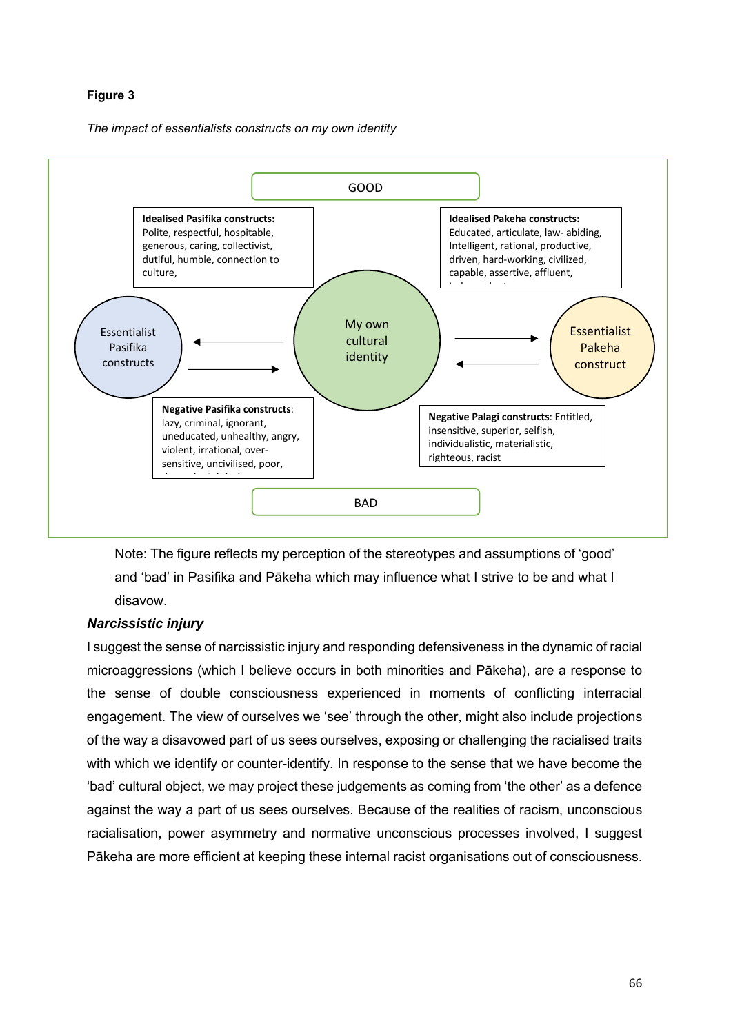**Figure 3**

*The impact of essentialists constructs on my own identity*

GOOD

**Idealised Pasifika constructs:** Polite, respectful, hospitable, generous, caring, collectivist, dutiful, humble, connection to culture,

**Idealised Pakeha constructs:** Educated, articulate, law- abiding, Intelligent, rational, productive, driven, hard-working, civilized, capable, assertive, affluent,

Essentialist Pasifika constructs

My own cultural identity

Essentialist Pakeha construct

**Negative Pasifika constructs**: lazy, criminal, ignorant, uneducated, unhealthy, angry, violent, irrational, over-sensitive, uncivilised, poor,

**Negative Palagi constructs**: Entitled, insensitive, superior, selfish, individualistic, materialistic, righteous, racist

BAD

Note: The figure reflects my perception of the stereotypes and assumptions of 'good' and 'bad' in Pasifika and Pākeha which may influence what I strive to be and what I disavow.

***Narcissistic injury***

I suggest the sense of narcissistic injury and responding defensiveness in the dynamic of racial microaggressions (which I believe occurs in both minorities and Pākeha), are a response to the sense of double consciousness experienced in moments of conflicting interracial engagement. The view of ourselves we 'see' through the other, might also include projections of the way a disavowed part of us sees ourselves, exposing or challenging the racialised traits with which we identify or counter-identify. In response to the sense that we have become the 'bad' cultural object, we may project these judgements as coming from 'the other' as a defence against the way a part of us sees ourselves. Because of the realities of racism, unconscious racialisation, power asymmetry and normative unconscious processes involved, I suggest Pākeha are more efficient at keeping these internal racist organisations out of consciousness.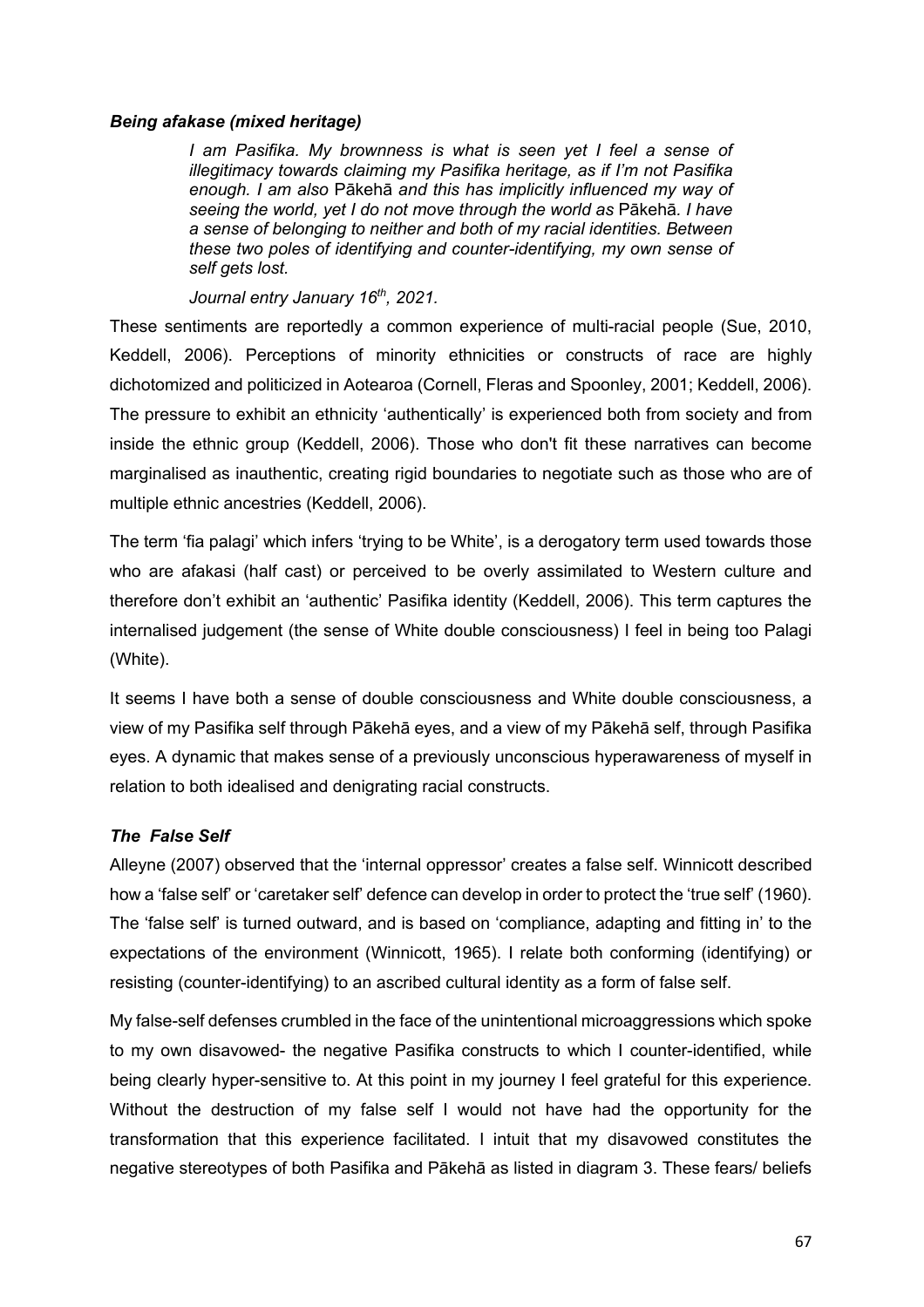### *Being afakase (mixed heritage)*

> *I am Pasifika. My brownness is what is seen yet I feel a sense of illegitimacy towards claiming my Pasifika heritage, as if I'm not Pasifika enough. I am also* Pākehā *and this has implicitly influenced my way of seeing the world, yet I do not move through the world as* Pākehā. *I have a sense of belonging to neither and both of my racial identities. Between these two poles of identifying and counter-identifying, my own sense of self gets lost.*
>
> *Journal entry January 16th, 2021.*

These sentiments are reportedly a common experience of multi-racial people (Sue, 2010, Keddell, 2006). Perceptions of minority ethnicities or constructs of race are highly dichotomized and politicized in Aotearoa (Cornell, Fleras and Spoonley, 2001; Keddell, 2006). The pressure to exhibit an ethnicity 'authentically' is experienced both from society and from inside the ethnic group (Keddell, 2006). Those who don't fit these narratives can become marginalised as inauthentic, creating rigid boundaries to negotiate such as those who are of multiple ethnic ancestries (Keddell, 2006).

The term 'fia palagi' which infers 'trying to be White', is a derogatory term used towards those who are afakasi (half cast) or perceived to be overly assimilated to Western culture and therefore don't exhibit an 'authentic' Pasifika identity (Keddell, 2006). This term captures the internalised judgement (the sense of White double consciousness) I feel in being too Palagi (White).

It seems I have both a sense of double consciousness and White double consciousness, a view of my Pasifika self through Pākehā eyes, and a view of my Pākehā self, through Pasifika eyes. A dynamic that makes sense of a previously unconscious hyperawareness of myself in relation to both idealised and denigrating racial constructs.

### *The False Self*

Alleyne (2007) observed that the 'internal oppressor' creates a false self. Winnicott described how a 'false self' or 'caretaker self' defence can develop in order to protect the 'true self' (1960). The 'false self' is turned outward, and is based on 'compliance, adapting and fitting in' to the expectations of the environment (Winnicott, 1965). I relate both conforming (identifying) or resisting (counter-identifying) to an ascribed cultural identity as a form of false self.

My false-self defenses crumbled in the face of the unintentional microaggressions which spoke to my own disavowed- the negative Pasifika constructs to which I counter-identified, while being clearly hyper-sensitive to. At this point in my journey I feel grateful for this experience. Without the destruction of my false self I would not have had the opportunity for the transformation that this experience facilitated. I intuit that my disavowed constitutes the negative stereotypes of both Pasifika and Pākehā as listed in diagram 3. These fears/ beliefs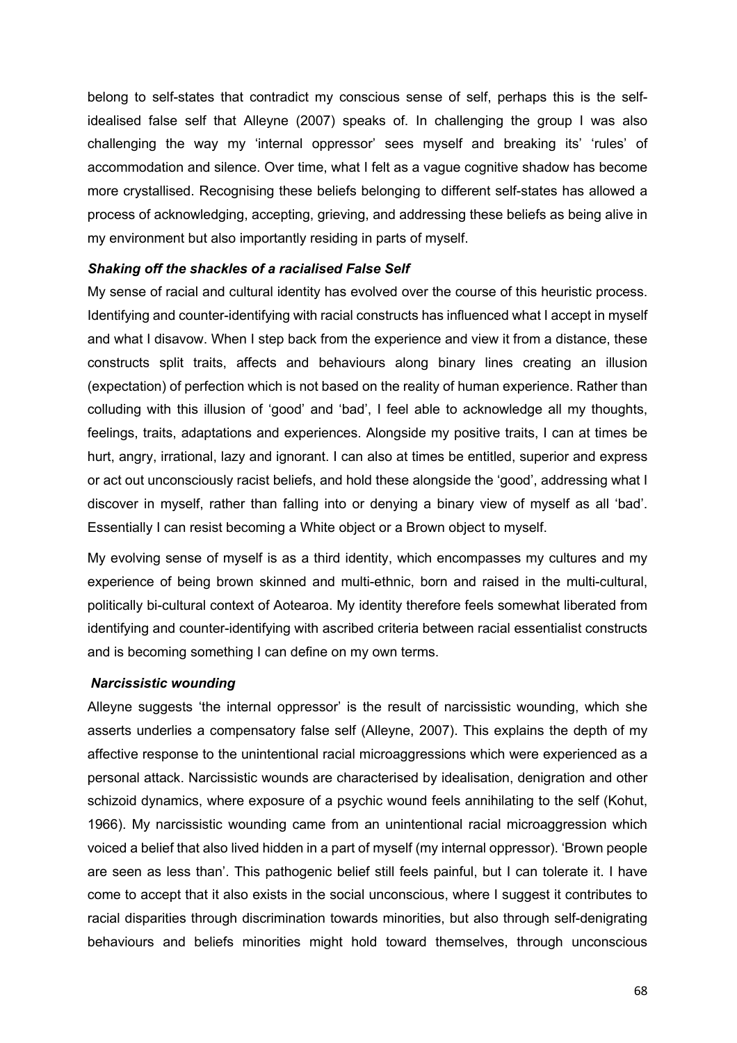belong to self-states that contradict my conscious sense of self, perhaps this is the self-idealised false self that Alleyne (2007) speaks of. In challenging the group I was also challenging the way my 'internal oppressor' sees myself and breaking its' 'rules' of accommodation and silence. Over time, what I felt as a vague cognitive shadow has become more crystallised. Recognising these beliefs belonging to different self-states has allowed a process of acknowledging, accepting, grieving, and addressing these beliefs as being alive in my environment but also importantly residing in parts of myself.

***Shaking off the shackles of a racialised False Self***

My sense of racial and cultural identity has evolved over the course of this heuristic process. Identifying and counter-identifying with racial constructs has influenced what I accept in myself and what I disavow. When I step back from the experience and view it from a distance, these constructs split traits, affects and behaviours along binary lines creating an illusion (expectation) of perfection which is not based on the reality of human experience. Rather than colluding with this illusion of 'good' and 'bad', I feel able to acknowledge all my thoughts, feelings, traits, adaptations and experiences. Alongside my positive traits, I can at times be hurt, angry, irrational, lazy and ignorant. I can also at times be entitled, superior and express or act out unconsciously racist beliefs, and hold these alongside the 'good', addressing what I discover in myself, rather than falling into or denying a binary view of myself as all 'bad'. Essentially I can resist becoming a White object or a Brown object to myself.

My evolving sense of myself is as a third identity, which encompasses my cultures and my experience of being brown skinned and multi-ethnic, born and raised in the multi-cultural, politically bi-cultural context of Aotearoa. My identity therefore feels somewhat liberated from identifying and counter-identifying with ascribed criteria between racial essentialist constructs and is becoming something I can define on my own terms.

***Narcissistic wounding***

Alleyne suggests 'the internal oppressor' is the result of narcissistic wounding, which she asserts underlies a compensatory false self (Alleyne, 2007). This explains the depth of my affective response to the unintentional racial microaggressions which were experienced as a personal attack. Narcissistic wounds are characterised by idealisation, denigration and other schizoid dynamics, where exposure of a psychic wound feels annihilating to the self (Kohut, 1966). My narcissistic wounding came from an unintentional racial microaggression which voiced a belief that also lived hidden in a part of myself (my internal oppressor). 'Brown people are seen as less than'. This pathogenic belief still feels painful, but I can tolerate it. I have come to accept that it also exists in the social unconscious, where I suggest it contributes to racial disparities through discrimination towards minorities, but also through self-denigrating behaviours and beliefs minorities might hold toward themselves, through unconscious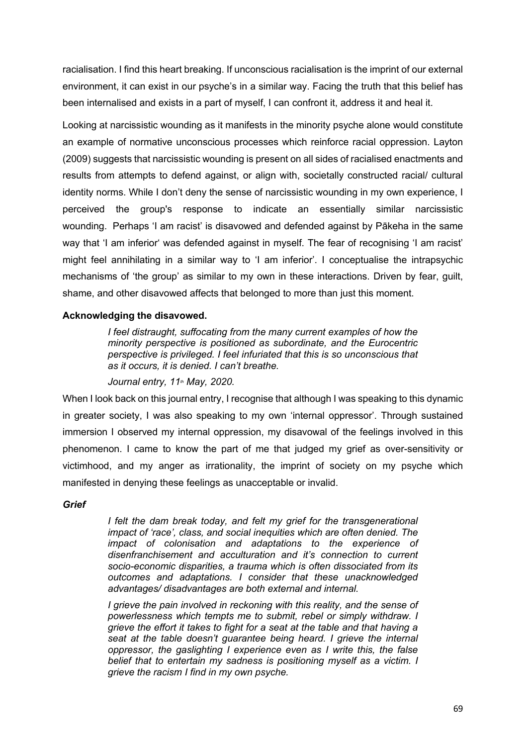racialisation. I find this heart breaking. If unconscious racialisation is the imprint of our external environment, it can exist in our psyche's in a similar way. Facing the truth that this belief has been internalised and exists in a part of myself, I can confront it, address it and heal it.

Looking at narcissistic wounding as it manifests in the minority psyche alone would constitute an example of normative unconscious processes which reinforce racial oppression. Layton (2009) suggests that narcissistic wounding is present on all sides of racialised enactments and results from attempts to defend against, or align with, societally constructed racial/ cultural identity norms. While I don't deny the sense of narcissistic wounding in my own experience, I perceived the group's response to indicate an essentially similar narcissistic wounding. Perhaps 'I am racist' is disavowed and defended against by Pākeha in the same way that 'I am inferior' was defended against in myself. The fear of recognising 'I am racist' might feel annihilating in a similar way to 'I am inferior'. I conceptualise the intrapsychic mechanisms of 'the group' as similar to my own in these interactions. Driven by fear, guilt, shame, and other disavowed affects that belonged to more than just this moment.

**Acknowledging the disavowed.**

> *I feel distraught, suffocating from the many current examples of how the minority perspective is positioned as subordinate, and the Eurocentric perspective is privileged. I feel infuriated that this is so unconscious that as it occurs, it is denied. I can't breathe.*
>
> *Journal entry, 11th May, 2020.*

When I look back on this journal entry, I recognise that although I was speaking to this dynamic in greater society, I was also speaking to my own 'internal oppressor'. Through sustained immersion I observed my internal oppression, my disavowal of the feelings involved in this phenomenon. I came to know the part of me that judged my grief as over-sensitivity or victimhood, and my anger as irrationality, the imprint of society on my psyche which manifested in denying these feelings as unacceptable or invalid.

***Grief***

> *I felt the dam break today, and felt my grief for the transgenerational impact of 'race', class, and social inequities which are often denied. The impact of colonisation and adaptations to the experience of disenfranchisement and acculturation and it's connection to current socio-economic disparities, a trauma which is often dissociated from its outcomes and adaptations. I consider that these unacknowledged advantages/ disadvantages are both external and internal.*
>
> *I grieve the pain involved in reckoning with this reality, and the sense of powerlessness which tempts me to submit, rebel or simply withdraw. I grieve the effort it takes to fight for a seat at the table and that having a seat at the table doesn't guarantee being heard. I grieve the internal oppressor, the gaslighting I experience even as I write this, the false belief that to entertain my sadness is positioning myself as a victim. I grieve the racism I find in my own psyche.*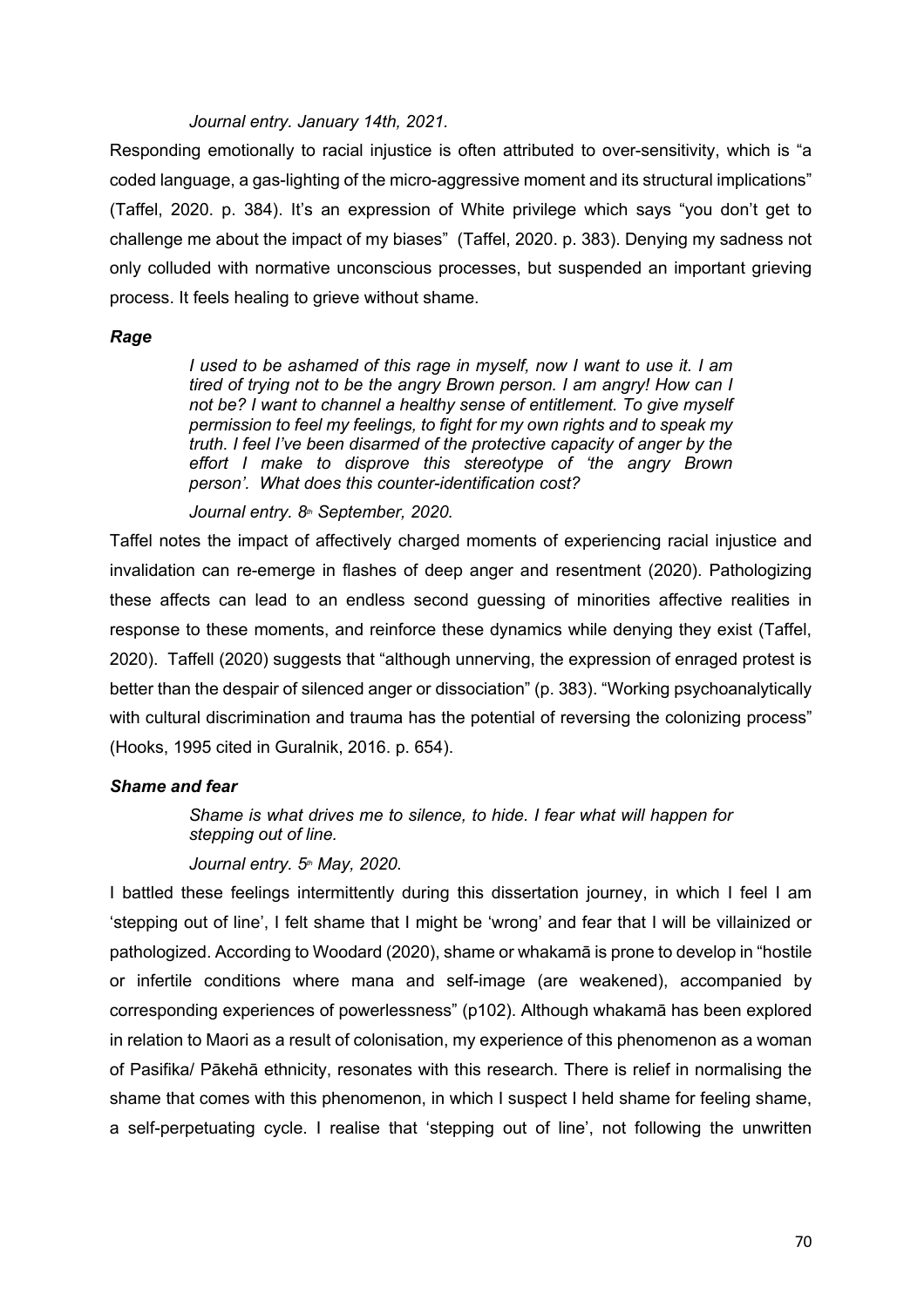*Journal entry. January 14th, 2021.*

Responding emotionally to racial injustice is often attributed to over-sensitivity, which is "a coded language, a gas-lighting of the micro-aggressive moment and its structural implications" (Taffel, 2020. p. 384). It's an expression of White privilege which says "you don't get to challenge me about the impact of my biases" (Taffel, 2020. p. 383). Denying my sadness not only colluded with normative unconscious processes, but suspended an important grieving process. It feels healing to grieve without shame.

### *Rage*

> *I used to be ashamed of this rage in myself, now I want to use it. I am tired of trying not to be the angry Brown person. I am angry! How can I not be? I want to channel a healthy sense of entitlement. To give myself permission to feel my feelings, to fight for my own rights and to speak my truth. I feel I've been disarmed of the protective capacity of anger by the effort I make to disprove this stereotype of 'the angry Brown person'. What does this counter-identification cost?*
>
> *Journal entry. 8th September, 2020.*

Taffel notes the impact of affectively charged moments of experiencing racial injustice and invalidation can re-emerge in flashes of deep anger and resentment (2020). Pathologizing these affects can lead to an endless second guessing of minorities affective realities in response to these moments, and reinforce these dynamics while denying they exist (Taffel, 2020). Taffell (2020) suggests that "although unnerving, the expression of enraged protest is better than the despair of silenced anger or dissociation" (p. 383). "Working psychoanalytically with cultural discrimination and trauma has the potential of reversing the colonizing process" (Hooks, 1995 cited in Guralnik, 2016. p. 654).

### *Shame and fear*

> *Shame is what drives me to silence, to hide. I fear what will happen for stepping out of line.*
>
> *Journal entry. 5th May, 2020.*

I battled these feelings intermittently during this dissertation journey, in which I feel I am 'stepping out of line', I felt shame that I might be 'wrong' and fear that I will be villainized or pathologized. According to Woodard (2020), shame or whakamā is prone to develop in "hostile or infertile conditions where mana and self-image (are weakened), accompanied by corresponding experiences of powerlessness" (p102). Although whakamā has been explored in relation to Maori as a result of colonisation, my experience of this phenomenon as a woman of Pasifika/ Pākehā ethnicity, resonates with this research. There is relief in normalising the shame that comes with this phenomenon, in which I suspect I held shame for feeling shame, a self-perpetuating cycle. I realise that 'stepping out of line', not following the unwritten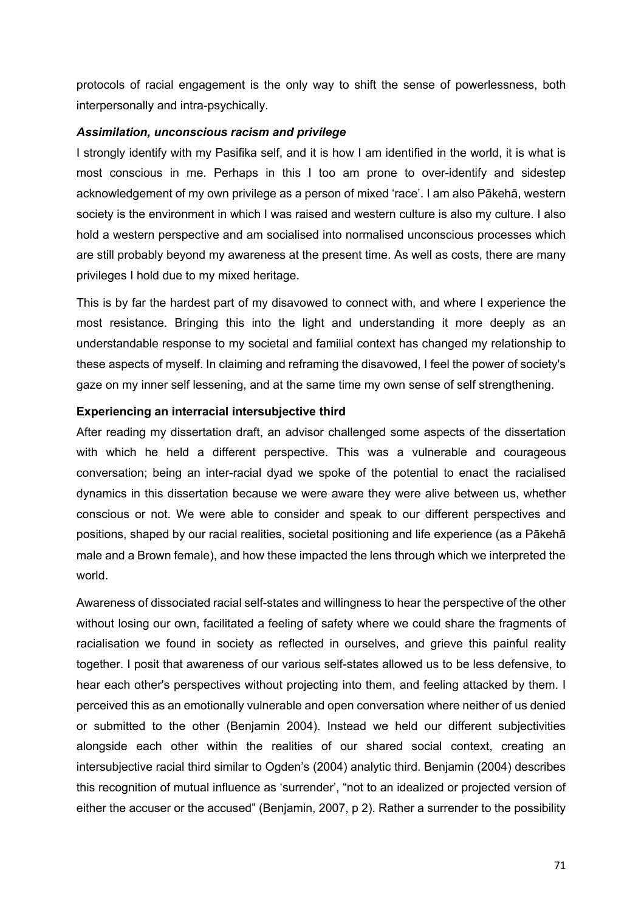protocols of racial engagement is the only way to shift the sense of powerlessness, both interpersonally and intra-psychically.

#### *Assimilation, unconscious racism and privilege*

I strongly identify with my Pasifika self, and it is how I am identified in the world, it is what is most conscious in me. Perhaps in this I too am prone to over-identify and sidestep acknowledgement of my own privilege as a person of mixed 'race'. I am also Pākehā, western society is the environment in which I was raised and western culture is also my culture. I also hold a western perspective and am socialised into normalised unconscious processes which are still probably beyond my awareness at the present time. As well as costs, there are many privileges I hold due to my mixed heritage.

This is by far the hardest part of my disavowed to connect with, and where I experience the most resistance. Bringing this into the light and understanding it more deeply as an understandable response to my societal and familial context has changed my relationship to these aspects of myself. In claiming and reframing the disavowed, I feel the power of society's gaze on my inner self lessening, and at the same time my own sense of self strengthening.

### **Experiencing an interracial intersubjective third**

After reading my dissertation draft, an advisor challenged some aspects of the dissertation with which he held a different perspective. This was a vulnerable and courageous conversation; being an inter-racial dyad we spoke of the potential to enact the racialised dynamics in this dissertation because we were aware they were alive between us, whether conscious or not. We were able to consider and speak to our different perspectives and positions, shaped by our racial realities, societal positioning and life experience (as a Pākehā male and a Brown female), and how these impacted the lens through which we interpreted the world.

Awareness of dissociated racial self-states and willingness to hear the perspective of the other without losing our own, facilitated a feeling of safety where we could share the fragments of racialisation we found in society as reflected in ourselves, and grieve this painful reality together. I posit that awareness of our various self-states allowed us to be less defensive, to hear each other's perspectives without projecting into them, and feeling attacked by them. I perceived this as an emotionally vulnerable and open conversation where neither of us denied or submitted to the other (Benjamin 2004). Instead we held our different subjectivities alongside each other within the realities of our shared social context, creating an intersubjective racial third similar to Ogden's (2004) analytic third. Benjamin (2004) describes this recognition of mutual influence as 'surrender', "not to an idealized or projected version of either the accuser or the accused" (Benjamin, 2007, p 2). Rather a surrender to the possibility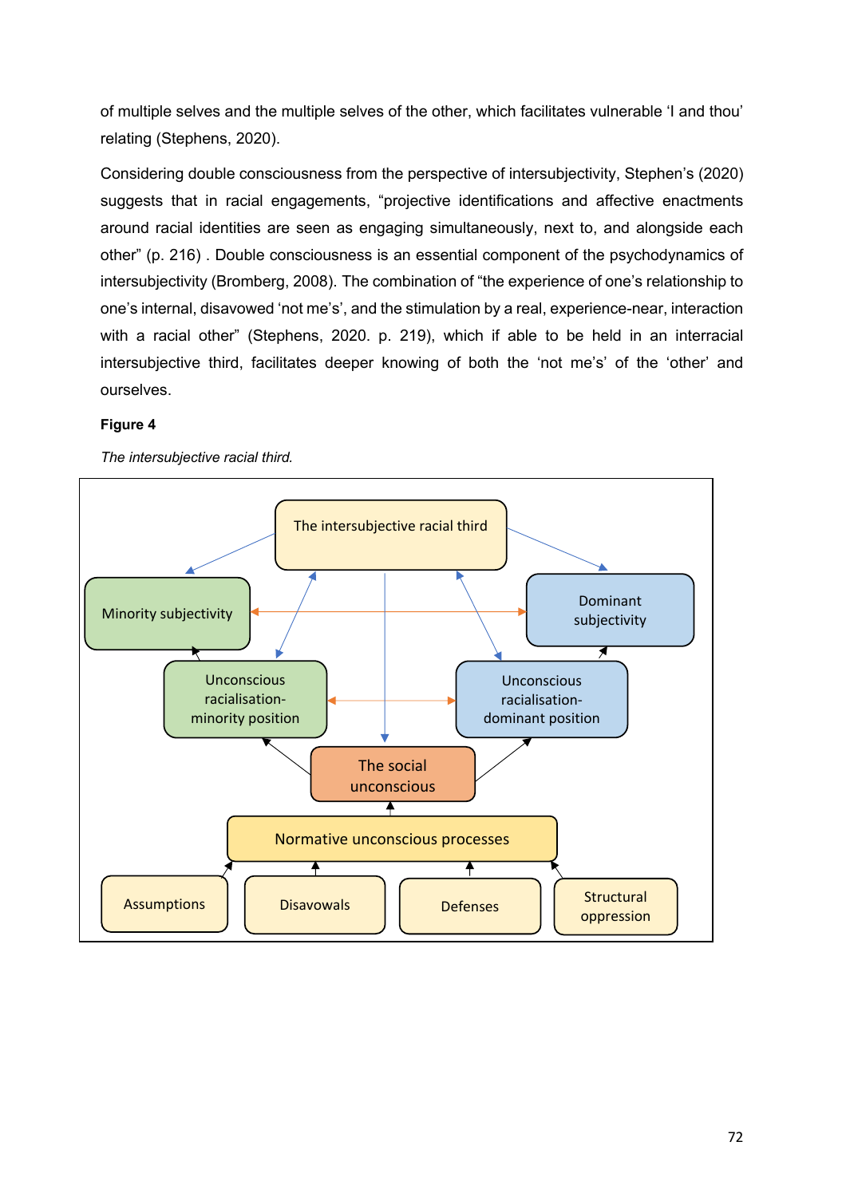of multiple selves and the multiple selves of the other, which facilitates vulnerable 'I and thou' relating (Stephens, 2020).

Considering double consciousness from the perspective of intersubjectivity, Stephen's (2020) suggests that in racial engagements, "projective identifications and affective enactments around racial identities are seen as engaging simultaneously, next to, and alongside each other" (p. 216) . Double consciousness is an essential component of the psychodynamics of intersubjectivity (Bromberg, 2008). The combination of "the experience of one's relationship to one's internal, disavowed 'not me's', and the stimulation by a real, experience-near, interaction with a racial other" (Stephens, 2020. p. 219), which if able to be held in an interracial intersubjective third, facilitates deeper knowing of both the 'not me's' of the 'other' and ourselves.

**Figure 4**

*The intersubjective racial third.*

The intersubjective racial third

Minority subjectivity

Dominant subjectivity

Unconscious racialisation-minority position

Unconscious racialisation-dominant position

The social unconscious

Normative unconscious processes

Assumptions

Disavowals

Defenses

Structural oppression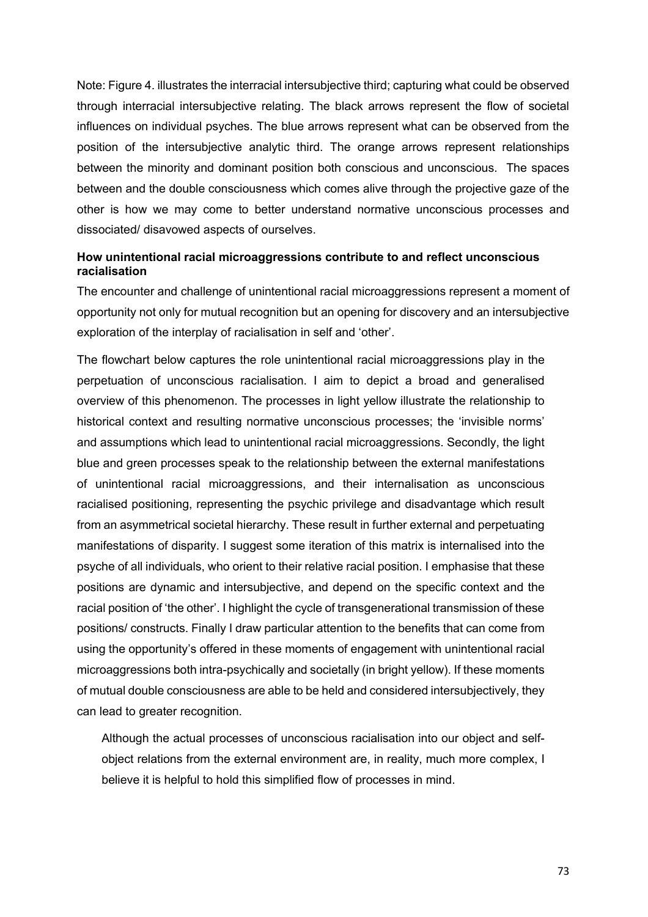Note: Figure 4. illustrates the interracial intersubjective third; capturing what could be observed through interracial intersubjective relating. The black arrows represent the flow of societal influences on individual psyches. The blue arrows represent what can be observed from the position of the intersubjective analytic third. The orange arrows represent relationships between the minority and dominant position both conscious and unconscious. The spaces between and the double consciousness which comes alive through the projective gaze of the other is how we may come to better understand normative unconscious processes and dissociated/ disavowed aspects of ourselves.

**How unintentional racial microaggressions contribute to and reflect unconscious racialisation**

The encounter and challenge of unintentional racial microaggressions represent a moment of opportunity not only for mutual recognition but an opening for discovery and an intersubjective exploration of the interplay of racialisation in self and 'other'.

The flowchart below captures the role unintentional racial microaggressions play in the perpetuation of unconscious racialisation. I aim to depict a broad and generalised overview of this phenomenon. The processes in light yellow illustrate the relationship to historical context and resulting normative unconscious processes; the 'invisible norms' and assumptions which lead to unintentional racial microaggressions. Secondly, the light blue and green processes speak to the relationship between the external manifestations of unintentional racial microaggressions, and their internalisation as unconscious racialised positioning, representing the psychic privilege and disadvantage which result from an asymmetrical societal hierarchy. These result in further external and perpetuating manifestations of disparity. I suggest some iteration of this matrix is internalised into the psyche of all individuals, who orient to their relative racial position. I emphasise that these positions are dynamic and intersubjective, and depend on the specific context and the racial position of 'the other'. I highlight the cycle of transgenerational transmission of these positions/ constructs. Finally I draw particular attention to the benefits that can come from using the opportunity's offered in these moments of engagement with unintentional racial microaggressions both intra-psychically and societally (in bright yellow). If these moments of mutual double consciousness are able to be held and considered intersubjectively, they can lead to greater recognition.

Although the actual processes of unconscious racialisation into our object and self-object relations from the external environment are, in reality, much more complex, I believe it is helpful to hold this simplified flow of processes in mind.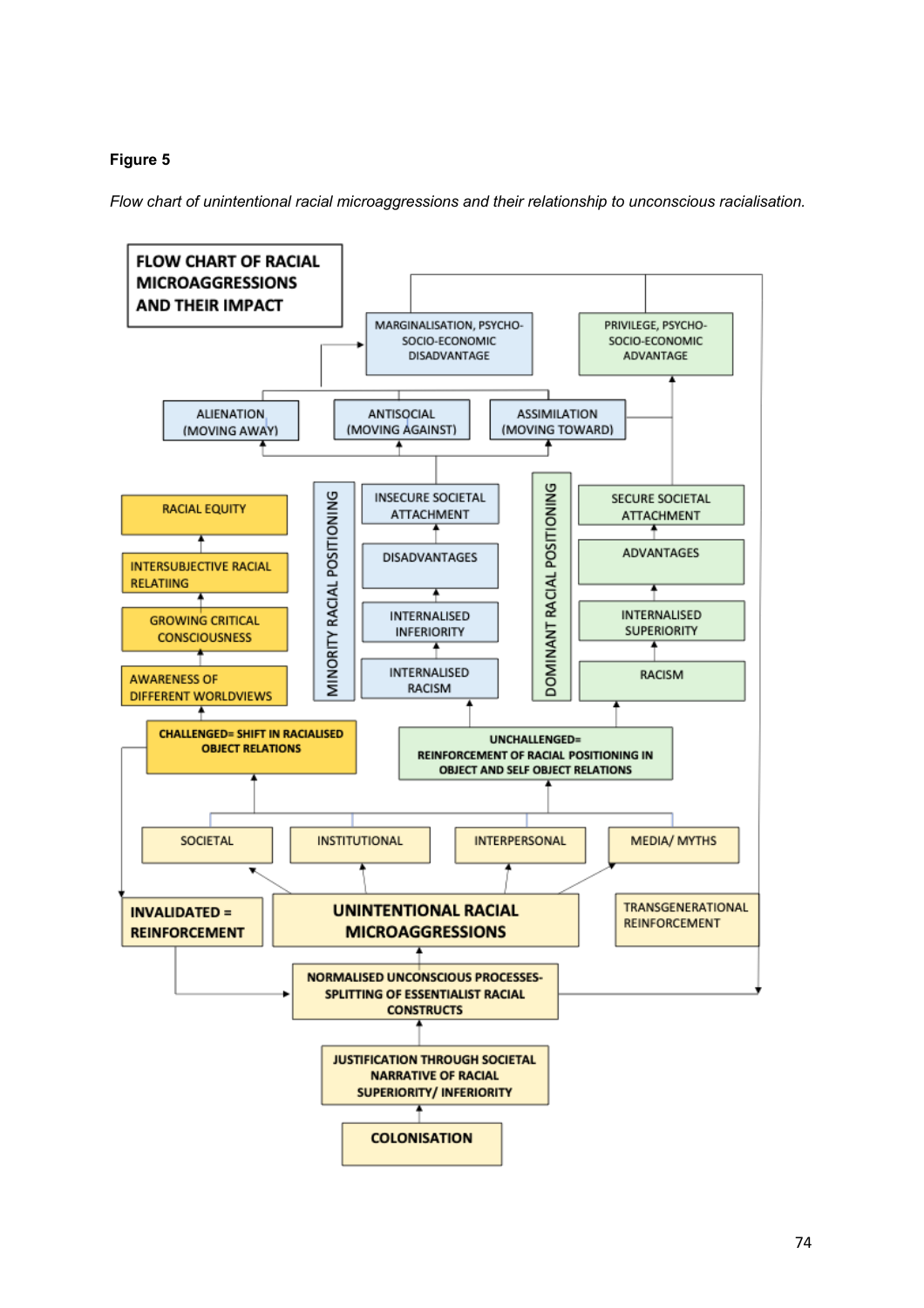**Figure 5**

*Flow chart of unintentional racial microaggressions and their relationship to unconscious racialisation.*

FLOW CHART OF RACIAL MICROAGGRESSIONS AND THEIR IMPACT

MARGINALISATION, PSYCHO-SOCIO-ECONOMIC DISADVANTAGE

PRIVILEGE, PSYCHO-SOCIO-ECONOMIC ADVANTAGE

ALIENATION (MOVING AWAY)

ANTISOCIAL (MOVING AGAINST)

ASSIMILATION (MOVING TOWARD)

RACIAL EQUITY

INTERSUBJECTIVE RACIAL RELATIING

GROWING CRITICAL CONSCIOUSNESS

AWARENESS OF DIFFERENT WORLDVIEWS

MINORITY RACIAL POSITIONING

INSECURE SOCIETAL ATTACHMENT

DISADVANTAGES

INTERNALISED INFERIORITY

INTERNALISED RACISM

DOMINANT RACIAL POSITIONING

SECURE SOCIETAL ATTACHMENT

ADVANTAGES

INTERNALISED SUPERIORITY

RACISM

CHALLENGED= SHIFT IN RACIALISED OBJECT RELATIONS

UNCHALLENGED= REINFORCEMENT OF RACIAL POSITIONING IN OBJECT AND SELF OBJECT RELATIONS

SOCIETAL

INSTITUTIONAL

INTERPERSONAL

MEDIA/ MYTHS

INVALIDATED = REINFORCEMENT

UNINTENTIONAL RACIAL MICROAGGRESSIONS

TRANSGENERATIONAL REINFORCEMENT

NORMALISED UNCONSCIOUS PROCESSES- SPLITTING OF ESSENTIALIST RACIAL CONSTRUCTS

JUSTIFICATION THROUGH SOCIETAL NARRATIVE OF RACIAL SUPERIORITY/ INFERIORITY

COLONISATION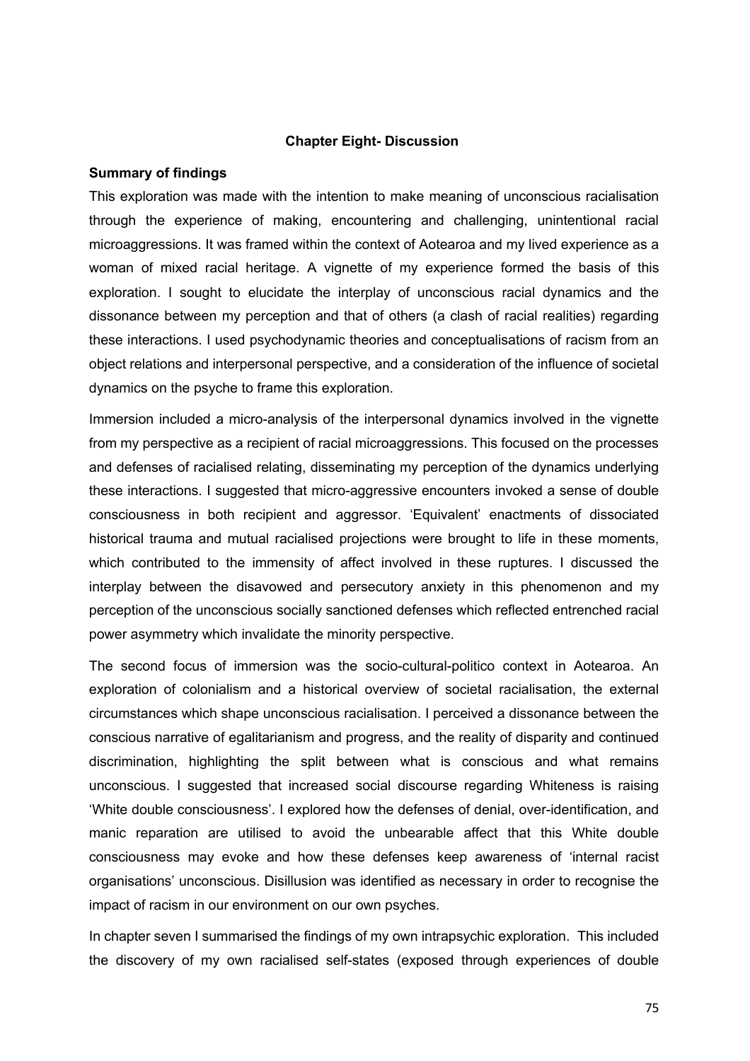## Chapter Eight- Discussion

### Summary of findings

This exploration was made with the intention to make meaning of unconscious racialisation through the experience of making, encountering and challenging, unintentional racial microaggressions. It was framed within the context of Aotearoa and my lived experience as a woman of mixed racial heritage. A vignette of my experience formed the basis of this exploration. I sought to elucidate the interplay of unconscious racial dynamics and the dissonance between my perception and that of others (a clash of racial realities) regarding these interactions. I used psychodynamic theories and conceptualisations of racism from an object relations and interpersonal perspective, and a consideration of the influence of societal dynamics on the psyche to frame this exploration.

Immersion included a micro-analysis of the interpersonal dynamics involved in the vignette from my perspective as a recipient of racial microaggressions. This focused on the processes and defenses of racialised relating, disseminating my perception of the dynamics underlying these interactions. I suggested that micro-aggressive encounters invoked a sense of double consciousness in both recipient and aggressor. 'Equivalent' enactments of dissociated historical trauma and mutual racialised projections were brought to life in these moments, which contributed to the immensity of affect involved in these ruptures. I discussed the interplay between the disavowed and persecutory anxiety in this phenomenon and my perception of the unconscious socially sanctioned defenses which reflected entrenched racial power asymmetry which invalidate the minority perspective.

The second focus of immersion was the socio-cultural-politico context in Aotearoa. An exploration of colonialism and a historical overview of societal racialisation, the external circumstances which shape unconscious racialisation. I perceived a dissonance between the conscious narrative of egalitarianism and progress, and the reality of disparity and continued discrimination, highlighting the split between what is conscious and what remains unconscious. I suggested that increased social discourse regarding Whiteness is raising 'White double consciousness'. I explored how the defenses of denial, over-identification, and manic reparation are utilised to avoid the unbearable affect that this White double consciousness may evoke and how these defenses keep awareness of 'internal racist organisations' unconscious. Disillusion was identified as necessary in order to recognise the impact of racism in our environment on our own psyches.

In chapter seven I summarised the findings of my own intrapsychic exploration. This included the discovery of my own racialised self-states (exposed through experiences of double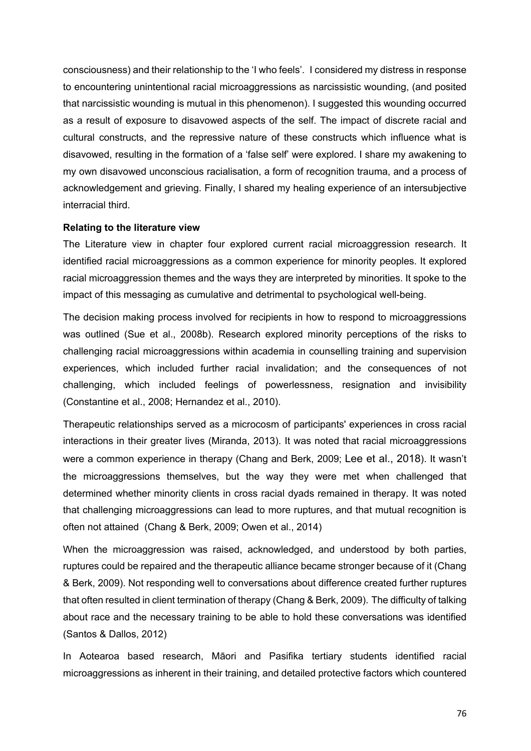consciousness) and their relationship to the 'I who feels'. I considered my distress in response to encountering unintentional racial microaggressions as narcissistic wounding, (and posited that narcissistic wounding is mutual in this phenomenon). I suggested this wounding occurred as a result of exposure to disavowed aspects of the self. The impact of discrete racial and cultural constructs, and the repressive nature of these constructs which influence what is disavowed, resulting in the formation of a 'false self' were explored. I share my awakening to my own disavowed unconscious racialisation, a form of recognition trauma, and a process of acknowledgement and grieving. Finally, I shared my healing experience of an intersubjective interracial third.

**Relating to the literature view**

The Literature view in chapter four explored current racial microaggression research. It identified racial microaggressions as a common experience for minority peoples. It explored racial microaggression themes and the ways they are interpreted by minorities. It spoke to the impact of this messaging as cumulative and detrimental to psychological well-being.

The decision making process involved for recipients in how to respond to microaggressions was outlined (Sue et al., 2008b). Research explored minority perceptions of the risks to challenging racial microaggressions within academia in counselling training and supervision experiences, which included further racial invalidation; and the consequences of not challenging, which included feelings of powerlessness, resignation and invisibility (Constantine et al., 2008; Hernandez et al., 2010).

Therapeutic relationships served as a microcosm of participants' experiences in cross racial interactions in their greater lives (Miranda, 2013). It was noted that racial microaggressions were a common experience in therapy (Chang and Berk, 2009; Lee et al., 2018). It wasn't the microaggressions themselves, but the way they were met when challenged that determined whether minority clients in cross racial dyads remained in therapy. It was noted that challenging microaggressions can lead to more ruptures, and that mutual recognition is often not attained (Chang & Berk, 2009; Owen et al., 2014)

When the microaggression was raised, acknowledged, and understood by both parties, ruptures could be repaired and the therapeutic alliance became stronger because of it (Chang & Berk, 2009). Not responding well to conversations about difference created further ruptures that often resulted in client termination of therapy (Chang & Berk, 2009). The difficulty of talking about race and the necessary training to be able to hold these conversations was identified (Santos & Dallos, 2012)

In Aotearoa based research, Māori and Pasifika tertiary students identified racial microaggressions as inherent in their training, and detailed protective factors which countered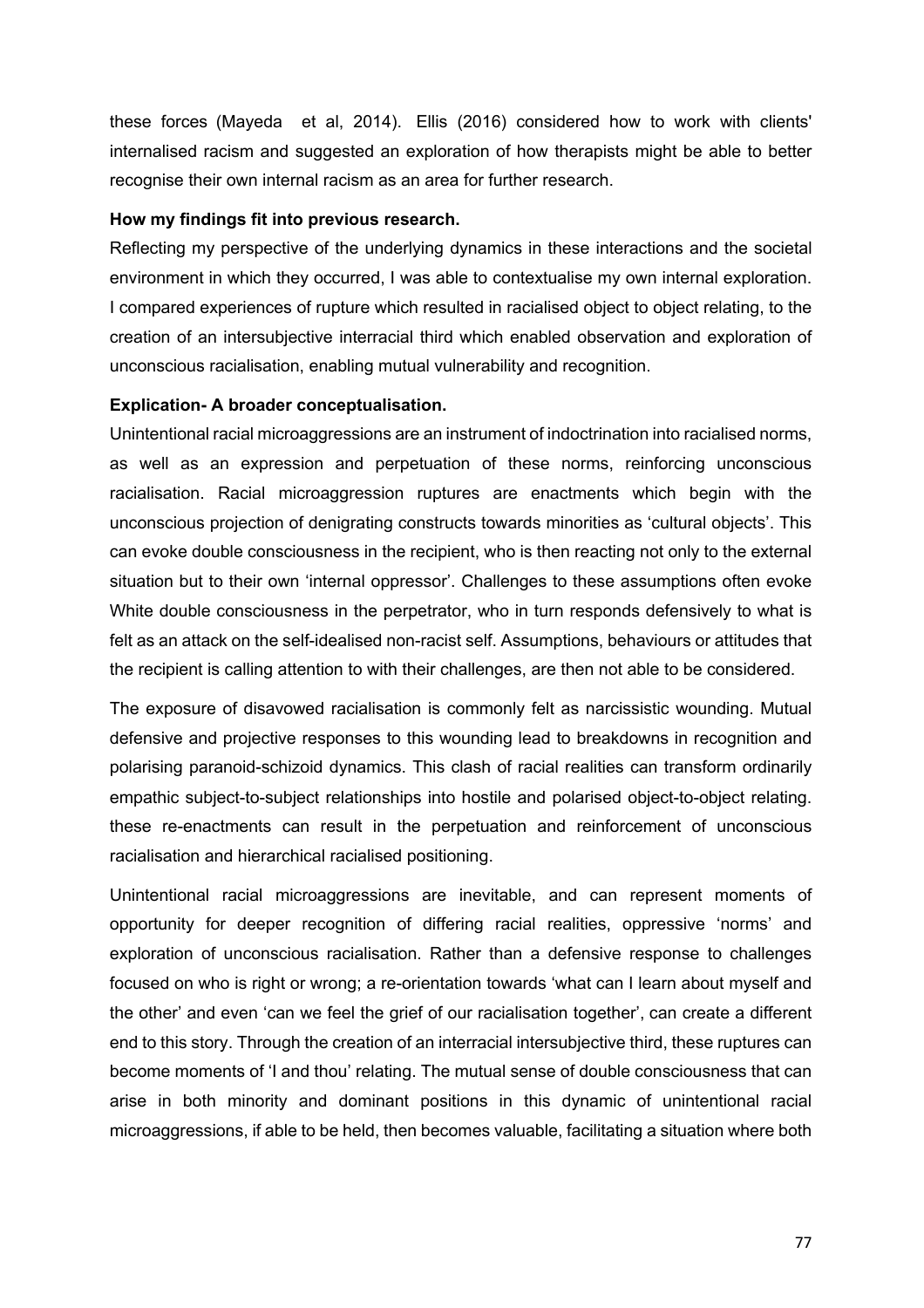these forces (Mayeda  et al, 2014).  Ellis (2016) considered how to work with clients' internalised racism and suggested an exploration of how therapists might be able to better recognise their own internal racism as an area for further research.

**How my findings fit into previous research.**

Reflecting my perspective of the underlying dynamics in these interactions and the societal environment in which they occurred, I was able to contextualise my own internal exploration. I compared experiences of rupture which resulted in racialised object to object relating, to the creation of an intersubjective interracial third which enabled observation and exploration of unconscious racialisation, enabling mutual vulnerability and recognition.

**Explication- A broader conceptualisation.**

Unintentional racial microaggressions are an instrument of indoctrination into racialised norms, as well as an expression and perpetuation of these norms, reinforcing unconscious racialisation. Racial microaggression ruptures are enactments which begin with the unconscious projection of denigrating constructs towards minorities as 'cultural objects'. This can evoke double consciousness in the recipient, who is then reacting not only to the external situation but to their own 'internal oppressor'. Challenges to these assumptions often evoke White double consciousness in the perpetrator, who in turn responds defensively to what is felt as an attack on the self-idealised non-racist self. Assumptions, behaviours or attitudes that the recipient is calling attention to with their challenges, are then not able to be considered.

The exposure of disavowed racialisation is commonly felt as narcissistic wounding. Mutual defensive and projective responses to this wounding lead to breakdowns in recognition and polarising paranoid-schizoid dynamics. This clash of racial realities can transform ordinarily empathic subject-to-subject relationships into hostile and polarised object-to-object relating. these re-enactments can result in the perpetuation and reinforcement of unconscious racialisation and hierarchical racialised positioning.

Unintentional racial microaggressions are inevitable, and can represent moments of opportunity for deeper recognition of differing racial realities, oppressive 'norms' and exploration of unconscious racialisation. Rather than a defensive response to challenges focused on who is right or wrong; a re-orientation towards 'what can I learn about myself and the other' and even 'can we feel the grief of our racialisation together', can create a different end to this story. Through the creation of an interracial intersubjective third, these ruptures can become moments of 'I and thou' relating. The mutual sense of double consciousness that can arise in both minority and dominant positions in this dynamic of unintentional racial microaggressions, if able to be held, then becomes valuable, facilitating a situation where both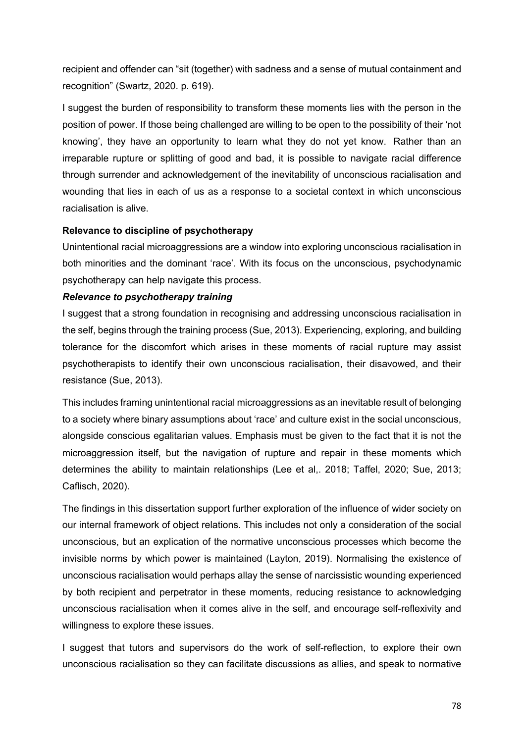recipient and offender can "sit (together) with sadness and a sense of mutual containment and recognition" (Swartz, 2020. p. 619).

I suggest the burden of responsibility to transform these moments lies with the person in the position of power. If those being challenged are willing to be open to the possibility of their 'not knowing', they have an opportunity to learn what they do not yet know. Rather than an irreparable rupture or splitting of good and bad, it is possible to navigate racial difference through surrender and acknowledgement of the inevitability of unconscious racialisation and wounding that lies in each of us as a response to a societal context in which unconscious racialisation is alive.

**Relevance to discipline of psychotherapy**

Unintentional racial microaggressions are a window into exploring unconscious racialisation in both minorities and the dominant 'race'. With its focus on the unconscious, psychodynamic psychotherapy can help navigate this process.

***Relevance to psychotherapy training***

I suggest that a strong foundation in recognising and addressing unconscious racialisation in the self, begins through the training process (Sue, 2013). Experiencing, exploring, and building tolerance for the discomfort which arises in these moments of racial rupture may assist psychotherapists to identify their own unconscious racialisation, their disavowed, and their resistance (Sue, 2013).

This includes framing unintentional racial microaggressions as an inevitable result of belonging to a society where binary assumptions about 'race' and culture exist in the social unconscious, alongside conscious egalitarian values. Emphasis must be given to the fact that it is not the microaggression itself, but the navigation of rupture and repair in these moments which determines the ability to maintain relationships (Lee et al,. 2018; Taffel, 2020; Sue, 2013; Caflisch, 2020).

The findings in this dissertation support further exploration of the influence of wider society on our internal framework of object relations. This includes not only a consideration of the social unconscious, but an explication of the normative unconscious processes which become the invisible norms by which power is maintained (Layton, 2019). Normalising the existence of unconscious racialisation would perhaps allay the sense of narcissistic wounding experienced by both recipient and perpetrator in these moments, reducing resistance to acknowledging unconscious racialisation when it comes alive in the self, and encourage self-reflexivity and willingness to explore these issues.

I suggest that tutors and supervisors do the work of self-reflection, to explore their own unconscious racialisation so they can facilitate discussions as allies, and speak to normative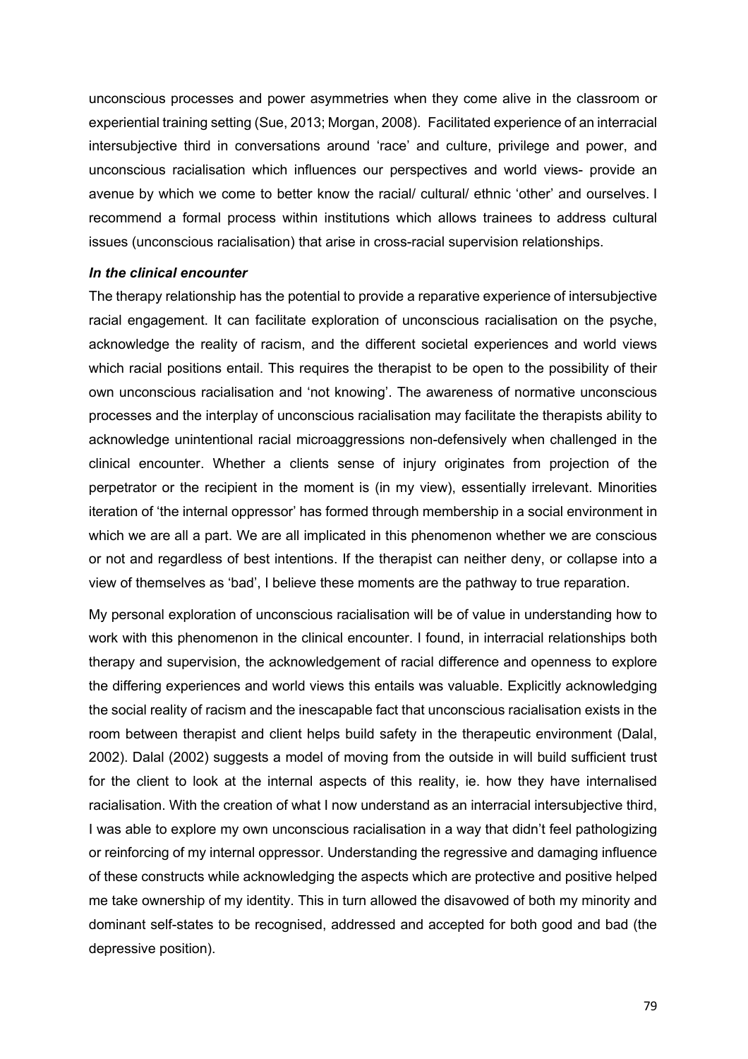unconscious processes and power asymmetries when they come alive in the classroom or experiential training setting (Sue, 2013; Morgan, 2008). Facilitated experience of an interracial intersubjective third in conversations around 'race' and culture, privilege and power, and unconscious racialisation which influences our perspectives and world views- provide an avenue by which we come to better know the racial/ cultural/ ethnic 'other' and ourselves. I recommend a formal process within institutions which allows trainees to address cultural issues (unconscious racialisation) that arise in cross-racial supervision relationships.

***In the clinical encounter***

The therapy relationship has the potential to provide a reparative experience of intersubjective racial engagement. It can facilitate exploration of unconscious racialisation on the psyche, acknowledge the reality of racism, and the different societal experiences and world views which racial positions entail. This requires the therapist to be open to the possibility of their own unconscious racialisation and 'not knowing'. The awareness of normative unconscious processes and the interplay of unconscious racialisation may facilitate the therapists ability to acknowledge unintentional racial microaggressions non-defensively when challenged in the clinical encounter. Whether a clients sense of injury originates from projection of the perpetrator or the recipient in the moment is (in my view), essentially irrelevant. Minorities iteration of 'the internal oppressor' has formed through membership in a social environment in which we are all a part. We are all implicated in this phenomenon whether we are conscious or not and regardless of best intentions. If the therapist can neither deny, or collapse into a view of themselves as 'bad', I believe these moments are the pathway to true reparation.

My personal exploration of unconscious racialisation will be of value in understanding how to work with this phenomenon in the clinical encounter. I found, in interracial relationships both therapy and supervision, the acknowledgement of racial difference and openness to explore the differing experiences and world views this entails was valuable. Explicitly acknowledging the social reality of racism and the inescapable fact that unconscious racialisation exists in the room between therapist and client helps build safety in the therapeutic environment (Dalal, 2002). Dalal (2002) suggests a model of moving from the outside in will build sufficient trust for the client to look at the internal aspects of this reality, ie. how they have internalised racialisation. With the creation of what I now understand as an interracial intersubjective third, I was able to explore my own unconscious racialisation in a way that didn't feel pathologizing or reinforcing of my internal oppressor. Understanding the regressive and damaging influence of these constructs while acknowledging the aspects which are protective and positive helped me take ownership of my identity. This in turn allowed the disavowed of both my minority and dominant self-states to be recognised, addressed and accepted for both good and bad (the depressive position).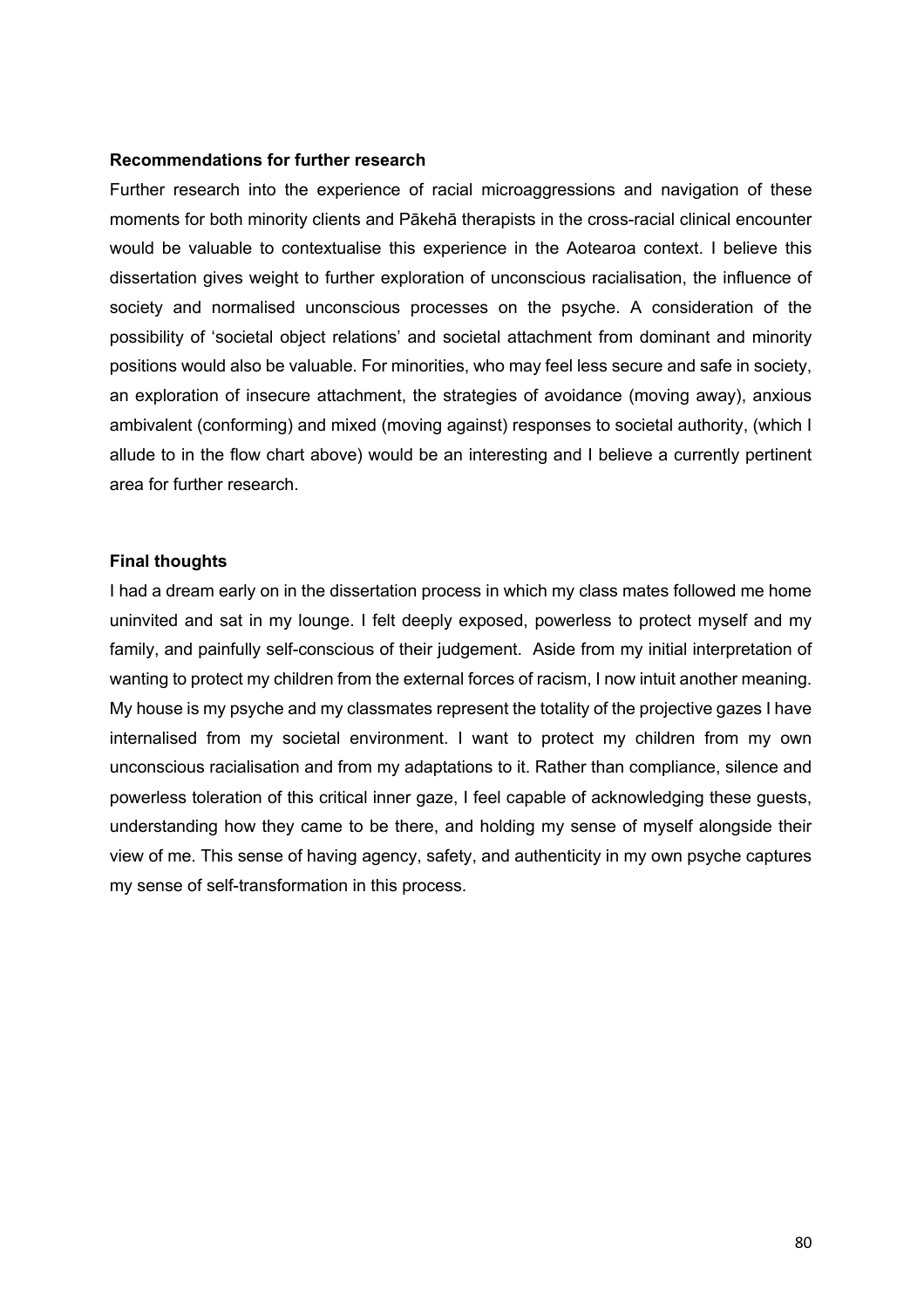**Recommendations for further research**

Further research into the experience of racial microaggressions and navigation of these moments for both minority clients and Pākehā therapists in the cross-racial clinical encounter would be valuable to contextualise this experience in the Aotearoa context. I believe this dissertation gives weight to further exploration of unconscious racialisation, the influence of society and normalised unconscious processes on the psyche. A consideration of the possibility of 'societal object relations' and societal attachment from dominant and minority positions would also be valuable. For minorities, who may feel less secure and safe in society, an exploration of insecure attachment, the strategies of avoidance (moving away), anxious ambivalent (conforming) and mixed (moving against) responses to societal authority, (which I allude to in the flow chart above) would be an interesting and I believe a currently pertinent area for further research.

**Final thoughts**

I had a dream early on in the dissertation process in which my class mates followed me home uninvited and sat in my lounge. I felt deeply exposed, powerless to protect myself and my family, and painfully self-conscious of their judgement. Aside from my initial interpretation of wanting to protect my children from the external forces of racism, I now intuit another meaning. My house is my psyche and my classmates represent the totality of the projective gazes I have internalised from my societal environment. I want to protect my children from my own unconscious racialisation and from my adaptations to it. Rather than compliance, silence and powerless toleration of this critical inner gaze, I feel capable of acknowledging these guests, understanding how they came to be there, and holding my sense of myself alongside their view of me. This sense of having agency, safety, and authenticity in my own psyche captures my sense of self-transformation in this process.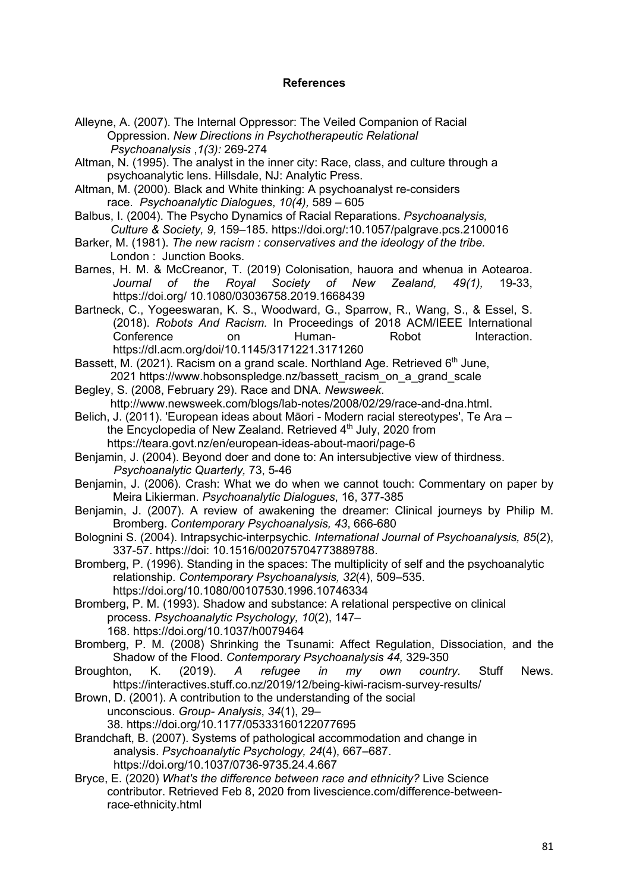**References**

Alleyne, A. (2007). The Internal Oppressor: The Veiled Companion of Racial Oppression. *New Directions in Psychotherapeutic Relational Psychoanalysis* ,*1(3):* 269-274

Altman, N. (1995). The analyst in the inner city: Race, class, and culture through a psychoanalytic lens. Hillsdale, NJ: Analytic Press.

Altman, M. (2000). Black and White thinking: A psychoanalyst re-considers race. *Psychoanalytic Dialogues*, *10(4),* 589 – 605

Balbus, I. (2004). The Psycho Dynamics of Racial Reparations. *Psychoanalysis, Culture & Society, 9,* 159–185. https://doi.org/:10.1057/palgrave.pcs.2100016

Barker, M. (1981). *The new racism : conservatives and the ideology of the tribe.* London : Junction Books.

Barnes, H. M. & McCreanor, T. (2019) Colonisation, hauora and whenua in Aotearoa. *Journal of the Royal Society of New Zealand, 49(1),* 19-33, https://doi.org/ 10.1080/03036758.2019.1668439

Bartneck, C., Yogeeswaran, K. S., Woodward, G., Sparrow, R., Wang, S., & Essel, S. (2018). *Robots And Racism.* In Proceedings of 2018 ACM/IEEE International Conference on Human- Robot Interaction. https://dl.acm.org/doi/10.1145/3171221.3171260

Bassett, M. (2021). Racism on a grand scale. Northland Age. Retrieved 6th June, 2021 https://www.hobsonspledge.nz/bassett_racism_on_a_grand_scale

Begley, S. (2008, February 29). Race and DNA. *Newsweek*. http://www.newsweek.com/blogs/lab-notes/2008/02/29/race-and-dna.html.

Belich, J. (2011). 'European ideas about Māori - Modern racial stereotypes', Te Ara – the Encyclopedia of New Zealand. Retrieved 4th July, 2020 from https://teara.govt.nz/en/european-ideas-about-maori/page-6

Benjamin, J. (2004). Beyond doer and done to: An intersubjective view of thirdness. *Psychoanalytic Quarterly,* 73, 5-46

Benjamin, J. (2006). Crash: What we do when we cannot touch: Commentary on paper by Meira Likierman. *Psychoanalytic Dialogues*, 16, 377-385

Benjamin, J. (2007). A review of awakening the dreamer: Clinical journeys by Philip M. Bromberg. *Contemporary Psychoanalysis, 43*, 666-680

Bolognini S. (2004). Intrapsychic-interpsychic. *International Journal of Psychoanalysis, 85*(2), 337-57. https://doi: 10.1516/002075704773889788.

Bromberg, P. (1996). Standing in the spaces: The multiplicity of self and the psychoanalytic relationship. *Contemporary Psychoanalysis, 32*(4), 509–535. https://doi.org/10.1080/00107530.1996.10746334

Bromberg, P. M. (1993). Shadow and substance: A relational perspective on clinical process. *Psychoanalytic Psychology, 10*(2), 147–168. https://doi.org/10.1037/h0079464

Bromberg, P. M. (2008) Shrinking the Tsunami: Affect Regulation, Dissociation, and the Shadow of the Flood. *Contemporary Psychoanalysis 44,* 329-350

Broughton, K. (2019). *A refugee in my own country.* Stuff News. https://interactives.stuff.co.nz/2019/12/being-kiwi-racism-survey-results/

Brown, D. (2001). A contribution to the understanding of the social unconscious. *Group- Analysis*, *34*(1), 29–38. https://doi.org/10.1177/05333160122077695

Brandchaft, B. (2007). Systems of pathological accommodation and change in analysis. *Psychoanalytic Psychology, 24*(4), 667–687. https://doi.org/10.1037/0736-9735.24.4.667

Bryce, E. (2020) *What's the difference between race and ethnicity?* Live Science contributor. Retrieved Feb 8, 2020 from livescience.com/difference-between-race-ethnicity.html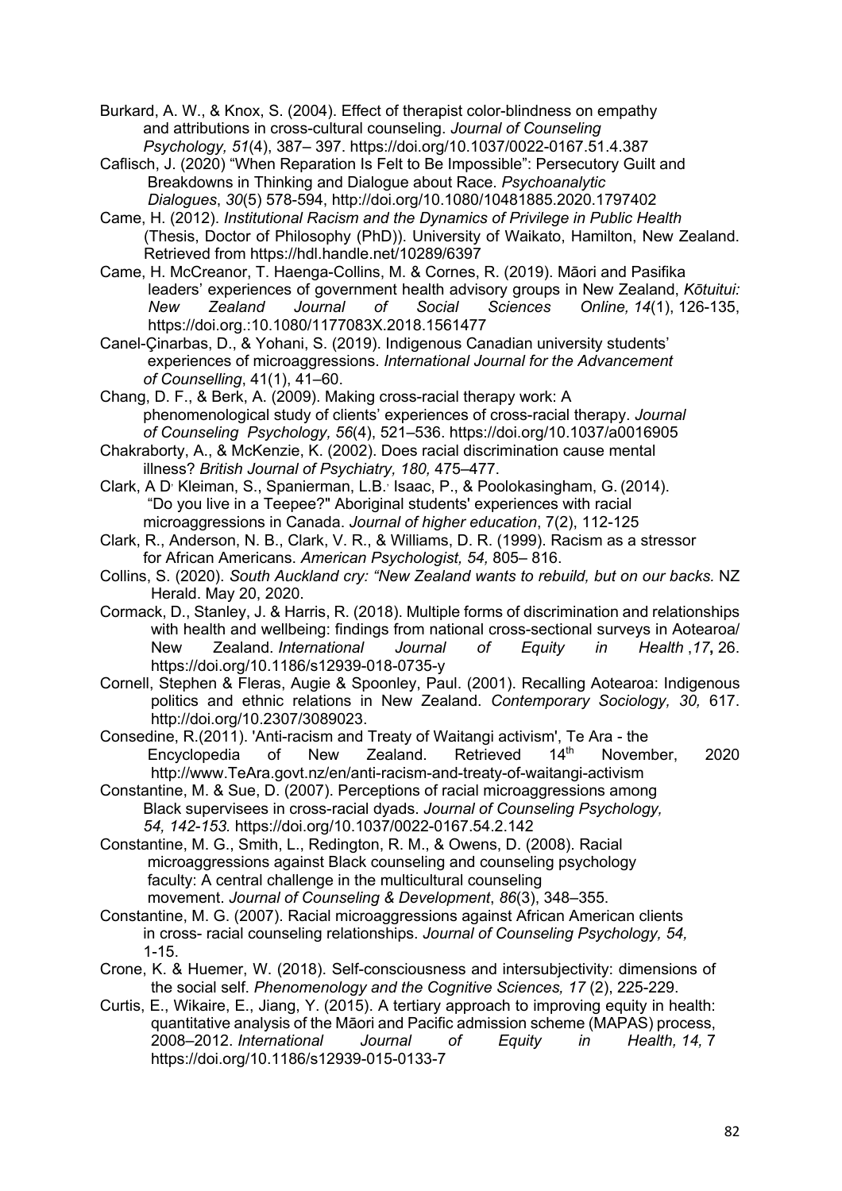Burkard, A. W., & Knox, S. (2004). Effect of therapist color-blindness on empathy and attributions in cross-cultural counseling. *Journal of Counseling Psychology, 51*(4), 387– 397. https://doi.org/10.1037/0022-0167.51.4.387

Caflisch, J. (2020) "When Reparation Is Felt to Be Impossible": Persecutory Guilt and Breakdowns in Thinking and Dialogue about Race. *Psychoanalytic Dialogues*, *30*(5) 578-594, http://doi.org/10.1080/10481885.2020.1797402

Came, H. (2012). *Institutional Racism and the Dynamics of Privilege in Public Health* (Thesis, Doctor of Philosophy (PhD)). University of Waikato, Hamilton, New Zealand. Retrieved from https://hdl.handle.net/10289/6397

Came, H. McCreanor, T. Haenga-Collins, M. & Cornes, R. (2019). Māori and Pasifika leaders' experiences of government health advisory groups in New Zealand, *Kōtuitui: New Zealand Journal of Social Sciences Online, 14*(1), 126-135, https://doi.org.:10.1080/1177083X.2018.1561477

Canel-Çinarbas, D., & Yohani, S. (2019). Indigenous Canadian university students' experiences of microaggressions. *International Journal for the Advancement of Counselling*, 41(1), 41–60.

Chang, D. F., & Berk, A. (2009). Making cross-racial therapy work: A phenomenological study of clients' experiences of cross-racial therapy. *Journal of Counseling Psychology, 56*(4), 521–536. https://doi.org/10.1037/a0016905

Chakraborty, A., & McKenzie, K. (2002). Does racial discrimination cause mental illness? *British Journal of Psychiatry, 180,* 475–477.

Clark, A D, Kleiman, S., Spanierman, L.B., Isaac, P., & Poolokasingham, G. (2014). "Do you live in a Teepee?" Aboriginal students' experiences with racial microaggressions in Canada. *Journal of higher education*, 7(2), 112-125

Clark, R., Anderson, N. B., Clark, V. R., & Williams, D. R. (1999). Racism as a stressor for African Americans. *American Psychologist, 54,* 805– 816.

Collins, S. (2020). *South Auckland cry: "New Zealand wants to rebuild, but on our backs.* NZ Herald. May 20, 2020.

Cormack, D., Stanley, J. & Harris, R. (2018). Multiple forms of discrimination and relationships with health and wellbeing: findings from national cross-sectional surveys in Aotearoa/ New Zealand. *International Journal of Equity in Health* ,*17***,** 26. https://doi.org/10.1186/s12939-018-0735-y

Cornell, Stephen & Fleras, Augie & Spoonley, Paul. (2001). Recalling Aotearoa: Indigenous politics and ethnic relations in New Zealand. *Contemporary Sociology, 30,* 617. http://doi.org/10.2307/3089023.

Consedine, R.(2011). 'Anti-racism and Treaty of Waitangi activism', Te Ara - the Encyclopedia of New Zealand. Retrieved 14th November, 2020 http://www.TeAra.govt.nz/en/anti-racism-and-treaty-of-waitangi-activism

Constantine, M. & Sue, D. (2007). Perceptions of racial microaggressions among Black supervisees in cross-racial dyads. *Journal of Counseling Psychology, 54, 142-153.* https://doi.org/10.1037/0022-0167.54.2.142

Constantine, M. G., Smith, L., Redington, R. M., & Owens, D. (2008). Racial microaggressions against Black counseling and counseling psychology faculty: A central challenge in the multicultural counseling movement. *Journal of Counseling & Development*, *86*(3), 348–355.

Constantine, M. G. (2007). Racial microaggressions against African American clients in cross- racial counseling relationships. *Journal of Counseling Psychology, 54,* 1-15.

Crone, K. & Huemer, W. (2018). Self-consciousness and intersubjectivity: dimensions of the social self. *Phenomenology and the Cognitive Sciences, 17* (2), 225-229.

Curtis, E., Wikaire, E., Jiang, Y. (2015). A tertiary approach to improving equity in health: quantitative analysis of the Māori and Pacific admission scheme (MAPAS) process, 2008–2012. *International Journal of Equity in Health, 14,* 7 https://doi.org/10.1186/s12939-015-0133-7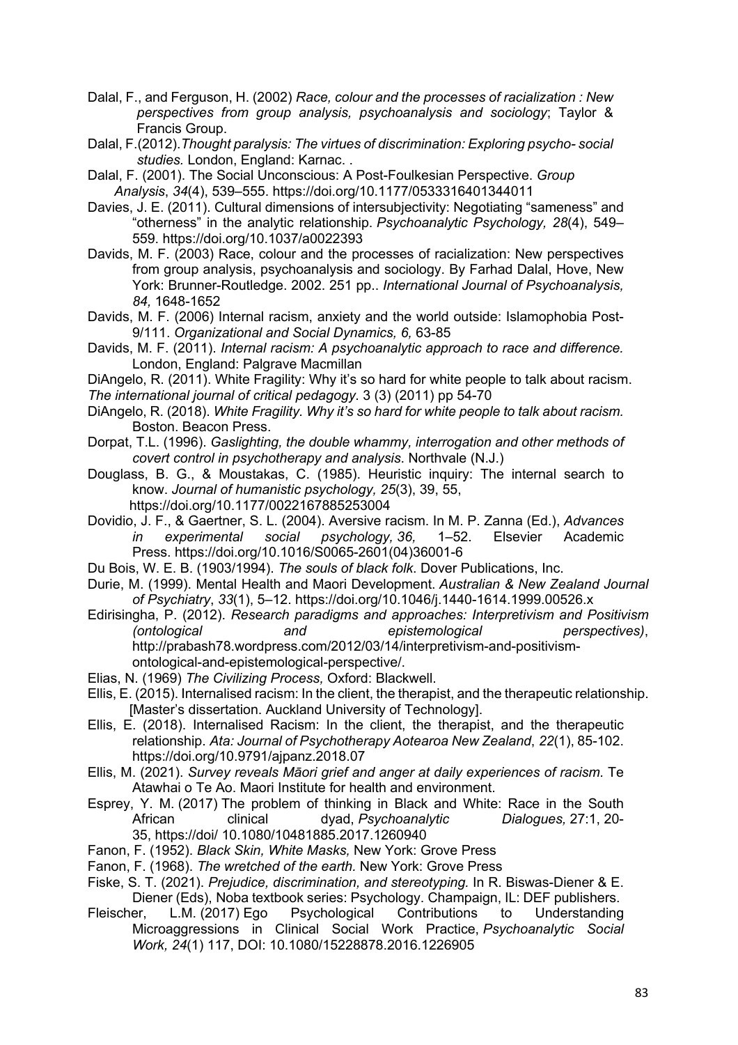Dalal, F., and Ferguson, H. (2002) *Race, colour and the processes of racialization : New perspectives from group analysis, psychoanalysis and sociology*; Taylor & Francis Group.

Dalal, F.(2012).*Thought paralysis: The virtues of discrimination: Exploring psycho- social studies.* London, England: Karnac. .

Dalal, F. (2001). The Social Unconscious: A Post-Foulkesian Perspective. *Group Analysis*, *34*(4), 539–555. https://doi.org/10.1177/0533316401344011

Davies, J. E. (2011). Cultural dimensions of intersubjectivity: Negotiating "sameness" and "otherness" in the analytic relationship. *Psychoanalytic Psychology, 28*(4), 549–559. https://doi.org/10.1037/a0022393

Davids, M. F. (2003) Race, colour and the processes of racialization: New perspectives from group analysis, psychoanalysis and sociology. By Farhad Dalal, Hove, New York: Brunner-Routledge. 2002. 251 pp.. *International Journal of Psychoanalysis, 84,* 1648-1652

Davids, M. F. (2006) Internal racism, anxiety and the world outside: Islamophobia Post-9/111. *Organizational and Social Dynamics, 6,* 63-85

Davids, M. F. (2011). *Internal racism: A psychoanalytic approach to race and difference.* London, England: Palgrave Macmillan

DiAngelo, R. (2011). White Fragility: Why it's so hard for white people to talk about racism. *The international journal of critical pedagogy*. 3 (3) (2011) pp 54-70

DiAngelo, R. (2018). *White Fragility. Why it's so hard for white people to talk about racism.* Boston. Beacon Press.

Dorpat, T.L. (1996). *Gaslighting, the double whammy, interrogation and other methods of covert control in psychotherapy and analysis*. Northvale (N.J.)

Douglass, B. G., & Moustakas, C. (1985). Heuristic inquiry: The internal search to know. *Journal of humanistic psychology, 25*(3), 39, 55, https://doi.org/10.1177/0022167885253004

Dovidio, J. F., & Gaertner, S. L. (2004). Aversive racism. In M. P. Zanna (Ed.), *Advances in experimental social psychology, 36,* 1–52. Elsevier Academic Press. https://doi.org/10.1016/S0065-2601(04)36001-6

Du Bois, W. E. B. (1903/1994). *The souls of black folk*. Dover Publications, Inc.

Durie, M. (1999). Mental Health and Maori Development. *Australian & New Zealand Journal of Psychiatry*, *33*(1), 5–12. https://doi.org/10.1046/j.1440-1614.1999.00526.x

Edirisingha, P. (2012). *Research paradigms and approaches: Interpretivism and Positivism (ontological and epistemological perspectives)*, http://prabash78.wordpress.com/2012/03/14/interpretivism-and-positivism-ontological-and-epistemological-perspective/.

Elias, N. (1969) *The Civilizing Process,* Oxford: Blackwell.

Ellis, E. (2015). Internalised racism: In the client, the therapist, and the therapeutic relationship. [Master's dissertation. Auckland University of Technology].

Ellis, E. (2018). Internalised Racism: In the client, the therapist, and the therapeutic relationship. *Ata: Journal of Psychotherapy Aotearoa New Zealand*, *22*(1), 85-102. https://doi.org/10.9791/ajpanz.2018.07

Ellis, M. (2021). *Survey reveals Māori grief and anger at daily experiences of racism.* Te Atawhai o Te Ao. Maori Institute for health and environment.

Esprey, Y. M. (2017) The problem of thinking in Black and White: Race in the South African clinical dyad, *Psychoanalytic Dialogues,* 27:1, 20-35, https://doi/ 10.1080/10481885.2017.1260940

Fanon, F. (1952). *Black Skin, White Masks,* New York: Grove Press

Fanon, F. (1968). *The wretched of the earth.* New York: Grove Press

Fiske, S. T. (2021). *Prejudice, discrimination, and stereotyping.* In R. Biswas-Diener & E. Diener (Eds), Noba textbook series: Psychology. Champaign, IL: DEF publishers.

Fleischer, L.M. (2017) Ego Psychological Contributions to Understanding Microaggressions in Clinical Social Work Practice, *Psychoanalytic Social Work, 24*(1) 117, DOI: 10.1080/15228878.2016.1226905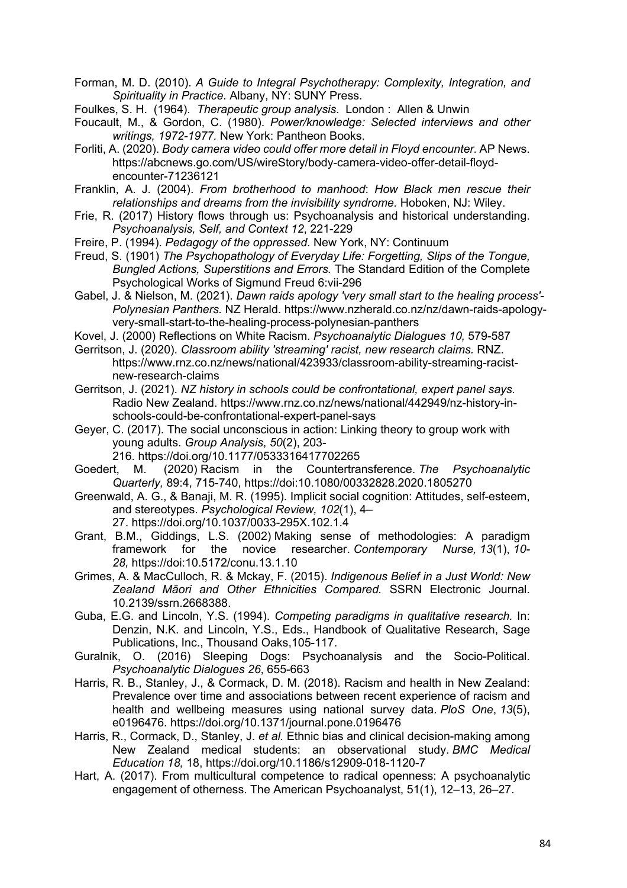Forman, M. D. (2010). *A Guide to Integral Psychotherapy: Complexity, Integration, and Spirituality in Practice*. Albany, NY: SUNY Press.

Foulkes, S. H. (1964). *Therapeutic group analysis*. London : Allen & Unwin

Foucault, M., & Gordon, C. (1980). *Power/knowledge: Selected interviews and other writings, 1972-1977.* New York: Pantheon Books.

Forliti, A. (2020). *Body camera video could offer more detail in Floyd encounter*. AP News. https://abcnews.go.com/US/wireStory/body-camera-video-offer-detail-floyd-encounter-71236121

Franklin, A. J. (2004). *From brotherhood to manhood*: *How Black men rescue their relationships and dreams from the invisibility syndrome.* Hoboken, NJ: Wiley.

Frie, R. (2017) History flows through us: Psychoanalysis and historical understanding. *Psychoanalysis, Self, and Context 12*, 221-229

Freire, P. (1994). *Pedagogy of the oppressed.* New York, NY: Continuum

Freud, S. (1901) *The Psychopathology of Everyday Life: Forgetting, Slips of the Tongue, Bungled Actions, Superstitions and Errors.* The Standard Edition of the Complete Psychological Works of Sigmund Freud 6:vii-296

Gabel, J. & Nielson, M. (2021). *Dawn raids apology 'very small start to the healing process'- Polynesian Panthers.* NZ Herald. https://www.nzherald.co.nz/nz/dawn-raids-apology-very-small-start-to-the-healing-process-polynesian-panthers

Kovel, J. (2000) Reflections on White Racism. *Psychoanalytic Dialogues 10,* 579-587

Gerritson, J. (2020). *Classroom ability 'streaming' racist, new research claims.* RNZ. https://www.rnz.co.nz/news/national/423933/classroom-ability-streaming-racist-new-research-claims

Gerritson, J. (2021). *NZ history in schools could be confrontational, expert panel says.* Radio New Zealand. https://www.rnz.co.nz/news/national/442949/nz-history-in-schools-could-be-confrontational-expert-panel-says

Geyer, C. (2017). The social unconscious in action: Linking theory to group work with young adults. *Group Analysis*, *50*(2), 203-216. https://doi.org/10.1177/0533316417702265

Goedert, M. (2020) Racism in the Countertransference. *The Psychoanalytic Quarterly,* 89:4, 715-740, https://doi:10.1080/00332828.2020.1805270

Greenwald, A. G., & Banaji, M. R. (1995). Implicit social cognition: Attitudes, self-esteem, and stereotypes. *Psychological Review, 102*(1), 4–27. https://doi.org/10.1037/0033-295X.102.1.4

Grant, B.M., Giddings, L.S. (2002) Making sense of methodologies: A paradigm framework for the novice researcher. *Contemporary Nurse, 13*(1), *10-28,* https://doi:10.5172/conu.13.1.10

Grimes, A. & MacCulloch, R. & Mckay, F. (2015). *Indigenous Belief in a Just World: New Zealand Māori and Other Ethnicities Compared.* SSRN Electronic Journal. 10.2139/ssrn.2668388.

Guba, E.G. and Lincoln, Y.S. (1994). *Competing paradigms in qualitative research.* In: Denzin, N.K. and Lincoln, Y.S., Eds., Handbook of Qualitative Research, Sage Publications, Inc., Thousand Oaks,105-117.

Guralnik, O. (2016) Sleeping Dogs: Psychoanalysis and the Socio-Political. *Psychoanalytic Dialogues 26*, 655-663

Harris, R. B., Stanley, J., & Cormack, D. M. (2018). Racism and health in New Zealand: Prevalence over time and associations between recent experience of racism and health and wellbeing measures using national survey data. *PloS One*, *13*(5), e0196476. https://doi.org/10.1371/journal.pone.0196476

Harris, R., Cormack, D., Stanley, J. *et al.* Ethnic bias and clinical decision-making among New Zealand medical students: an observational study. *BMC Medical Education 18,* 18, https://doi.org/10.1186/s12909-018-1120-7

Hart, A. (2017). From multicultural competence to radical openness: A psychoanalytic engagement of otherness. The American Psychoanalyst, 51(1), 12–13, 26–27.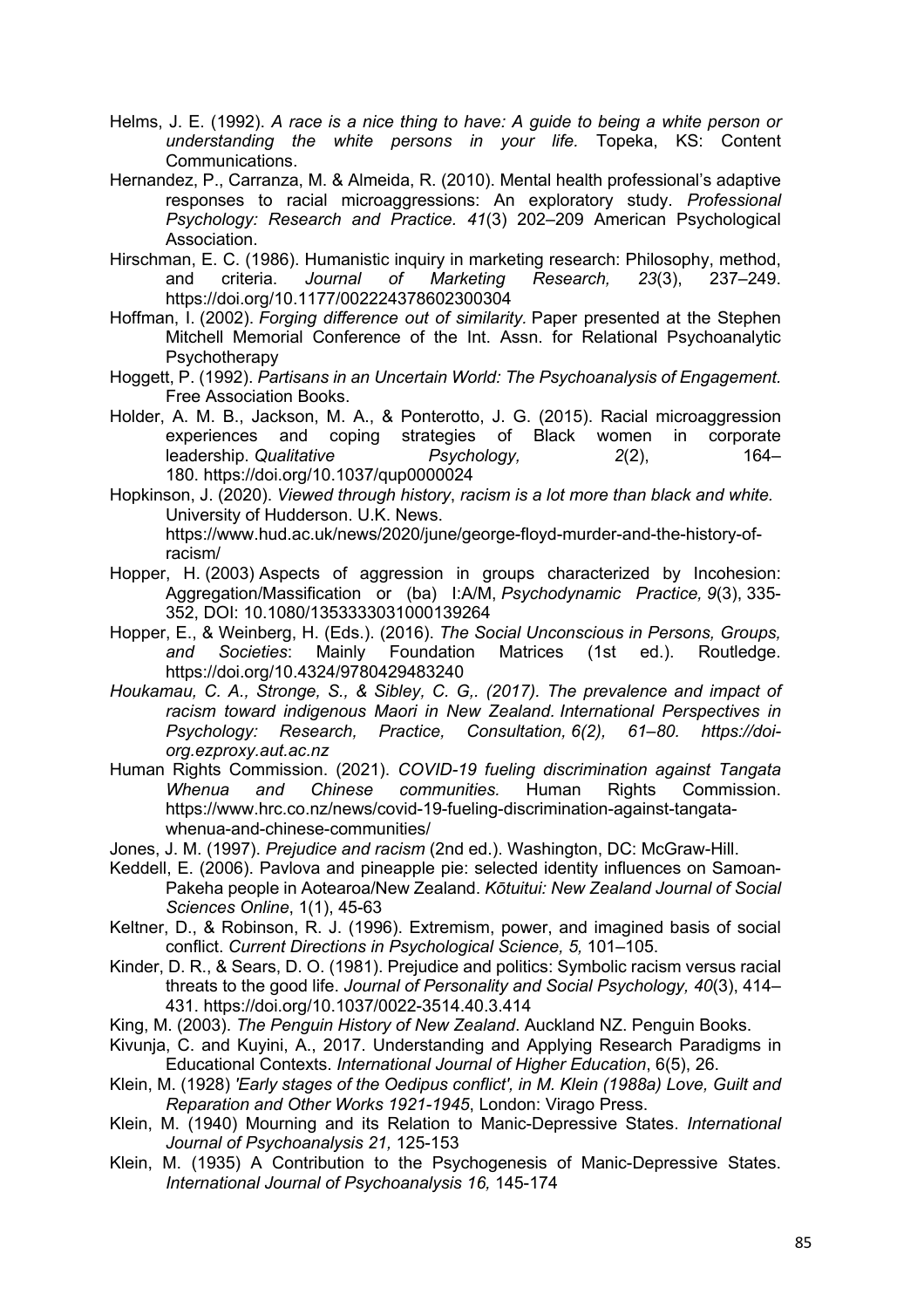Helms, J. E. (1992). *A race is a nice thing to have: A guide to being a white person or understanding the white persons in your life.* Topeka, KS: Content Communications.

Hernandez, P., Carranza, M. & Almeida, R. (2010). Mental health professional's adaptive responses to racial microaggressions: An exploratory study. *Professional Psychology: Research and Practice. 41*(3) 202–209 American Psychological Association.

Hirschman, E. C. (1986). Humanistic inquiry in marketing research: Philosophy, method, and criteria. *Journal of Marketing Research, 23*(3), 237–249. https://doi.org/10.1177/002224378602300304

Hoffman, I. (2002). *Forging difference out of similarity.* Paper presented at the Stephen Mitchell Memorial Conference of the Int. Assn. for Relational Psychoanalytic Psychotherapy

Hoggett, P. (1992). *Partisans in an Uncertain World: The Psychoanalysis of Engagement.* Free Association Books.

Holder, A. M. B., Jackson, M. A., & Ponterotto, J. G. (2015). Racial microaggression experiences and coping strategies of Black women in corporate leadership. *Qualitative Psychology, 2*(2), 164–180. https://doi.org/10.1037/qup0000024

Hopkinson, J. (2020). *Viewed through history*, *racism is a lot more than black and white.* University of Hudderson. U.K. News. https://www.hud.ac.uk/news/2020/june/george-floyd-murder-and-the-history-of-racism/

Hopper, H. (2003) Aspects of aggression in groups characterized by Incohesion: Aggregation/Massification or (ba) I:A/M, *Psychodynamic Practice, 9*(3), 335-352, DOI: 10.1080/1353333031000139264

Hopper, E., & Weinberg, H. (Eds.). (2016). *The Social Unconscious in Persons, Groups, and Societies*: Mainly Foundation Matrices (1st ed.). Routledge. https://doi.org/10.4324/9780429483240

*Houkamau, C. A., Stronge, S., & Sibley, C. G,. (2017). The prevalence and impact of racism toward indigenous Maori in New Zealand. International Perspectives in Psychology: Research, Practice, Consultation, 6(2), 61–80. https://doi-org.ezproxy.aut.ac.nz*

Human Rights Commission. (2021). *COVID-19 fueling discrimination against Tangata Whenua and Chinese communities.* Human Rights Commission. https://www.hrc.co.nz/news/covid-19-fueling-discrimination-against-tangata-whenua-and-chinese-communities/

Jones, J. M. (1997). *Prejudice and racism* (2nd ed.). Washington, DC: McGraw-Hill.

Keddell, E. (2006). Pavlova and pineapple pie: selected identity influences on Samoan-Pakeha people in Aotearoa/New Zealand. *Kōtuitui: New Zealand Journal of Social Sciences Online*, 1(1), 45-63

Keltner, D., & Robinson, R. J. (1996). Extremism, power, and imagined basis of social conflict. *Current Directions in Psychological Science, 5,* 101–105.

Kinder, D. R., & Sears, D. O. (1981). Prejudice and politics: Symbolic racism versus racial threats to the good life. *Journal of Personality and Social Psychology, 40*(3), 414–431. https://doi.org/10.1037/0022-3514.40.3.414

King, M. (2003). *The Penguin History of New Zealand*. Auckland NZ. Penguin Books.

Kivunja, C. and Kuyini, A., 2017. Understanding and Applying Research Paradigms in Educational Contexts. *International Journal of Higher Education*, 6(5), 26.

Klein, M. (1928) *'Early stages of the Oedipus conflict', in M. Klein (1988a) Love, Guilt and Reparation and Other Works 1921-1945*, London: Virago Press.

Klein, M. (1940) Mourning and its Relation to Manic-Depressive States. *International Journal of Psychoanalysis 21,* 125-153

Klein, M. (1935) A Contribution to the Psychogenesis of Manic-Depressive States. *International Journal of Psychoanalysis 16,* 145-174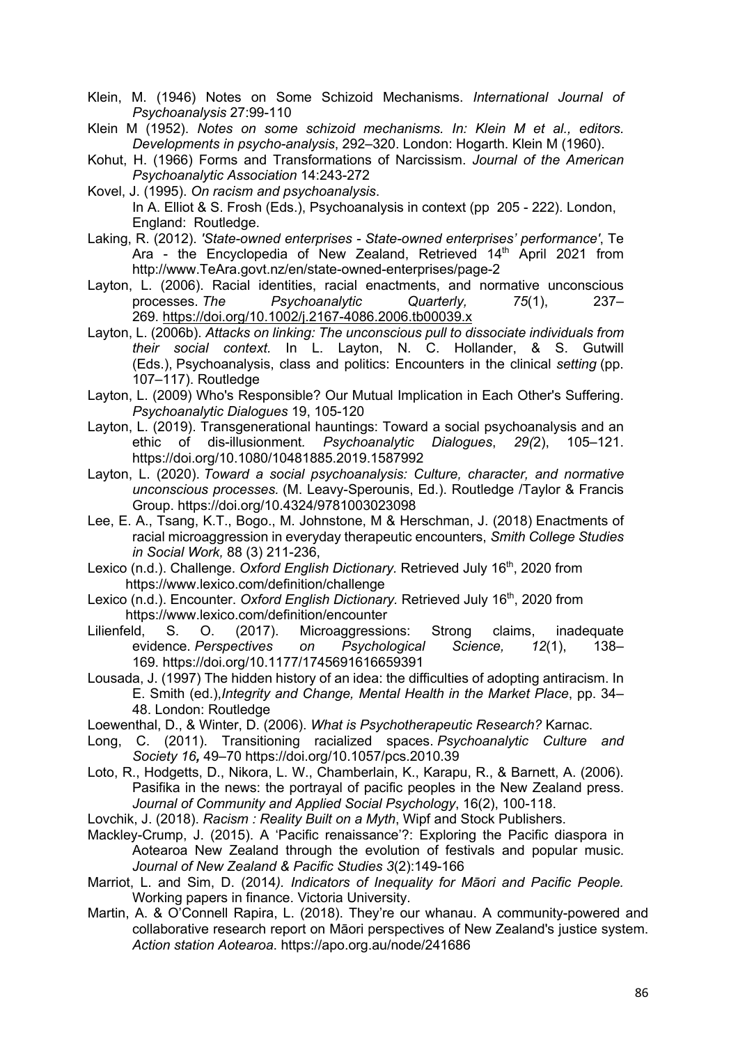Klein, M. (1946) Notes on Some Schizoid Mechanisms. *International Journal of Psychoanalysis* 27:99-110

Klein M (1952). *Notes on some schizoid mechanisms. In: Klein M et al., editors. Developments in psycho-analysis*, 292–320. London: Hogarth. Klein M (1960).

Kohut, H. (1966) Forms and Transformations of Narcissism. *Journal of the American Psychoanalytic Association* 14:243-272

Kovel, J. (1995). *On racism and psychoanalysis*. In A. Elliot & S. Frosh (Eds.), Psychoanalysis in context (pp 205 - 222). London, England: Routledge.

Laking, R. (2012). *'State-owned enterprises - State-owned enterprises' performance'*, Te Ara - the Encyclopedia of New Zealand, Retrieved 14th April 2021 from http://www.TeAra.govt.nz/en/state-owned-enterprises/page-2

Layton, L. (2006). Racial identities, racial enactments, and normative unconscious processes. *The Psychoanalytic Quarterly, 75*(1), 237–269. https://doi.org/10.1002/j.2167-4086.2006.tb00039.x

Layton, L. (2006b). *Attacks on linking: The unconscious pull to dissociate individuals from their social context.* In L. Layton, N. C. Hollander, & S. Gutwill (Eds.), Psychoanalysis, class and politics: Encounters in the clinical *setting* (pp. 107–117). Routledge

Layton, L. (2009) Who's Responsible? Our Mutual Implication in Each Other's Suffering. *Psychoanalytic Dialogues* 19, 105-120

Layton, L. (2019). Transgenerational hauntings: Toward a social psychoanalysis and an ethic of dis-illusionment*. Psychoanalytic Dialogues*, *29(*2), 105–121. https://doi.org/10.1080/10481885.2019.1587992

Layton, L. (2020). *Toward a social psychoanalysis: Culture, character, and normative unconscious processes.* (M. Leavy-Sperounis, Ed.). Routledge /Taylor & Francis Group. https://doi.org/10.4324/9781003023098

Lee, E. A., Tsang, K.T., Bogo., M. Johnstone, M & Herschman, J. (2018) Enactments of racial microaggression in everyday therapeutic encounters, *Smith College Studies in Social Work,* 88 (3) 211-236,

Lexico (n.d.). Challenge. *Oxford English Dictionary.* Retrieved July 16th, 2020 from https://www.lexico.com/definition/challenge

Lexico (n.d.). Encounter. *Oxford English Dictionary.* Retrieved July 16th, 2020 from https://www.lexico.com/definition/encounter

Lilienfeld, S. O. (2017). Microaggressions: Strong claims, inadequate evidence. *Perspectives on Psychological Science, 12*(1), 138–169. https://doi.org/10.1177/1745691616659391

Lousada, J. (1997) The hidden history of an idea: the difficulties of adopting antiracism. In E. Smith (ed.),*Integrity and Change, Mental Health in the Market Place*, pp. 34–48. London: Routledge

Loewenthal, D., & Winter, D. (2006). *What is Psychotherapeutic Research?* Karnac.

Long, C. (2011). Transitioning racialized spaces. *Psychoanalytic Culture and Society 16***,** 49–70 https://doi.org/10.1057/pcs.2010.39

Loto, R., Hodgetts, D., Nikora, L. W., Chamberlain, K., Karapu, R., & Barnett, A. (2006). Pasifika in the news: the portrayal of pacific peoples in the New Zealand press. *Journal of Community and Applied Social Psychology*, 16(2), 100-118.

Lovchik, J. (2018). *Racism : Reality Built on a Myth*, Wipf and Stock Publishers.

Mackley-Crump, J. (2015). A 'Pacific renaissance'?: Exploring the Pacific diaspora in Aotearoa New Zealand through the evolution of festivals and popular music. *Journal of New Zealand & Pacific Studies 3*(2):149-166

Marriot, L. and Sim, D. (2014*). Indicators of Inequality for Māori and Pacific People.* Working papers in finance. Victoria University.

Martin, A. & O'Connell Rapira, L. (2018). They're our whanau. A community-powered and collaborative research report on Māori perspectives of New Zealand's justice system. *Action station Aotearoa*. https://apo.org.au/node/241686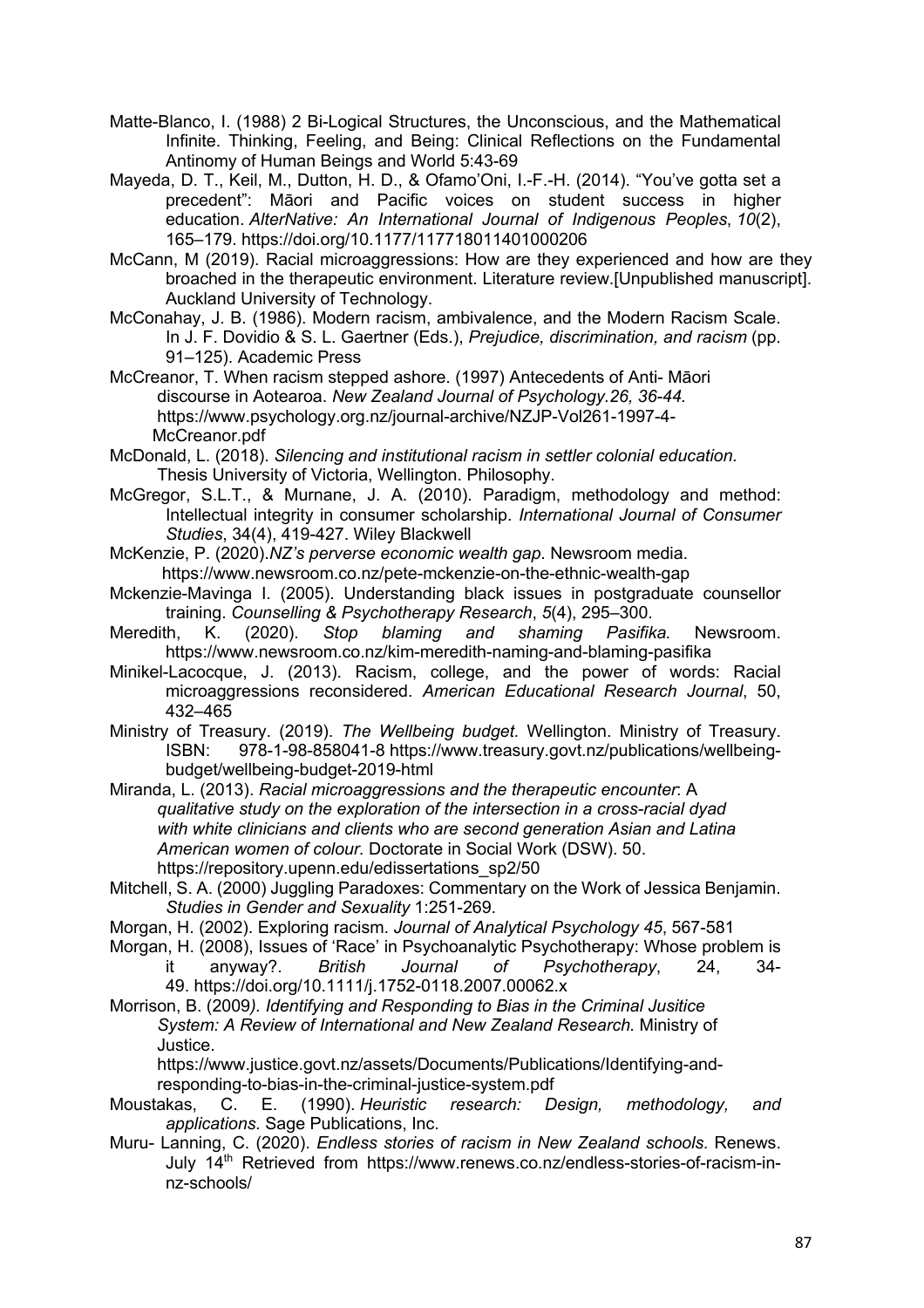Matte-Blanco, I. (1988) 2 Bi-Logical Structures, the Unconscious, and the Mathematical Infinite. Thinking, Feeling, and Being: Clinical Reflections on the Fundamental Antinomy of Human Beings and World 5:43-69

Mayeda, D. T., Keil, M., Dutton, H. D., & Ofamo'Oni, I.-F.-H. (2014). "You've gotta set a precedent": Māori and Pacific voices on student success in higher education. *AlterNative: An International Journal of Indigenous Peoples*, *10*(2), 165–179. https://doi.org/10.1177/117718011401000206

McCann, M (2019). Racial microaggressions: How are they experienced and how are they broached in the therapeutic environment. Literature review.[Unpublished manuscript]. Auckland University of Technology.

McConahay, J. B. (1986). Modern racism, ambivalence, and the Modern Racism Scale. In J. F. Dovidio & S. L. Gaertner (Eds.), *Prejudice, discrimination, and racism* (pp. 91–125). Academic Press

McCreanor, T. When racism stepped ashore. (1997) Antecedents of Anti- Māori discourse in Aotearoa. *New Zealand Journal of Psychology.26, 36-44.* https://www.psychology.org.nz/journal-archive/NZJP-Vol261-1997-4-McCreanor.pdf

McDonald, L. (2018). *Silencing and institutional racism in settler colonial education.* Thesis University of Victoria, Wellington. Philosophy.

McGregor, S.L.T., & Murnane, J. A. (2010). Paradigm, methodology and method: Intellectual integrity in consumer scholarship. *International Journal of Consumer Studies*, 34(4), 419-427. Wiley Blackwell

McKenzie, P. (2020).*NZ's perverse economic wealth gap*. Newsroom media. https://www.newsroom.co.nz/pete-mckenzie-on-the-ethnic-wealth-gap

Mckenzie-Mavinga I. (2005). Understanding black issues in postgraduate counsellor training. *Counselling & Psychotherapy Research*, *5*(4), 295–300.

Meredith, K. (2020). *Stop blaming and shaming Pasifika.* Newsroom. https://www.newsroom.co.nz/kim-meredith-naming-and-blaming-pasifika

Minikel-Lacocque, J. (2013). Racism, college, and the power of words: Racial microaggressions reconsidered. *American Educational Research Journal*, 50, 432–465

Ministry of Treasury. (2019). *The Wellbeing budget.* Wellington. Ministry of Treasury. ISBN: 978-1-98-858041-8 https://www.treasury.govt.nz/publications/wellbeing-budget/wellbeing-budget-2019-html

Miranda, L. (2013). *Racial microaggressions and the therapeutic encounter*: *A qualitative study on the exploration of the intersection in a cross-racial dyad with white clinicians and clients who are second generation Asian and Latina American women of colour.* Doctorate in Social Work (DSW). 50. https://repository.upenn.edu/edissertations_sp2/50

Mitchell, S. A. (2000) Juggling Paradoxes: Commentary on the Work of Jessica Benjamin. *Studies in Gender and Sexuality* 1:251-269.

Morgan, H. (2002). Exploring racism. *Journal of Analytical Psychology 45*, 567-581

Morgan, H. (2008), Issues of 'Race' in Psychoanalytic Psychotherapy: Whose problem is it anyway?. *British Journal of Psychotherapy*, 24, 34-49. https://doi.org/10.1111/j.1752-0118.2007.00062.x

Morrison, B. (2009*). Identifying and Responding to Bias in the Criminal Jusitice System: A Review of International and New Zealand Research.* Ministry of Justice. https://www.justice.govt.nz/assets/Documents/Publications/Identifying-and-responding-to-bias-in-the-criminal-justice-system.pdf

Moustakas, C. E. (1990). *Heuristic research: Design, methodology, and applications.* Sage Publications, Inc.

Muru- Lanning, C. (2020). *Endless stories of racism in New Zealand schools.* Renews. July 14th Retrieved from https://www.renews.co.nz/endless-stories-of-racism-in-nz-schools/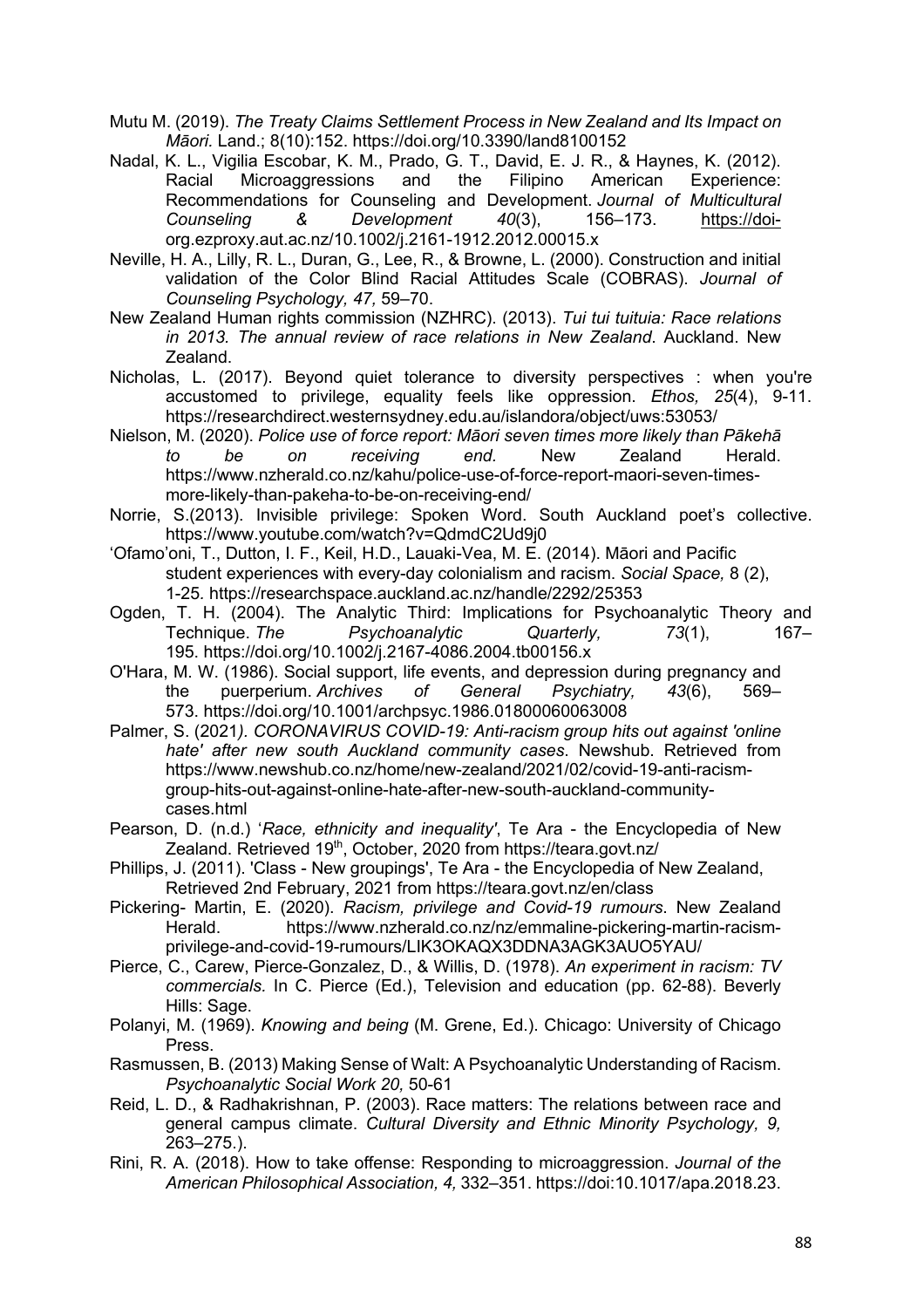Mutu M. (2019). *The Treaty Claims Settlement Process in New Zealand and Its Impact on Māori.* Land.; 8(10):152. https://doi.org/10.3390/land8100152

Nadal, K. L., Vigilia Escobar, K. M., Prado, G. T., David, E. J. R., & Haynes, K. (2012). Racial Microaggressions and the Filipino American Experience: Recommendations for Counseling and Development. *Journal of Multicultural Counseling & Development 40*(3), 156–173. https://doi-org.ezproxy.aut.ac.nz/10.1002/j.2161-1912.2012.00015.x

Neville, H. A., Lilly, R. L., Duran, G., Lee, R., & Browne, L. (2000). Construction and initial validation of the Color Blind Racial Attitudes Scale (COBRAS). *Journal of Counseling Psychology, 47,* 59–70.

New Zealand Human rights commission (NZHRC). (2013). *Tui tui tuituia: Race relations in 2013. The annual review of race relations in New Zealand*. Auckland. New Zealand.

Nicholas, L. (2017). Beyond quiet tolerance to diversity perspectives : when you're accustomed to privilege, equality feels like oppression. *Ethos, 25*(4), 9-11. https://researchdirect.westernsydney.edu.au/islandora/object/uws:53053/

Nielson, M. (2020). *Police use of force report: Māori seven times more likely than Pākehā to be on receiving end.* New Zealand Herald. https://www.nzherald.co.nz/kahu/police-use-of-force-report-maori-seven-times-more-likely-than-pakeha-to-be-on-receiving-end/

Norrie, S.(2013). Invisible privilege: Spoken Word. South Auckland poet's collective. https://www.youtube.com/watch?v=QdmdC2Ud9j0

'Ofamo'oni, T., Dutton, I. F., Keil, H.D., Lauaki-Vea, M. E. (2014). Māori and Pacific student experiences with every-day colonialism and racism. *Social Space,* 8 (2), 1-25. https://researchspace.auckland.ac.nz/handle/2292/25353

Ogden, T. H. (2004). The Analytic Third: Implications for Psychoanalytic Theory and Technique. *The Psychoanalytic Quarterly, 73*(1), 167–195. https://doi.org/10.1002/j.2167-4086.2004.tb00156.x

O'Hara, M. W. (1986). Social support, life events, and depression during pregnancy and the puerperium. *Archives of General Psychiatry, 43*(6), 569–573. https://doi.org/10.1001/archpsyc.1986.01800060063008

Palmer, S. (2021*). CORONAVIRUS COVID-19: Anti-racism group hits out against 'online hate' after new south Auckland community cases*. Newshub. Retrieved from https://www.newshub.co.nz/home/new-zealand/2021/02/covid-19-anti-racism-group-hits-out-against-online-hate-after-new-south-auckland-community-cases.html

Pearson, D. (n.d.) '*Race, ethnicity and inequality'*, Te Ara - the Encyclopedia of New Zealand. Retrieved 19th, October, 2020 from https://teara.govt.nz/

Phillips, J. (2011). 'Class - New groupings', Te Ara - the Encyclopedia of New Zealand, Retrieved 2nd February, 2021 from https://teara.govt.nz/en/class

Pickering- Martin, E. (2020). *Racism, privilege and Covid-19 rumours*. New Zealand Herald. https://www.nzherald.co.nz/nz/emmaline-pickering-martin-racism-privilege-and-covid-19-rumours/LIK3OKAQX3DDNA3AGK3AUO5YAU/

Pierce, C., Carew, Pierce-Gonzalez, D., & Willis, D. (1978). *An experiment in racism: TV commercials.* In C. Pierce (Ed.), Television and education (pp. 62-88). Beverly Hills: Sage.

Polanyi, M. (1969). *Knowing and being* (M. Grene, Ed.). Chicago: University of Chicago Press.

Rasmussen, B. (2013) Making Sense of Walt: A Psychoanalytic Understanding of Racism. *Psychoanalytic Social Work 20,* 50-61

Reid, L. D., & Radhakrishnan, P. (2003). Race matters: The relations between race and general campus climate. *Cultural Diversity and Ethnic Minority Psychology, 9,* 263–275.).

Rini, R. A. (2018). How to take offense: Responding to microaggression. *Journal of the American Philosophical Association, 4,* 332–351. https://doi:10.1017/apa.2018.23.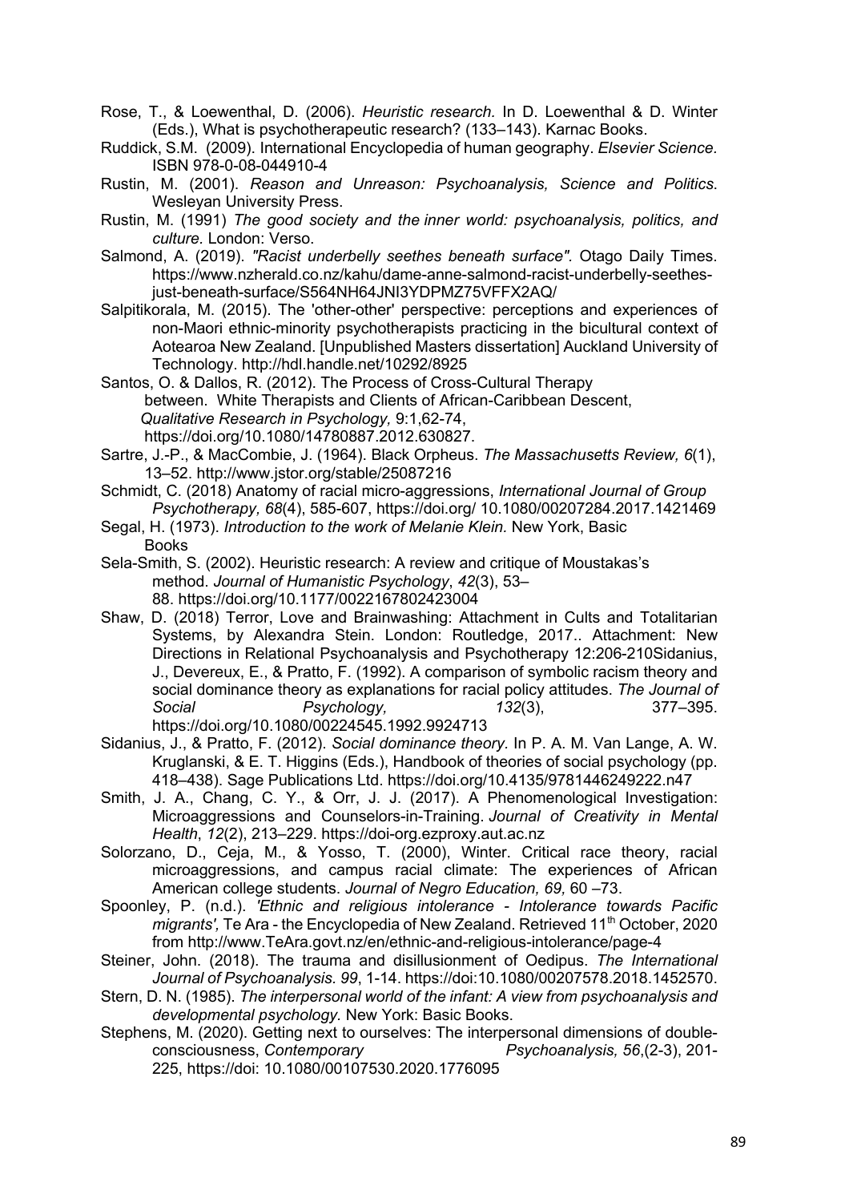Rose, T., & Loewenthal, D. (2006). *Heuristic research.* In D. Loewenthal & D. Winter (Eds.), What is psychotherapeutic research? (133–143). Karnac Books.

Ruddick, S.M. (2009). International Encyclopedia of human geography. *Elsevier Science.* ISBN 978-0-08-044910-4

Rustin, M. (2001). *Reason and Unreason: Psychoanalysis, Science and Politics.* Wesleyan University Press.

Rustin, M. (1991) *The good society and the inner world: psychoanalysis, politics, and culture.* London: Verso.

Salmond, A. (2019). *"Racist underbelly seethes beneath surface".* Otago Daily Times. https://www.nzherald.co.nz/kahu/dame-anne-salmond-racist-underbelly-seethes-just-beneath-surface/S564NH64JNI3YDPMZ75VFFX2AQ/

Salpitikorala, M. (2015). The 'other-other' perspective: perceptions and experiences of non-Maori ethnic-minority psychotherapists practicing in the bicultural context of Aotearoa New Zealand. [Unpublished Masters dissertation] Auckland University of Technology. http://hdl.handle.net/10292/8925

Santos, O. & Dallos, R. (2012). The Process of Cross-Cultural Therapy between. White Therapists and Clients of African-Caribbean Descent, *Qualitative Research in Psychology,* 9:1,62-74, https://doi.org/10.1080/14780887.2012.630827.

Sartre, J.-P., & MacCombie, J. (1964). Black Orpheus. *The Massachusetts Review, 6*(1), 13–52. http://www.jstor.org/stable/25087216

Schmidt, C. (2018) Anatomy of racial micro-aggressions, *International Journal of Group Psychotherapy, 68*(4), 585-607, https://doi.org/ 10.1080/00207284.2017.1421469

Segal, H. (1973). *Introduction to the work of Melanie Klein.* New York, Basic Books

Sela-Smith, S. (2002). Heuristic research: A review and critique of Moustakas's method. *Journal of Humanistic Psychology*, *42*(3), 53–88. https://doi.org/10.1177/0022167802423004

Shaw, D. (2018) Terror, Love and Brainwashing: Attachment in Cults and Totalitarian Systems, by Alexandra Stein. London: Routledge, 2017.. Attachment: New Directions in Relational Psychoanalysis and Psychotherapy 12:206-210Sidanius, J., Devereux, E., & Pratto, F. (1992). A comparison of symbolic racism theory and social dominance theory as explanations for racial policy attitudes. *The Journal of Social Psychology, 132*(3), 377–395. https://doi.org/10.1080/00224545.1992.9924713

Sidanius, J., & Pratto, F. (2012). *Social dominance theory.* In P. A. M. Van Lange, A. W. Kruglanski, & E. T. Higgins (Eds.), Handbook of theories of social psychology (pp. 418–438). Sage Publications Ltd. https://doi.org/10.4135/9781446249222.n47

Smith, J. A., Chang, C. Y., & Orr, J. J. (2017). A Phenomenological Investigation: Microaggressions and Counselors-in-Training. *Journal of Creativity in Mental Health*, *12*(2), 213–229. https://doi-org.ezproxy.aut.ac.nz

Solorzano, D., Ceja, M., & Yosso, T. (2000), Winter. Critical race theory, racial microaggressions, and campus racial climate: The experiences of African American college students. *Journal of Negro Education, 69,* 60 –73.

Spoonley, P. (n.d.). *'Ethnic and religious intolerance - Intolerance towards Pacific migrants',* Te Ara - the Encyclopedia of New Zealand. Retrieved 11th October, 2020 from http://www.TeAra.govt.nz/en/ethnic-and-religious-intolerance/page-4

Steiner, John. (2018). The trauma and disillusionment of Oedipus. *The International Journal of Psychoanalysis. 99*, 1-14. https://doi:10.1080/00207578.2018.1452570.

Stern, D. N. (1985). *The interpersonal world of the infant: A view from psychoanalysis and developmental psychology.* New York: Basic Books.

Stephens, M. (2020). Getting next to ourselves: The interpersonal dimensions of double-consciousness, *Contemporary Psychoanalysis, 56*,(2-3), 201-225, https://doi: 10.1080/00107530.2020.1776095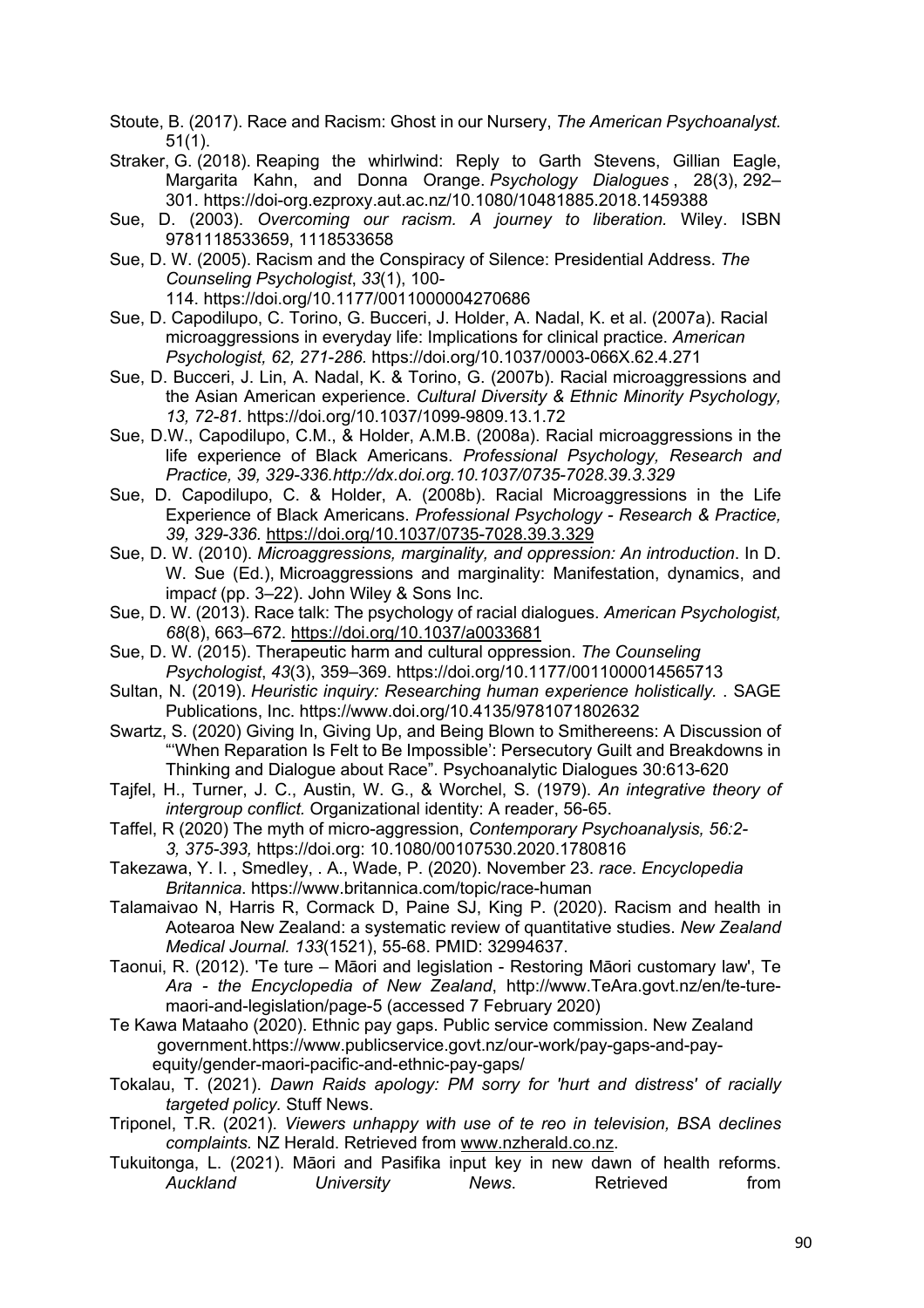Stoute, B. (2017). Race and Racism: Ghost in our Nursery, *The American Psychoanalyst.* 51(1).

Straker, G. (2018). Reaping the whirlwind: Reply to Garth Stevens, Gillian Eagle, Margarita Kahn, and Donna Orange. *Psychology Dialogues* , 28(3), 292–301. https://doi-org.ezproxy.aut.ac.nz/10.1080/10481885.2018.1459388

Sue, D. (2003). *Overcoming our racism. A journey to liberation.* Wiley. ISBN 9781118533659, 1118533658

Sue, D. W. (2005). Racism and the Conspiracy of Silence: Presidential Address. *The Counseling Psychologist*, *33*(1), 100-114. https://doi.org/10.1177/0011000004270686

Sue, D. Capodilupo, C. Torino, G. Bucceri, J. Holder, A. Nadal, K. et al. (2007a). Racial microaggressions in everyday life: Implications for clinical practice. *American Psychologist, 62, 271-286.* https://doi.org/10.1037/0003-066X.62.4.271

Sue, D. Bucceri, J. Lin, A. Nadal, K. & Torino, G. (2007b). Racial microaggressions and the Asian American experience. *Cultural Diversity & Ethnic Minority Psychology, 13, 72-81.* https://doi.org/10.1037/1099-9809.13.1.72

Sue, D.W., Capodilupo, C.M., & Holder, A.M.B. (2008a). Racial microaggressions in the life experience of Black Americans. *Professional Psychology, Research and Practice, 39, 329-336.http://dx.doi.org.10.1037/0735-7028.39.3.329*

Sue, D. Capodilupo, C. & Holder, A. (2008b). Racial Microaggressions in the Life Experience of Black Americans. *Professional Psychology - Research & Practice, 39, 329-336.* https://doi.org/10.1037/0735-7028.39.3.329

Sue, D. W. (2010). *Microaggressions, marginality, and oppression: An introduction*. In D. W. Sue (Ed.), Microaggressions and marginality: Manifestation, dynamics, and impact (pp. 3–22). John Wiley & Sons Inc.

Sue, D. W. (2013). Race talk: The psychology of racial dialogues. *American Psychologist, 68*(8), 663–672. https://doi.org/10.1037/a0033681

Sue, D. W. (2015). Therapeutic harm and cultural oppression. *The Counseling Psychologist*, *43*(3), 359–369. https://doi.org/10.1177/0011000014565713

Sultan, N. (2019). *Heuristic inquiry: Researching human experience holistically.* . SAGE Publications, Inc. https://www.doi.org/10.4135/9781071802632

Swartz, S. (2020) Giving In, Giving Up, and Being Blown to Smithereens: A Discussion of "'When Reparation Is Felt to Be Impossible': Persecutory Guilt and Breakdowns in Thinking and Dialogue about Race". Psychoanalytic Dialogues 30:613-620

Tajfel, H., Turner, J. C., Austin, W. G., & Worchel, S. (1979). *An integrative theory of intergroup conflict.* Organizational identity: A reader, 56-65.

Taffel, R (2020) The myth of micro-aggression, *Contemporary Psychoanalysis, 56:2-3, 375-393,* https://doi.org: 10.1080/00107530.2020.1780816

Takezawa, Y. I. , Smedley, . A., Wade, P. (2020). November 23. *race. Encyclopedia Britannica*. https://www.britannica.com/topic/race-human

Talamaivao N, Harris R, Cormack D, Paine SJ, King P. (2020). Racism and health in Aotearoa New Zealand: a systematic review of quantitative studies. *New Zealand Medical Journal. 133*(1521), 55-68. PMID: 32994637.

Taonui, R. (2012). 'Te ture – Māori and legislation - Restoring Māori customary law', Te *Ara - the Encyclopedia of New Zealand*, http://www.TeAra.govt.nz/en/te-ture-maori-and-legislation/page-5 (accessed 7 February 2020)

Te Kawa Mataaho (2020). Ethnic pay gaps. Public service commission. New Zealand government.https://www.publicservice.govt.nz/our-work/pay-gaps-and-pay-equity/gender-maori-pacific-and-ethnic-pay-gaps/

Tokalau, T. (2021). *Dawn Raids apology: PM sorry for 'hurt and distress' of racially targeted policy.* Stuff News.

Triponel, T.R. (2021). *Viewers unhappy with use of te reo in television, BSA declines complaints.* NZ Herald. Retrieved from www.nzherald.co.nz.

Tukuitonga, L. (2021). Māori and Pasifika input key in new dawn of health reforms. *Auckland University News*. Retrieved from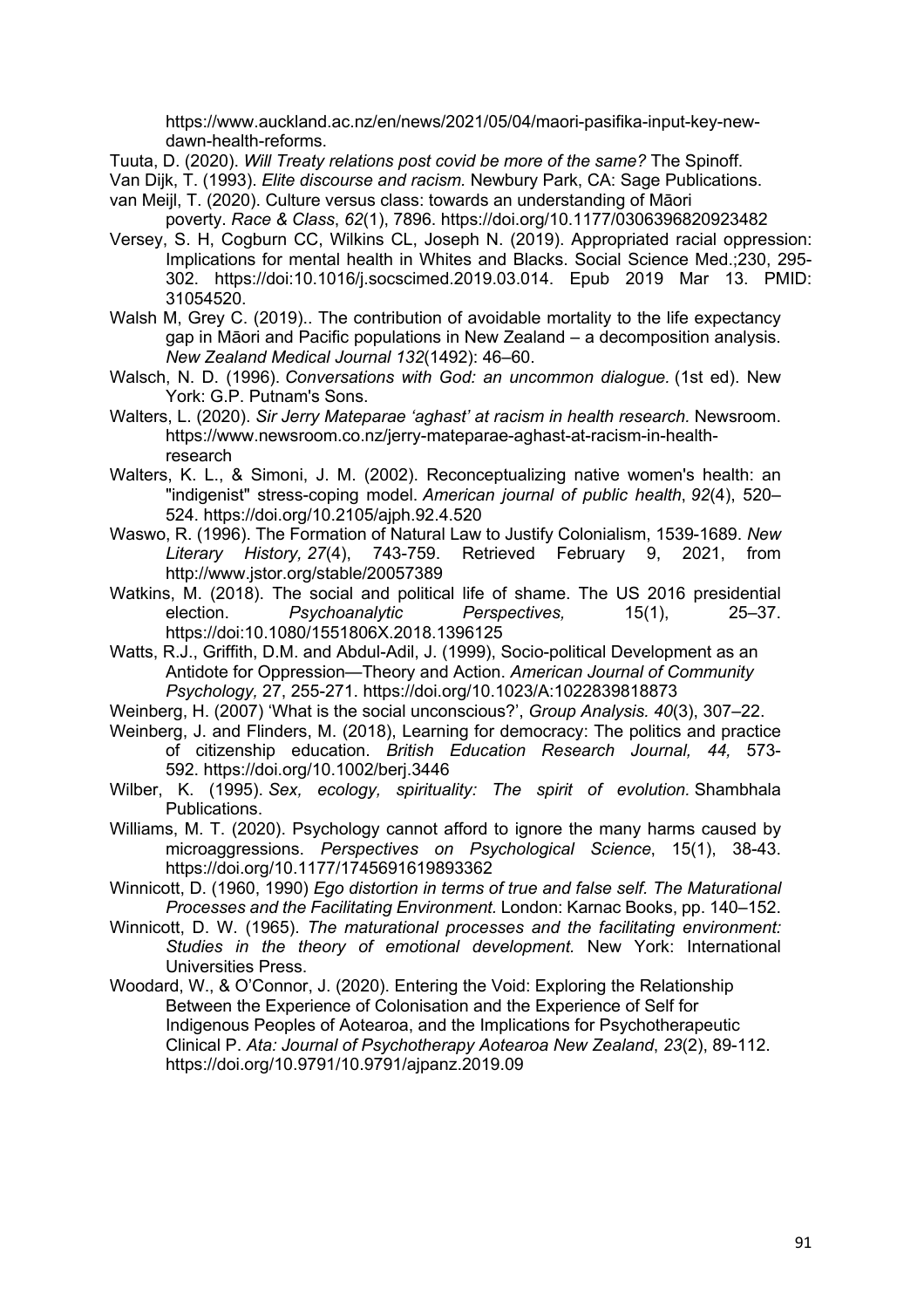https://www.auckland.ac.nz/en/news/2021/05/04/maori-pasifika-input-key-new-dawn-health-reforms.

Tuuta, D. (2020). *Will Treaty relations post covid be more of the same?* The Spinoff.

Van Dijk, T. (1993). *Elite discourse and racism.* Newbury Park, CA: Sage Publications.

van Meijl, T. (2020). Culture versus class: towards an understanding of Māori poverty. *Race & Class*, *62*(1), 7896. https://doi.org/10.1177/0306396820923482

Versey, S. H, Cogburn CC, Wilkins CL, Joseph N. (2019). Appropriated racial oppression: Implications for mental health in Whites and Blacks. Social Science Med.;230, 295-302. https://doi:10.1016/j.socscimed.2019.03.014. Epub 2019 Mar 13. PMID: 31054520.

Walsh M, Grey C. (2019).. The contribution of avoidable mortality to the life expectancy gap in Māori and Pacific populations in New Zealand – a decomposition analysis. *New Zealand Medical Journal 132*(1492): 46–60.

Walsch, N. D. (1996). *Conversations with God: an uncommon dialogue.* (1st ed). New York: G.P. Putnam's Sons.

Walters, L. (2020). *Sir Jerry Mateparae 'aghast' at racism in health research.* Newsroom. https://www.newsroom.co.nz/jerry-mateparae-aghast-at-racism-in-health-research

Walters, K. L., & Simoni, J. M. (2002). Reconceptualizing native women's health: an "indigenist" stress-coping model. *American journal of public health*, *92*(4), 520–524. https://doi.org/10.2105/ajph.92.4.520

Waswo, R. (1996). The Formation of Natural Law to Justify Colonialism, 1539-1689. *New Literary History, 27*(4), 743-759. Retrieved February 9, 2021, from http://www.jstor.org/stable/20057389

Watkins, M. (2018). The social and political life of shame. The US 2016 presidential election. *Psychoanalytic Perspectives,* 15(1), 25–37. https://doi:10.1080/1551806X.2018.1396125

Watts, R.J., Griffith, D.M. and Abdul-Adil, J. (1999), Socio-political Development as an Antidote for Oppression—Theory and Action. *American Journal of Community Psychology,* 27, 255-271. https://doi.org/10.1023/A:1022839818873

Weinberg, H. (2007) 'What is the social unconscious?', *Group Analysis. 40*(3), 307–22.

Weinberg, J. and Flinders, M. (2018), Learning for democracy: The politics and practice of citizenship education. *British Education Research Journal, 44,* 573-592. https://doi.org/10.1002/berj.3446

Wilber, K. (1995). *Sex, ecology, spirituality: The spirit of evolution.* Shambhala Publications.

Williams, M. T. (2020). Psychology cannot afford to ignore the many harms caused by microaggressions. *Perspectives on Psychological Science*, 15(1), 38-43. https://doi.org/10.1177/1745691619893362

Winnicott, D. (1960, 1990) *Ego distortion in terms of true and false self. The Maturational Processes and the Facilitating Environment.* London: Karnac Books, pp. 140–152.

Winnicott, D. W. (1965). *The maturational processes and the facilitating environment: Studies in the theory of emotional development.* New York: International Universities Press.

Woodard, W., & O'Connor, J. (2020). Entering the Void: Exploring the Relationship Between the Experience of Colonisation and the Experience of Self for Indigenous Peoples of Aotearoa, and the Implications for Psychotherapeutic Clinical P. *Ata: Journal of Psychotherapy Aotearoa New Zealand*, *23*(2), 89-112. https://doi.org/10.9791/10.9791/ajpanz.2019.09